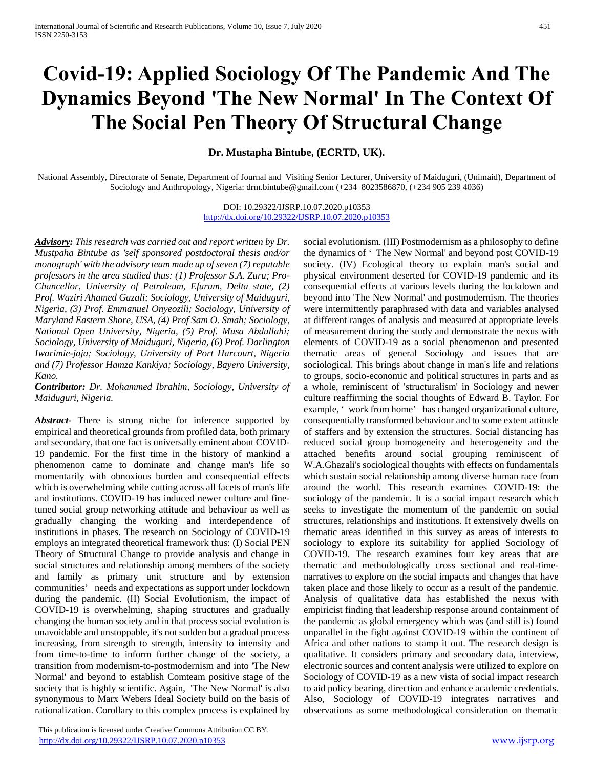# Covid-19: Applied Sociology Of The Pandemic And The Dynamics Beyond 'The New Normal' In The Context Of The Social Pen Theory Of Structural Change

**Dr. Mustapha Bintube, (ECRTD, UK).**

National Assembly, Directorate of Senate, Department of Journal and Visiting Senior Lecturer, University of Maiduguri, (Unimaid), Department of Sociology and Anthropology, Nigeria: drm.bintube@gmail.com (+234 8023586870, (+234 905 239 4036)

DOI: 10.29322/IJSRP.10.07.2020.p10353
http://dx.doi.org/10.29322/IJSRP.10.07.2020.p10353

***Advisory:*** *This research was carried out and report written by Dr. Mustpaha Bintube as 'self sponsored postdoctoral thesis and/or monograph' with the advisory team made up of seven (7) reputable professors in the area studied thus: (1) Professor S.A. Zuru; Pro-Chancellor, University of Petroleum, Efurum, Delta state, (2) Prof. Waziri Ahamed Gazali; Sociology, University of Maiduguri, Nigeria, (3) Prof. Emmanuel Onyeozili; Sociology, University of Maryland Eastern Shore, USA, (4) Prof Sam O. Smah; Sociology, National Open University, Nigeria, (5) Prof. Musa Abdullahi; Sociology, University of Maiduguri, Nigeria, (6) Prof. Darlington Iwarimie-jaja; Sociology, University of Port Harcourt, Nigeria and (7) Professor Hamza Kankiya; Sociology, Bayero University, Kano.*

***Contributor:*** *Dr. Mohammed Ibrahim, Sociology, University of Maiduguri, Nigeria.*

***Abstract-*** There is strong niche for inference supported by empirical and theoretical grounds from profiled data, both primary and secondary, that one fact is universally eminent about COVID-19 pandemic. For the first time in the history of mankind a phenomenon came to dominate and change man's life so momentarily with obnoxious burden and consequential effects which is overwhelming while cutting across all facets of man's life and institutions. COVID-19 has induced newer culture and fine-tuned social group networking attitude and behaviour as well as gradually changing the working and interdependence of institutions in phases. The research on Sociology of COVID-19 employs an integrated theoretical framework thus: (I) Social PEN Theory of Structural Change to provide analysis and change in social structures and relationship among members of the society and family as primary unit structure and by extension communities' needs and expectations as support under lockdown during the pandemic. (II) Social Evolutionism, the impact of COVID-19 is overwhelming, shaping structures and gradually changing the human society and in that process social evolution is unavoidable and unstoppable, it's not sudden but a gradual process increasing, from strength to strength, intensity to intensity and from time-to-time to inform further change of the society, a transition from modernism-to-postmodernism and into 'The New Normal' and beyond to establish Comteam positive stage of the society that is highly scientific. Again, 'The New Normal' is also synonymous to Marx Webers Ideal Society build on the basis of rationalization. Corollary to this complex process is explained by social evolutionism. (III) Postmodernism as a philosophy to define the dynamics of ' The New Normal' and beyond post COVID-19 society. (IV) Ecological theory to explain man's social and physical environment deserted for COVID-19 pandemic and its consequential effects at various levels during the lockdown and beyond into 'The New Normal' and postmodernism. The theories were intermittently paraphrased with data and variables analysed at different ranges of analysis and measured at appropriate levels of measurement during the study and demonstrate the nexus with elements of COVID-19 as a social phenomenon and presented thematic areas of general Sociology and issues that are sociological. This brings about change in man's life and relations to groups, socio-economic and political structures in parts and as a whole, reminiscent of 'structuralism' in Sociology and newer culture reaffirming the social thoughts of Edward B. Taylor. For example, ' work from home' has changed organizational culture, consequentially transformed behaviour and to some extent attitude of staffers and by extension the structures. Social distancing has reduced social group homogeneity and heterogeneity and the attached benefits around social grouping reminiscent of W.A.Ghazali's sociological thoughts with effects on fundamentals which sustain social relationship among diverse human race from around the world. This research examines COVID-19: the sociology of the pandemic. It is a social impact research which seeks to investigate the momentum of the pandemic on social structures, relationships and institutions. It extensively dwells on thematic areas identified in this survey as areas of interests to sociology to explore its suitability for applied Sociology of COVID-19. The research examines four key areas that are thematic and methodologically cross sectional and real-time-narratives to explore on the social impacts and changes that have taken place and those likely to occur as a result of the pandemic. Analysis of qualitative data has established the nexus with empiricist finding that leadership response around containment of the pandemic as global emergency which was (and still is) found unparallel in the fight against COVID-19 within the continent of Africa and other nations to stamp it out. The research design is qualitative. It considers primary and secondary data, interview, electronic sources and content analysis were utilized to explore on Sociology of COVID-19 as a new vista of social impact research to aid policy bearing, direction and enhance academic credentials. Also, Sociology of COVID-19 integrates narratives and observations as some methodological consideration on thematic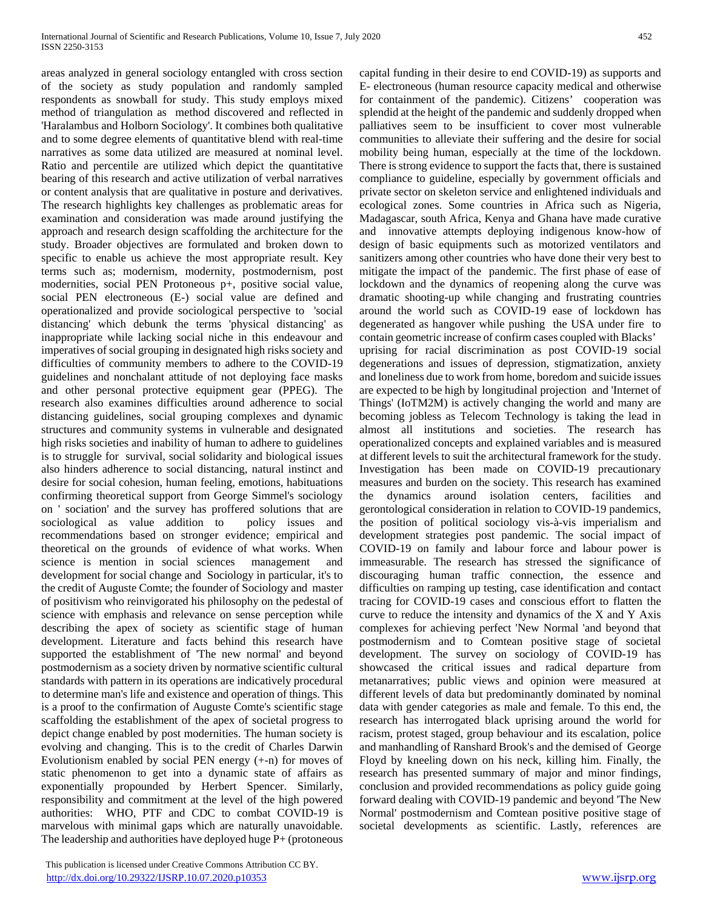areas analyzed in general sociology entangled with cross section of the society as study population and randomly sampled respondents as snowball for study. This study employs mixed method of triangulation as method discovered and reflected in 'Haralambus and Holborn Sociology'. It combines both qualitative and to some degree elements of quantitative blend with real-time narratives as some data utilized are measured at nominal level. Ratio and percentile are utilized which depict the quantitative bearing of this research and active utilization of verbal narratives or content analysis that are qualitative in posture and derivatives. The research highlights key challenges as problematic areas for examination and consideration was made around justifying the approach and research design scaffolding the architecture for the study. Broader objectives are formulated and broken down to specific to enable us achieve the most appropriate result. Key terms such as; modernism, modernity, postmodernism, post modernities, social PEN Protoneous p+, positive social value, social PEN electroneous (E-) social value are defined and operationalized and provide sociological perspective to 'social distancing' which debunk the terms 'physical distancing' as inappropriate while lacking social niche in this endeavour and imperatives of social grouping in designated high risks society and difficulties of community members to adhere to the COVID-19 guidelines and nonchalant attitude of not deploying face masks and other personal protective equipment gear (PPEG). The research also examines difficulties around adherence to social distancing guidelines, social grouping complexes and dynamic structures and community systems in vulnerable and designated high risks societies and inability of human to adhere to guidelines is to struggle for survival, social solidarity and biological issues also hinders adherence to social distancing, natural instinct and desire for social cohesion, human feeling, emotions, habituations confirming theoretical support from George Simmel's sociology on ' sociation' and the survey has proffered solutions that are sociological as value addition to policy issues and recommendations based on stronger evidence; empirical and theoretical on the grounds of evidence of what works. When science is mention in social sciences management and development for social change and Sociology in particular, it's to the credit of Auguste Comte; the founder of Sociology and master of positivism who reinvigorated his philosophy on the pedestal of science with emphasis and relevance on sense perception while describing the apex of society as scientific stage of human development. Literature and facts behind this research have supported the establishment of 'The new normal' and beyond postmodernism as a society driven by normative scientific cultural standards with pattern in its operations are indicatively procedural to determine man's life and existence and operation of things. This is a proof to the confirmation of Auguste Comte's scientific stage scaffolding the establishment of the apex of societal progress to depict change enabled by post modernities. The human society is evolving and changing. This is to the credit of Charles Darwin Evolutionism enabled by social PEN energy (+-n) for moves of static phenomenon to get into a dynamic state of affairs as exponentially propounded by Herbert Spencer. Similarly, responsibility and commitment at the level of the high powered authorities: WHO, PTF and CDC to combat COVID-19 is marvelous with minimal gaps which are naturally unavoidable. The leadership and authorities have deployed huge P+ (protoneous capital funding in their desire to end COVID-19) as supports and E- electroneous (human resource capacity medical and otherwise for containment of the pandemic). Citizens' cooperation was splendid at the height of the pandemic and suddenly dropped when palliatives seem to be insufficient to cover most vulnerable communities to alleviate their suffering and the desire for social mobility being human, especially at the time of the lockdown. There is strong evidence to support the facts that, there is sustained compliance to guideline, especially by government officials and private sector on skeleton service and enlightened individuals and ecological zones. Some countries in Africa such as Nigeria, Madagascar, south Africa, Kenya and Ghana have made curative and innovative attempts deploying indigenous know-how of design of basic equipments such as motorized ventilators and sanitizers among other countries who have done their very best to mitigate the impact of the pandemic. The first phase of ease of lockdown and the dynamics of reopening along the curve was dramatic shooting-up while changing and frustrating countries around the world such as COVID-19 ease of lockdown has degenerated as hangover while pushing the USA under fire to contain geometric increase of confirm cases coupled with Blacks' uprising for racial discrimination as post COVID-19 social degenerations and issues of depression, stigmatization, anxiety and loneliness due to work from home, boredom and suicide issues are expected to be high by longitudinal projection and 'Internet of Things' (IoTM2M) is actively changing the world and many are becoming jobless as Telecom Technology is taking the lead in almost all institutions and societies. The research has operationalized concepts and explained variables and is measured at different levels to suit the architectural framework for the study. Investigation has been made on COVID-19 precautionary measures and burden on the society. This research has examined the dynamics around isolation centers, facilities and gerontological consideration in relation to COVID-19 pandemics, the position of political sociology vis-à-vis imperialism and development strategies post pandemic. The social impact of COVID-19 on family and labour force and labour power is immeasurable. The research has stressed the significance of discouraging human traffic connection, the essence and difficulties on ramping up testing, case identification and contact tracing for COVID-19 cases and conscious effort to flatten the curve to reduce the intensity and dynamics of the X and Y Axis complexes for achieving perfect 'New Normal 'and beyond that postmodernism and to Comtean positive stage of societal development. The survey on sociology of COVID-19 has showcased the critical issues and radical departure from metanarratives; public views and opinion were measured at different levels of data but predominantly dominated by nominal data with gender categories as male and female. To this end, the research has interrogated black uprising around the world for racism, protest staged, group behaviour and its escalation, police and manhandling of Ranshard Brook's and the demised of George Floyd by kneeling down on his neck, killing him. Finally, the research has presented summary of major and minor findings, conclusion and provided recommendations as policy guide going forward dealing with COVID-19 pandemic and beyond 'The New Normal' postmodernism and Comtean positive positive stage of societal developments as scientific. Lastly, references are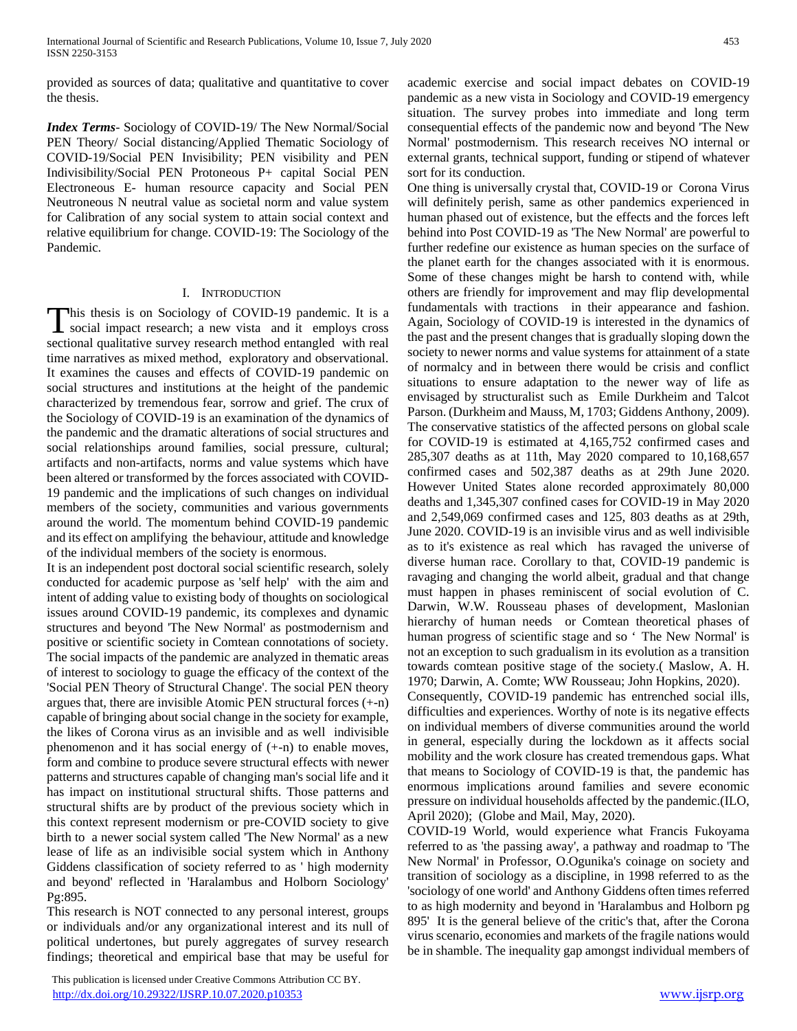provided as sources of data; qualitative and quantitative to cover the thesis.

***Index Terms***- Sociology of COVID-19/ The New Normal/Social PEN Theory/ Social distancing/Applied Thematic Sociology of COVID-19/Social PEN Invisibility; PEN visibility and PEN Indivisibility/Social PEN Protoneous P+ capital Social PEN Electroneous E- human resource capacity and Social PEN Neutroneous N neutral value as societal norm and value system for Calibration of any social system to attain social context and relative equilibrium for change. COVID-19: The Sociology of the Pandemic.

## I. Introduction

This thesis is on Sociology of COVID-19 pandemic. It is a social impact research; a new vista and it employs cross sectional qualitative survey research method entangled with real time narratives as mixed method, exploratory and observational. It examines the causes and effects of COVID-19 pandemic on social structures and institutions at the height of the pandemic characterized by tremendous fear, sorrow and grief. The crux of the Sociology of COVID-19 is an examination of the dynamics of the pandemic and the dramatic alterations of social structures and social relationships around families, social pressure, cultural; artifacts and non-artifacts, norms and value systems which have been altered or transformed by the forces associated with COVID-19 pandemic and the implications of such changes on individual members of the society, communities and various governments around the world. The momentum behind COVID-19 pandemic and its effect on amplifying the behaviour, attitude and knowledge of the individual members of the society is enormous.

It is an independent post doctoral social scientific research, solely conducted for academic purpose as 'self help' with the aim and intent of adding value to existing body of thoughts on sociological issues around COVID-19 pandemic, its complexes and dynamic structures and beyond 'The New Normal' as postmodernism and positive or scientific society in Comtean connotations of society. The social impacts of the pandemic are analyzed in thematic areas of interest to sociology to guage the efficacy of the context of the 'Social PEN Theory of Structural Change'. The social PEN theory argues that, there are invisible Atomic PEN structural forces (+-n) capable of bringing about social change in the society for example, the likes of Corona virus as an invisible and as well indivisible phenomenon and it has social energy of (+-n) to enable moves, form and combine to produce severe structural effects with newer patterns and structures capable of changing man's social life and it has impact on institutional structural shifts. Those patterns and structural shifts are by product of the previous society which in this context represent modernism or pre-COVID society to give birth to a newer social system called 'The New Normal' as a new lease of life as an indivisible social system which in Anthony Giddens classification of society referred to as ' high modernity and beyond' reflected in 'Haralambus and Holborn Sociology' Pg:895.

This research is NOT connected to any personal interest, groups or individuals and/or any organizational interest and its null of political undertones, but purely aggregates of survey research findings; theoretical and empirical base that may be useful for academic exercise and social impact debates on COVID-19 pandemic as a new vista in Sociology and COVID-19 emergency situation. The survey probes into immediate and long term consequential effects of the pandemic now and beyond 'The New Normal' postmodernism. This research receives NO internal or external grants, technical support, funding or stipend of whatever sort for its conduction.

One thing is universally crystal that, COVID-19 or Corona Virus will definitely perish, same as other pandemics experienced in human phased out of existence, but the effects and the forces left behind into Post COVID-19 as 'The New Normal' are powerful to further redefine our existence as human species on the surface of the planet earth for the changes associated with it is enormous. Some of these changes might be harsh to contend with, while others are friendly for improvement and may flip developmental fundamentals with tractions in their appearance and fashion. Again, Sociology of COVID-19 is interested in the dynamics of the past and the present changes that is gradually sloping down the society to newer norms and value systems for attainment of a state of normalcy and in between there would be crisis and conflict situations to ensure adaptation to the newer way of life as envisaged by structuralist such as Emile Durkheim and Talcot Parson. (Durkheim and Mauss, M, 1703; Giddens Anthony, 2009).

The conservative statistics of the affected persons on global scale for COVID-19 is estimated at 4,165,752 confirmed cases and 285,307 deaths as at 11th, May 2020 compared to 10,168,657 confirmed cases and 502,387 deaths as at 29th June 2020. However United States alone recorded approximately 80,000 deaths and 1,345,307 confined cases for COVID-19 in May 2020 and 2,549,069 confirmed cases and 125, 803 deaths as at 29th, June 2020. COVID-19 is an invisible virus and as well indivisible as to it's existence as real which has ravaged the universe of diverse human race. Corollary to that, COVID-19 pandemic is ravaging and changing the world albeit, gradual and that change must happen in phases reminiscent of social evolution of C. Darwin, W.W. Rousseau phases of development, Maslonian hierarchy of human needs or Comtean theoretical phases of human progress of scientific stage and so ' The New Normal' is not an exception to such gradualism in its evolution as a transition towards comtean positive stage of the society.( Maslow, A. H. 1970; Darwin, A. Comte; WW Rousseau; John Hopkins, 2020).

Consequently, COVID-19 pandemic has entrenched social ills, difficulties and experiences. Worthy of note is its negative effects on individual members of diverse communities around the world in general, especially during the lockdown as it affects social mobility and the work closure has created tremendous gaps. What that means to Sociology of COVID-19 is that, the pandemic has enormous implications around families and severe economic pressure on individual households affected by the pandemic.(ILO, April 2020); (Globe and Mail, May, 2020).

COVID-19 World, would experience what Francis Fukoyama referred to as 'the passing away', a pathway and roadmap to 'The New Normal' in Professor, O.Ogunika's coinage on society and transition of sociology as a discipline, in 1998 referred to as the 'sociology of one world' and Anthony Giddens often times referred to as high modernity and beyond in 'Haralambus and Holborn pg 895' It is the general believe of the critic's that, after the Corona virus scenario, economies and markets of the fragile nations would be in shamble. The inequality gap amongst individual members of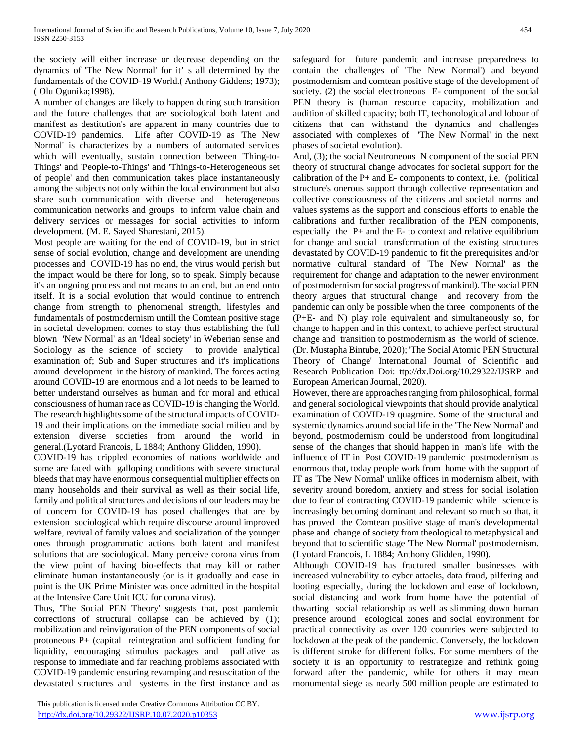the society will either increase or decrease depending on the dynamics of 'The New Normal' for it' s all determined by the fundamentals of the COVID-19 World.( Anthony Giddens; 1973); ( Olu Ogunika;1998).

A number of changes are likely to happen during such transition and the future challenges that are sociological both latent and manifest as destitution's are apparent in many countries due to COVID-19 pandemics. Life after COVID-19 as 'The New Normal' is characterizes by a numbers of automated services which will eventually, sustain connection between 'Thing-to-Things' and 'People-to-Things' and 'Things-to-Heterogeneous set of people' and then communication takes place instantaneously among the subjects not only within the local environment but also share such communication with diverse and heterogeneous communication networks and groups to inform value chain and delivery services or messages for social activities to inform development. (M. E. Sayed Sharestani, 2015).

Most people are waiting for the end of COVID-19, but in strict sense of social evolution, change and development are unending processes and COVID-19 has no end, the virus would perish but the impact would be there for long, so to speak. Simply because it's an ongoing process and not means to an end, but an end onto itself. It is a social evolution that would continue to entrench change from strength to phenomenal strength, lifestyles and fundamentals of postmodernism untill the Comtean positive stage in societal development comes to stay thus establishing the full blown 'New Normal' as an 'Ideal society' in Weberian sense and Sociology as the science of society to provide analytical examination of; Sub and Super structures and it's implications around development in the history of mankind. The forces acting around COVID-19 are enormous and a lot needs to be learned to better understand ourselves as human and for moral and ethical consciousness of human race as COVID-19 is changing the World. The research highlights some of the structural impacts of COVID-19 and their implications on the immediate social milieu and by extension diverse societies from around the world in general.(Lyotard Francois, L 1884; Anthony Glidden, 1990).

COVID-19 has crippled economies of nations worldwide and some are faced with galloping conditions with severe structural bleeds that may have enormous consequential multiplier effects on many households and their survival as well as their social life, family and political structures and decisions of our leaders may be of concern for COVID-19 has posed challenges that are by extension sociological which require discourse around improved welfare, revival of family values and socialization of the younger ones through programmatic actions both latent and manifest solutions that are sociological. Many perceive corona virus from the view point of having bio-effects that may kill or rather eliminate human instantaneously (or is it gradually and case in point is the UK Prime Minister was once admitted in the hospital at the Intensive Care Unit ICU for corona virus).

Thus, 'The Social PEN Theory' suggests that, post pandemic corrections of structural collapse can be achieved by (1); mobilization and reinvigoration of the PEN components of social protoneous P+ (capital reintegration and sufficient funding for liquidity, encouraging stimulus packages and palliative as response to immediate and far reaching problems associated with COVID-19 pandemic ensuring revamping and resuscitation of the devastated structures and systems in the first instance and as safeguard for future pandemic and increase preparedness to contain the challenges of 'The New Normal') and beyond postmodernism and comtean positive stage of the development of society. (2) the social electroneous E- component of the social PEN theory is (human resource capacity, mobilization and audition of skilled capacity; both IT, techonological and lobour of citizens that can withstand the dynamics and challenges associated with complexes of 'The New Normal' in the next phases of societal evolution).

And, (3); the social Neutroneous N component of the social PEN theory of structural change advocates for societal support for the calibration of the P+ and E- components to context, i.e. (political structure's onerous support through collective representation and collective consciousness of the citizens and societal norms and values systems as the support and conscious efforts to enable the calibrations and further recalibration of the PEN components, especially the P+ and the E- to context and relative equilibrium for change and social transformation of the existing structures devastated by COVID-19 pandemic to fit the prerequisites and/or normative cultural standard of 'The New Normal' as the requirement for change and adaptation to the newer environment of postmodernism for social progress of mankind). The social PEN theory argues that structural change and recovery from the pandemic can only be possible when the three components of the (P+E- and N) play role equivalent and simultaneously so, for change to happen and in this context, to achieve perfect structural change and transition to postmodernism as the world of science. (Dr. Mustapha Bintube, 2020); 'The Social Atomic PEN Structural Theory of Change' International Journal of Scientific and Research Publication Doi: ttp://dx.Doi.org/10.29322/IJSRP and European American Journal, 2020).

However, there are approaches ranging from philosophical, formal and general sociological viewpoints that should provide analytical examination of COVID-19 quagmire. Some of the structural and systemic dynamics around social life in the 'The New Normal' and beyond, postmodernism could be understood from longitudinal sense of the changes that should happen in man's life with the influence of IT in Post COVID-19 pandemic postmodernism as enormous that, today people work from home with the support of IT as 'The New Normal' unlike offices in modernism albeit, with severity around boredom, anxiety and stress for social isolation due to fear of contracting COVID-19 pandemic while science is increasingly becoming dominant and relevant so much so that, it has proved the Comtean positive stage of man's developmental phase and change of society from theological to metaphysical and beyond that to scientific stage 'The New Normal' postmodernism. (Lyotard Francois, L 1884; Anthony Glidden, 1990).

Although COVID-19 has fractured smaller businesses with increased vulnerability to cyber attacks, data fraud, pilfering and looting especially, during the lockdown and ease of lockdown, social distancing and work from home have the potential of thwarting social relationship as well as slimming down human presence around ecological zones and social environment for practical connectivity as over 120 countries were subjected to lockdown at the peak of the pandemic. Conversely, the lockdown is different stroke for different folks. For some members of the society it is an opportunity to restrategize and rethink going forward after the pandemic, while for others it may mean monumental siege as nearly 500 million people are estimated to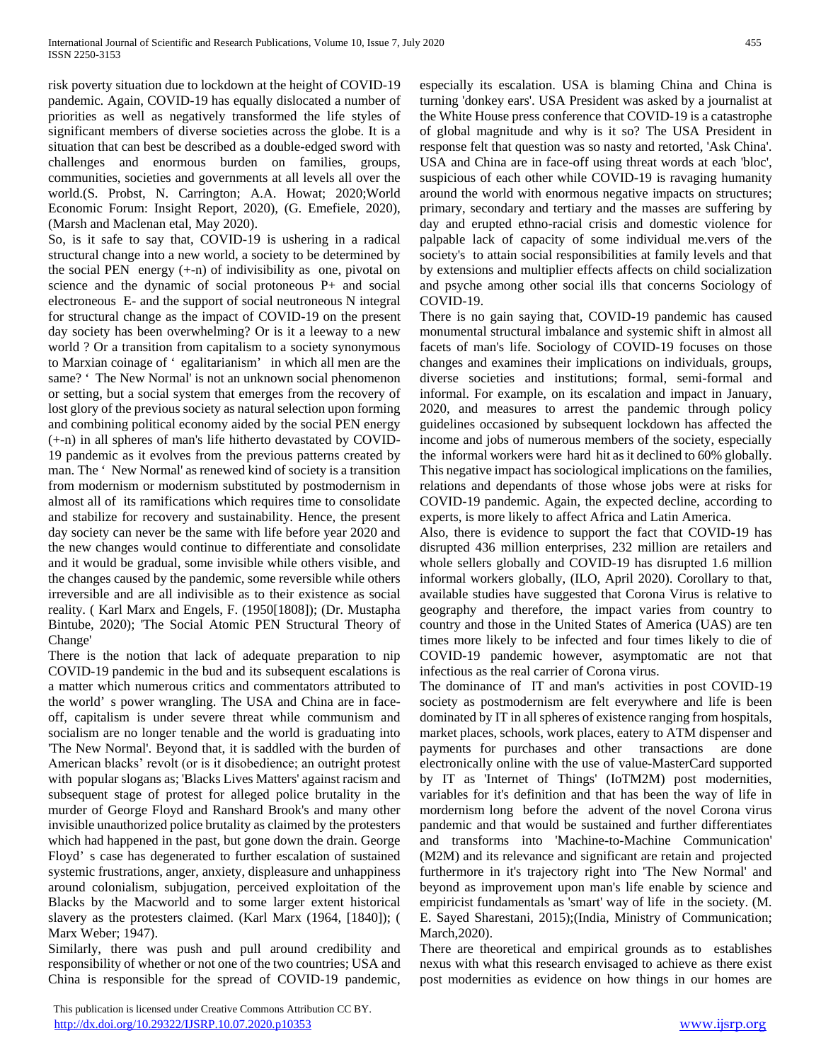risk poverty situation due to lockdown at the height of COVID-19 pandemic. Again, COVID-19 has equally dislocated a number of priorities as well as negatively transformed the life styles of significant members of diverse societies across the globe. It is a situation that can best be described as a double-edged sword with challenges and enormous burden on families, groups, communities, societies and governments at all levels all over the world.(S. Probst, N. Carrington; A.A. Howat; 2020;World Economic Forum: Insight Report, 2020), (G. Emefiele, 2020), (Marsh and Maclenan etal, May 2020).

So, is it safe to say that, COVID-19 is ushering in a radical structural change into a new world, a society to be determined by the social PEN energy (+-n) of indivisibility as one, pivotal on science and the dynamic of social protoneous P+ and social electroneous E- and the support of social neutroneous N integral for structural change as the impact of COVID-19 on the present day society has been overwhelming? Or is it a leeway to a new world ? Or a transition from capitalism to a society synonymous to Marxian coinage of ' egalitarianism' in which all men are the same? ' The New Normal' is not an unknown social phenomenon or setting, but a social system that emerges from the recovery of lost glory of the previous society as natural selection upon forming and combining political economy aided by the social PEN energy (+-n) in all spheres of man's life hitherto devastated by COVID-19 pandemic as it evolves from the previous patterns created by man. The ' New Normal' as renewed kind of society is a transition from modernism or modernism substituted by postmodernism in almost all of its ramifications which requires time to consolidate and stabilize for recovery and sustainability. Hence, the present day society can never be the same with life before year 2020 and the new changes would continue to differentiate and consolidate and it would be gradual, some invisible while others visible, and the changes caused by the pandemic, some reversible while others irreversible and are all indivisible as to their existence as social reality. ( Karl Marx and Engels, F. (1950[1808]); (Dr. Mustapha Bintube, 2020); 'The Social Atomic PEN Structural Theory of Change'

There is the notion that lack of adequate preparation to nip COVID-19 pandemic in the bud and its subsequent escalations is a matter which numerous critics and commentators attributed to the world' s power wrangling. The USA and China are in face-off, capitalism is under severe threat while communism and socialism are no longer tenable and the world is graduating into 'The New Normal'. Beyond that, it is saddled with the burden of American blacks' revolt (or is it disobedience; an outright protest with popular slogans as; 'Blacks Lives Matters' against racism and subsequent stage of protest for alleged police brutality in the murder of George Floyd and Ranshard Brook's and many other invisible unauthorized police brutality as claimed by the protesters which had happened in the past, but gone down the drain. George Floyd' s case has degenerated to further escalation of sustained systemic frustrations, anger, anxiety, displeasure and unhappiness around colonialism, subjugation, perceived exploitation of the Blacks by the Macworld and to some larger extent historical slavery as the protesters claimed. (Karl Marx (1964, [1840]); ( Marx Weber; 1947).

Similarly, there was push and pull around credibility and responsibility of whether or not one of the two countries; USA and China is responsible for the spread of COVID-19 pandemic, especially its escalation. USA is blaming China and China is turning 'donkey ears'. USA President was asked by a journalist at the White House press conference that COVID-19 is a catastrophe of global magnitude and why is it so? The USA President in response felt that question was so nasty and retorted, 'Ask China'. USA and China are in face-off using threat words at each 'bloc', suspicious of each other while COVID-19 is ravaging humanity around the world with enormous negative impacts on structures; primary, secondary and tertiary and the masses are suffering by day and erupted ethno-racial crisis and domestic violence for palpable lack of capacity of some individual me.vers of the society's to attain social responsibilities at family levels and that by extensions and multiplier effects affects on child socialization and psyche among other social ills that concerns Sociology of COVID-19.

There is no gain saying that, COVID-19 pandemic has caused monumental structural imbalance and systemic shift in almost all facets of man's life. Sociology of COVID-19 focuses on those changes and examines their implications on individuals, groups, diverse societies and institutions; formal, semi-formal and informal. For example, on its escalation and impact in January, 2020, and measures to arrest the pandemic through policy guidelines occasioned by subsequent lockdown has affected the income and jobs of numerous members of the society, especially the informal workers were hard hit as it declined to 60% globally. This negative impact has sociological implications on the families, relations and dependants of those whose jobs were at risks for COVID-19 pandemic. Again, the expected decline, according to experts, is more likely to affect Africa and Latin America.

Also, there is evidence to support the fact that COVID-19 has disrupted 436 million enterprises, 232 million are retailers and whole sellers globally and COVID-19 has disrupted 1.6 million informal workers globally, (ILO, April 2020). Corollary to that, available studies have suggested that Corona Virus is relative to geography and therefore, the impact varies from country to country and those in the United States of America (UAS) are ten times more likely to be infected and four times likely to die of COVID-19 pandemic however, asymptomatic are not that infectious as the real carrier of Corona virus.

The dominance of IT and man's activities in post COVID-19 society as postmodernism are felt everywhere and life is been dominated by IT in all spheres of existence ranging from hospitals, market places, schools, work places, eatery to ATM dispenser and payments for purchases and other transactions are done electronically online with the use of value-MasterCard supported by IT as 'Internet of Things' (IoTM2M) post modernities, variables for it's definition and that has been the way of life in mordernism long before the advent of the novel Corona virus pandemic and that would be sustained and further differentiates and transforms into 'Machine-to-Machine Communication' (M2M) and its relevance and significant are retain and projected furthermore in it's trajectory right into 'The New Normal' and beyond as improvement upon man's life enable by science and empiricist fundamentals as 'smart' way of life in the society. (M. E. Sayed Sharestani, 2015);(India, Ministry of Communication; March,2020).

There are theoretical and empirical grounds as to establishes nexus with what this research envisaged to achieve as there exist post modernities as evidence on how things in our homes are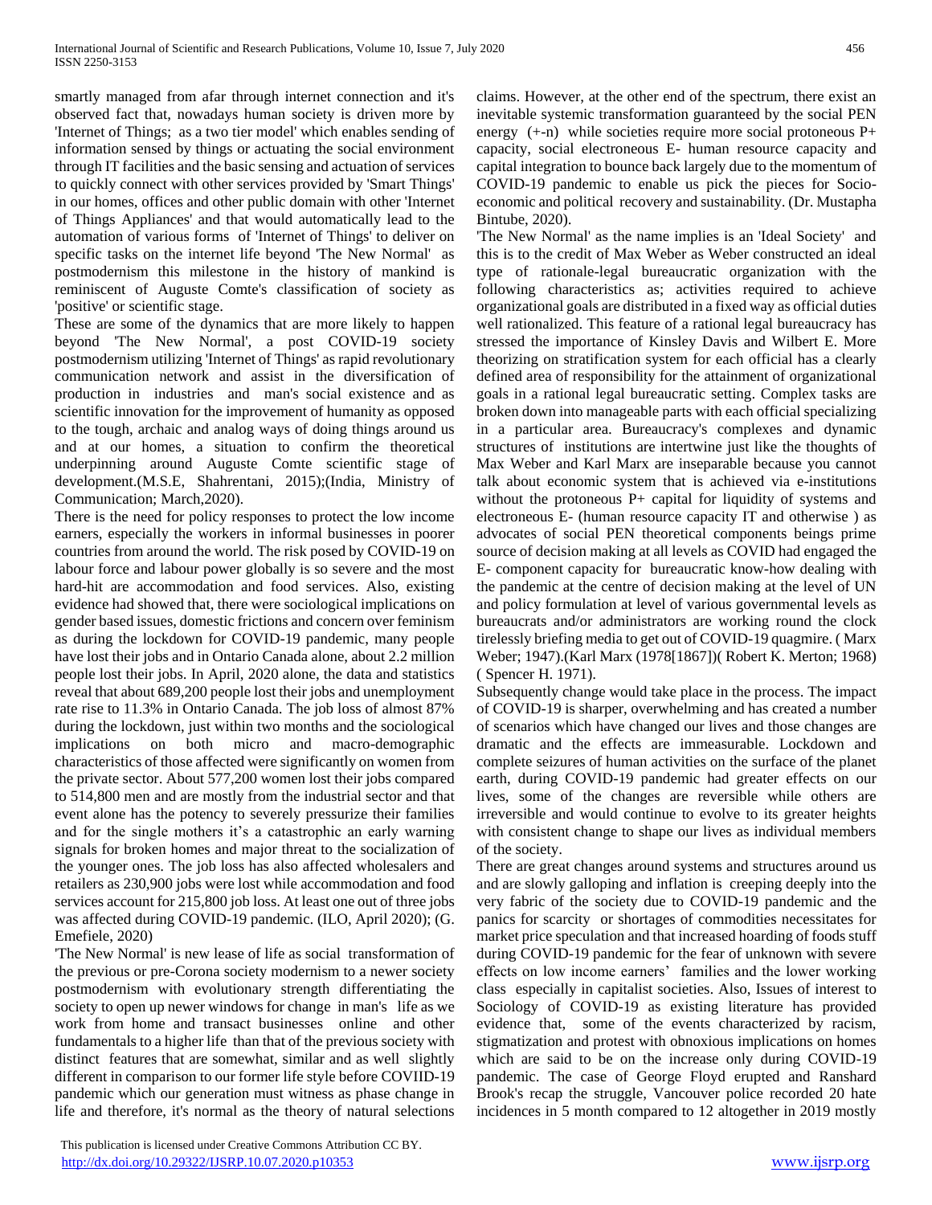smartly managed from afar through internet connection and it's observed fact that, nowadays human society is driven more by 'Internet of Things; as a two tier model' which enables sending of information sensed by things or actuating the social environment through IT facilities and the basic sensing and actuation of services to quickly connect with other services provided by 'Smart Things' in our homes, offices and other public domain with other 'Internet of Things Appliances' and that would automatically lead to the automation of various forms of 'Internet of Things' to deliver on specific tasks on the internet life beyond 'The New Normal' as postmodernism this milestone in the history of mankind is reminiscent of Auguste Comte's classification of society as 'positive' or scientific stage.

These are some of the dynamics that are more likely to happen beyond 'The New Normal', a post COVID-19 society postmodernism utilizing 'Internet of Things' as rapid revolutionary communication network and assist in the diversification of production in industries and man's social existence and as scientific innovation for the improvement of humanity as opposed to the tough, archaic and analog ways of doing things around us and at our homes, a situation to confirm the theoretical underpinning around Auguste Comte scientific stage of development.(M.S.E, Shahrentani, 2015);(India, Ministry of Communication; March,2020).

There is the need for policy responses to protect the low income earners, especially the workers in informal businesses in poorer countries from around the world. The risk posed by COVID-19 on labour force and labour power globally is so severe and the most hard-hit are accommodation and food services. Also, existing evidence had showed that, there were sociological implications on gender based issues, domestic frictions and concern over feminism as during the lockdown for COVID-19 pandemic, many people have lost their jobs and in Ontario Canada alone, about 2.2 million people lost their jobs. In April, 2020 alone, the data and statistics reveal that about 689,200 people lost their jobs and unemployment rate rise to 11.3% in Ontario Canada. The job loss of almost 87% during the lockdown, just within two months and the sociological implications on both micro and macro-demographic characteristics of those affected were significantly on women from the private sector. About 577,200 women lost their jobs compared to 514,800 men and are mostly from the industrial sector and that event alone has the potency to severely pressurize their families and for the single mothers it's a catastrophic an early warning signals for broken homes and major threat to the socialization of the younger ones. The job loss has also affected wholesalers and retailers as 230,900 jobs were lost while accommodation and food services account for 215,800 job loss. At least one out of three jobs was affected during COVID-19 pandemic. (ILO, April 2020); (G. Emefiele, 2020)

'The New Normal' is new lease of life as social transformation of the previous or pre-Corona society modernism to a newer society postmodernism with evolutionary strength differentiating the society to open up newer windows for change in man's life as we work from home and transact businesses online and other fundamentals to a higher life than that of the previous society with distinct features that are somewhat, similar and as well slightly different in comparison to our former life style before COVIID-19 pandemic which our generation must witness as phase change in life and therefore, it's normal as the theory of natural selections claims. However, at the other end of the spectrum, there exist an inevitable systemic transformation guaranteed by the social PEN energy (+-n) while societies require more social protoneous P+ capacity, social electroneous E- human resource capacity and capital integration to bounce back largely due to the momentum of COVID-19 pandemic to enable us pick the pieces for Socio-economic and political recovery and sustainability. (Dr. Mustapha Bintube, 2020).

'The New Normal' as the name implies is an 'Ideal Society' and this is to the credit of Max Weber as Weber constructed an ideal type of rationale-legal bureaucratic organization with the following characteristics as; activities required to achieve organizational goals are distributed in a fixed way as official duties well rationalized. This feature of a rational legal bureaucracy has stressed the importance of Kinsley Davis and Wilbert E. More theorizing on stratification system for each official has a clearly defined area of responsibility for the attainment of organizational goals in a rational legal bureaucratic setting. Complex tasks are broken down into manageable parts with each official specializing in a particular area. Bureaucracy's complexes and dynamic structures of institutions are intertwine just like the thoughts of Max Weber and Karl Marx are inseparable because you cannot talk about economic system that is achieved via e-institutions without the protoneous P+ capital for liquidity of systems and electroneous E- (human resource capacity IT and otherwise ) as advocates of social PEN theoretical components beings prime source of decision making at all levels as COVID had engaged the E- component capacity for bureaucratic know-how dealing with the pandemic at the centre of decision making at the level of UN and policy formulation at level of various governmental levels as bureaucrats and/or administrators are working round the clock tirelessly briefing media to get out of COVID-19 quagmire. ( Marx Weber; 1947).(Karl Marx (1978[1867])( Robert K. Merton; 1968) ( Spencer H. 1971).

Subsequently change would take place in the process. The impact of COVID-19 is sharper, overwhelming and has created a number of scenarios which have changed our lives and those changes are dramatic and the effects are immeasurable. Lockdown and complete seizures of human activities on the surface of the planet earth, during COVID-19 pandemic had greater effects on our lives, some of the changes are reversible while others are irreversible and would continue to evolve to its greater heights with consistent change to shape our lives as individual members of the society.

There are great changes around systems and structures around us and are slowly galloping and inflation is creeping deeply into the very fabric of the society due to COVID-19 pandemic and the panics for scarcity or shortages of commodities necessitates for market price speculation and that increased hoarding of foods stuff during COVID-19 pandemic for the fear of unknown with severe effects on low income earners' families and the lower working class especially in capitalist societies. Also, Issues of interest to Sociology of COVID-19 as existing literature has provided evidence that, some of the events characterized by racism, stigmatization and protest with obnoxious implications on homes which are said to be on the increase only during COVID-19 pandemic. The case of George Floyd erupted and Ranshard Brook's recap the struggle, Vancouver police recorded 20 hate incidences in 5 month compared to 12 altogether in 2019 mostly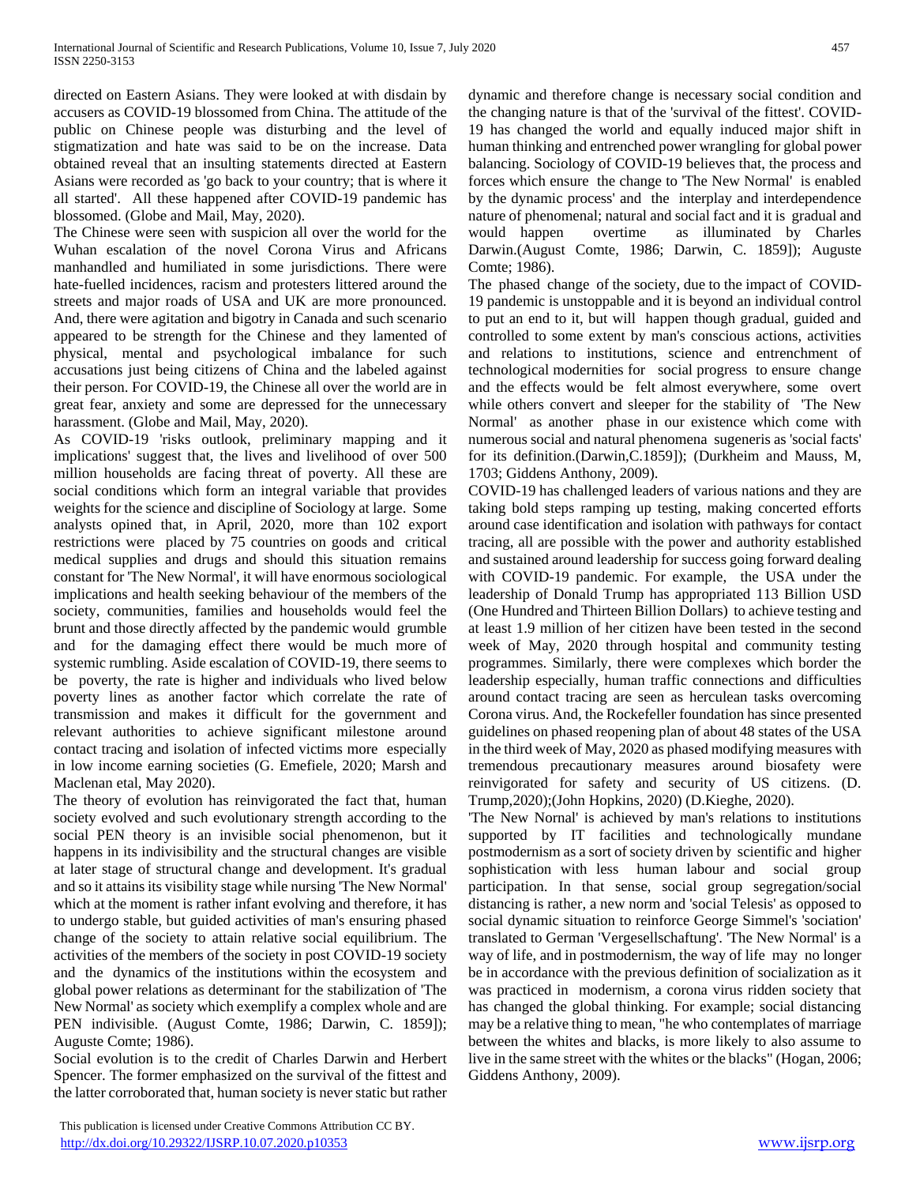directed on Eastern Asians. They were looked at with disdain by accusers as COVID-19 blossomed from China. The attitude of the public on Chinese people was disturbing and the level of stigmatization and hate was said to be on the increase. Data obtained reveal that an insulting statements directed at Eastern Asians were recorded as 'go back to your country; that is where it all started'. All these happened after COVID-19 pandemic has blossomed. (Globe and Mail, May, 2020).

The Chinese were seen with suspicion all over the world for the Wuhan escalation of the novel Corona Virus and Africans manhandled and humiliated in some jurisdictions. There were hate-fuelled incidences, racism and protesters littered around the streets and major roads of USA and UK are more pronounced. And, there were agitation and bigotry in Canada and such scenario appeared to be strength for the Chinese and they lamented of physical, mental and psychological imbalance for such accusations just being citizens of China and the labeled against their person. For COVID-19, the Chinese all over the world are in great fear, anxiety and some are depressed for the unnecessary harassment. (Globe and Mail, May, 2020).

As COVID-19 'risks outlook, preliminary mapping and it implications' suggest that, the lives and livelihood of over 500 million households are facing threat of poverty. All these are social conditions which form an integral variable that provides weights for the science and discipline of Sociology at large. Some analysts opined that, in April, 2020, more than 102 export restrictions were placed by 75 countries on goods and critical medical supplies and drugs and should this situation remains constant for 'The New Normal', it will have enormous sociological implications and health seeking behaviour of the members of the society, communities, families and households would feel the brunt and those directly affected by the pandemic would grumble and for the damaging effect there would be much more of systemic rumbling. Aside escalation of COVID-19, there seems to be poverty, the rate is higher and individuals who lived below poverty lines as another factor which correlate the rate of transmission and makes it difficult for the government and relevant authorities to achieve significant milestone around contact tracing and isolation of infected victims more especially in low income earning societies (G. Emefiele, 2020; Marsh and Maclenan etal, May 2020).

The theory of evolution has reinvigorated the fact that, human society evolved and such evolutionary strength according to the social PEN theory is an invisible social phenomenon, but it happens in its indivisibility and the structural changes are visible at later stage of structural change and development. It's gradual and so it attains its visibility stage while nursing 'The New Normal' which at the moment is rather infant evolving and therefore, it has to undergo stable, but guided activities of man's ensuring phased change of the society to attain relative social equilibrium. The activities of the members of the society in post COVID-19 society and the dynamics of the institutions within the ecosystem and global power relations as determinant for the stabilization of 'The New Normal' as society which exemplify a complex whole and are PEN indivisible. (August Comte, 1986; Darwin, C. 1859]); Auguste Comte; 1986).

Social evolution is to the credit of Charles Darwin and Herbert Spencer. The former emphasized on the survival of the fittest and the latter corroborated that, human society is never static but rather dynamic and therefore change is necessary social condition and the changing nature is that of the 'survival of the fittest'. COVID-19 has changed the world and equally induced major shift in human thinking and entrenched power wrangling for global power balancing. Sociology of COVID-19 believes that, the process and forces which ensure the change to 'The New Normal' is enabled by the dynamic process' and the interplay and interdependence nature of phenomenal; natural and social fact and it is gradual and would happen overtime as illuminated by Charles Darwin.(August Comte, 1986; Darwin, C. 1859]); Auguste Comte; 1986).

The phased change of the society, due to the impact of COVID-19 pandemic is unstoppable and it is beyond an individual control to put an end to it, but will happen though gradual, guided and controlled to some extent by man's conscious actions, activities and relations to institutions, science and entrenchment of technological modernities for social progress to ensure change and the effects would be felt almost everywhere, some overt while others convert and sleeper for the stability of 'The New Normal' as another phase in our existence which come with numerous social and natural phenomena sugeneris as 'social facts' for its definition.(Darwin,C.1859]); (Durkheim and Mauss, M, 1703; Giddens Anthony, 2009).

COVID-19 has challenged leaders of various nations and they are taking bold steps ramping up testing, making concerted efforts around case identification and isolation with pathways for contact tracing, all are possible with the power and authority established and sustained around leadership for success going forward dealing with COVID-19 pandemic. For example, the USA under the leadership of Donald Trump has appropriated 113 Billion USD (One Hundred and Thirteen Billion Dollars) to achieve testing and at least 1.9 million of her citizen have been tested in the second week of May, 2020 through hospital and community testing programmes. Similarly, there were complexes which border the leadership especially, human traffic connections and difficulties around contact tracing are seen as herculean tasks overcoming Corona virus. And, the Rockefeller foundation has since presented guidelines on phased reopening plan of about 48 states of the USA in the third week of May, 2020 as phased modifying measures with tremendous precautionary measures around biosafety were reinvigorated for safety and security of US citizens. (D. Trump,2020);(John Hopkins, 2020) (D.Kieghe, 2020).

'The New Nornal' is achieved by man's relations to institutions supported by IT facilities and technologically mundane postmodernism as a sort of society driven by scientific and higher sophistication with less human labour and social group participation. In that sense, social group segregation/social distancing is rather, a new norm and 'social Telesis' as opposed to social dynamic situation to reinforce George Simmel's 'sociation' translated to German 'Vergesellschaftung'. 'The New Normal' is a way of life, and in postmodernism, the way of life may no longer be in accordance with the previous definition of socialization as it was practiced in modernism, a corona virus ridden society that has changed the global thinking. For example; social distancing may be a relative thing to mean, "he who contemplates of marriage between the whites and blacks, is more likely to also assume to live in the same street with the whites or the blacks" (Hogan, 2006; Giddens Anthony, 2009).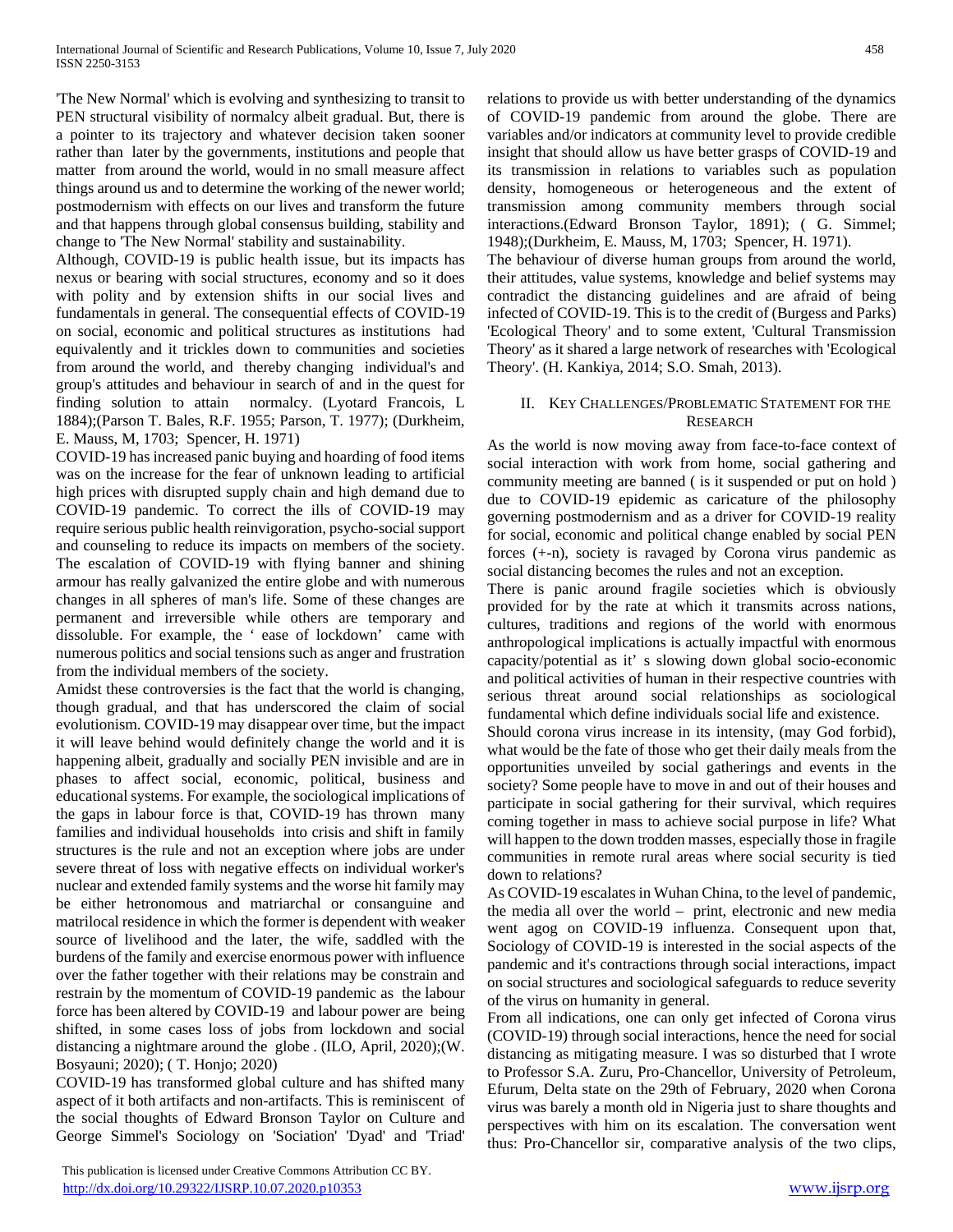'The New Normal' which is evolving and synthesizing to transit to PEN structural visibility of normalcy albeit gradual. But, there is a pointer to its trajectory and whatever decision taken sooner rather than later by the governments, institutions and people that matter from around the world, would in no small measure affect things around us and to determine the working of the newer world; postmodernism with effects on our lives and transform the future and that happens through global consensus building, stability and change to 'The New Normal' stability and sustainability.

Although, COVID-19 is public health issue, but its impacts has nexus or bearing with social structures, economy and so it does with polity and by extension shifts in our social lives and fundamentals in general. The consequential effects of COVID-19 on social, economic and political structures as institutions had equivalently and it trickles down to communities and societies from around the world, and thereby changing individual's and group's attitudes and behaviour in search of and in the quest for finding solution to attain normalcy. (Lyotard Francois, L 1884);(Parson T. Bales, R.F. 1955; Parson, T. 1977); (Durkheim, E. Mauss, M, 1703; Spencer, H. 1971)

COVID-19 has increased panic buying and hoarding of food items was on the increase for the fear of unknown leading to artificial high prices with disrupted supply chain and high demand due to COVID-19 pandemic. To correct the ills of COVID-19 may require serious public health reinvigoration, psycho-social support and counseling to reduce its impacts on members of the society. The escalation of COVID-19 with flying banner and shining armour has really galvanized the entire globe and with numerous changes in all spheres of man's life. Some of these changes are permanent and irreversible while others are temporary and dissoluble. For example, the ' ease of lockdown' came with numerous politics and social tensions such as anger and frustration from the individual members of the society.

Amidst these controversies is the fact that the world is changing, though gradual, and that has underscored the claim of social evolutionism. COVID-19 may disappear over time, but the impact it will leave behind would definitely change the world and it is happening albeit, gradually and socially PEN invisible and are in phases to affect social, economic, political, business and educational systems. For example, the sociological implications of the gaps in labour force is that, COVID-19 has thrown many families and individual households into crisis and shift in family structures is the rule and not an exception where jobs are under severe threat of loss with negative effects on individual worker's nuclear and extended family systems and the worse hit family may be either hetronomous and matriarchal or consanguine and matrilocal residence in which the former is dependent with weaker source of livelihood and the later, the wife, saddled with the burdens of the family and exercise enormous power with influence over the father together with their relations may be constrain and restrain by the momentum of COVID-19 pandemic as the labour force has been altered by COVID-19 and labour power are being shifted, in some cases loss of jobs from lockdown and social distancing a nightmare around the globe . (ILO, April, 2020);(W. Bosyauni; 2020); ( T. Honjo; 2020)

COVID-19 has transformed global culture and has shifted many aspect of it both artifacts and non-artifacts. This is reminiscent of the social thoughts of Edward Bronson Taylor on Culture and George Simmel's Sociology on 'Sociation' 'Dyad' and 'Triad' relations to provide us with better understanding of the dynamics of COVID-19 pandemic from around the globe. There are variables and/or indicators at community level to provide credible insight that should allow us have better grasps of COVID-19 and its transmission in relations to variables such as population density, homogeneous or heterogeneous and the extent of transmission among community members through social interactions.(Edward Bronson Taylor, 1891); ( G. Simmel; 1948);(Durkheim, E. Mauss, M, 1703; Spencer, H. 1971).

The behaviour of diverse human groups from around the world, their attitudes, value systems, knowledge and belief systems may contradict the distancing guidelines and are afraid of being infected of COVID-19. This is to the credit of (Burgess and Parks) 'Ecological Theory' and to some extent, 'Cultural Transmission Theory' as it shared a large network of researches with 'Ecological Theory'. (H. Kankiya, 2014; S.O. Smah, 2013).

## II. Key Challenges/Problematic Statement for the Research

As the world is now moving away from face-to-face context of social interaction with work from home, social gathering and community meeting are banned ( is it suspended or put on hold ) due to COVID-19 epidemic as caricature of the philosophy governing postmodernism and as a driver for COVID-19 reality for social, economic and political change enabled by social PEN forces (+-n), society is ravaged by Corona virus pandemic as social distancing becomes the rules and not an exception.

There is panic around fragile societies which is obviously provided for by the rate at which it transmits across nations, cultures, traditions and regions of the world with enormous anthropological implications is actually impactful with enormous capacity/potential as it' s slowing down global socio-economic and political activities of human in their respective countries with serious threat around social relationships as sociological fundamental which define individuals social life and existence.

Should corona virus increase in its intensity, (may God forbid), what would be the fate of those who get their daily meals from the opportunities unveiled by social gatherings and events in the society? Some people have to move in and out of their houses and participate in social gathering for their survival, which requires coming together in mass to achieve social purpose in life? What will happen to the down trodden masses, especially those in fragile communities in remote rural areas where social security is tied down to relations?

As COVID-19 escalates in Wuhan China, to the level of pandemic, the media all over the world – print, electronic and new media went agog on COVID-19 influenza. Consequent upon that, Sociology of COVID-19 is interested in the social aspects of the pandemic and it's contractions through social interactions, impact on social structures and sociological safeguards to reduce severity of the virus on humanity in general.

From all indications, one can only get infected of Corona virus (COVID-19) through social interactions, hence the need for social distancing as mitigating measure. I was so disturbed that I wrote to Professor S.A. Zuru, Pro-Chancellor, University of Petroleum, Efurum, Delta state on the 29th of February, 2020 when Corona virus was barely a month old in Nigeria just to share thoughts and perspectives with him on its escalation. The conversation went thus: Pro-Chancellor sir, comparative analysis of the two clips,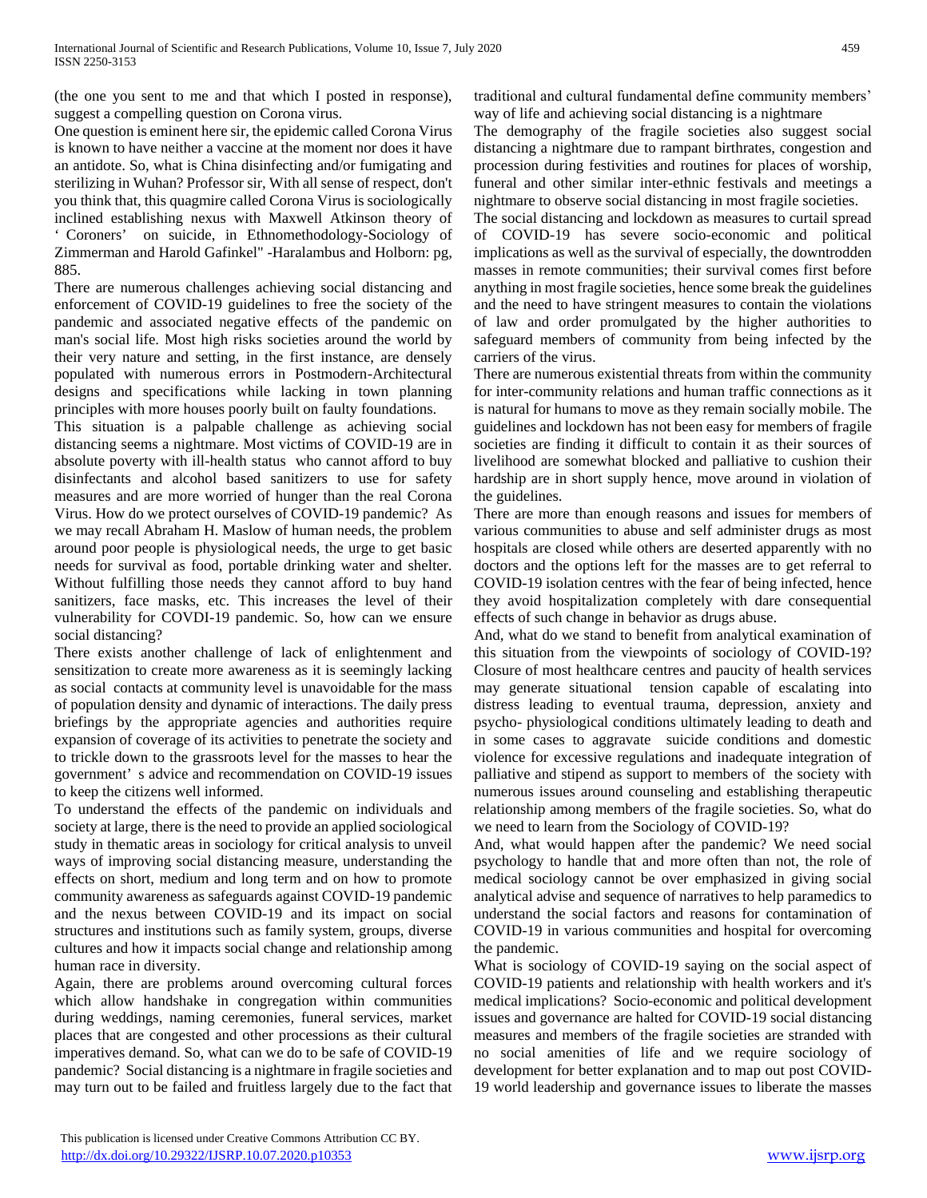(the one you sent to me and that which I posted in response), suggest a compelling question on Corona virus.

One question is eminent here sir, the epidemic called Corona Virus is known to have neither a vaccine at the moment nor does it have an antidote. So, what is China disinfecting and/or fumigating and sterilizing in Wuhan? Professor sir, With all sense of respect, don't you think that, this quagmire called Corona Virus is sociologically inclined establishing nexus with Maxwell Atkinson theory of ' Coroners' on suicide, in Ethnomethodology-Sociology of Zimmerman and Harold Gafinkel" -Haralambus and Holborn: pg, 885.

There are numerous challenges achieving social distancing and enforcement of COVID-19 guidelines to free the society of the pandemic and associated negative effects of the pandemic on man's social life. Most high risks societies around the world by their very nature and setting, in the first instance, are densely populated with numerous errors in Postmodern-Architectural designs and specifications while lacking in town planning principles with more houses poorly built on faulty foundations.

This situation is a palpable challenge as achieving social distancing seems a nightmare. Most victims of COVID-19 are in absolute poverty with ill-health status who cannot afford to buy disinfectants and alcohol based sanitizers to use for safety measures and are more worried of hunger than the real Corona Virus. How do we protect ourselves of COVID-19 pandemic? As we may recall Abraham H. Maslow of human needs, the problem around poor people is physiological needs, the urge to get basic needs for survival as food, portable drinking water and shelter. Without fulfilling those needs they cannot afford to buy hand sanitizers, face masks, etc. This increases the level of their vulnerability for COVDI-19 pandemic. So, how can we ensure social distancing?

There exists another challenge of lack of enlightenment and sensitization to create more awareness as it is seemingly lacking as social contacts at community level is unavoidable for the mass of population density and dynamic of interactions. The daily press briefings by the appropriate agencies and authorities require expansion of coverage of its activities to penetrate the society and to trickle down to the grassroots level for the masses to hear the government' s advice and recommendation on COVID-19 issues to keep the citizens well informed.

To understand the effects of the pandemic on individuals and society at large, there is the need to provide an applied sociological study in thematic areas in sociology for critical analysis to unveil ways of improving social distancing measure, understanding the effects on short, medium and long term and on how to promote community awareness as safeguards against COVID-19 pandemic and the nexus between COVID-19 and its impact on social structures and institutions such as family system, groups, diverse cultures and how it impacts social change and relationship among human race in diversity.

Again, there are problems around overcoming cultural forces which allow handshake in congregation within communities during weddings, naming ceremonies, funeral services, market places that are congested and other processions as their cultural imperatives demand. So, what can we do to be safe of COVID-19 pandemic? Social distancing is a nightmare in fragile societies and may turn out to be failed and fruitless largely due to the fact that traditional and cultural fundamental define community members' way of life and achieving social distancing is a nightmare

The demography of the fragile societies also suggest social distancing a nightmare due to rampant birthrates, congestion and procession during festivities and routines for places of worship, funeral and other similar inter-ethnic festivals and meetings a nightmare to observe social distancing in most fragile societies.

The social distancing and lockdown as measures to curtail spread of COVID-19 has severe socio-economic and political implications as well as the survival of especially, the downtrodden masses in remote communities; their survival comes first before anything in most fragile societies, hence some break the guidelines and the need to have stringent measures to contain the violations of law and order promulgated by the higher authorities to safeguard members of community from being infected by the carriers of the virus.

There are numerous existential threats from within the community for inter-community relations and human traffic connections as it is natural for humans to move as they remain socially mobile. The guidelines and lockdown has not been easy for members of fragile societies are finding it difficult to contain it as their sources of livelihood are somewhat blocked and palliative to cushion their hardship are in short supply hence, move around in violation of the guidelines.

There are more than enough reasons and issues for members of various communities to abuse and self administer drugs as most hospitals are closed while others are deserted apparently with no doctors and the options left for the masses are to get referral to COVID-19 isolation centres with the fear of being infected, hence they avoid hospitalization completely with dare consequential effects of such change in behavior as drugs abuse.

And, what do we stand to benefit from analytical examination of this situation from the viewpoints of sociology of COVID-19? Closure of most healthcare centres and paucity of health services may generate situational tension capable of escalating into distress leading to eventual trauma, depression, anxiety and psycho- physiological conditions ultimately leading to death and in some cases to aggravate suicide conditions and domestic violence for excessive regulations and inadequate integration of palliative and stipend as support to members of the society with numerous issues around counseling and establishing therapeutic relationship among members of the fragile societies. So, what do we need to learn from the Sociology of COVID-19?

And, what would happen after the pandemic? We need social psychology to handle that and more often than not, the role of medical sociology cannot be over emphasized in giving social analytical advise and sequence of narratives to help paramedics to understand the social factors and reasons for contamination of COVID-19 in various communities and hospital for overcoming the pandemic.

What is sociology of COVID-19 saying on the social aspect of COVID-19 patients and relationship with health workers and it's medical implications? Socio-economic and political development issues and governance are halted for COVID-19 social distancing measures and members of the fragile societies are stranded with no social amenities of life and we require sociology of development for better explanation and to map out post COVID-19 world leadership and governance issues to liberate the masses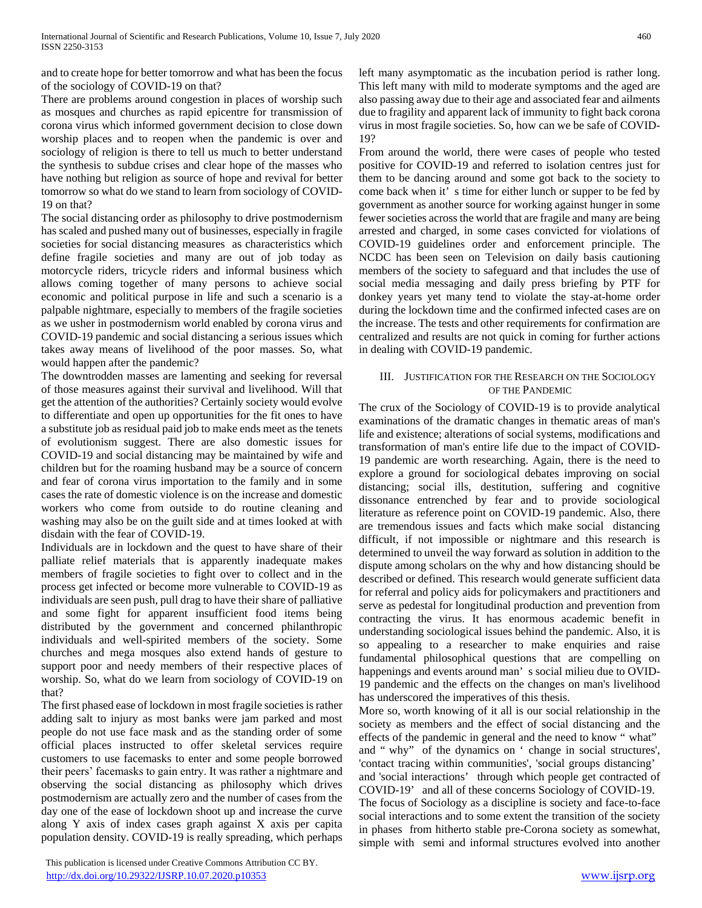and to create hope for better tomorrow and what has been the focus of the sociology of COVID-19 on that?

There are problems around congestion in places of worship such as mosques and churches as rapid epicentre for transmission of corona virus which informed government decision to close down worship places and to reopen when the pandemic is over and sociology of religion is there to tell us much to better understand the synthesis to subdue crises and clear hope of the masses who have nothing but religion as source of hope and revival for better tomorrow so what do we stand to learn from sociology of COVID-19 on that?

The social distancing order as philosophy to drive postmodernism has scaled and pushed many out of businesses, especially in fragile societies for social distancing measures as characteristics which define fragile societies and many are out of job today as motorcycle riders, tricycle riders and informal business which allows coming together of many persons to achieve social economic and political purpose in life and such a scenario is a palpable nightmare, especially to members of the fragile societies as we usher in postmodernism world enabled by corona virus and COVID-19 pandemic and social distancing a serious issues which takes away means of livelihood of the poor masses. So, what would happen after the pandemic?

The downtrodden masses are lamenting and seeking for reversal of those measures against their survival and livelihood. Will that get the attention of the authorities? Certainly society would evolve to differentiate and open up opportunities for the fit ones to have a substitute job as residual paid job to make ends meet as the tenets of evolutionism suggest. There are also domestic issues for COVID-19 and social distancing may be maintained by wife and children but for the roaming husband may be a source of concern and fear of corona virus importation to the family and in some cases the rate of domestic violence is on the increase and domestic workers who come from outside to do routine cleaning and washing may also be on the guilt side and at times looked at with disdain with the fear of COVID-19.

Individuals are in lockdown and the quest to have share of their palliate relief materials that is apparently inadequate makes members of fragile societies to fight over to collect and in the process get infected or become more vulnerable to COVID-19 as individuals are seen push, pull drag to have their share of palliative and some fight for apparent insufficient food items being distributed by the government and concerned philanthropic individuals and well-spirited members of the society. Some churches and mega mosques also extend hands of gesture to support poor and needy members of their respective places of worship. So, what do we learn from sociology of COVID-19 on that?

The first phased ease of lockdown in most fragile societies is rather adding salt to injury as most banks were jam parked and most people do not use face mask and as the standing order of some official places instructed to offer skeletal services require customers to use facemasks to enter and some people borrowed their peers' facemasks to gain entry. It was rather a nightmare and observing the social distancing as philosophy which drives postmodernism are actually zero and the number of cases from the day one of the ease of lockdown shoot up and increase the curve along Y axis of index cases graph against X axis per capita population density. COVID-19 is really spreading, which perhaps left many asymptomatic as the incubation period is rather long. This left many with mild to moderate symptoms and the aged are also passing away due to their age and associated fear and ailments due to fragility and apparent lack of immunity to fight back corona virus in most fragile societies. So, how can we be safe of COVID-19?

From around the world, there were cases of people who tested positive for COVID-19 and referred to isolation centres just for them to be dancing around and some got back to the society to come back when it's time for either lunch or supper to be fed by government as another source for working against hunger in some fewer societies across the world that are fragile and many are being arrested and charged, in some cases convicted for violations of COVID-19 guidelines order and enforcement principle. The NCDC has been seen on Television on daily basis cautioning members of the society to safeguard and that includes the use of social media messaging and daily press briefing by PTF for donkey years yet many tend to violate the stay-at-home order during the lockdown time and the confirmed infected cases are on the increase. The tests and other requirements for confirmation are centralized and results are not quick in coming for further actions in dealing with COVID-19 pandemic.

## III. Justification for the Research on the Sociology of the Pandemic

The crux of the Sociology of COVID-19 is to provide analytical examinations of the dramatic changes in thematic areas of man's life and existence; alterations of social systems, modifications and transformation of man's entire life due to the impact of COVID-19 pandemic are worth researching. Again, there is the need to explore a ground for sociological debates improving on social distancing; social ills, destitution, suffering and cognitive dissonance entrenched by fear and to provide sociological literature as reference point on COVID-19 pandemic. Also, there are tremendous issues and facts which make social distancing difficult, if not impossible or nightmare and this research is determined to unveil the way forward as solution in addition to the dispute among scholars on the why and how distancing should be described or defined. This research would generate sufficient data for referral and policy aids for policymakers and practitioners and serve as pedestal for longitudinal production and prevention from contracting the virus. It has enormous academic benefit in understanding sociological issues behind the pandemic. Also, it is so appealing to a researcher to make enquiries and raise fundamental philosophical questions that are compelling on happenings and events around man's social milieu due to OVID-19 pandemic and the effects on the changes on man's livelihood has underscored the imperatives of this thesis.

More so, worth knowing of it all is our social relationship in the society as members and the effect of social distancing and the effects of the pandemic in general and the need to know "what" and "why" of the dynamics on 'change in social structures', 'contact tracing within communities', 'social groups distancing' and 'social interactions' through which people get contracted of COVID-19' and all of these concerns Sociology of COVID-19.

The focus of Sociology as a discipline is society and face-to-face social interactions and to some extent the transition of the society in phases from hitherto stable pre-Corona society as somewhat, simple with semi and informal structures evolved into another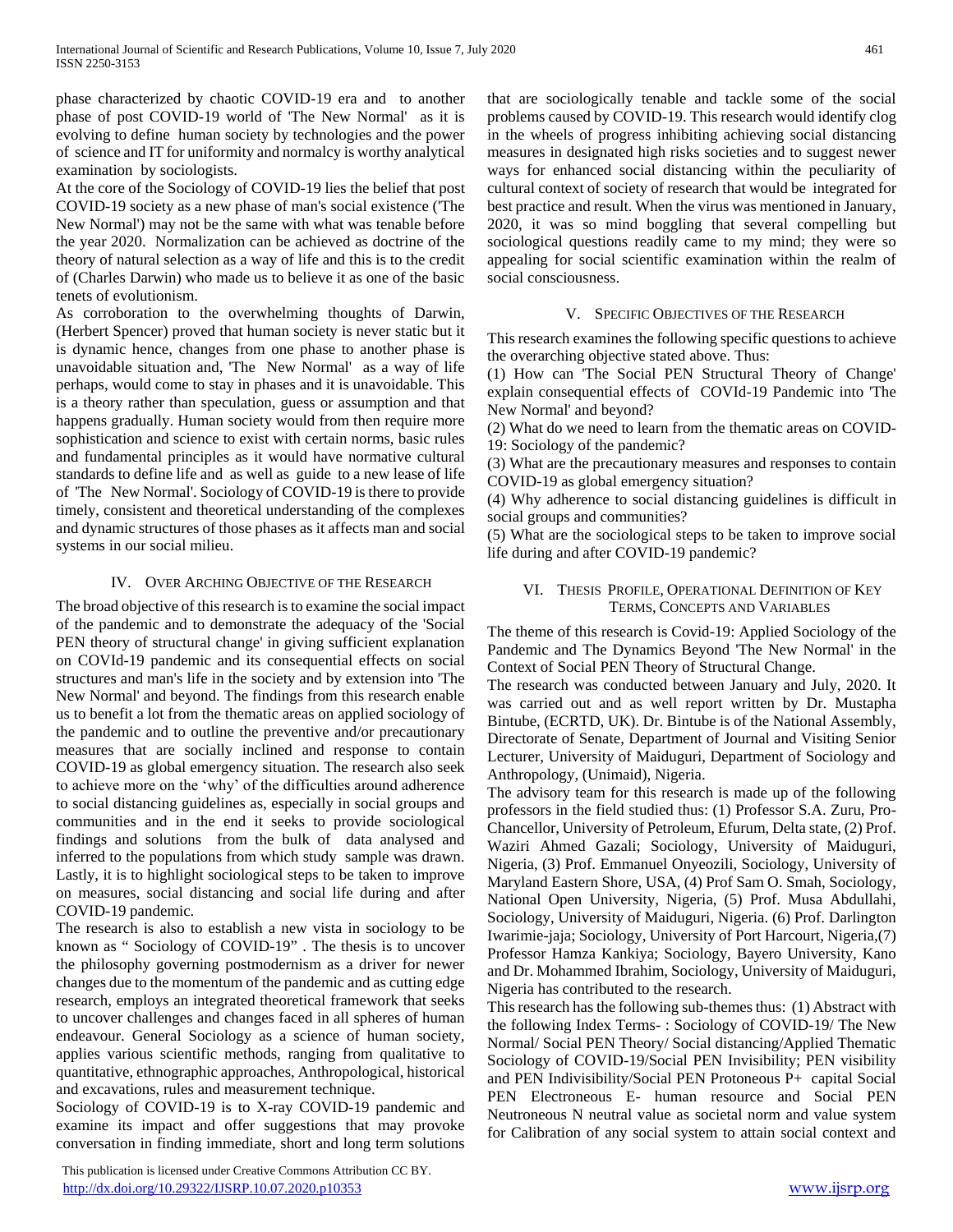phase characterized by chaotic COVID-19 era and to another phase of post COVID-19 world of 'The New Normal' as it is evolving to define human society by technologies and the power of science and IT for uniformity and normalcy is worthy analytical examination by sociologists.

At the core of the Sociology of COVID-19 lies the belief that post COVID-19 society as a new phase of man's social existence ('The New Normal') may not be the same with what was tenable before the year 2020. Normalization can be achieved as doctrine of the theory of natural selection as a way of life and this is to the credit of (Charles Darwin) who made us to believe it as one of the basic tenets of evolutionism.

As corroboration to the overwhelming thoughts of Darwin, (Herbert Spencer) proved that human society is never static but it is dynamic hence, changes from one phase to another phase is unavoidable situation and, 'The New Normal' as a way of life perhaps, would come to stay in phases and it is unavoidable. This is a theory rather than speculation, guess or assumption and that happens gradually. Human society would from then require more sophistication and science to exist with certain norms, basic rules and fundamental principles as it would have normative cultural standards to define life and as well as guide to a new lease of life of 'The New Normal'. Sociology of COVID-19 is there to provide timely, consistent and theoretical understanding of the complexes and dynamic structures of those phases as it affects man and social systems in our social milieu.

## IV. Over Arching Objective of the Research

The broad objective of this research is to examine the social impact of the pandemic and to demonstrate the adequacy of the 'Social PEN theory of structural change' in giving sufficient explanation on COVId-19 pandemic and its consequential effects on social structures and man's life in the society and by extension into 'The New Normal' and beyond. The findings from this research enable us to benefit a lot from the thematic areas on applied sociology of the pandemic and to outline the preventive and/or precautionary measures that are socially inclined and response to contain COVID-19 as global emergency situation. The research also seek to achieve more on the 'why' of the difficulties around adherence to social distancing guidelines as, especially in social groups and communities and in the end it seeks to provide sociological findings and solutions from the bulk of data analysed and inferred to the populations from which study sample was drawn. Lastly, it is to highlight sociological steps to be taken to improve on measures, social distancing and social life during and after COVID-19 pandemic.

The research is also to establish a new vista in sociology to be known as " Sociology of COVID-19" . The thesis is to uncover the philosophy governing postmodernism as a driver for newer changes due to the momentum of the pandemic and as cutting edge research, employs an integrated theoretical framework that seeks to uncover challenges and changes faced in all spheres of human endeavour. General Sociology as a science of human society, applies various scientific methods, ranging from qualitative to quantitative, ethnographic approaches, Anthropological, historical and excavations, rules and measurement technique.

Sociology of COVID-19 is to X-ray COVID-19 pandemic and examine its impact and offer suggestions that may provoke conversation in finding immediate, short and long term solutions that are sociologically tenable and tackle some of the social problems caused by COVID-19. This research would identify clog in the wheels of progress inhibiting achieving social distancing measures in designated high risks societies and to suggest newer ways for enhanced social distancing within the peculiarity of cultural context of society of research that would be integrated for best practice and result. When the virus was mentioned in January, 2020, it was so mind boggling that several compelling but sociological questions readily came to my mind; they were so appealing for social scientific examination within the realm of social consciousness.

## V. Specific Objectives of the Research

This research examines the following specific questions to achieve the overarching objective stated above. Thus:

(1) How can 'The Social PEN Structural Theory of Change' explain consequential effects of COVId-19 Pandemic into 'The New Normal' and beyond?

(2) What do we need to learn from the thematic areas on COVID-19: Sociology of the pandemic?

(3) What are the precautionary measures and responses to contain COVID-19 as global emergency situation?

(4) Why adherence to social distancing guidelines is difficult in social groups and communities?

(5) What are the sociological steps to be taken to improve social life during and after COVID-19 pandemic?

## VI. Thesis Profile, Operational Definition of Key Terms, Concepts and Variables

The theme of this research is Covid-19: Applied Sociology of the Pandemic and The Dynamics Beyond 'The New Normal' in the Context of Social PEN Theory of Structural Change.

The research was conducted between January and July, 2020. It was carried out and as well report written by Dr. Mustapha Bintube, (ECRTD, UK). Dr. Bintube is of the National Assembly, Directorate of Senate, Department of Journal and Visiting Senior Lecturer, University of Maiduguri, Department of Sociology and Anthropology, (Unimaid), Nigeria.

The advisory team for this research is made up of the following professors in the field studied thus: (1) Professor S.A. Zuru, Pro-Chancellor, University of Petroleum, Efurum, Delta state, (2) Prof. Waziri Ahmed Gazali; Sociology, University of Maiduguri, Nigeria, (3) Prof. Emmanuel Onyeozili, Sociology, University of Maryland Eastern Shore, USA, (4) Prof Sam O. Smah, Sociology, National Open University, Nigeria, (5) Prof. Musa Abdullahi, Sociology, University of Maiduguri, Nigeria. (6) Prof. Darlington Iwarimie-jaja; Sociology, University of Port Harcourt, Nigeria,(7) Professor Hamza Kankiya; Sociology, Bayero University, Kano and Dr. Mohammed Ibrahim, Sociology, University of Maiduguri, Nigeria has contributed to the research.

This research has the following sub-themes thus: (1) Abstract with the following Index Terms- : Sociology of COVID-19/ The New Normal/ Social PEN Theory/ Social distancing/Applied Thematic Sociology of COVID-19/Social PEN Invisibility; PEN visibility and PEN Indivisibility/Social PEN Protoneous P+ capital Social PEN Electroneous E- human resource and Social PEN Neutroneous N neutral value as societal norm and value system for Calibration of any social system to attain social context and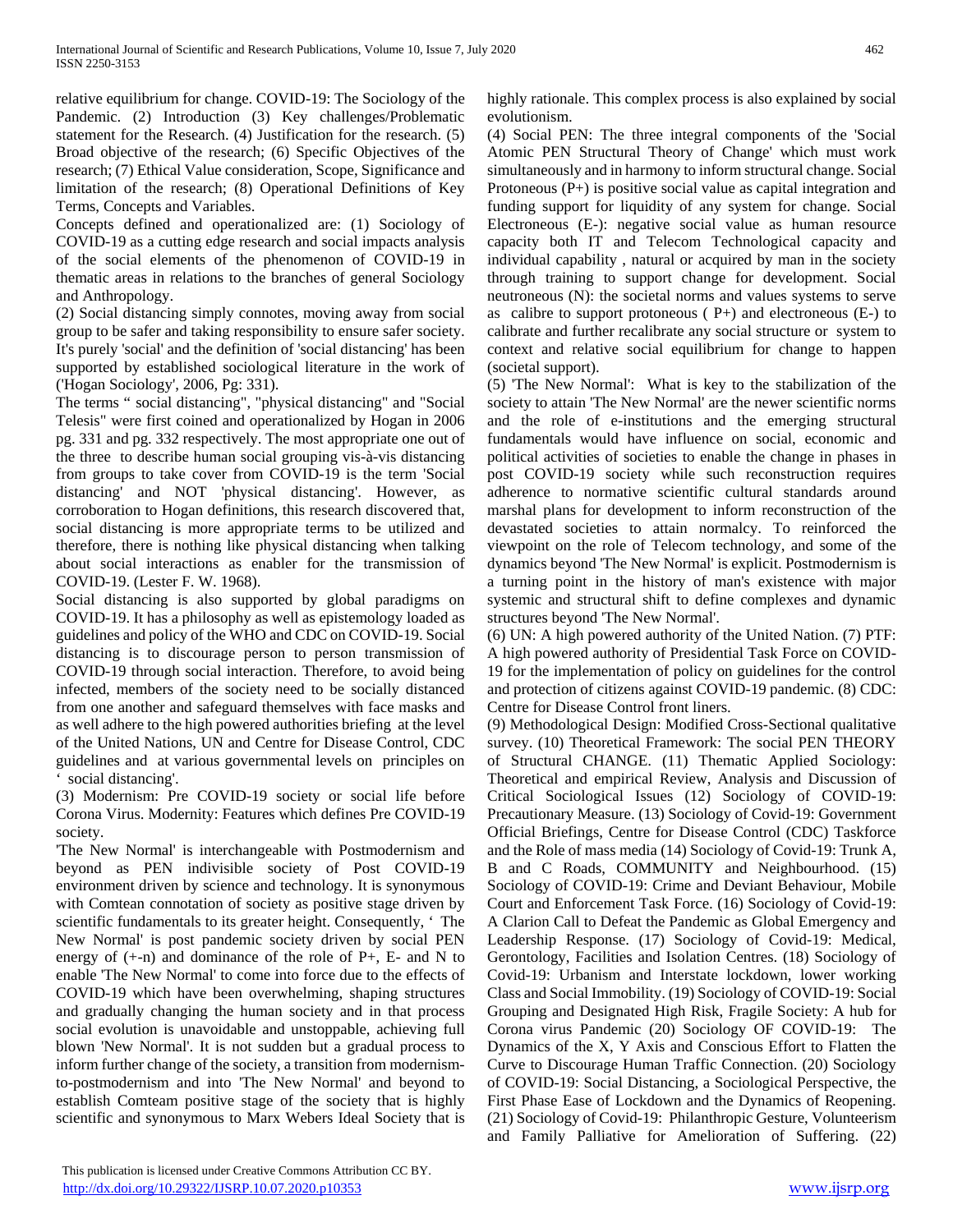relative equilibrium for change. COVID-19: The Sociology of the Pandemic. (2) Introduction (3) Key challenges/Problematic statement for the Research. (4) Justification for the research. (5) Broad objective of the research; (6) Specific Objectives of the research; (7) Ethical Value consideration, Scope, Significance and limitation of the research; (8) Operational Definitions of Key Terms, Concepts and Variables.

Concepts defined and operationalized are: (1) Sociology of COVID-19 as a cutting edge research and social impacts analysis of the social elements of the phenomenon of COVID-19 in thematic areas in relations to the branches of general Sociology and Anthropology.

(2) Social distancing simply connotes, moving away from social group to be safer and taking responsibility to ensure safer society. It's purely 'social' and the definition of 'social distancing' has been supported by established sociological literature in the work of ('Hogan Sociology', 2006, Pg: 331).

The terms " social distancing", "physical distancing" and "Social Telesis" were first coined and operationalized by Hogan in 2006 pg. 331 and pg. 332 respectively. The most appropriate one out of the three to describe human social grouping vis-à-vis distancing from groups to take cover from COVID-19 is the term 'Social distancing' and NOT 'physical distancing'. However, as corroboration to Hogan definitions, this research discovered that, social distancing is more appropriate terms to be utilized and therefore, there is nothing like physical distancing when talking about social interactions as enabler for the transmission of COVID-19. (Lester F. W. 1968).

Social distancing is also supported by global paradigms on COVID-19. It has a philosophy as well as epistemology loaded as guidelines and policy of the WHO and CDC on COVID-19. Social distancing is to discourage person to person transmission of COVID-19 through social interaction. Therefore, to avoid being infected, members of the society need to be socially distanced from one another and safeguard themselves with face masks and as well adhere to the high powered authorities briefing at the level of the United Nations, UN and Centre for Disease Control, CDC guidelines and at various governmental levels on principles on ' social distancing'.

(3) Modernism: Pre COVID-19 society or social life before Corona Virus. Modernity: Features which defines Pre COVID-19 society.

'The New Normal' is interchangeable with Postmodernism and beyond as PEN indivisible society of Post COVID-19 environment driven by science and technology. It is synonymous with Comtean connotation of society as positive stage driven by scientific fundamentals to its greater height. Consequently, ' The New Normal' is post pandemic society driven by social PEN energy of (+-n) and dominance of the role of P+, E- and N to enable 'The New Normal' to come into force due to the effects of COVID-19 which have been overwhelming, shaping structures and gradually changing the human society and in that process social evolution is unavoidable and unstoppable, achieving full blown 'New Normal'. It is not sudden but a gradual process to inform further change of the society, a transition from modernism-to-postmodernism and into 'The New Normal' and beyond to establish Comteam positive stage of the society that is highly scientific and synonymous to Marx Webers Ideal Society that is highly rationale. This complex process is also explained by social evolutionism.

(4) Social PEN: The three integral components of the 'Social Atomic PEN Structural Theory of Change' which must work simultaneously and in harmony to inform structural change. Social Protoneous (P+) is positive social value as capital integration and funding support for liquidity of any system for change. Social Electroneous (E-): negative social value as human resource capacity both IT and Telecom Technological capacity and individual capability , natural or acquired by man in the society through training to support change for development. Social neutroneous (N): the societal norms and values systems to serve as calibre to support protoneous ( P+) and electroneous (E-) to calibrate and further recalibrate any social structure or system to context and relative social equilibrium for change to happen (societal support).

(5) 'The New Normal': What is key to the stabilization of the society to attain 'The New Normal' are the newer scientific norms and the role of e-institutions and the emerging structural fundamentals would have influence on social, economic and political activities of societies to enable the change in phases in post COVID-19 society while such reconstruction requires adherence to normative scientific cultural standards around marshal plans for development to inform reconstruction of the devastated societies to attain normalcy. To reinforced the viewpoint on the role of Telecom technology, and some of the dynamics beyond 'The New Normal' is explicit. Postmodernism is a turning point in the history of man's existence with major systemic and structural shift to define complexes and dynamic structures beyond 'The New Normal'.

(6) UN: A high powered authority of the United Nation. (7) PTF: A high powered authority of Presidential Task Force on COVID-19 for the implementation of policy on guidelines for the control and protection of citizens against COVID-19 pandemic. (8) CDC: Centre for Disease Control front liners.

(9) Methodological Design: Modified Cross-Sectional qualitative survey. (10) Theoretical Framework: The social PEN THEORY of Structural CHANGE. (11) Thematic Applied Sociology: Theoretical and empirical Review, Analysis and Discussion of Critical Sociological Issues (12) Sociology of COVID-19: Precautionary Measure. (13) Sociology of Covid-19: Government Official Briefings, Centre for Disease Control (CDC) Taskforce and the Role of mass media (14) Sociology of Covid-19: Trunk A, B and C Roads, COMMUNITY and Neighbourhood. (15) Sociology of COVID-19: Crime and Deviant Behaviour, Mobile Court and Enforcement Task Force. (16) Sociology of Covid-19: A Clarion Call to Defeat the Pandemic as Global Emergency and Leadership Response. (17) Sociology of Covid-19: Medical, Gerontology, Facilities and Isolation Centres. (18) Sociology of Covid-19: Urbanism and Interstate lockdown, lower working Class and Social Immobility. (19) Sociology of COVID-19: Social Grouping and Designated High Risk, Fragile Society: A hub for Corona virus Pandemic (20) Sociology OF COVID-19: The Dynamics of the X, Y Axis and Conscious Effort to Flatten the Curve to Discourage Human Traffic Connection. (20) Sociology of COVID-19: Social Distancing, a Sociological Perspective, the First Phase Ease of Lockdown and the Dynamics of Reopening. (21) Sociology of Covid-19: Philanthropic Gesture, Volunteerism and Family Palliative for Amelioration of Suffering. (22)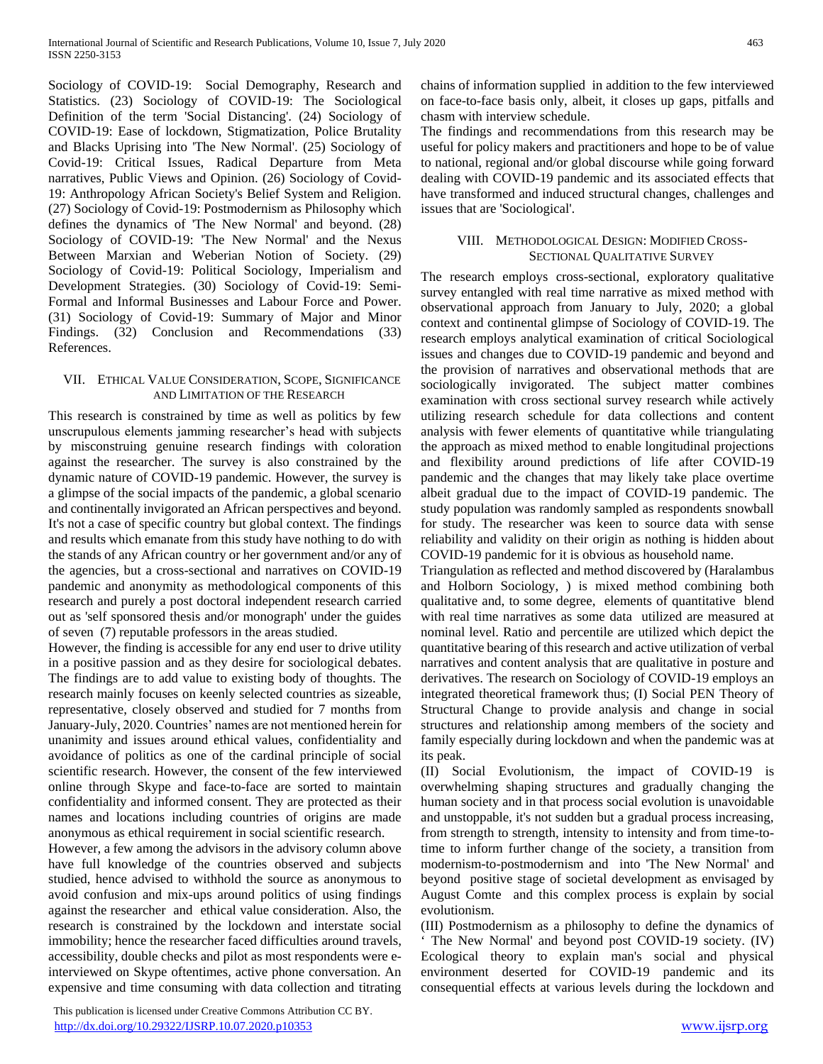Sociology of COVID-19: Social Demography, Research and Statistics. (23) Sociology of COVID-19: The Sociological Definition of the term 'Social Distancing'. (24) Sociology of COVID-19: Ease of lockdown, Stigmatization, Police Brutality and Blacks Uprising into 'The New Normal'. (25) Sociology of Covid-19: Critical Issues, Radical Departure from Meta narratives, Public Views and Opinion. (26) Sociology of Covid-19: Anthropology African Society's Belief System and Religion. (27) Sociology of Covid-19: Postmodernism as Philosophy which defines the dynamics of 'The New Normal' and beyond. (28) Sociology of COVID-19: 'The New Normal' and the Nexus Between Marxian and Weberian Notion of Society. (29) Sociology of Covid-19: Political Sociology, Imperialism and Development Strategies. (30) Sociology of Covid-19: Semi-Formal and Informal Businesses and Labour Force and Power. (31) Sociology of Covid-19: Summary of Major and Minor Findings. (32) Conclusion and Recommendations (33) References.

## VII. Ethical Value Consideration, Scope, Significance and Limitation of the Research

This research is constrained by time as well as politics by few unscrupulous elements jamming researcher's head with subjects by misconstruing genuine research findings with coloration against the researcher. The survey is also constrained by the dynamic nature of COVID-19 pandemic. However, the survey is a glimpse of the social impacts of the pandemic, a global scenario and continentally invigorated an African perspectives and beyond. It's not a case of specific country but global context. The findings and results which emanate from this study have nothing to do with the stands of any African country or her government and/or any of the agencies, but a cross-sectional and narratives on COVID-19 pandemic and anonymity as methodological components of this research and purely a post doctoral independent research carried out as 'self sponsored thesis and/or monograph' under the guides of seven (7) reputable professors in the areas studied.

However, the finding is accessible for any end user to drive utility in a positive passion and as they desire for sociological debates. The findings are to add value to existing body of thoughts. The research mainly focuses on keenly selected countries as sizeable, representative, closely observed and studied for 7 months from January-July, 2020. Countries' names are not mentioned herein for unanimity and issues around ethical values, confidentiality and avoidance of politics as one of the cardinal principle of social scientific research. However, the consent of the few interviewed online through Skype and face-to-face are sorted to maintain confidentiality and informed consent. They are protected as their names and locations including countries of origins are made anonymous as ethical requirement in social scientific research.

However, a few among the advisors in the advisory column above have full knowledge of the countries observed and subjects studied, hence advised to withhold the source as anonymous to avoid confusion and mix-ups around politics of using findings against the researcher and ethical value consideration. Also, the research is constrained by the lockdown and interstate social immobility; hence the researcher faced difficulties around travels, accessibility, double checks and pilot as most respondents were e-interviewed on Skype oftentimes, active phone conversation. An expensive and time consuming with data collection and titrating chains of information supplied in addition to the few interviewed on face-to-face basis only, albeit, it closes up gaps, pitfalls and chasm with interview schedule.

The findings and recommendations from this research may be useful for policy makers and practitioners and hope to be of value to national, regional and/or global discourse while going forward dealing with COVID-19 pandemic and its associated effects that have transformed and induced structural changes, challenges and issues that are 'Sociological'.

## VIII. Methodological Design: Modified Cross-Sectional Qualitative Survey

The research employs cross-sectional, exploratory qualitative survey entangled with real time narrative as mixed method with observational approach from January to July, 2020; a global context and continental glimpse of Sociology of COVID-19. The research employs analytical examination of critical Sociological issues and changes due to COVID-19 pandemic and beyond and the provision of narratives and observational methods that are sociologically invigorated. The subject matter combines examination with cross sectional survey research while actively utilizing research schedule for data collections and content analysis with fewer elements of quantitative while triangulating the approach as mixed method to enable longitudinal projections and flexibility around predictions of life after COVID-19 pandemic and the changes that may likely take place overtime albeit gradual due to the impact of COVID-19 pandemic. The study population was randomly sampled as respondents snowball for study. The researcher was keen to source data with sense reliability and validity on their origin as nothing is hidden about COVID-19 pandemic for it is obvious as household name.

Triangulation as reflected and method discovered by (Haralambus and Holborn Sociology, ) is mixed method combining both qualitative and, to some degree, elements of quantitative blend with real time narratives as some data utilized are measured at nominal level. Ratio and percentile are utilized which depict the quantitative bearing of this research and active utilization of verbal narratives and content analysis that are qualitative in posture and derivatives. The research on Sociology of COVID-19 employs an integrated theoretical framework thus; (I) Social PEN Theory of Structural Change to provide analysis and change in social structures and relationship among members of the society and family especially during lockdown and when the pandemic was at its peak.

(II) Social Evolutionism, the impact of COVID-19 is overwhelming shaping structures and gradually changing the human society and in that process social evolution is unavoidable and unstoppable, it's not sudden but a gradual process increasing, from strength to strength, intensity to intensity and from time-to-time to inform further change of the society, a transition from modernism-to-postmodernism and into 'The New Normal' and beyond positive stage of societal development as envisaged by August Comte and this complex process is explain by social evolutionism.

(III) Postmodernism as a philosophy to define the dynamics of ' The New Normal' and beyond post COVID-19 society. (IV) Ecological theory to explain man's social and physical environment deserted for COVID-19 pandemic and its consequential effects at various levels during the lockdown and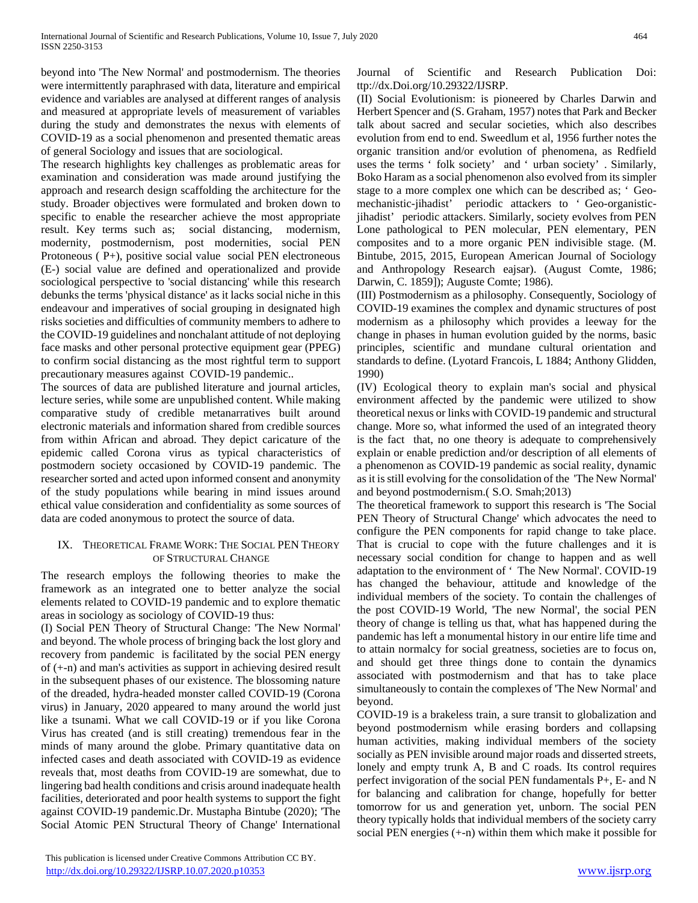beyond into 'The New Normal' and postmodernism. The theories were intermittently paraphrased with data, literature and empirical evidence and variables are analysed at different ranges of analysis and measured at appropriate levels of measurement of variables during the study and demonstrates the nexus with elements of COVID-19 as a social phenomenon and presented thematic areas of general Sociology and issues that are sociological.

The research highlights key challenges as problematic areas for examination and consideration was made around justifying the approach and research design scaffolding the architecture for the study. Broader objectives were formulated and broken down to specific to enable the researcher achieve the most appropriate result. Key terms such as; social distancing, modernism, modernity, postmodernism, post modernities, social PEN Protoneous ( P+), positive social value social PEN electroneous (E-) social value are defined and operationalized and provide sociological perspective to 'social distancing' while this research debunks the terms 'physical distance' as it lacks social niche in this endeavour and imperatives of social grouping in designated high risks societies and difficulties of community members to adhere to the COVID-19 guidelines and nonchalant attitude of not deploying face masks and other personal protective equipment gear (PPEG) to confirm social distancing as the most rightful term to support precautionary measures against COVID-19 pandemic..

The sources of data are published literature and journal articles, lecture series, while some are unpublished content. While making comparative study of credible metanarratives built around electronic materials and information shared from credible sources from within African and abroad. They depict caricature of the epidemic called Corona virus as typical characteristics of postmodern society occasioned by COVID-19 pandemic. The researcher sorted and acted upon informed consent and anonymity of the study populations while bearing in mind issues around ethical value consideration and confidentiality as some sources of data are coded anonymous to protect the source of data.

## IX. Theoretical Frame Work: The Social PEN Theory of Structural Change

The research employs the following theories to make the framework as an integrated one to better analyze the social elements related to COVID-19 pandemic and to explore thematic areas in sociology as sociology of COVID-19 thus:

(I) Social PEN Theory of Structural Change: 'The New Normal' and beyond. The whole process of bringing back the lost glory and recovery from pandemic is facilitated by the social PEN energy of (+-n) and man's activities as support in achieving desired result in the subsequent phases of our existence. The blossoming nature of the dreaded, hydra-headed monster called COVID-19 (Corona virus) in January, 2020 appeared to many around the world just like a tsunami. What we call COVID-19 or if you like Corona Virus has created (and is still creating) tremendous fear in the minds of many around the globe. Primary quantitative data on infected cases and death associated with COVID-19 as evidence reveals that, most deaths from COVID-19 are somewhat, due to lingering bad health conditions and crisis around inadequate health facilities, deteriorated and poor health systems to support the fight against COVID-19 pandemic.Dr. Mustapha Bintube (2020); 'The Social Atomic PEN Structural Theory of Change' International Journal of Scientific and Research Publication Doi: ttp://dx.Doi.org/10.29322/IJSRP.

(II) Social Evolutionism: is pioneered by Charles Darwin and Herbert Spencer and (S. Graham, 1957) notes that Park and Becker talk about sacred and secular societies, which also describes evolution from end to end. Sweedlum et al, 1956 further notes the organic transition and/or evolution of phenomena, as Redfield uses the terms ' folk society' and ' urban society' . Similarly, Boko Haram as a social phenomenon also evolved from its simpler stage to a more complex one which can be described as; ' Geo-mechanistic-jihadist' periodic attackers to ' Geo-organistic-jihadist' periodic attackers. Similarly, society evolves from PEN Lone pathological to PEN molecular, PEN elementary, PEN composites and to a more organic PEN indivisible stage. (M. Bintube, 2015, 2015, European American Journal of Sociology and Anthropology Research eajsr). (August Comte, 1986; Darwin, C. 1859]); Auguste Comte; 1986).

(III) Postmodernism as a philosophy. Consequently, Sociology of COVID-19 examines the complex and dynamic structures of post modernism as a philosophy which provides a leeway for the change in phases in human evolution guided by the norms, basic principles, scientific and mundane cultural orientation and standards to define. (Lyotard Francois, L 1884; Anthony Glidden, 1990)

(IV) Ecological theory to explain man's social and physical environment affected by the pandemic were utilized to show theoretical nexus or links with COVID-19 pandemic and structural change. More so, what informed the used of an integrated theory is the fact that, no one theory is adequate to comprehensively explain or enable prediction and/or description of all elements of a phenomenon as COVID-19 pandemic as social reality, dynamic as it is still evolving for the consolidation of the 'The New Normal' and beyond postmodernism.( S.O. Smah;2013)

The theoretical framework to support this research is 'The Social PEN Theory of Structural Change' which advocates the need to configure the PEN components for rapid change to take place. That is crucial to cope with the future challenges and it is necessary social condition for change to happen and as well adaptation to the environment of ' The New Normal'. COVID-19 has changed the behaviour, attitude and knowledge of the individual members of the society. To contain the challenges of the post COVID-19 World, 'The new Normal', the social PEN theory of change is telling us that, what has happened during the pandemic has left a monumental history in our entire life time and to attain normalcy for social greatness, societies are to focus on, and should get three things done to contain the dynamics associated with postmodernism and that has to take place simultaneously to contain the complexes of 'The New Normal' and beyond.

COVID-19 is a brakeless train, a sure transit to globalization and beyond postmodernism while erasing borders and collapsing human activities, making individual members of the society socially as PEN invisible around major roads and disserted streets, lonely and empty trunk A, B and C roads. Its control requires perfect invigoration of the social PEN fundamentals P+, E- and N for balancing and calibration for change, hopefully for better tomorrow for us and generation yet, unborn. The social PEN theory typically holds that individual members of the society carry social PEN energies (+-n) within them which make it possible for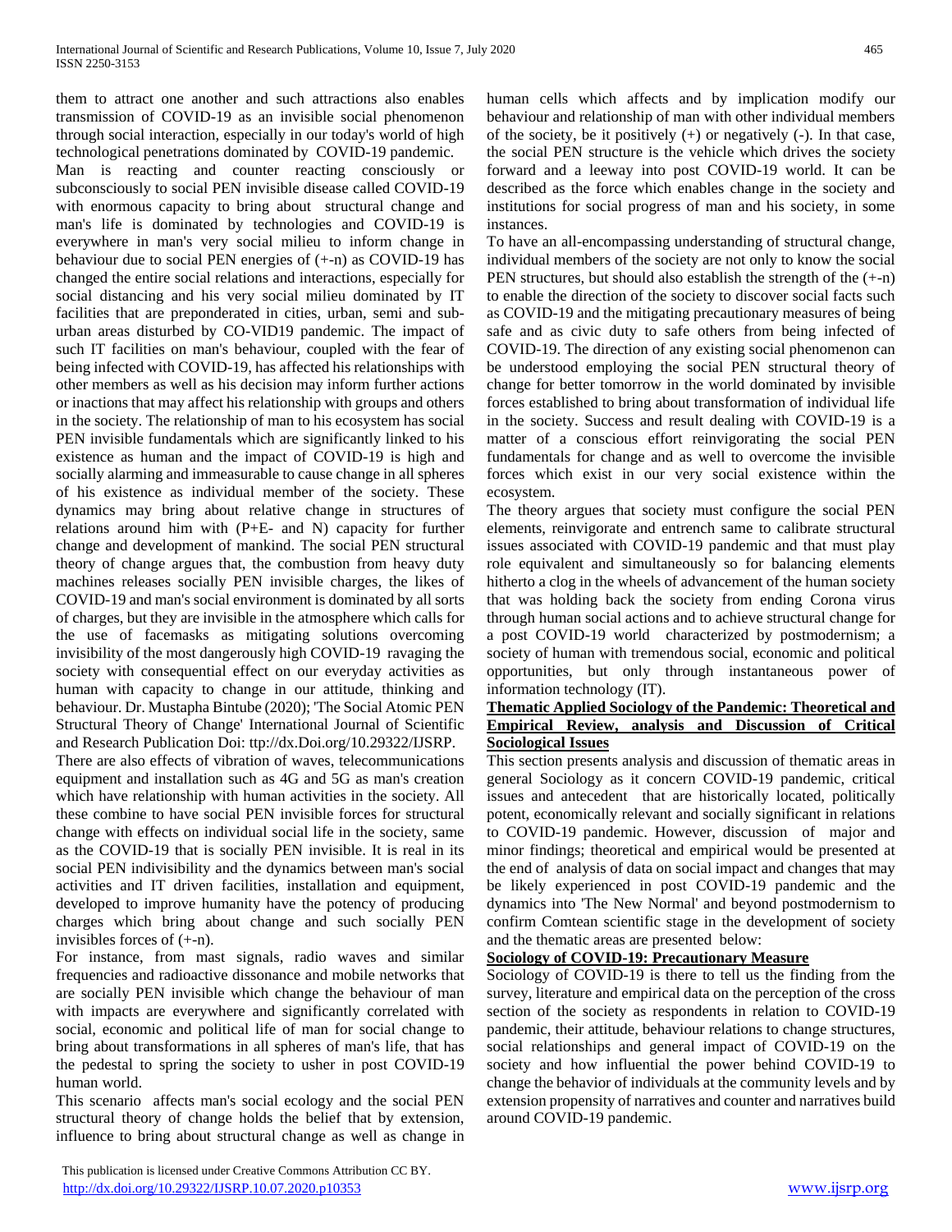them to attract one another and such attractions also enables transmission of COVID-19 as an invisible social phenomenon through social interaction, especially in our today's world of high technological penetrations dominated by COVID-19 pandemic.

Man is reacting and counter reacting consciously or subconsciously to social PEN invisible disease called COVID-19 with enormous capacity to bring about structural change and man's life is dominated by technologies and COVID-19 is everywhere in man's very social milieu to inform change in behaviour due to social PEN energies of (+-n) as COVID-19 has changed the entire social relations and interactions, especially for social distancing and his very social milieu dominated by IT facilities that are preponderated in cities, urban, semi and sub-urban areas disturbed by CO-VID19 pandemic. The impact of such IT facilities on man's behaviour, coupled with the fear of being infected with COVID-19, has affected his relationships with other members as well as his decision may inform further actions or inactions that may affect his relationship with groups and others in the society. The relationship of man to his ecosystem has social PEN invisible fundamentals which are significantly linked to his existence as human and the impact of COVID-19 is high and socially alarming and immeasurable to cause change in all spheres of his existence as individual member of the society. These dynamics may bring about relative change in structures of relations around him with (P+E- and N) capacity for further change and development of mankind. The social PEN structural theory of change argues that, the combustion from heavy duty machines releases socially PEN invisible charges, the likes of COVID-19 and man's social environment is dominated by all sorts of charges, but they are invisible in the atmosphere which calls for the use of facemasks as mitigating solutions overcoming invisibility of the most dangerously high COVID-19 ravaging the society with consequential effect on our everyday activities as human with capacity to change in our attitude, thinking and behaviour. Dr. Mustapha Bintube (2020); 'The Social Atomic PEN Structural Theory of Change' International Journal of Scientific and Research Publication Doi: ttp://dx.Doi.org/10.29322/IJSRP.

There are also effects of vibration of waves, telecommunications equipment and installation such as 4G and 5G as man's creation which have relationship with human activities in the society. All these combine to have social PEN invisible forces for structural change with effects on individual social life in the society, same as the COVID-19 that is socially PEN invisible. It is real in its social PEN indivisibility and the dynamics between man's social activities and IT driven facilities, installation and equipment, developed to improve humanity have the potency of producing charges which bring about change and such socially PEN invisibles forces of (+-n).

For instance, from mast signals, radio waves and similar frequencies and radioactive dissonance and mobile networks that are socially PEN invisible which change the behaviour of man with impacts are everywhere and significantly correlated with social, economic and political life of man for social change to bring about transformations in all spheres of man's life, that has the pedestal to spring the society to usher in post COVID-19 human world.

This scenario affects man's social ecology and the social PEN structural theory of change holds the belief that by extension, influence to bring about structural change as well as change in human cells which affects and by implication modify our behaviour and relationship of man with other individual members of the society, be it positively (+) or negatively (-). In that case, the social PEN structure is the vehicle which drives the society forward and a leeway into post COVID-19 world. It can be described as the force which enables change in the society and institutions for social progress of man and his society, in some instances.

To have an all-encompassing understanding of structural change, individual members of the society are not only to know the social PEN structures, but should also establish the strength of the (+-n) to enable the direction of the society to discover social facts such as COVID-19 and the mitigating precautionary measures of being safe and as civic duty to safe others from being infected of COVID-19. The direction of any existing social phenomenon can be understood employing the social PEN structural theory of change for better tomorrow in the world dominated by invisible forces established to bring about transformation of individual life in the society. Success and result dealing with COVID-19 is a matter of a conscious effort reinvigorating the social PEN fundamentals for change and as well to overcome the invisible forces which exist in our very social existence within the ecosystem.

The theory argues that society must configure the social PEN elements, reinvigorate and entrench same to calibrate structural issues associated with COVID-19 pandemic and that must play role equivalent and simultaneously so for balancing elements hitherto a clog in the wheels of advancement of the human society that was holding back the society from ending Corona virus through human social actions and to achieve structural change for a post COVID-19 world characterized by postmodernism; a society of human with tremendous social, economic and political opportunities, but only through instantaneous power of information technology (IT).

## Thematic Applied Sociology of the Pandemic: Theoretical and Empirical Review, analysis and Discussion of Critical Sociological Issues

This section presents analysis and discussion of thematic areas in general Sociology as it concern COVID-19 pandemic, critical issues and antecedent that are historically located, politically potent, economically relevant and socially significant in relations to COVID-19 pandemic. However, discussion of major and minor findings; theoretical and empirical would be presented at the end of analysis of data on social impact and changes that may be likely experienced in post COVID-19 pandemic and the dynamics into 'The New Normal' and beyond postmodernism to confirm Comtean scientific stage in the development of society and the thematic areas are presented below:

### Sociology of COVID-19: Precautionary Measure

Sociology of COVID-19 is there to tell us the finding from the survey, literature and empirical data on the perception of the cross section of the society as respondents in relation to COVID-19 pandemic, their attitude, behaviour relations to change structures, social relationships and general impact of COVID-19 on the society and how influential the power behind COVID-19 to change the behavior of individuals at the community levels and by extension propensity of narratives and counter and narratives build around COVID-19 pandemic.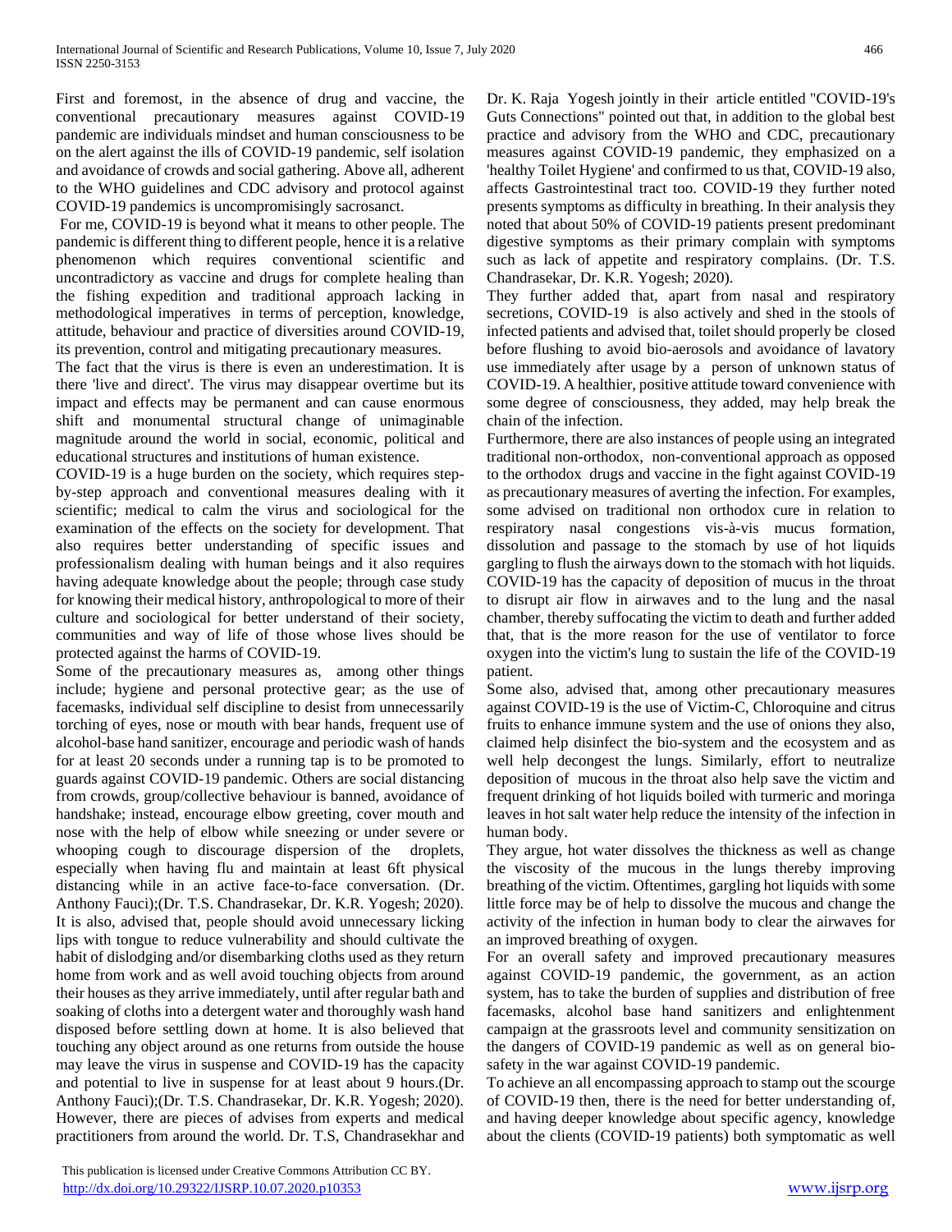First and foremost, in the absence of drug and vaccine, the conventional precautionary measures against COVID-19 pandemic are individuals mindset and human consciousness to be on the alert against the ills of COVID-19 pandemic, self isolation and avoidance of crowds and social gathering. Above all, adherent to the WHO guidelines and CDC advisory and protocol against COVID-19 pandemics is uncompromisingly sacrosanct.

For me, COVID-19 is beyond what it means to other people. The pandemic is different thing to different people, hence it is a relative phenomenon which requires conventional scientific and uncontradictory as vaccine and drugs for complete healing than the fishing expedition and traditional approach lacking in methodological imperatives in terms of perception, knowledge, attitude, behaviour and practice of diversities around COVID-19, its prevention, control and mitigating precautionary measures.

The fact that the virus is there is even an underestimation. It is there 'live and direct'. The virus may disappear overtime but its impact and effects may be permanent and can cause enormous shift and monumental structural change of unimaginable magnitude around the world in social, economic, political and educational structures and institutions of human existence.

COVID-19 is a huge burden on the society, which requires step-by-step approach and conventional measures dealing with it scientific; medical to calm the virus and sociological for the examination of the effects on the society for development. That also requires better understanding of specific issues and professionalism dealing with human beings and it also requires having adequate knowledge about the people; through case study for knowing their medical history, anthropological to more of their culture and sociological for better understand of their society, communities and way of life of those whose lives should be protected against the harms of COVID-19.

Some of the precautionary measures as, among other things include; hygiene and personal protective gear; as the use of facemasks, individual self discipline to desist from unnecessarily torching of eyes, nose or mouth with bear hands, frequent use of alcohol-base hand sanitizer, encourage and periodic wash of hands for at least 20 seconds under a running tap is to be promoted to guards against COVID-19 pandemic. Others are social distancing from crowds, group/collective behaviour is banned, avoidance of handshake; instead, encourage elbow greeting, cover mouth and nose with the help of elbow while sneezing or under severe or whooping cough to discourage dispersion of the droplets, especially when having flu and maintain at least 6ft physical distancing while in an active face-to-face conversation. (Dr. Anthony Fauci);(Dr. T.S. Chandrasekar, Dr. K.R. Yogesh; 2020).

It is also, advised that, people should avoid unnecessary licking lips with tongue to reduce vulnerability and should cultivate the habit of dislodging and/or disembarking cloths used as they return home from work and as well avoid touching objects from around their houses as they arrive immediately, until after regular bath and soaking of cloths into a detergent water and thoroughly wash hand disposed before settling down at home. It is also believed that touching any object around as one returns from outside the house may leave the virus in suspense and COVID-19 has the capacity and potential to live in suspense for at least about 9 hours.(Dr. Anthony Fauci);(Dr. T.S. Chandrasekar, Dr. K.R. Yogesh; 2020).

However, there are pieces of advises from experts and medical practitioners from around the world. Dr. T.S, Chandrasekhar and Dr. K. Raja Yogesh jointly in their article entitled "COVID-19's Guts Connections" pointed out that, in addition to the global best practice and advisory from the WHO and CDC, precautionary measures against COVID-19 pandemic, they emphasized on a 'healthy Toilet Hygiene' and confirmed to us that, COVID-19 also, affects Gastrointestinal tract too. COVID-19 they further noted presents symptoms as difficulty in breathing. In their analysis they noted that about 50% of COVID-19 patients present predominant digestive symptoms as their primary complain with symptoms such as lack of appetite and respiratory complains. (Dr. T.S. Chandrasekar, Dr. K.R. Yogesh; 2020).

They further added that, apart from nasal and respiratory secretions, COVID-19 is also actively and shed in the stools of infected patients and advised that, toilet should properly be closed before flushing to avoid bio-aerosols and avoidance of lavatory use immediately after usage by a person of unknown status of COVID-19. A healthier, positive attitude toward convenience with some degree of consciousness, they added, may help break the chain of the infection.

Furthermore, there are also instances of people using an integrated traditional non-orthodox, non-conventional approach as opposed to the orthodox drugs and vaccine in the fight against COVID-19 as precautionary measures of averting the infection. For examples, some advised on traditional non orthodox cure in relation to respiratory nasal congestions vis-à-vis mucus formation, dissolution and passage to the stomach by use of hot liquids gargling to flush the airways down to the stomach with hot liquids. COVID-19 has the capacity of deposition of mucus in the throat to disrupt air flow in airwaves and to the lung and the nasal chamber, thereby suffocating the victim to death and further added that, that is the more reason for the use of ventilator to force oxygen into the victim's lung to sustain the life of the COVID-19 patient.

Some also, advised that, among other precautionary measures against COVID-19 is the use of Victim-C, Chloroquine and citrus fruits to enhance immune system and the use of onions they also, claimed help disinfect the bio-system and the ecosystem and as well help decongest the lungs. Similarly, effort to neutralize deposition of mucous in the throat also help save the victim and frequent drinking of hot liquids boiled with turmeric and moringa leaves in hot salt water help reduce the intensity of the infection in human body.

They argue, hot water dissolves the thickness as well as change the viscosity of the mucous in the lungs thereby improving breathing of the victim. Oftentimes, gargling hot liquids with some little force may be of help to dissolve the mucous and change the activity of the infection in human body to clear the airwaves for an improved breathing of oxygen.

For an overall safety and improved precautionary measures against COVID-19 pandemic, the government, as an action system, has to take the burden of supplies and distribution of free facemasks, alcohol base hand sanitizers and enlightenment campaign at the grassroots level and community sensitization on the dangers of COVID-19 pandemic as well as on general bio-safety in the war against COVID-19 pandemic.

To achieve an all encompassing approach to stamp out the scourge of COVID-19 then, there is the need for better understanding of, and having deeper knowledge about specific agency, knowledge about the clients (COVID-19 patients) both symptomatic as well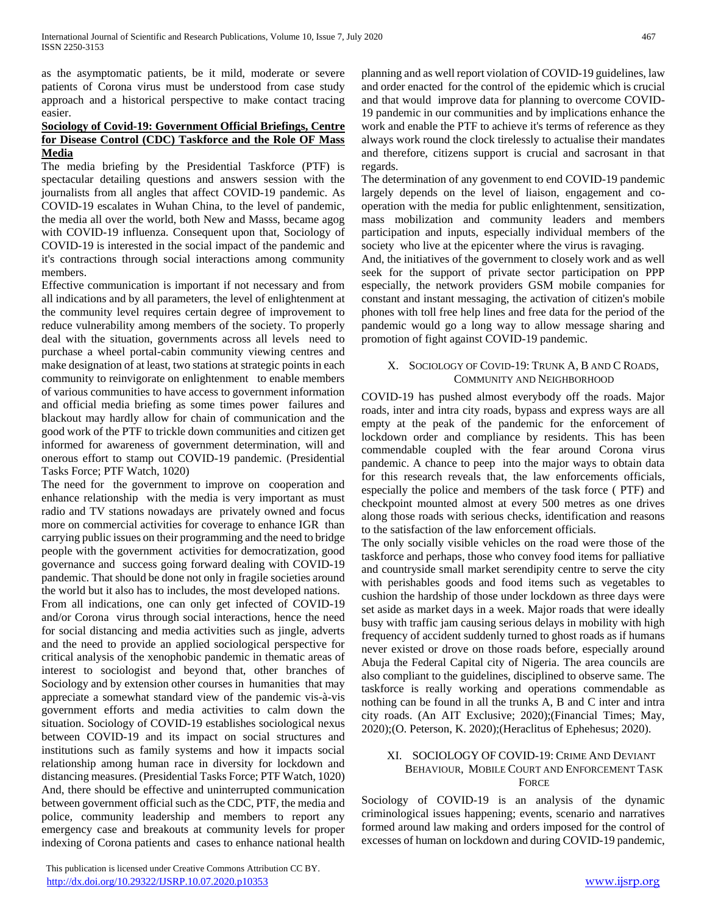as the asymptomatic patients, be it mild, moderate or severe patients of Corona virus must be understood from case study approach and a historical perspective to make contact tracing easier.

**Sociology of Covid-19: Government Official Briefings, Centre for Disease Control (CDC) Taskforce and the Role OF Mass Media**

The media briefing by the Presidential Taskforce (PTF) is spectacular detailing questions and answers session with the journalists from all angles that affect COVID-19 pandemic. As COVID-19 escalates in Wuhan China, to the level of pandemic, the media all over the world, both New and Masss, became agog with COVID-19 influenza. Consequent upon that, Sociology of COVID-19 is interested in the social impact of the pandemic and it's contractions through social interactions among community members.

Effective communication is important if not necessary and from all indications and by all parameters, the level of enlightenment at the community level requires certain degree of improvement to reduce vulnerability among members of the society. To properly deal with the situation, governments across all levels need to purchase a wheel portal-cabin community viewing centres and make designation of at least, two stations at strategic points in each community to reinvigorate on enlightenment to enable members of various communities to have access to government information and official media briefing as some times power failures and blackout may hardly allow for chain of communication and the good work of the PTF to trickle down communities and citizen get informed for awareness of government determination, will and onerous effort to stamp out COVID-19 pandemic. (Presidential Tasks Force; PTF Watch, 1020)

The need for the government to improve on cooperation and enhance relationship with the media is very important as must radio and TV stations nowadays are privately owned and focus more on commercial activities for coverage to enhance IGR than carrying public issues on their programming and the need to bridge people with the government activities for democratization, good governance and success going forward dealing with COVID-19 pandemic. That should be done not only in fragile societies around the world but it also has to includes, the most developed nations.

From all indications, one can only get infected of COVID-19 and/or Corona virus through social interactions, hence the need for social distancing and media activities such as jingle, adverts and the need to provide an applied sociological perspective for critical analysis of the xenophobic pandemic in thematic areas of interest to sociologist and beyond that, other branches of Sociology and by extension other courses in humanities that may appreciate a somewhat standard view of the pandemic vis-à-vis government efforts and media activities to calm down the situation. Sociology of COVID-19 establishes sociological nexus between COVID-19 and its impact on social structures and institutions such as family systems and how it impacts social relationship among human race in diversity for lockdown and distancing measures. (Presidential Tasks Force; PTF Watch, 1020)

And, there should be effective and uninterrupted communication between government official such as the CDC, PTF, the media and police, community leadership and members to report any emergency case and breakouts at community levels for proper indexing of Corona patients and cases to enhance national health planning and as well report violation of COVID-19 guidelines, law and order enacted for the control of the epidemic which is crucial and that would improve data for planning to overcome COVID-19 pandemic in our communities and by implications enhance the work and enable the PTF to achieve it's terms of reference as they always work round the clock tirelessly to actualise their mandates and therefore, citizens support is crucial and sacrosant in that regards.

The determination of any govenment to end COVID-19 pandemic largely depends on the level of liaison, engagement and co-operation with the media for public enlightenment, sensitization, mass mobilization and community leaders and members participation and inputs, especially individual members of the society who live at the epicenter where the virus is ravaging.

And, the initiatives of the government to closely work and as well seek for the support of private sector participation on PPP especially, the network providers GSM mobile companies for constant and instant messaging, the activation of citizen's mobile phones with toll free help lines and free data for the period of the pandemic would go a long way to allow message sharing and promotion of fight against COVID-19 pandemic.

## X. Sociology of Covid-19: Trunk A, B and C Roads, Community and Neighborhood

COVID-19 has pushed almost everybody off the roads. Major roads, inter and intra city roads, bypass and express ways are all empty at the peak of the pandemic for the enforcement of lockdown order and compliance by residents. This has been commendable coupled with the fear around Corona virus pandemic. A chance to peep into the major ways to obtain data for this research reveals that, the law enforcements officials, especially the police and members of the task force ( PTF) and checkpoint mounted almost at every 500 metres as one drives along those roads with serious checks, identification and reasons to the satisfaction of the law enforcement officials.

The only socially visible vehicles on the road were those of the taskforce and perhaps, those who convey food items for palliative and countryside small market serendipity centre to serve the city with perishables goods and food items such as vegetables to cushion the hardship of those under lockdown as three days were set aside as market days in a week. Major roads that were ideally busy with traffic jam causing serious delays in mobility with high frequency of accident suddenly turned to ghost roads as if humans never existed or drove on those roads before, especially around Abuja the Federal Capital city of Nigeria. The area councils are also compliant to the guidelines, disciplined to observe same. The taskforce is really working and operations commendable as nothing can be found in all the trunks A, B and C inter and intra city roads. (An AIT Exclusive; 2020);(Financial Times; May, 2020);(O. Peterson, K. 2020);(Heraclitus of Ephehesus; 2020).

## XI. Sociology of COVID-19: Crime And Deviant Behaviour, Mobile Court and Enforcement Task Force

Sociology of COVID-19 is an analysis of the dynamic criminological issues happening; events, scenario and narratives formed around law making and orders imposed for the control of excesses of human on lockdown and during COVID-19 pandemic,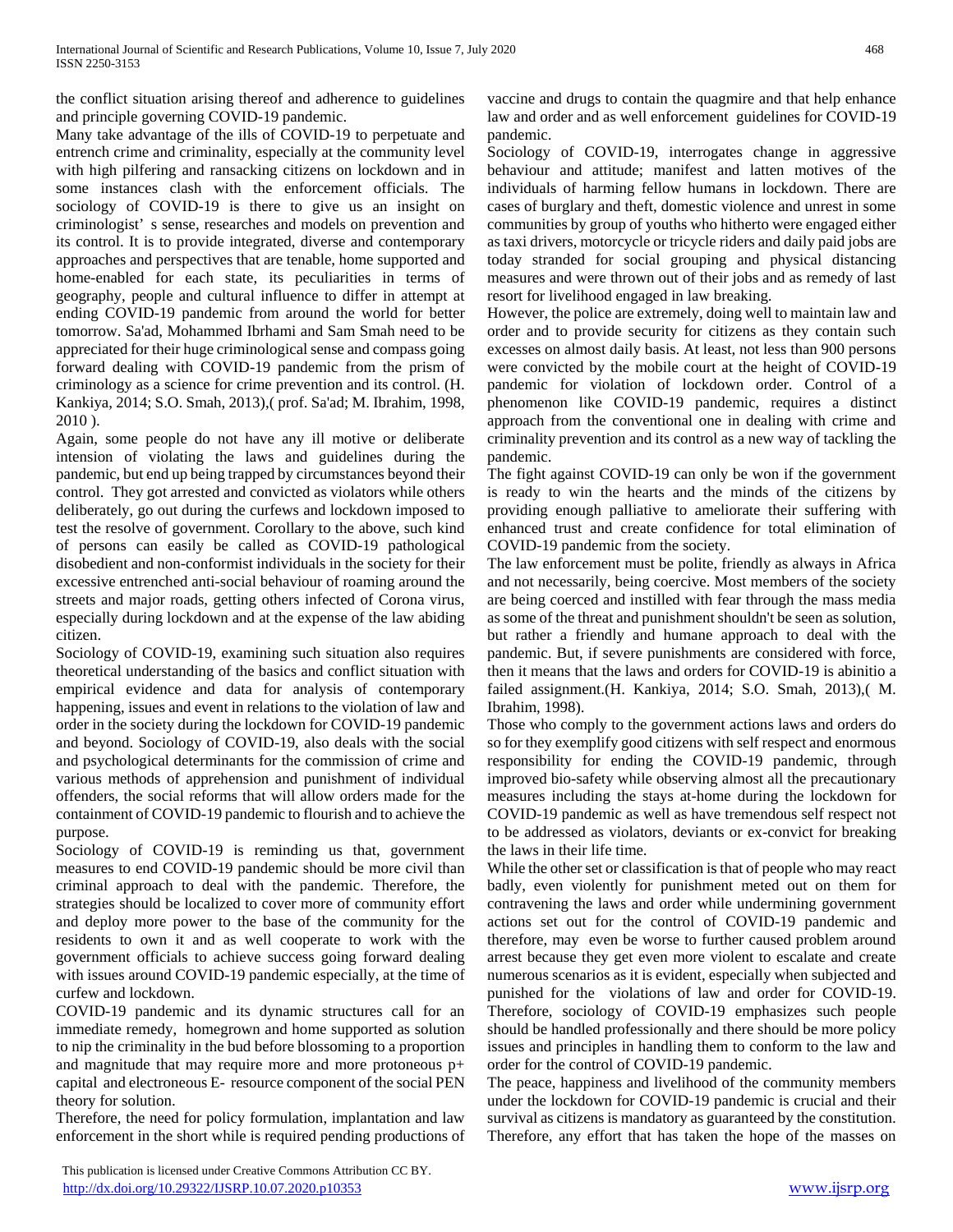the conflict situation arising thereof and adherence to guidelines and principle governing COVID-19 pandemic.

Many take advantage of the ills of COVID-19 to perpetuate and entrench crime and criminality, especially at the community level with high pilfering and ransacking citizens on lockdown and in some instances clash with the enforcement officials. The sociology of COVID-19 is there to give us an insight on criminologist' s sense, researches and models on prevention and its control. It is to provide integrated, diverse and contemporary approaches and perspectives that are tenable, home supported and home-enabled for each state, its peculiarities in terms of geography, people and cultural influence to differ in attempt at ending COVID-19 pandemic from around the world for better tomorrow. Sa'ad, Mohammed Ibrhami and Sam Smah need to be appreciated for their huge criminological sense and compass going forward dealing with COVID-19 pandemic from the prism of criminology as a science for crime prevention and its control. (H. Kankiya, 2014; S.O. Smah, 2013),( prof. Sa'ad; M. Ibrahim, 1998, 2010 ).

Again, some people do not have any ill motive or deliberate intension of violating the laws and guidelines during the pandemic, but end up being trapped by circumstances beyond their control. They got arrested and convicted as violators while others deliberately, go out during the curfews and lockdown imposed to test the resolve of government. Corollary to the above, such kind of persons can easily be called as COVID-19 pathological disobedient and non-conformist individuals in the society for their excessive entrenched anti-social behaviour of roaming around the streets and major roads, getting others infected of Corona virus, especially during lockdown and at the expense of the law abiding citizen.

Sociology of COVID-19, examining such situation also requires theoretical understanding of the basics and conflict situation with empirical evidence and data for analysis of contemporary happening, issues and event in relations to the violation of law and order in the society during the lockdown for COVID-19 pandemic and beyond. Sociology of COVID-19, also deals with the social and psychological determinants for the commission of crime and various methods of apprehension and punishment of individual offenders, the social reforms that will allow orders made for the containment of COVID-19 pandemic to flourish and to achieve the purpose.

Sociology of COVID-19 is reminding us that, government measures to end COVID-19 pandemic should be more civil than criminal approach to deal with the pandemic. Therefore, the strategies should be localized to cover more of community effort and deploy more power to the base of the community for the residents to own it and as well cooperate to work with the government officials to achieve success going forward dealing with issues around COVID-19 pandemic especially, at the time of curfew and lockdown.

COVID-19 pandemic and its dynamic structures call for an immediate remedy, homegrown and home supported as solution to nip the criminality in the bud before blossoming to a proportion and magnitude that may require more and more protoneous p+ capital and electroneous E- resource component of the social PEN theory for solution.

Therefore, the need for policy formulation, implantation and law enforcement in the short while is required pending productions of vaccine and drugs to contain the quagmire and that help enhance law and order and as well enforcement guidelines for COVID-19 pandemic.

Sociology of COVID-19, interrogates change in aggressive behaviour and attitude; manifest and latten motives of the individuals of harming fellow humans in lockdown. There are cases of burglary and theft, domestic violence and unrest in some communities by group of youths who hitherto were engaged either as taxi drivers, motorcycle or tricycle riders and daily paid jobs are today stranded for social grouping and physical distancing measures and were thrown out of their jobs and as remedy of last resort for livelihood engaged in law breaking.

However, the police are extremely, doing well to maintain law and order and to provide security for citizens as they contain such excesses on almost daily basis. At least, not less than 900 persons were convicted by the mobile court at the height of COVID-19 pandemic for violation of lockdown order. Control of a phenomenon like COVID-19 pandemic, requires a distinct approach from the conventional one in dealing with crime and criminality prevention and its control as a new way of tackling the pandemic.

The fight against COVID-19 can only be won if the government is ready to win the hearts and the minds of the citizens by providing enough palliative to ameliorate their suffering with enhanced trust and create confidence for total elimination of COVID-19 pandemic from the society.

The law enforcement must be polite, friendly as always in Africa and not necessarily, being coercive. Most members of the society are being coerced and instilled with fear through the mass media as some of the threat and punishment shouldn't be seen as solution, but rather a friendly and humane approach to deal with the pandemic. But, if severe punishments are considered with force, then it means that the laws and orders for COVID-19 is abinitio a failed assignment.(H. Kankiya, 2014; S.O. Smah, 2013),( M. Ibrahim, 1998).

Those who comply to the government actions laws and orders do so for they exemplify good citizens with self respect and enormous responsibility for ending the COVID-19 pandemic, through improved bio-safety while observing almost all the precautionary measures including the stays at-home during the lockdown for COVID-19 pandemic as well as have tremendous self respect not to be addressed as violators, deviants or ex-convict for breaking the laws in their life time.

While the other set or classification is that of people who may react badly, even violently for punishment meted out on them for contravening the laws and order while undermining government actions set out for the control of COVID-19 pandemic and therefore, may even be worse to further caused problem around arrest because they get even more violent to escalate and create numerous scenarios as it is evident, especially when subjected and punished for the violations of law and order for COVID-19. Therefore, sociology of COVID-19 emphasizes such people should be handled professionally and there should be more policy issues and principles in handling them to conform to the law and order for the control of COVID-19 pandemic.

The peace, happiness and livelihood of the community members under the lockdown for COVID-19 pandemic is crucial and their survival as citizens is mandatory as guaranteed by the constitution. Therefore, any effort that has taken the hope of the masses on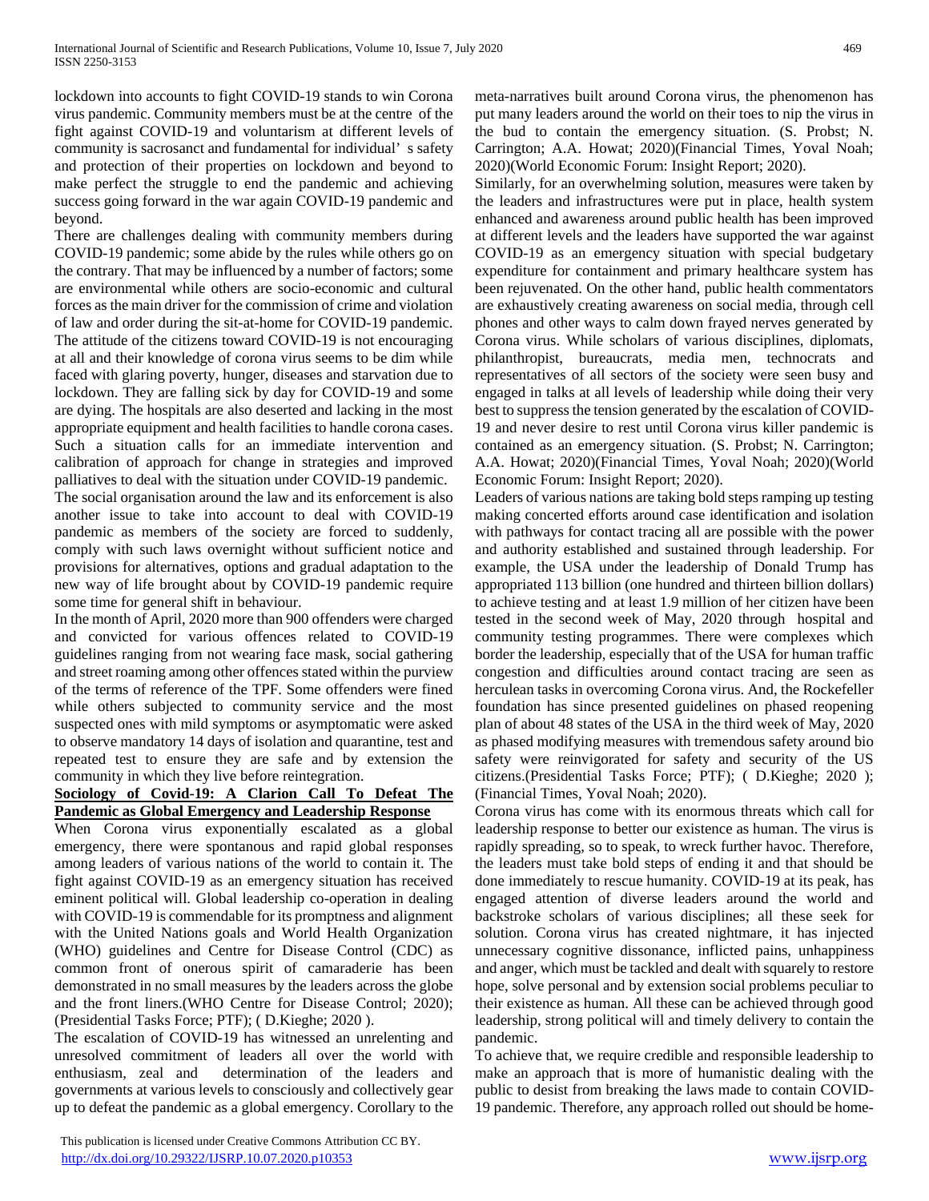lockdown into accounts to fight COVID-19 stands to win Corona virus pandemic. Community members must be at the centre of the fight against COVID-19 and voluntarism at different levels of community is sacrosanct and fundamental for individual' s safety and protection of their properties on lockdown and beyond to make perfect the struggle to end the pandemic and achieving success going forward in the war again COVID-19 pandemic and beyond.

There are challenges dealing with community members during COVID-19 pandemic; some abide by the rules while others go on the contrary. That may be influenced by a number of factors; some are environmental while others are socio-economic and cultural forces as the main driver for the commission of crime and violation of law and order during the sit-at-home for COVID-19 pandemic. The attitude of the citizens toward COVID-19 is not encouraging at all and their knowledge of corona virus seems to be dim while faced with glaring poverty, hunger, diseases and starvation due to lockdown. They are falling sick by day for COVID-19 and some are dying. The hospitals are also deserted and lacking in the most appropriate equipment and health facilities to handle corona cases. Such a situation calls for an immediate intervention and calibration of approach for change in strategies and improved palliatives to deal with the situation under COVID-19 pandemic.

The social organisation around the law and its enforcement is also another issue to take into account to deal with COVID-19 pandemic as members of the society are forced to suddenly, comply with such laws overnight without sufficient notice and provisions for alternatives, options and gradual adaptation to the new way of life brought about by COVID-19 pandemic require some time for general shift in behaviour.

In the month of April, 2020 more than 900 offenders were charged and convicted for various offences related to COVID-19 guidelines ranging from not wearing face mask, social gathering and street roaming among other offences stated within the purview of the terms of reference of the TPF. Some offenders were fined while others subjected to community service and the most suspected ones with mild symptoms or asymptomatic were asked to observe mandatory 14 days of isolation and quarantine, test and repeated test to ensure they are safe and by extension the community in which they live before reintegration.

## Sociology of Covid-19: A Clarion Call To Defeat The Pandemic as Global Emergency and Leadership Response

When Corona virus exponentially escalated as a global emergency, there were spontanous and rapid global responses among leaders of various nations of the world to contain it. The fight against COVID-19 as an emergency situation has received eminent political will. Global leadership co-operation in dealing with COVID-19 is commendable for its promptness and alignment with the United Nations goals and World Health Organization (WHO) guidelines and Centre for Disease Control (CDC) as common front of onerous spirit of camaraderie has been demonstrated in no small measures by the leaders across the globe and the front liners.(WHO Centre for Disease Control; 2020); (Presidential Tasks Force; PTF); ( D.Kieghe; 2020 ).

The escalation of COVID-19 has witnessed an unrelenting and unresolved commitment of leaders all over the world with enthusiasm, zeal and determination of the leaders and governments at various levels to consciously and collectively gear up to defeat the pandemic as a global emergency. Corollary to the meta-narratives built around Corona virus, the phenomenon has put many leaders around the world on their toes to nip the virus in the bud to contain the emergency situation. (S. Probst; N. Carrington; A.A. Howat; 2020)(Financial Times, Yoval Noah; 2020)(World Economic Forum: Insight Report; 2020).

Similarly, for an overwhelming solution, measures were taken by the leaders and infrastructures were put in place, health system enhanced and awareness around public health has been improved at different levels and the leaders have supported the war against COVID-19 as an emergency situation with special budgetary expenditure for containment and primary healthcare system has been rejuvenated. On the other hand, public health commentators are exhaustively creating awareness on social media, through cell phones and other ways to calm down frayed nerves generated by Corona virus. While scholars of various disciplines, diplomats, philanthropist, bureaucrats, media men, technocrats and representatives of all sectors of the society were seen busy and engaged in talks at all levels of leadership while doing their very best to suppress the tension generated by the escalation of COVID-19 and never desire to rest until Corona virus killer pandemic is contained as an emergency situation. (S. Probst; N. Carrington; A.A. Howat; 2020)(Financial Times, Yoval Noah; 2020)(World Economic Forum: Insight Report; 2020).

Leaders of various nations are taking bold steps ramping up testing making concerted efforts around case identification and isolation with pathways for contact tracing all are possible with the power and authority established and sustained through leadership. For example, the USA under the leadership of Donald Trump has appropriated 113 billion (one hundred and thirteen billion dollars) to achieve testing and at least 1.9 million of her citizen have been tested in the second week of May, 2020 through hospital and community testing programmes. There were complexes which border the leadership, especially that of the USA for human traffic congestion and difficulties around contact tracing are seen as herculean tasks in overcoming Corona virus. And, the Rockefeller foundation has since presented guidelines on phased reopening plan of about 48 states of the USA in the third week of May, 2020 as phased modifying measures with tremendous safety around bio safety were reinvigorated for safety and security of the US citizens.(Presidential Tasks Force; PTF); ( D.Kieghe; 2020 ); (Financial Times, Yoval Noah; 2020).

Corona virus has come with its enormous threats which call for leadership response to better our existence as human. The virus is rapidly spreading, so to speak, to wreck further havoc. Therefore, the leaders must take bold steps of ending it and that should be done immediately to rescue humanity. COVID-19 at its peak, has engaged attention of diverse leaders around the world and backstroke scholars of various disciplines; all these seek for solution. Corona virus has created nightmare, it has injected unnecessary cognitive dissonance, inflicted pains, unhappiness and anger, which must be tackled and dealt with squarely to restore hope, solve personal and by extension social problems peculiar to their existence as human. All these can be achieved through good leadership, strong political will and timely delivery to contain the pandemic.

To achieve that, we require credible and responsible leadership to make an approach that is more of humanistic dealing with the public to desist from breaking the laws made to contain COVID-19 pandemic. Therefore, any approach rolled out should be home-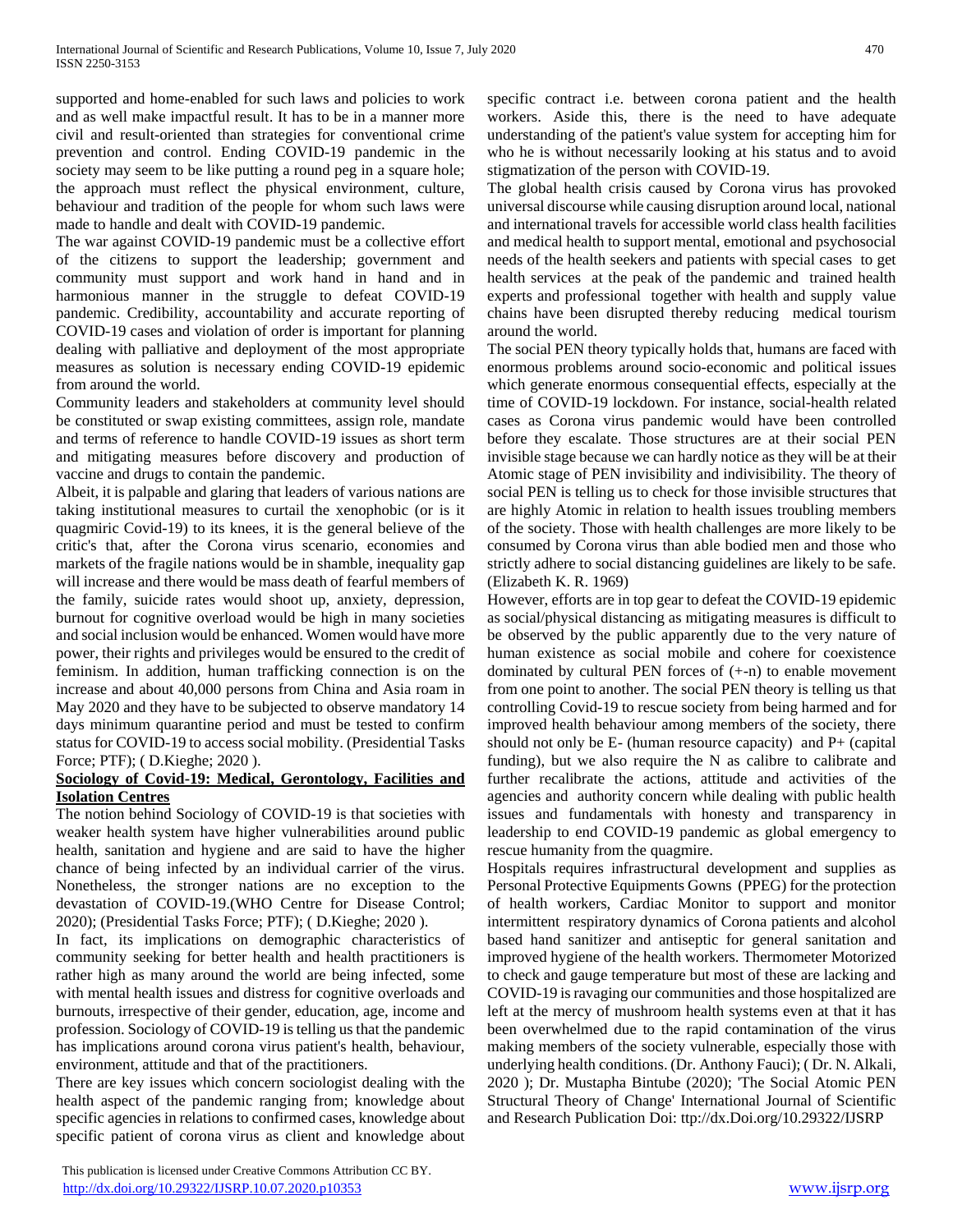supported and home-enabled for such laws and policies to work and as well make impactful result. It has to be in a manner more civil and result-oriented than strategies for conventional crime prevention and control. Ending COVID-19 pandemic in the society may seem to be like putting a round peg in a square hole; the approach must reflect the physical environment, culture, behaviour and tradition of the people for whom such laws were made to handle and dealt with COVID-19 pandemic.

The war against COVID-19 pandemic must be a collective effort of the citizens to support the leadership; government and community must support and work hand in hand and in harmonious manner in the struggle to defeat COVID-19 pandemic. Credibility, accountability and accurate reporting of COVID-19 cases and violation of order is important for planning dealing with palliative and deployment of the most appropriate measures as solution is necessary ending COVID-19 epidemic from around the world.

Community leaders and stakeholders at community level should be constituted or swap existing committees, assign role, mandate and terms of reference to handle COVID-19 issues as short term and mitigating measures before discovery and production of vaccine and drugs to contain the pandemic.

Albeit, it is palpable and glaring that leaders of various nations are taking institutional measures to curtail the xenophobic (or is it quagmiric Covid-19) to its knees, it is the general believe of the critic's that, after the Corona virus scenario, economies and markets of the fragile nations would be in shamble, inequality gap will increase and there would be mass death of fearful members of the family, suicide rates would shoot up, anxiety, depression, burnout for cognitive overload would be high in many societies and social inclusion would be enhanced. Women would have more power, their rights and privileges would be ensured to the credit of feminism. In addition, human trafficking connection is on the increase and about 40,000 persons from China and Asia roam in May 2020 and they have to be subjected to observe mandatory 14 days minimum quarantine period and must be tested to confirm status for COVID-19 to access social mobility. (Presidential Tasks Force; PTF); ( D.Kieghe; 2020 ).

**Sociology of Covid-19: Medical, Gerontology, Facilities and Isolation Centres**

The notion behind Sociology of COVID-19 is that societies with weaker health system have higher vulnerabilities around public health, sanitation and hygiene and are said to have the higher chance of being infected by an individual carrier of the virus. Nonetheless, the stronger nations are no exception to the devastation of COVID-19.(WHO Centre for Disease Control; 2020); (Presidential Tasks Force; PTF); ( D.Kieghe; 2020 ).

In fact, its implications on demographic characteristics of community seeking for better health and health practitioners is rather high as many around the world are being infected, some with mental health issues and distress for cognitive overloads and burnouts, irrespective of their gender, education, age, income and profession. Sociology of COVID-19 is telling us that the pandemic has implications around corona virus patient's health, behaviour, environment, attitude and that of the practitioners.

There are key issues which concern sociologist dealing with the health aspect of the pandemic ranging from; knowledge about specific agencies in relations to confirmed cases, knowledge about specific patient of corona virus as client and knowledge about specific contract i.e. between corona patient and the health workers. Aside this, there is the need to have adequate understanding of the patient's value system for accepting him for who he is without necessarily looking at his status and to avoid stigmatization of the person with COVID-19.

The global health crisis caused by Corona virus has provoked universal discourse while causing disruption around local, national and international travels for accessible world class health facilities and medical health to support mental, emotional and psychosocial needs of the health seekers and patients with special cases to get health services at the peak of the pandemic and trained health experts and professional together with health and supply value chains have been disrupted thereby reducing medical tourism around the world.

The social PEN theory typically holds that, humans are faced with enormous problems around socio-economic and political issues which generate enormous consequential effects, especially at the time of COVID-19 lockdown. For instance, social-health related cases as Corona virus pandemic would have been controlled before they escalate. Those structures are at their social PEN invisible stage because we can hardly notice as they will be at their Atomic stage of PEN invisibility and indivisibility. The theory of social PEN is telling us to check for those invisible structures that are highly Atomic in relation to health issues troubling members of the society. Those with health challenges are more likely to be consumed by Corona virus than able bodied men and those who strictly adhere to social distancing guidelines are likely to be safe. (Elizabeth K. R. 1969)

However, efforts are in top gear to defeat the COVID-19 epidemic as social/physical distancing as mitigating measures is difficult to be observed by the public apparently due to the very nature of human existence as social mobile and cohere for coexistence dominated by cultural PEN forces of (+-n) to enable movement from one point to another. The social PEN theory is telling us that controlling Covid-19 to rescue society from being harmed and for improved health behaviour among members of the society, there should not only be E- (human resource capacity) and P+ (capital funding), but we also require the N as calibre to calibrate and further recalibrate the actions, attitude and activities of the agencies and authority concern while dealing with public health issues and fundamentals with honesty and transparency in leadership to end COVID-19 pandemic as global emergency to rescue humanity from the quagmire.

Hospitals requires infrastructural development and supplies as Personal Protective Equipments Gowns (PPEG) for the protection of health workers, Cardiac Monitor to support and monitor intermittent respiratory dynamics of Corona patients and alcohol based hand sanitizer and antiseptic for general sanitation and improved hygiene of the health workers. Thermometer Motorized to check and gauge temperature but most of these are lacking and COVID-19 is ravaging our communities and those hospitalized are left at the mercy of mushroom health systems even at that it has been overwhelmed due to the rapid contamination of the virus making members of the society vulnerable, especially those with underlying health conditions. (Dr. Anthony Fauci); ( Dr. N. Alkali, 2020 ); Dr. Mustapha Bintube (2020); 'The Social Atomic PEN Structural Theory of Change' International Journal of Scientific and Research Publication Doi: ttp://dx.Doi.org/10.29322/IJSRP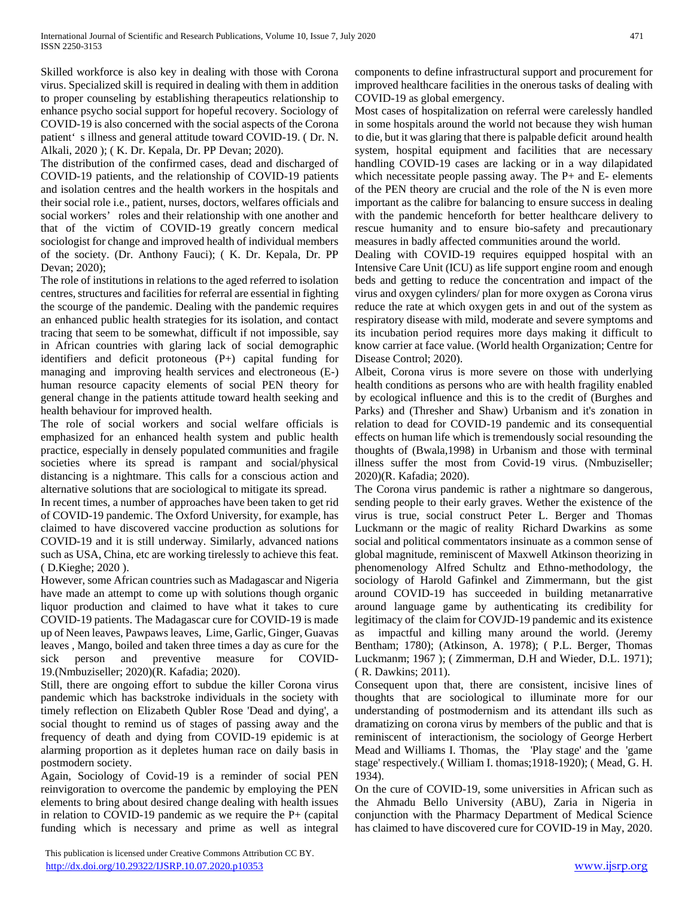Skilled workforce is also key in dealing with those with Corona virus. Specialized skill is required in dealing with them in addition to proper counseling by establishing therapeutics relationship to enhance psycho social support for hopeful recovery. Sociology of COVID-19 is also concerned with the social aspects of the Corona patient' s illness and general attitude toward COVID-19. ( Dr. N. Alkali, 2020 ); ( K. Dr. Kepala, Dr. PP Devan; 2020).

The distribution of the confirmed cases, dead and discharged of COVID-19 patients, and the relationship of COVID-19 patients and isolation centres and the health workers in the hospitals and their social role i.e., patient, nurses, doctors, welfares officials and social workers' roles and their relationship with one another and that of the victim of COVID-19 greatly concern medical sociologist for change and improved health of individual members of the society. (Dr. Anthony Fauci); ( K. Dr. Kepala, Dr. PP Devan; 2020);

The role of institutions in relations to the aged referred to isolation centres, structures and facilities for referral are essential in fighting the scourge of the pandemic. Dealing with the pandemic requires an enhanced public health strategies for its isolation, and contact tracing that seem to be somewhat, difficult if not impossible, say in African countries with glaring lack of social demographic identifiers and deficit protoneous (P+) capital funding for managing and improving health services and electroneous (E-) human resource capacity elements of social PEN theory for general change in the patients attitude toward health seeking and health behaviour for improved health.

The role of social workers and social welfare officials is emphasized for an enhanced health system and public health practice, especially in densely populated communities and fragile societies where its spread is rampant and social/physical distancing is a nightmare. This calls for a conscious action and alternative solutions that are sociological to mitigate its spread.

In recent times, a number of approaches have been taken to get rid of COVID-19 pandemic. The Oxford University, for example, has claimed to have discovered vaccine production as solutions for COVID-19 and it is still underway. Similarly, advanced nations such as USA, China, etc are working tirelessly to achieve this feat. ( D.Kieghe; 2020 ).

However, some African countries such as Madagascar and Nigeria have made an attempt to come up with solutions though organic liquor production and claimed to have what it takes to cure COVID-19 patients. The Madagascar cure for COVID-19 is made up of Neen leaves, Pawpaws leaves, Lime, Garlic, Ginger, Guavas leaves , Mango, boiled and taken three times a day as cure for the sick person and preventive measure for COVID-19.(Nmbuziseller; 2020)(R. Kafadia; 2020).

Still, there are ongoing effort to subdue the killer Corona virus pandemic which has backstroke individuals in the society with timely reflection on Elizabeth Qubler Rose 'Dead and dying', a social thought to remind us of stages of passing away and the frequency of death and dying from COVID-19 epidemic is at alarming proportion as it depletes human race on daily basis in postmodern society.

Again, Sociology of Covid-19 is a reminder of social PEN reinvigoration to overcome the pandemic by employing the PEN elements to bring about desired change dealing with health issues in relation to COVID-19 pandemic as we require the P+ (capital funding which is necessary and prime as well as integral components to define infrastructural support and procurement for improved healthcare facilities in the onerous tasks of dealing with COVID-19 as global emergency.

Most cases of hospitalization on referral were carelessly handled in some hospitals around the world not because they wish human to die, but it was glaring that there is palpable deficit around health system, hospital equipment and facilities that are necessary handling COVID-19 cases are lacking or in a way dilapidated which necessitate people passing away. The P+ and E- elements of the PEN theory are crucial and the role of the N is even more important as the calibre for balancing to ensure success in dealing with the pandemic henceforth for better healthcare delivery to rescue humanity and to ensure bio-safety and precautionary measures in badly affected communities around the world.

Dealing with COVID-19 requires equipped hospital with an Intensive Care Unit (ICU) as life support engine room and enough beds and getting to reduce the concentration and impact of the virus and oxygen cylinders/ plan for more oxygen as Corona virus reduce the rate at which oxygen gets in and out of the system as respiratory disease with mild, moderate and severe symptoms and its incubation period requires more days making it difficult to know carrier at face value. (World health Organization; Centre for Disease Control; 2020).

Albeit, Corona virus is more severe on those with underlying health conditions as persons who are with health fragility enabled by ecological influence and this is to the credit of (Burghes and Parks) and (Thresher and Shaw) Urbanism and it's zonation in relation to dead for COVID-19 pandemic and its consequential effects on human life which is tremendously social resounding the thoughts of (Bwala,1998) in Urbanism and those with terminal illness suffer the most from Covid-19 virus. (Nmbuziseller; 2020)(R. Kafadia; 2020).

The Corona virus pandemic is rather a nightmare so dangerous, sending people to their early graves. Wether the existence of the virus is true, social construct Peter L. Berger and Thomas Luckmann or the magic of reality Richard Dwarkins as some social and political commentators insinuate as a common sense of global magnitude, reminiscent of Maxwell Atkinson theorizing in phenomenology Alfred Schultz and Ethno-methodology, the sociology of Harold Gafinkel and Zimmermann, but the gist around COVID-19 has succeeded in building metanarrative around language game by authenticating its credibility for legitimacy of the claim for COVJD-19 pandemic and its existence as impactful and killing many around the world. (Jeremy Bentham; 1780); (Atkinson, A. 1978); ( P.L. Berger, Thomas Luckmanm; 1967 ); ( Zimmerman, D.H and Wieder, D.L. 1971); ( R. Dawkins; 2011).

Consequent upon that, there are consistent, incisive lines of thoughts that are sociological to illuminate more for our understanding of postmodernism and its attendant ills such as dramatizing on corona virus by members of the public and that is reminiscent of interactionism, the sociology of George Herbert Mead and Williams I. Thomas, the 'Play stage' and the 'game stage' respectively.( William I. thomas;1918-1920); ( Mead, G. H. 1934).

On the cure of COVID-19, some universities in African such as the Ahmadu Bello University (ABU), Zaria in Nigeria in conjunction with the Pharmacy Department of Medical Science has claimed to have discovered cure for COVID-19 in May, 2020.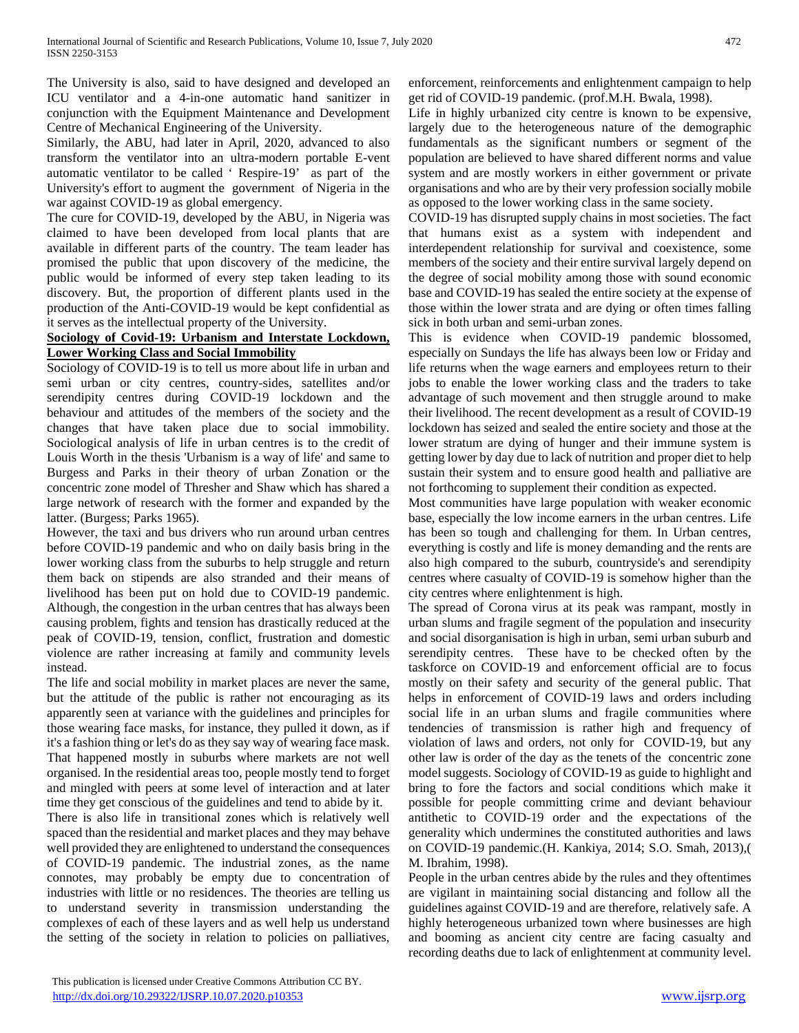The University is also, said to have designed and developed an ICU ventilator and a 4-in-one automatic hand sanitizer in conjunction with the Equipment Maintenance and Development Centre of Mechanical Engineering of the University.

Similarly, the ABU, had later in April, 2020, advanced to also transform the ventilator into an ultra-modern portable E-vent automatic ventilator to be called ' Respire-19' as part of the University's effort to augment the government of Nigeria in the war against COVID-19 as global emergency.

The cure for COVID-19, developed by the ABU, in Nigeria was claimed to have been developed from local plants that are available in different parts of the country. The team leader has promised the public that upon discovery of the medicine, the public would be informed of every step taken leading to its discovery. But, the proportion of different plants used in the production of the Anti-COVID-19 would be kept confidential as it serves as the intellectual property of the University.

**Sociology of Covid-19: Urbanism and Interstate Lockdown, Lower Working Class and Social Immobility**

Sociology of COVID-19 is to tell us more about life in urban and semi urban or city centres, country-sides, satellites and/or serendipity centres during COVID-19 lockdown and the behaviour and attitudes of the members of the society and the changes that have taken place due to social immobility. Sociological analysis of life in urban centres is to the credit of Louis Worth in the thesis 'Urbanism is a way of life' and same to Burgess and Parks in their theory of urban Zonation or the concentric zone model of Thresher and Shaw which has shared a large network of research with the former and expanded by the latter. (Burgess; Parks 1965).

However, the taxi and bus drivers who run around urban centres before COVID-19 pandemic and who on daily basis bring in the lower working class from the suburbs to help struggle and return them back on stipends are also stranded and their means of livelihood has been put on hold due to COVID-19 pandemic. Although, the congestion in the urban centres that has always been causing problem, fights and tension has drastically reduced at the peak of COVID-19, tension, conflict, frustration and domestic violence are rather increasing at family and community levels instead.

The life and social mobility in market places are never the same, but the attitude of the public is rather not encouraging as its apparently seen at variance with the guidelines and principles for those wearing face masks, for instance, they pulled it down, as if it's a fashion thing or let's do as they say way of wearing face mask. That happened mostly in suburbs where markets are not well organised. In the residential areas too, people mostly tend to forget and mingled with peers at some level of interaction and at later time they get conscious of the guidelines and tend to abide by it.

There is also life in transitional zones which is relatively well spaced than the residential and market places and they may behave well provided they are enlightened to understand the consequences of COVID-19 pandemic. The industrial zones, as the name connotes, may probably be empty due to concentration of industries with little or no residences. The theories are telling us to understand severity in transmission understanding the complexes of each of these layers and as well help us understand the setting of the society in relation to policies on palliatives, enforcement, reinforcements and enlightenment campaign to help get rid of COVID-19 pandemic. (prof.M.H. Bwala, 1998).

Life in highly urbanized city centre is known to be expensive, largely due to the heterogeneous nature of the demographic fundamentals as the significant numbers or segment of the population are believed to have shared different norms and value system and are mostly workers in either government or private organisations and who are by their very profession socially mobile as opposed to the lower working class in the same society.

COVID-19 has disrupted supply chains in most societies. The fact that humans exist as a system with independent and interdependent relationship for survival and coexistence, some members of the society and their entire survival largely depend on the degree of social mobility among those with sound economic base and COVID-19 has sealed the entire society at the expense of those within the lower strata and are dying or often times falling sick in both urban and semi-urban zones.

This is evidence when COVID-19 pandemic blossomed, especially on Sundays the life has always been low or Friday and life returns when the wage earners and employees return to their jobs to enable the lower working class and the traders to take advantage of such movement and then struggle around to make their livelihood. The recent development as a result of COVID-19 lockdown has seized and sealed the entire society and those at the lower stratum are dying of hunger and their immune system is getting lower by day due to lack of nutrition and proper diet to help sustain their system and to ensure good health and palliative are not forthcoming to supplement their condition as expected.

Most communities have large population with weaker economic base, especially the low income earners in the urban centres. Life has been so tough and challenging for them. In Urban centres, everything is costly and life is money demanding and the rents are also high compared to the suburb, countryside's and serendipity centres where casualty of COVID-19 is somehow higher than the city centres where enlightenment is high.

The spread of Corona virus at its peak was rampant, mostly in urban slums and fragile segment of the population and insecurity and social disorganisation is high in urban, semi urban suburb and serendipity centres. These have to be checked often by the taskforce on COVID-19 and enforcement official are to focus mostly on their safety and security of the general public. That helps in enforcement of COVID-19 laws and orders including social life in an urban slums and fragile communities where tendencies of transmission is rather high and frequency of violation of laws and orders, not only for COVID-19, but any other law is order of the day as the tenets of the concentric zone model suggests. Sociology of COVID-19 as guide to highlight and bring to fore the factors and social conditions which make it possible for people committing crime and deviant behaviour antithetic to COVID-19 order and the expectations of the generality which undermines the constituted authorities and laws on COVID-19 pandemic.(H. Kankiya, 2014; S.O. Smah, 2013),( M. Ibrahim, 1998).

People in the urban centres abide by the rules and they oftentimes are vigilant in maintaining social distancing and follow all the guidelines against COVID-19 and are therefore, relatively safe. A highly heterogeneous urbanized town where businesses are high and booming as ancient city centre are facing casualty and recording deaths due to lack of enlightenment at community level.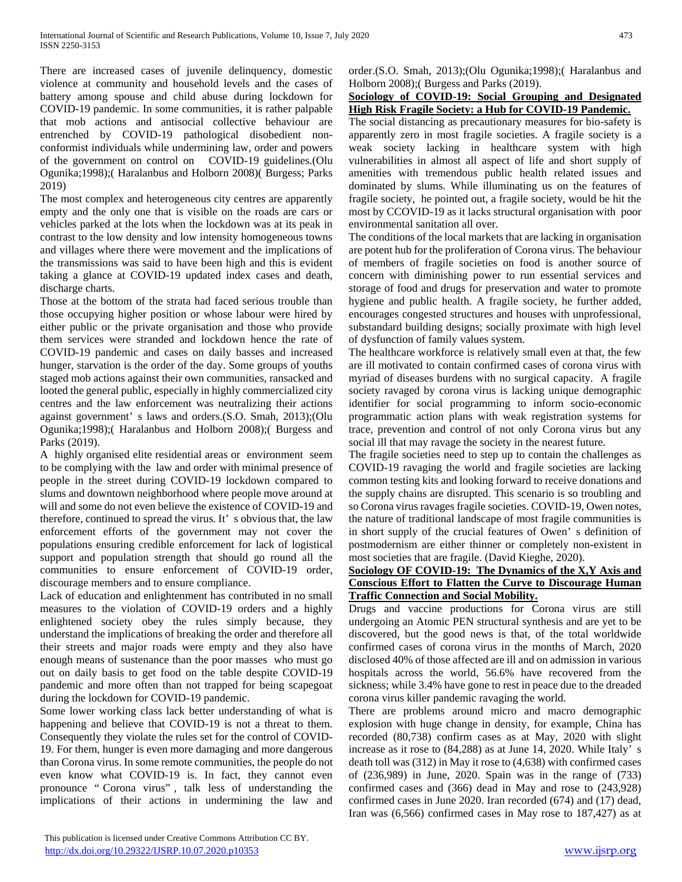There are increased cases of juvenile delinquency, domestic violence at community and household levels and the cases of battery among spouse and child abuse during lockdown for COVID-19 pandemic. In some communities, it is rather palpable that mob actions and antisocial collective behaviour are entrenched by COVID-19 pathological disobedient non-conformist individuals while undermining law, order and powers of the government on control on COVID-19 guidelines.(Olu Ogunika;1998);( Haralanbus and Holborn 2008)( Burgess; Parks 2019)

The most complex and heterogeneous city centres are apparently empty and the only one that is visible on the roads are cars or vehicles parked at the lots when the lockdown was at its peak in contrast to the low density and low intensity homogeneous towns and villages where there were movement and the implications of the transmissions was said to have been high and this is evident taking a glance at COVID-19 updated index cases and death, discharge charts.

Those at the bottom of the strata had faced serious trouble than those occupying higher position or whose labour were hired by either public or the private organisation and those who provide them services were stranded and lockdown hence the rate of COVID-19 pandemic and cases on daily basses and increased hunger, starvation is the order of the day. Some groups of youths staged mob actions against their own communities, ransacked and looted the general public, especially in highly commercialized city centres and the law enforcement was neutralizing their actions against government' s laws and orders.(S.O. Smah, 2013);(Olu Ogunika;1998);( Haralanbus and Holborn 2008);( Burgess and Parks (2019).

A highly organised elite residential areas or environment seem to be complying with the law and order with minimal presence of people in the street during COVID-19 lockdown compared to slums and downtown neighborhood where people move around at will and some do not even believe the existence of COVID-19 and therefore, continued to spread the virus. It' s obvious that, the law enforcement efforts of the government may not cover the populations ensuring credible enforcement for lack of logistical support and population strength that should go round all the communities to ensure enforcement of COVID-19 order, discourage members and to ensure compliance.

Lack of education and enlightenment has contributed in no small measures to the violation of COVID-19 orders and a highly enlightened society obey the rules simply because, they understand the implications of breaking the order and therefore all their streets and major roads were empty and they also have enough means of sustenance than the poor masses who must go out on daily basis to get food on the table despite COVID-19 pandemic and more often than not trapped for being scapegoat during the lockdown for COVID-19 pandemic.

Some lower working class lack better understanding of what is happening and believe that COVID-19 is not a threat to them. Consequently they violate the rules set for the control of COVID-19. For them, hunger is even more damaging and more dangerous than Corona virus. In some remote communities, the people do not even know what COVID-19 is. In fact, they cannot even pronounce " Corona virus" , talk less of understanding the implications of their actions in undermining the law and order.(S.O. Smah, 2013);(Olu Ogunika;1998);( Haralanbus and Holborn 2008);( Burgess and Parks (2019).

**Sociology of COVID-19: Social Grouping and Designated High Risk Fragile Society: a Hub for COVID-19 Pandemic.**

The social distancing as precautionary measures for bio-safety is apparently zero in most fragile societies. A fragile society is a weak society lacking in healthcare system with high vulnerabilities in almost all aspect of life and short supply of amenities with tremendous public health related issues and dominated by slums. While illuminating us on the features of fragile society, he pointed out, a fragile society, would be hit the most by CCOVID-19 as it lacks structural organisation with poor environmental sanitation all over.

The conditions of the local markets that are lacking in organisation are potent hub for the proliferation of Corona virus. The behaviour of members of fragile societies on food is another source of concern with diminishing power to run essential services and storage of food and drugs for preservation and water to promote hygiene and public health. A fragile society, he further added, encourages congested structures and houses with unprofessional, substandard building designs; socially proximate with high level of dysfunction of family values system.

The healthcare workforce is relatively small even at that, the few are ill motivated to contain confirmed cases of corona virus with myriad of diseases burdens with no surgical capacity. A fragile society ravaged by corona virus is lacking unique demographic identifier for social programming to inform socio-economic programmatic action plans with weak registration systems for trace, prevention and control of not only Corona virus but any social ill that may ravage the society in the nearest future.

The fragile societies need to step up to contain the challenges as COVID-19 ravaging the world and fragile societies are lacking common testing kits and looking forward to receive donations and the supply chains are disrupted. This scenario is so troubling and so Corona virus ravages fragile societies. COVID-19, Owen notes, the nature of traditional landscape of most fragile communities is in short supply of the crucial features of Owen' s definition of postmodernism are either thinner or completely non-existent in most societies that are fragile. (David Kieghe, 2020).

**Sociology OF COVID-19: The Dynamics of the X,Y Axis and Conscious Effort to Flatten the Curve to Discourage Human Traffic Connection and Social Mobility.**

Drugs and vaccine productions for Corona virus are still undergoing an Atomic PEN structural synthesis and are yet to be discovered, but the good news is that, of the total worldwide confirmed cases of corona virus in the months of March, 2020 disclosed 40% of those affected are ill and on admission in various hospitals across the world, 56.6% have recovered from the sickness; while 3.4% have gone to rest in peace due to the dreaded corona virus killer pandemic ravaging the world.

There are problems around micro and macro demographic explosion with huge change in density, for example, China has recorded (80,738) confirm cases as at May, 2020 with slight increase as it rose to (84,288) as at June 14, 2020. While Italy' s death toll was (312) in May it rose to (4,638) with confirmed cases of (236,989) in June, 2020. Spain was in the range of (733) confirmed cases and (366) dead in May and rose to (243,928) confirmed cases in June 2020. Iran recorded (674) and (17) dead, Iran was (6,566) confirmed cases in May rose to 187,427) as at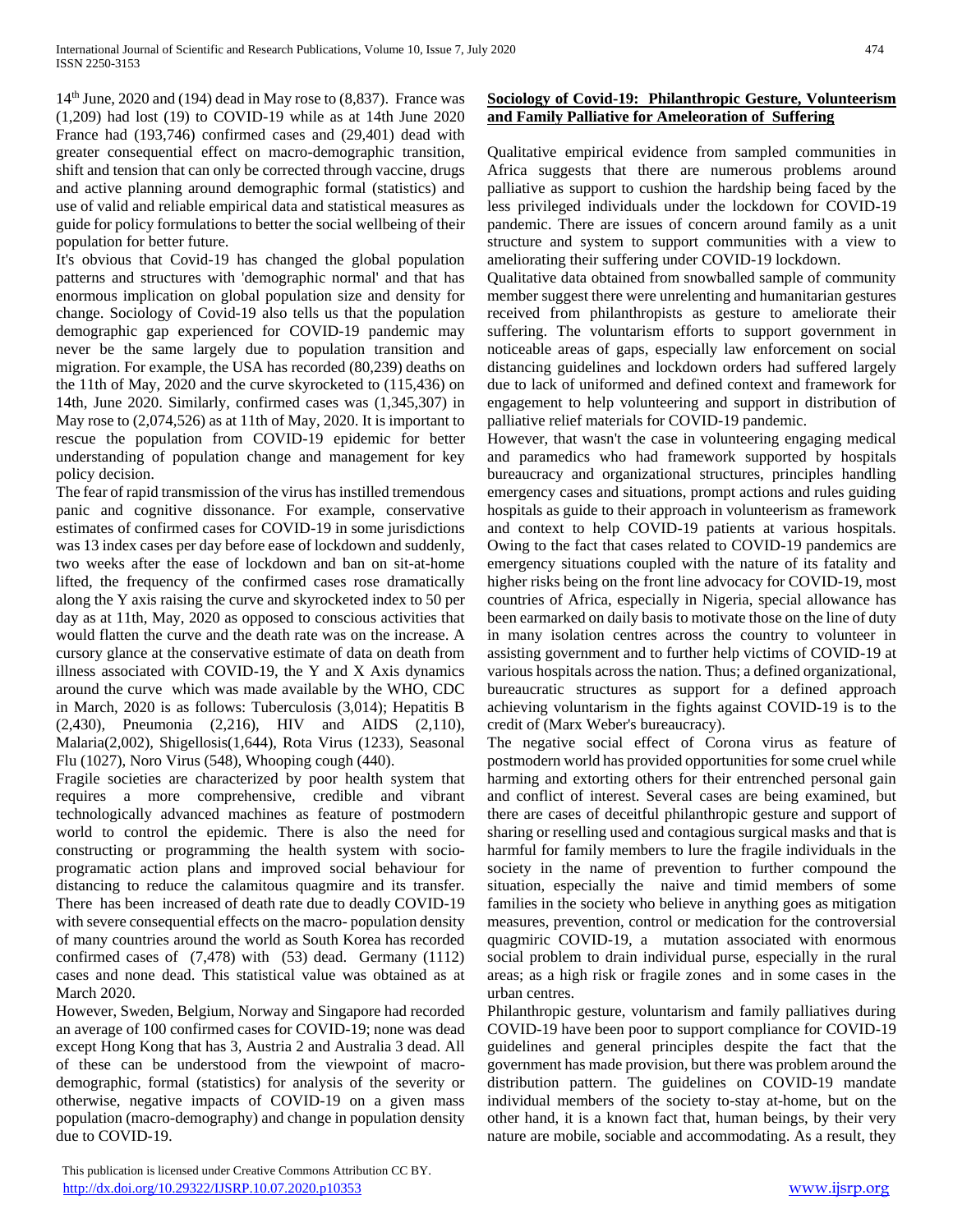14th June, 2020 and (194) dead in May rose to (8,837). France was (1,209) had lost (19) to COVID-19 while as at 14th June 2020 France had (193,746) confirmed cases and (29,401) dead with greater consequential effect on macro-demographic transition, shift and tension that can only be corrected through vaccine, drugs and active planning around demographic formal (statistics) and use of valid and reliable empirical data and statistical measures as guide for policy formulations to better the social wellbeing of their population for better future.

It's obvious that Covid-19 has changed the global population patterns and structures with 'demographic normal' and that has enormous implication on global population size and density for change. Sociology of Covid-19 also tells us that the population demographic gap experienced for COVID-19 pandemic may never be the same largely due to population transition and migration. For example, the USA has recorded (80,239) deaths on the 11th of May, 2020 and the curve skyrocketed to (115,436) on 14th, June 2020. Similarly, confirmed cases was (1,345,307) in May rose to (2,074,526) as at 11th of May, 2020. It is important to rescue the population from COVID-19 epidemic for better understanding of population change and management for key policy decision.

The fear of rapid transmission of the virus has instilled tremendous panic and cognitive dissonance. For example, conservative estimates of confirmed cases for COVID-19 in some jurisdictions was 13 index cases per day before ease of lockdown and suddenly, two weeks after the ease of lockdown and ban on sit-at-home lifted, the frequency of the confirmed cases rose dramatically along the Y axis raising the curve and skyrocketed index to 50 per day as at 11th, May, 2020 as opposed to conscious activities that would flatten the curve and the death rate was on the increase. A cursory glance at the conservative estimate of data on death from illness associated with COVID-19, the Y and X Axis dynamics around the curve which was made available by the WHO, CDC in March, 2020 is as follows: Tuberculosis (3,014); Hepatitis B (2,430), Pneumonia (2,216), HIV and AIDS (2,110), Malaria(2,002), Shigellosis(1,644), Rota Virus (1233), Seasonal Flu (1027), Noro Virus (548), Whooping cough (440).

Fragile societies are characterized by poor health system that requires a more comprehensive, credible and vibrant technologically advanced machines as feature of postmodern world to control the epidemic. There is also the need for constructing or programming the health system with socio-programatic action plans and improved social behaviour for distancing to reduce the calamitous quagmire and its transfer. There has been increased of death rate due to deadly COVID-19 with severe consequential effects on the macro- population density of many countries around the world as South Korea has recorded confirmed cases of (7,478) with (53) dead. Germany (1112) cases and none dead. This statistical value was obtained as at March 2020.

However, Sweden, Belgium, Norway and Singapore had recorded an average of 100 confirmed cases for COVID-19; none was dead except Hong Kong that has 3, Austria 2 and Australia 3 dead. All of these can be understood from the viewpoint of macro-demographic, formal (statistics) for analysis of the severity or otherwise, negative impacts of COVID-19 on a given mass population (macro-demography) and change in population density due to COVID-19.

## Sociology of Covid-19: Philanthropic Gesture, Volunteerism and Family Palliative for Ameleoration of Suffering

Qualitative empirical evidence from sampled communities in Africa suggests that there are numerous problems around palliative as support to cushion the hardship being faced by the less privileged individuals under the lockdown for COVID-19 pandemic. There are issues of concern around family as a unit structure and system to support communities with a view to ameliorating their suffering under COVID-19 lockdown.

Qualitative data obtained from snowballed sample of community member suggest there were unrelenting and humanitarian gestures received from philanthropists as gesture to ameliorate their suffering. The voluntarism efforts to support government in noticeable areas of gaps, especially law enforcement on social distancing guidelines and lockdown orders had suffered largely due to lack of uniformed and defined context and framework for engagement to help volunteering and support in distribution of palliative relief materials for COVID-19 pandemic.

However, that wasn't the case in volunteering engaging medical and paramedics who had framework supported by hospitals bureaucracy and organizational structures, principles handling emergency cases and situations, prompt actions and rules guiding hospitals as guide to their approach in volunteerism as framework and context to help COVID-19 patients at various hospitals. Owing to the fact that cases related to COVID-19 pandemics are emergency situations coupled with the nature of its fatality and higher risks being on the front line advocacy for COVID-19, most countries of Africa, especially in Nigeria, special allowance has been earmarked on daily basis to motivate those on the line of duty in many isolation centres across the country to volunteer in assisting government and to further help victims of COVID-19 at various hospitals across the nation. Thus; a defined organizational, bureaucratic structures as support for a defined approach achieving voluntarism in the fights against COVID-19 is to the credit of (Marx Weber's bureaucracy).

The negative social effect of Corona virus as feature of postmodern world has provided opportunities for some cruel while harming and extorting others for their entrenched personal gain and conflict of interest. Several cases are being examined, but there are cases of deceitful philanthropic gesture and support of sharing or reselling used and contagious surgical masks and that is harmful for family members to lure the fragile individuals in the society in the name of prevention to further compound the situation, especially the naive and timid members of some families in the society who believe in anything goes as mitigation measures, prevention, control or medication for the controversial quagmiric COVID-19, a mutation associated with enormous social problem to drain individual purse, especially in the rural areas; as a high risk or fragile zones and in some cases in the urban centres.

Philanthropic gesture, voluntarism and family palliatives during COVID-19 have been poor to support compliance for COVID-19 guidelines and general principles despite the fact that the government has made provision, but there was problem around the distribution pattern. The guidelines on COVID-19 mandate individual members of the society to-stay at-home, but on the other hand, it is a known fact that, human beings, by their very nature are mobile, sociable and accommodating. As a result, they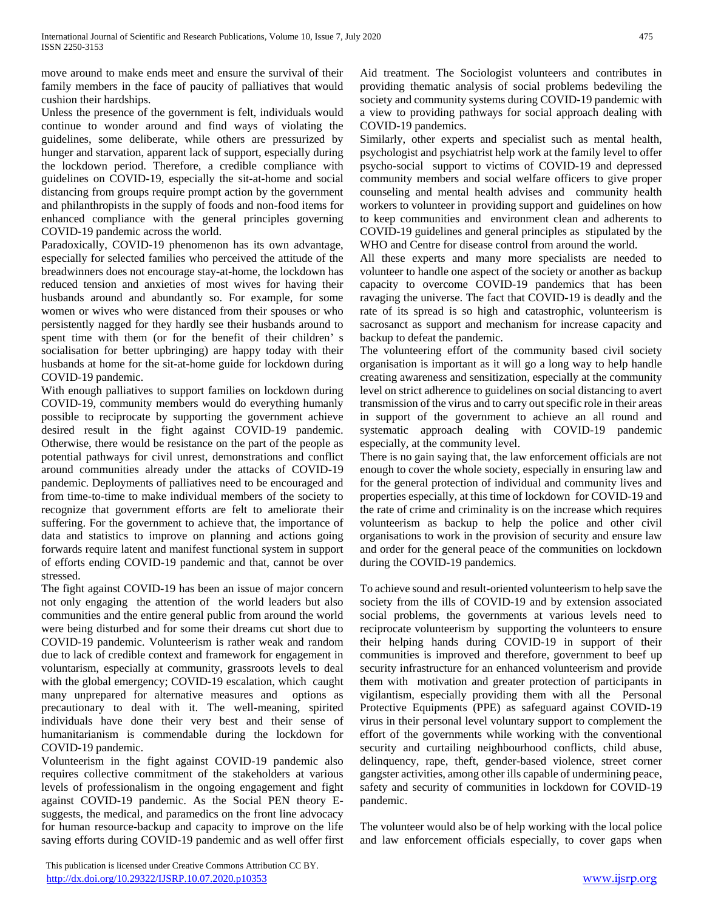move around to make ends meet and ensure the survival of their family members in the face of paucity of palliatives that would cushion their hardships.

Unless the presence of the government is felt, individuals would continue to wonder around and find ways of violating the guidelines, some deliberate, while others are pressurized by hunger and starvation, apparent lack of support, especially during the lockdown period. Therefore, a credible compliance with guidelines on COVID-19, especially the sit-at-home and social distancing from groups require prompt action by the government and philanthropists in the supply of foods and non-food items for enhanced compliance with the general principles governing COVID-19 pandemic across the world.

Paradoxically, COVID-19 phenomenon has its own advantage, especially for selected families who perceived the attitude of the breadwinners does not encourage stay-at-home, the lockdown has reduced tension and anxieties of most wives for having their husbands around and abundantly so. For example, for some women or wives who were distanced from their spouses or who persistently nagged for they hardly see their husbands around to spent time with them (or for the benefit of their children' s socialisation for better upbringing) are happy today with their husbands at home for the sit-at-home guide for lockdown during COVID-19 pandemic.

With enough palliatives to support families on lockdown during COVID-19, community members would do everything humanly possible to reciprocate by supporting the government achieve desired result in the fight against COVID-19 pandemic. Otherwise, there would be resistance on the part of the people as potential pathways for civil unrest, demonstrations and conflict around communities already under the attacks of COVID-19 pandemic. Deployments of palliatives need to be encouraged and from time-to-time to make individual members of the society to recognize that government efforts are felt to ameliorate their suffering. For the government to achieve that, the importance of data and statistics to improve on planning and actions going forwards require latent and manifest functional system in support of efforts ending COVID-19 pandemic and that, cannot be over stressed.

The fight against COVID-19 has been an issue of major concern not only engaging the attention of the world leaders but also communities and the entire general public from around the world were being disturbed and for some their dreams cut short due to COVID-19 pandemic. Volunteerism is rather weak and random due to lack of credible context and framework for engagement in voluntarism, especially at community, grassroots levels to deal with the global emergency; COVID-19 escalation, which caught many unprepared for alternative measures and options as precautionary to deal with it. The well-meaning, spirited individuals have done their very best and their sense of humanitarianism is commendable during the lockdown for COVID-19 pandemic.

Volunteerism in the fight against COVID-19 pandemic also requires collective commitment of the stakeholders at various levels of professionalism in the ongoing engagement and fight against COVID-19 pandemic. As the Social PEN theory E-suggests, the medical, and paramedics on the front line advocacy for human resource-backup and capacity to improve on the life saving efforts during COVID-19 pandemic and as well offer first Aid treatment. The Sociologist volunteers and contributes in providing thematic analysis of social problems bedeviling the society and community systems during COVID-19 pandemic with a view to providing pathways for social approach dealing with COVID-19 pandemics.

Similarly, other experts and specialist such as mental health, psychologist and psychiatrist help work at the family level to offer psycho-social support to victims of COVID-19 and depressed community members and social welfare officers to give proper counseling and mental health advises and community health workers to volunteer in providing support and guidelines on how to keep communities and environment clean and adherents to COVID-19 guidelines and general principles as stipulated by the WHO and Centre for disease control from around the world.

All these experts and many more specialists are needed to volunteer to handle one aspect of the society or another as backup capacity to overcome COVID-19 pandemics that has been ravaging the universe. The fact that COVID-19 is deadly and the rate of its spread is so high and catastrophic, volunteerism is sacrosanct as support and mechanism for increase capacity and backup to defeat the pandemic.

The volunteering effort of the community based civil society organisation is important as it will go a long way to help handle creating awareness and sensitization, especially at the community level on strict adherence to guidelines on social distancing to avert transmission of the virus and to carry out specific role in their areas in support of the government to achieve an all round and systematic approach dealing with COVID-19 pandemic especially, at the community level.

There is no gain saying that, the law enforcement officials are not enough to cover the whole society, especially in ensuring law and for the general protection of individual and community lives and properties especially, at this time of lockdown for COVID-19 and the rate of crime and criminality is on the increase which requires volunteerism as backup to help the police and other civil organisations to work in the provision of security and ensure law and order for the general peace of the communities on lockdown during the COVID-19 pandemics.

To achieve sound and result-oriented volunteerism to help save the society from the ills of COVID-19 and by extension associated social problems, the governments at various levels need to reciprocate volunteerism by supporting the volunteers to ensure their helping hands during COVID-19 in support of their communities is improved and therefore, government to beef up security infrastructure for an enhanced volunteerism and provide them with motivation and greater protection of participants in vigilantism, especially providing them with all the Personal Protective Equipments (PPE) as safeguard against COVID-19 virus in their personal level voluntary support to complement the effort of the governments while working with the conventional security and curtailing neighbourhood conflicts, child abuse, delinquency, rape, theft, gender-based violence, street corner gangster activities, among other ills capable of undermining peace, safety and security of communities in lockdown for COVID-19 pandemic.

The volunteer would also be of help working with the local police and law enforcement officials especially, to cover gaps when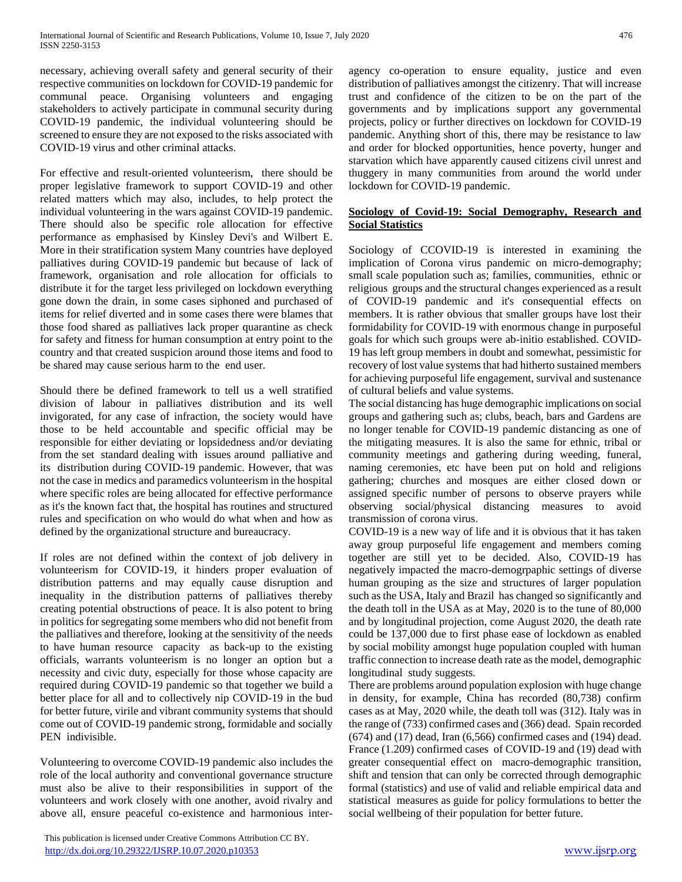necessary, achieving overall safety and general security of their respective communities on lockdown for COVID-19 pandemic for communal peace. Organising volunteers and engaging stakeholders to actively participate in communal security during COVID-19 pandemic, the individual volunteering should be screened to ensure they are not exposed to the risks associated with COVID-19 virus and other criminal attacks.

For effective and result-oriented volunteerism, there should be proper legislative framework to support COVID-19 and other related matters which may also, includes, to help protect the individual volunteering in the wars against COVID-19 pandemic. There should also be specific role allocation for effective performance as emphasised by Kinsley Devi's and Wilbert E. More in their stratification system Many countries have deployed palliatives during COVID-19 pandemic but because of lack of framework, organisation and role allocation for officials to distribute it for the target less privileged on lockdown everything gone down the drain, in some cases siphoned and purchased of items for relief diverted and in some cases there were blames that those food shared as palliatives lack proper quarantine as check for safety and fitness for human consumption at entry point to the country and that created suspicion around those items and food to be shared may cause serious harm to the end user.

Should there be defined framework to tell us a well stratified division of labour in palliatives distribution and its well invigorated, for any case of infraction, the society would have those to be held accountable and specific official may be responsible for either deviating or lopsidedness and/or deviating from the set standard dealing with issues around palliative and its distribution during COVID-19 pandemic. However, that was not the case in medics and paramedics volunteerism in the hospital where specific roles are being allocated for effective performance as it's the known fact that, the hospital has routines and structured rules and specification on who would do what when and how as defined by the organizational structure and bureaucracy.

If roles are not defined within the context of job delivery in volunteerism for COVID-19, it hinders proper evaluation of distribution patterns and may equally cause disruption and inequality in the distribution patterns of palliatives thereby creating potential obstructions of peace. It is also potent to bring in politics for segregating some members who did not benefit from the palliatives and therefore, looking at the sensitivity of the needs to have human resource capacity as back-up to the existing officials, warrants volunteerism is no longer an option but a necessity and civic duty, especially for those whose capacity are required during COVID-19 pandemic so that together we build a better place for all and to collectively nip COVID-19 in the bud for better future, virile and vibrant community systems that should come out of COVID-19 pandemic strong, formidable and socially PEN indivisible.

Volunteering to overcome COVID-19 pandemic also includes the role of the local authority and conventional governance structure must also be alive to their responsibilities in support of the volunteers and work closely with one another, avoid rivalry and above all, ensure peaceful co-existence and harmonious inter-agency co-operation to ensure equality, justice and even distribution of palliatives amongst the citizenry. That will increase trust and confidence of the citizen to be on the part of the governments and by implications support any governmental projects, policy or further directives on lockdown for COVID-19 pandemic. Anything short of this, there may be resistance to law and order for blocked opportunities, hence poverty, hunger and starvation which have apparently caused citizens civil unrest and thuggery in many communities from around the world under lockdown for COVID-19 pandemic.

**Sociology of Covid-19: Social Demography, Research and Social Statistics**

Sociology of CCOVID-19 is interested in examining the implication of Corona virus pandemic on micro-demography; small scale population such as; families, communities, ethnic or religious groups and the structural changes experienced as a result of COVID-19 pandemic and it's consequential effects on members. It is rather obvious that smaller groups have lost their formidability for COVID-19 with enormous change in purposeful goals for which such groups were ab-initio established. COVID-19 has left group members in doubt and somewhat, pessimistic for recovery of lost value systems that had hitherto sustained members for achieving purposeful life engagement, survival and sustenance of cultural beliefs and value systems.

The social distancing has huge demographic implications on social groups and gathering such as; clubs, beach, bars and Gardens are no longer tenable for COVID-19 pandemic distancing as one of the mitigating measures. It is also the same for ethnic, tribal or community meetings and gathering during weeding, funeral, naming ceremonies, etc have been put on hold and religions gathering; churches and mosques are either closed down or assigned specific number of persons to observe prayers while observing social/physical distancing measures to avoid transmission of corona virus.

COVID-19 is a new way of life and it is obvious that it has taken away group purposeful life engagement and members coming together are still yet to be decided. Also, COVID-19 has negatively impacted the macro-demogrpaphic settings of diverse human grouping as the size and structures of larger population such as the USA, Italy and Brazil has changed so significantly and the death toll in the USA as at May, 2020 is to the tune of 80,000 and by longitudinal projection, come August 2020, the death rate could be 137,000 due to first phase ease of lockdown as enabled by social mobility amongst huge population coupled with human traffic connection to increase death rate as the model, demographic longitudinal study suggests.

There are problems around population explosion with huge change in density, for example, China has recorded (80,738) confirm cases as at May, 2020 while, the death toll was (312). Italy was in the range of (733) confirmed cases and (366) dead. Spain recorded (674) and (17) dead, Iran (6,566) confirmed cases and (194) dead. France (1.209) confirmed cases of COVID-19 and (19) dead with greater consequential effect on macro-demographic transition, shift and tension that can only be corrected through demographic formal (statistics) and use of valid and reliable empirical data and statistical measures as guide for policy formulations to better the social wellbeing of their population for better future.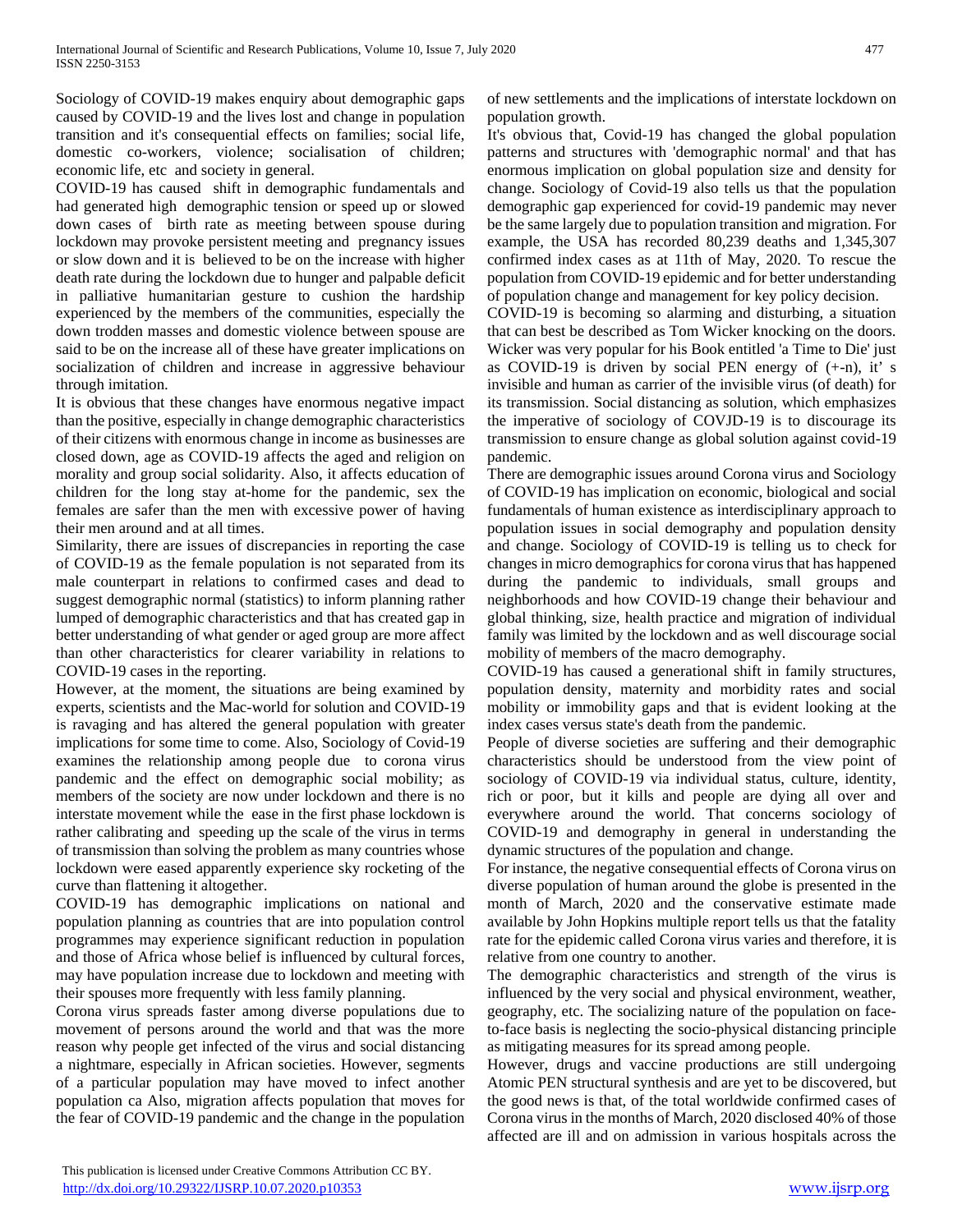Sociology of COVID-19 makes enquiry about demographic gaps caused by COVID-19 and the lives lost and change in population transition and it's consequential effects on families; social life, domestic co-workers, violence; socialisation of children; economic life, etc and society in general.

COVID-19 has caused shift in demographic fundamentals and had generated high demographic tension or speed up or slowed down cases of birth rate as meeting between spouse during lockdown may provoke persistent meeting and pregnancy issues or slow down and it is believed to be on the increase with higher death rate during the lockdown due to hunger and palpable deficit in palliative humanitarian gesture to cushion the hardship experienced by the members of the communities, especially the down trodden masses and domestic violence between spouse are said to be on the increase all of these have greater implications on socialization of children and increase in aggressive behaviour through imitation.

It is obvious that these changes have enormous negative impact than the positive, especially in change demographic characteristics of their citizens with enormous change in income as businesses are closed down, age as COVID-19 affects the aged and religion on morality and group social solidarity. Also, it affects education of children for the long stay at-home for the pandemic, sex the females are safer than the men with excessive power of having their men around and at all times.

Similarity, there are issues of discrepancies in reporting the case of COVID-19 as the female population is not separated from its male counterpart in relations to confirmed cases and dead to suggest demographic normal (statistics) to inform planning rather lumped of demographic characteristics and that has created gap in better understanding of what gender or aged group are more affect than other characteristics for clearer variability in relations to COVID-19 cases in the reporting.

However, at the moment, the situations are being examined by experts, scientists and the Mac-world for solution and COVID-19 is ravaging and has altered the general population with greater implications for some time to come. Also, Sociology of Covid-19 examines the relationship among people due to corona virus pandemic and the effect on demographic social mobility; as members of the society are now under lockdown and there is no interstate movement while the ease in the first phase lockdown is rather calibrating and speeding up the scale of the virus in terms of transmission than solving the problem as many countries whose lockdown were eased apparently experience sky rocketing of the curve than flattening it altogether.

COVID-19 has demographic implications on national and population planning as countries that are into population control programmes may experience significant reduction in population and those of Africa whose belief is influenced by cultural forces, may have population increase due to lockdown and meeting with their spouses more frequently with less family planning.

Corona virus spreads faster among diverse populations due to movement of persons around the world and that was the more reason why people get infected of the virus and social distancing a nightmare, especially in African societies. However, segments of a particular population may have moved to infect another population ca Also, migration affects population that moves for the fear of COVID-19 pandemic and the change in the population of new settlements and the implications of interstate lockdown on population growth.

It's obvious that, Covid-19 has changed the global population patterns and structures with 'demographic normal' and that has enormous implication on global population size and density for change. Sociology of Covid-19 also tells us that the population demographic gap experienced for covid-19 pandemic may never be the same largely due to population transition and migration. For example, the USA has recorded 80,239 deaths and 1,345,307 confirmed index cases as at 11th of May, 2020. To rescue the population from COVID-19 epidemic and for better understanding of population change and management for key policy decision.

COVID-19 is becoming so alarming and disturbing, a situation that can best be described as Tom Wicker knocking on the doors. Wicker was very popular for his Book entitled 'a Time to Die' just as COVID-19 is driven by social PEN energy of (+-n), it' s invisible and human as carrier of the invisible virus (of death) for its transmission. Social distancing as solution, which emphasizes the imperative of sociology of COVJD-19 is to discourage its transmission to ensure change as global solution against covid-19 pandemic.

There are demographic issues around Corona virus and Sociology of COVID-19 has implication on economic, biological and social fundamentals of human existence as interdisciplinary approach to population issues in social demography and population density and change. Sociology of COVID-19 is telling us to check for changes in micro demographics for corona virus that has happened during the pandemic to individuals, small groups and neighborhoods and how COVID-19 change their behaviour and global thinking, size, health practice and migration of individual family was limited by the lockdown and as well discourage social mobility of members of the macro demography.

COVID-19 has caused a generational shift in family structures, population density, maternity and morbidity rates and social mobility or immobility gaps and that is evident looking at the index cases versus state's death from the pandemic.

People of diverse societies are suffering and their demographic characteristics should be understood from the view point of sociology of COVID-19 via individual status, culture, identity, rich or poor, but it kills and people are dying all over and everywhere around the world. That concerns sociology of COVID-19 and demography in general in understanding the dynamic structures of the population and change.

For instance, the negative consequential effects of Corona virus on diverse population of human around the globe is presented in the month of March, 2020 and the conservative estimate made available by John Hopkins multiple report tells us that the fatality rate for the epidemic called Corona virus varies and therefore, it is relative from one country to another.

The demographic characteristics and strength of the virus is influenced by the very social and physical environment, weather, geography, etc. The socializing nature of the population on face-to-face basis is neglecting the socio-physical distancing principle as mitigating measures for its spread among people.

However, drugs and vaccine productions are still undergoing Atomic PEN structural synthesis and are yet to be discovered, but the good news is that, of the total worldwide confirmed cases of Corona virus in the months of March, 2020 disclosed 40% of those affected are ill and on admission in various hospitals across the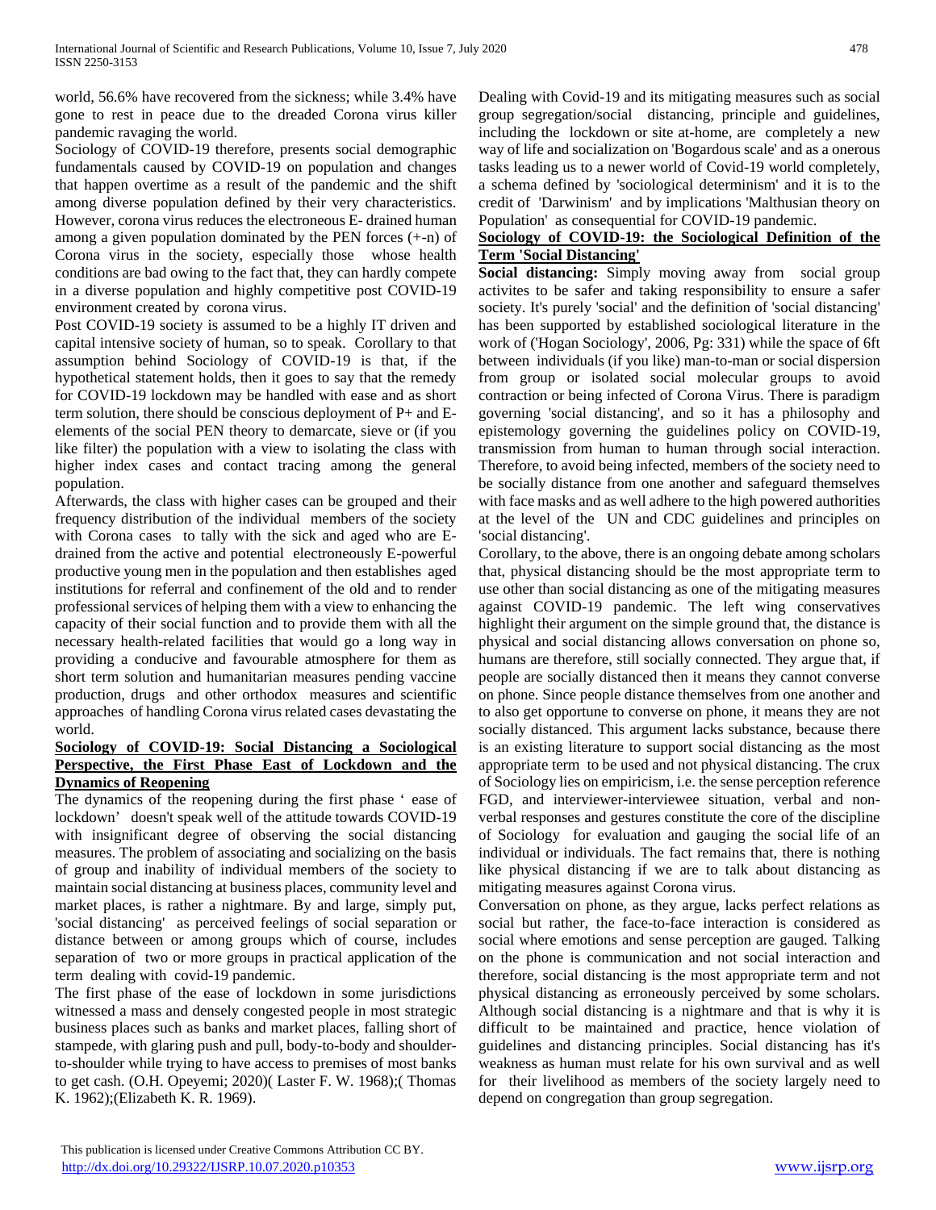world, 56.6% have recovered from the sickness; while 3.4% have gone to rest in peace due to the dreaded Corona virus killer pandemic ravaging the world.

Sociology of COVID-19 therefore, presents social demographic fundamentals caused by COVID-19 on population and changes that happen overtime as a result of the pandemic and the shift among diverse population defined by their very characteristics. However, corona virus reduces the electroneous E- drained human among a given population dominated by the PEN forces (+-n) of Corona virus in the society, especially those whose health conditions are bad owing to the fact that, they can hardly compete in a diverse population and highly competitive post COVID-19 environment created by corona virus.

Post COVID-19 society is assumed to be a highly IT driven and capital intensive society of human, so to speak. Corollary to that assumption behind Sociology of COVID-19 is that, if the hypothetical statement holds, then it goes to say that the remedy for COVID-19 lockdown may be handled with ease and as short term solution, there should be conscious deployment of P+ and E- elements of the social PEN theory to demarcate, sieve or (if you like) filter the population with a view to isolating the class with higher index cases and contact tracing among the general population.

Afterwards, the class with higher cases can be grouped and their frequency distribution of the individual members of the society with Corona cases to tally with the sick and aged who are E-drained from the active and potential electroneously E-powerful productive young men in the population and then establishes aged institutions for referral and confinement of the old and to render professional services of helping them with a view to enhancing the capacity of their social function and to provide them with all the necessary health-related facilities that would go a long way in providing a conducive and favourable atmosphere for them as short term solution and humanitarian measures pending vaccine production, drugs and other orthodox measures and scientific approaches of handling Corona virus related cases devastating the world.

## Sociology of COVID-19: Social Distancing a Sociological Perspective, the First Phase East of Lockdown and the Dynamics of Reopening

The dynamics of the reopening during the first phase ' ease of lockdown' doesn't speak well of the attitude towards COVID-19 with insignificant degree of observing the social distancing measures. The problem of associating and socializing on the basis of group and inability of individual members of the society to maintain social distancing at business places, community level and market places, is rather a nightmare. By and large, simply put, 'social distancing' as perceived feelings of social separation or distance between or among groups which of course, includes separation of two or more groups in practical application of the term dealing with covid-19 pandemic.

The first phase of the ease of lockdown in some jurisdictions witnessed a mass and densely congested people in most strategic business places such as banks and market places, falling short of stampede, with glaring push and pull, body-to-body and shoulder-to-shoulder while trying to have access to premises of most banks to get cash. (O.H. Opeyemi; 2020)( Laster F. W. 1968);( Thomas K. 1962);(Elizabeth K. R. 1969).

Dealing with Covid-19 and its mitigating measures such as social group segregation/social distancing, principle and guidelines, including the lockdown or site at-home, are completely a new way of life and socialization on 'Bogardous scale' and as a onerous tasks leading us to a newer world of Covid-19 world completely, a schema defined by 'sociological determinism' and it is to the credit of 'Darwinism' and by implications 'Malthusian theory on Population' as consequential for COVID-19 pandemic.

## Sociology of COVID-19: the Sociological Definition of the Term 'Social Distancing'

**Social distancing:** Simply moving away from social group activites to be safer and taking responsibility to ensure a safer society. It's purely 'social' and the definition of 'social distancing' has been supported by established sociological literature in the work of ('Hogan Sociology', 2006, Pg: 331) while the space of 6ft between individuals (if you like) man-to-man or social dispersion from group or isolated social molecular groups to avoid contraction or being infected of Corona Virus. There is paradigm governing 'social distancing', and so it has a philosophy and epistemology governing the guidelines policy on COVID-19, transmission from human to human through social interaction. Therefore, to avoid being infected, members of the society need to be socially distance from one another and safeguard themselves with face masks and as well adhere to the high powered authorities at the level of the UN and CDC guidelines and principles on 'social distancing'.

Corollary, to the above, there is an ongoing debate among scholars that, physical distancing should be the most appropriate term to use other than social distancing as one of the mitigating measures against COVID-19 pandemic. The left wing conservatives highlight their argument on the simple ground that, the distance is physical and social distancing allows conversation on phone so, humans are therefore, still socially connected. They argue that, if people are socially distanced then it means they cannot converse on phone. Since people distance themselves from one another and to also get opportune to converse on phone, it means they are not socially distanced. This argument lacks substance, because there is an existing literature to support social distancing as the most appropriate term to be used and not physical distancing. The crux of Sociology lies on empiricism, i.e. the sense perception reference FGD, and interviewer-interviewee situation, verbal and non-verbal responses and gestures constitute the core of the discipline of Sociology for evaluation and gauging the social life of an individual or individuals. The fact remains that, there is nothing like physical distancing if we are to talk about distancing as mitigating measures against Corona virus.

Conversation on phone, as they argue, lacks perfect relations as social but rather, the face-to-face interaction is considered as social where emotions and sense perception are gauged. Talking on the phone is communication and not social interaction and therefore, social distancing is the most appropriate term and not physical distancing as erroneously perceived by some scholars. Although social distancing is a nightmare and that is why it is difficult to be maintained and practice, hence violation of guidelines and distancing principles. Social distancing has it's weakness as human must relate for his own survival and as well for their livelihood as members of the society largely need to depend on congregation than group segregation.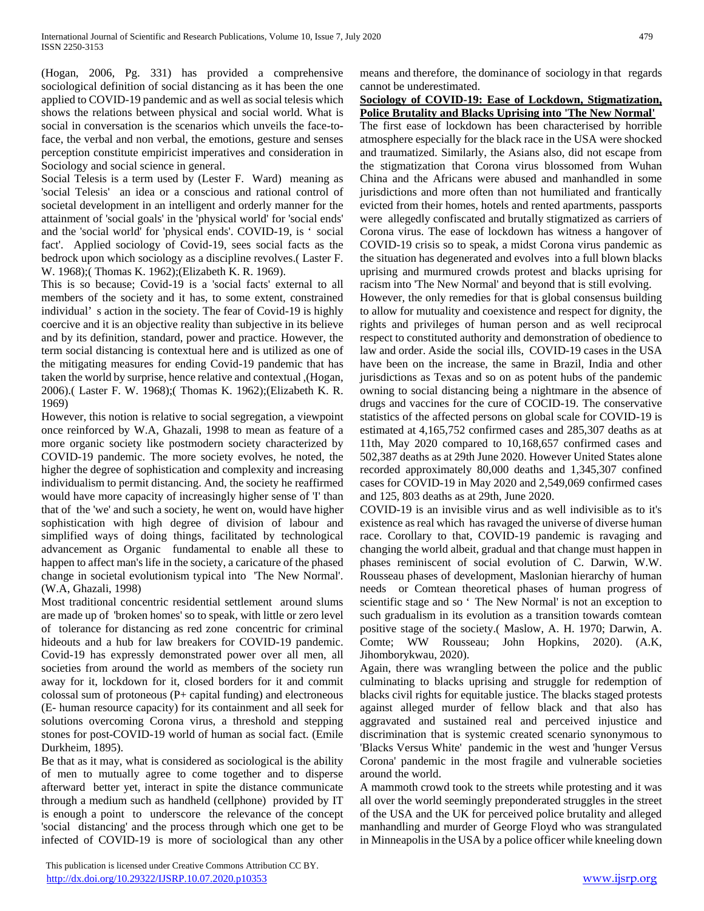(Hogan, 2006, Pg. 331) has provided a comprehensive sociological definition of social distancing as it has been the one applied to COVID-19 pandemic and as well as social telesis which shows the relations between physical and social world. What is social in conversation is the scenarios which unveils the face-to-face, the verbal and non verbal, the emotions, gesture and senses perception constitute empiricist imperatives and consideration in Sociology and social science in general.

Social Telesis is a term used by (Lester F. Ward) meaning as 'social Telesis' an idea or a conscious and rational control of societal development in an intelligent and orderly manner for the attainment of 'social goals' in the 'physical world' for 'social ends' and the 'social world' for 'physical ends'. COVID-19, is ' social fact'. Applied sociology of Covid-19, sees social facts as the bedrock upon which sociology as a discipline revolves.( Laster F. W. 1968);( Thomas K. 1962);(Elizabeth K. R. 1969).

This is so because; Covid-19 is a 'social facts' external to all members of the society and it has, to some extent, constrained individual' s action in the society. The fear of Covid-19 is highly coercive and it is an objective reality than subjective in its believe and by its definition, standard, power and practice. However, the term social distancing is contextual here and is utilized as one of the mitigating measures for ending Covid-19 pandemic that has taken the world by surprise, hence relative and contextual ,(Hogan, 2006).( Laster F. W. 1968);( Thomas K. 1962);(Elizabeth K. R. 1969)

However, this notion is relative to social segregation, a viewpoint once reinforced by W.A, Ghazali, 1998 to mean as feature of a more organic society like postmodern society characterized by COVID-19 pandemic. The more society evolves, he noted, the higher the degree of sophistication and complexity and increasing individualism to permit distancing. And, the society he reaffirmed would have more capacity of increasingly higher sense of 'I' than that of the 'we' and such a society, he went on, would have higher sophistication with high degree of division of labour and simplified ways of doing things, facilitated by technological advancement as Organic fundamental to enable all these to happen to affect man's life in the society, a caricature of the phased change in societal evolutionism typical into 'The New Normal'. (W.A, Ghazali, 1998)

Most traditional concentric residential settlement around slums are made up of 'broken homes' so to speak, with little or zero level of tolerance for distancing as red zone concentric for criminal hideouts and a hub for law breakers for COVID-19 pandemic. Covid-19 has expressly demonstrated power over all men, all societies from around the world as members of the society run away for it, lockdown for it, closed borders for it and commit colossal sum of protoneous (P+ capital funding) and electroneous (E- human resource capacity) for its containment and all seek for solutions overcoming Corona virus, a threshold and stepping stones for post-COVID-19 world of human as social fact. (Emile Durkheim, 1895).

Be that as it may, what is considered as sociological is the ability of men to mutually agree to come together and to disperse afterward better yet, interact in spite the distance communicate through a medium such as handheld (cellphone) provided by IT is enough a point to underscore the relevance of the concept 'social distancing' and the process through which one get to be infected of COVID-19 is more of sociological than any other means and therefore, the dominance of sociology in that regards cannot be underestimated.

**Sociology of COVID-19: Ease of Lockdown, Stigmatization, Police Brutality and Blacks Uprising into 'The New Normal'**

The first ease of lockdown has been characterised by horrible atmosphere especially for the black race in the USA were shocked and traumatized. Similarly, the Asians also, did not escape from the stigmatization that Corona virus blossomed from Wuhan China and the Africans were abused and manhandled in some jurisdictions and more often than not humiliated and frantically evicted from their homes, hotels and rented apartments, passports were allegedly confiscated and brutally stigmatized as carriers of Corona virus. The ease of lockdown has witness a hangover of COVID-19 crisis so to speak, a midst Corona virus pandemic as the situation has degenerated and evolves into a full blown blacks uprising and murmured crowds protest and blacks uprising for racism into 'The New Normal' and beyond that is still evolving.

However, the only remedies for that is global consensus building to allow for mutuality and coexistence and respect for dignity, the rights and privileges of human person and as well reciprocal respect to constituted authority and demonstration of obedience to law and order. Aside the social ills, COVID-19 cases in the USA have been on the increase, the same in Brazil, India and other jurisdictions as Texas and so on as potent hubs of the pandemic owning to social distancing being a nightmare in the absence of drugs and vaccines for the cure of COCID-19. The conservative statistics of the affected persons on global scale for COVID-19 is estimated at 4,165,752 confirmed cases and 285,307 deaths as at 11th, May 2020 compared to 10,168,657 confirmed cases and 502,387 deaths as at 29th June 2020. However United States alone recorded approximately 80,000 deaths and 1,345,307 confined cases for COVID-19 in May 2020 and 2,549,069 confirmed cases and 125, 803 deaths as at 29th, June 2020.

COVID-19 is an invisible virus and as well indivisible as to it's existence as real which has ravaged the universe of diverse human race. Corollary to that, COVID-19 pandemic is ravaging and changing the world albeit, gradual and that change must happen in phases reminiscent of social evolution of C. Darwin, W.W. Rousseau phases of development, Maslonian hierarchy of human needs or Comtean theoretical phases of human progress of scientific stage and so ' The New Normal' is not an exception to such gradualism in its evolution as a transition towards comtean positive stage of the society.( Maslow, A. H. 1970; Darwin, A. Comte; WW Rousseau; John Hopkins, 2020). (A.K, Jihomborykwau, 2020).

Again, there was wrangling between the police and the public culminating to blacks uprising and struggle for redemption of blacks civil rights for equitable justice. The blacks staged protests against alleged murder of fellow black and that also has aggravated and sustained real and perceived injustice and discrimination that is systemic created scenario synonymous to 'Blacks Versus White' pandemic in the west and 'hunger Versus Corona' pandemic in the most fragile and vulnerable societies around the world.

A mammoth crowd took to the streets while protesting and it was all over the world seemingly preponderated struggles in the street of the USA and the UK for perceived police brutality and alleged manhandling and murder of George Floyd who was strangulated in Minneapolis in the USA by a police officer while kneeling down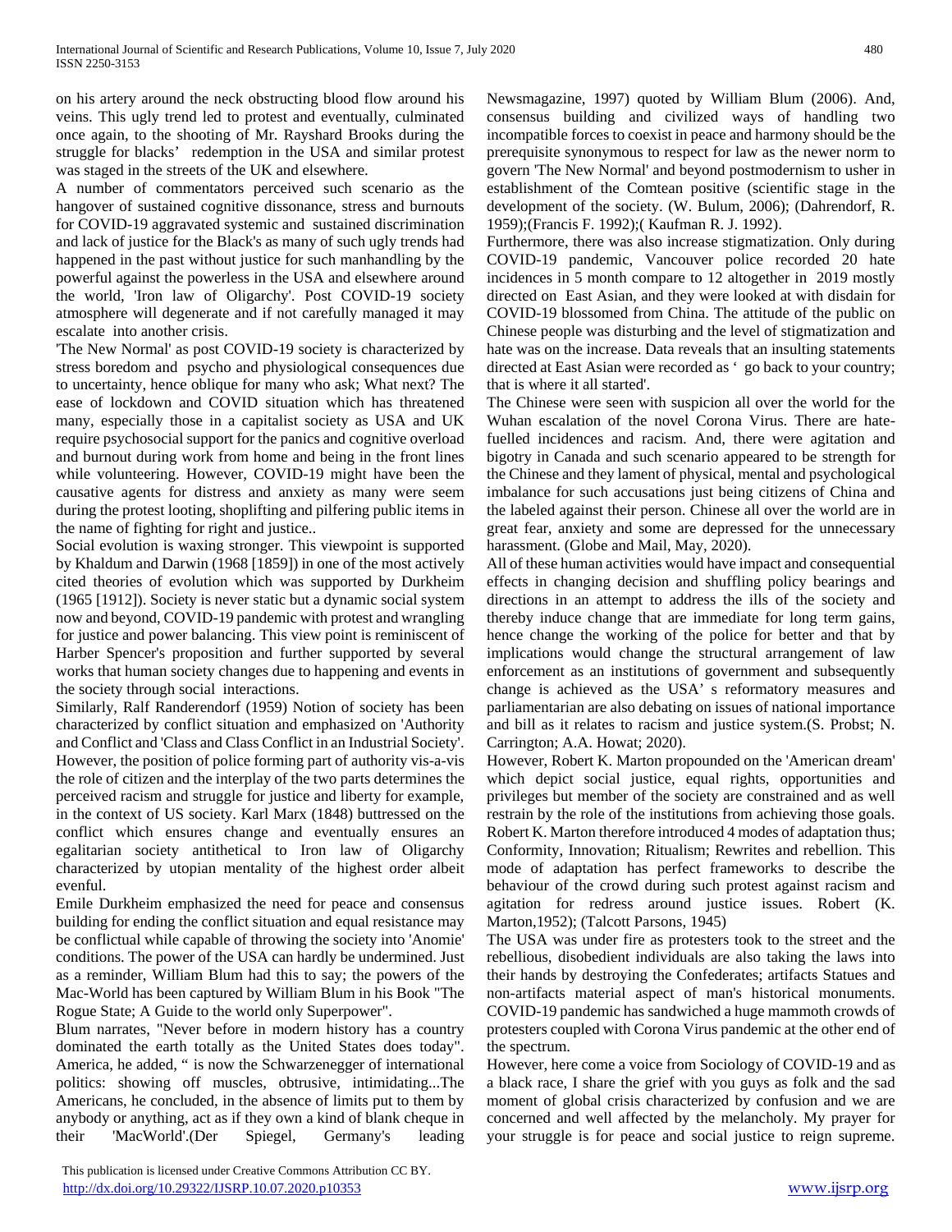on his artery around the neck obstructing blood flow around his veins. This ugly trend led to protest and eventually, culminated once again, to the shooting of Mr. Rayshard Brooks during the struggle for blacks' redemption in the USA and similar protest was staged in the streets of the UK and elsewhere.

A number of commentators perceived such scenario as the hangover of sustained cognitive dissonance, stress and burnouts for COVID-19 aggravated systemic and sustained discrimination and lack of justice for the Black's as many of such ugly trends had happened in the past without justice for such manhandling by the powerful against the powerless in the USA and elsewhere around the world, 'Iron law of Oligarchy'. Post COVID-19 society atmosphere will degenerate and if not carefully managed it may escalate into another crisis.

'The New Normal' as post COVID-19 society is characterized by stress boredom and psycho and physiological consequences due to uncertainty, hence oblique for many who ask; What next? The ease of lockdown and COVID situation which has threatened many, especially those in a capitalist society as USA and UK require psychosocial support for the panics and cognitive overload and burnout during work from home and being in the front lines while volunteering. However, COVID-19 might have been the causative agents for distress and anxiety as many were seem during the protest looting, shoplifting and pilfering public items in the name of fighting for right and justice..

Social evolution is waxing stronger. This viewpoint is supported by Khaldum and Darwin (1968 [1859]) in one of the most actively cited theories of evolution which was supported by Durkheim (1965 [1912]). Society is never static but a dynamic social system now and beyond, COVID-19 pandemic with protest and wrangling for justice and power balancing. This view point is reminiscent of Harber Spencer's proposition and further supported by several works that human society changes due to happening and events in the society through social interactions.

Similarly, Ralf Randerendorf (1959) Notion of society has been characterized by conflict situation and emphasized on 'Authority and Conflict and 'Class and Class Conflict in an Industrial Society'. However, the position of police forming part of authority vis-a-vis the role of citizen and the interplay of the two parts determines the perceived racism and struggle for justice and liberty for example, in the context of US society. Karl Marx (1848) buttressed on the conflict which ensures change and eventually ensures an egalitarian society antithetical to Iron law of Oligarchy characterized by utopian mentality of the highest order albeit evenful.

Emile Durkheim emphasized the need for peace and consensus building for ending the conflict situation and equal resistance may be conflictual while capable of throwing the society into 'Anomie' conditions. The power of the USA can hardly be undermined. Just as a reminder, William Blum had this to say; the powers of the Mac-World has been captured by William Blum in his Book "The Rogue State; A Guide to the world only Superpower".

Blum narrates, "Never before in modern history has a country dominated the earth totally as the United States does today". America, he added, " is now the Schwarzenegger of international politics: showing off muscles, obtrusive, intimidating...The Americans, he concluded, in the absence of limits put to them by anybody or anything, act as if they own a kind of blank cheque in their 'MacWorld'.(Der Spiegel, Germany's leading Newsmagazine, 1997) quoted by William Blum (2006). And, consensus building and civilized ways of handling two incompatible forces to coexist in peace and harmony should be the prerequisite synonymous to respect for law as the newer norm to govern 'The New Normal' and beyond postmodernism to usher in establishment of the Comtean positive (scientific stage in the development of the society. (W. Bulum, 2006); (Dahrendorf, R. 1959);(Francis F. 1992);( Kaufman R. J. 1992).

Furthermore, there was also increase stigmatization. Only during COVID-19 pandemic, Vancouver police recorded 20 hate incidences in 5 month compare to 12 altogether in 2019 mostly directed on East Asian, and they were looked at with disdain for COVID-19 blossomed from China. The attitude of the public on Chinese people was disturbing and the level of stigmatization and hate was on the increase. Data reveals that an insulting statements directed at East Asian were recorded as ' go back to your country; that is where it all started'.

The Chinese were seen with suspicion all over the world for the Wuhan escalation of the novel Corona Virus. There are hate-fuelled incidences and racism. And, there were agitation and bigotry in Canada and such scenario appeared to be strength for the Chinese and they lament of physical, mental and psychological imbalance for such accusations just being citizens of China and the labeled against their person. Chinese all over the world are in great fear, anxiety and some are depressed for the unnecessary harassment. (Globe and Mail, May, 2020).

All of these human activities would have impact and consequential effects in changing decision and shuffling policy bearings and directions in an attempt to address the ills of the society and thereby induce change that are immediate for long term gains, hence change the working of the police for better and that by implications would change the structural arrangement of law enforcement as an institutions of government and subsequently change is achieved as the USA' s reformatory measures and parliamentarian are also debating on issues of national importance and bill as it relates to racism and justice system.(S. Probst; N. Carrington; A.A. Howat; 2020).

However, Robert K. Marton propounded on the 'American dream' which depict social justice, equal rights, opportunities and privileges but member of the society are constrained and as well restrain by the role of the institutions from achieving those goals. Robert K. Marton therefore introduced 4 modes of adaptation thus; Conformity, Innovation; Ritualism; Rewrites and rebellion. This mode of adaptation has perfect frameworks to describe the behaviour of the crowd during such protest against racism and agitation for redress around justice issues. Robert (K. Marton,1952); (Talcott Parsons, 1945)

The USA was under fire as protesters took to the street and the rebellious, disobedient individuals are also taking the laws into their hands by destroying the Confederates; artifacts Statues and non-artifacts material aspect of man's historical monuments. COVID-19 pandemic has sandwiched a huge mammoth crowds of protesters coupled with Corona Virus pandemic at the other end of the spectrum.

However, here come a voice from Sociology of COVID-19 and as a black race, I share the grief with you guys as folk and the sad moment of global crisis characterized by confusion and we are concerned and well affected by the melancholy. My prayer for your struggle is for peace and social justice to reign supreme.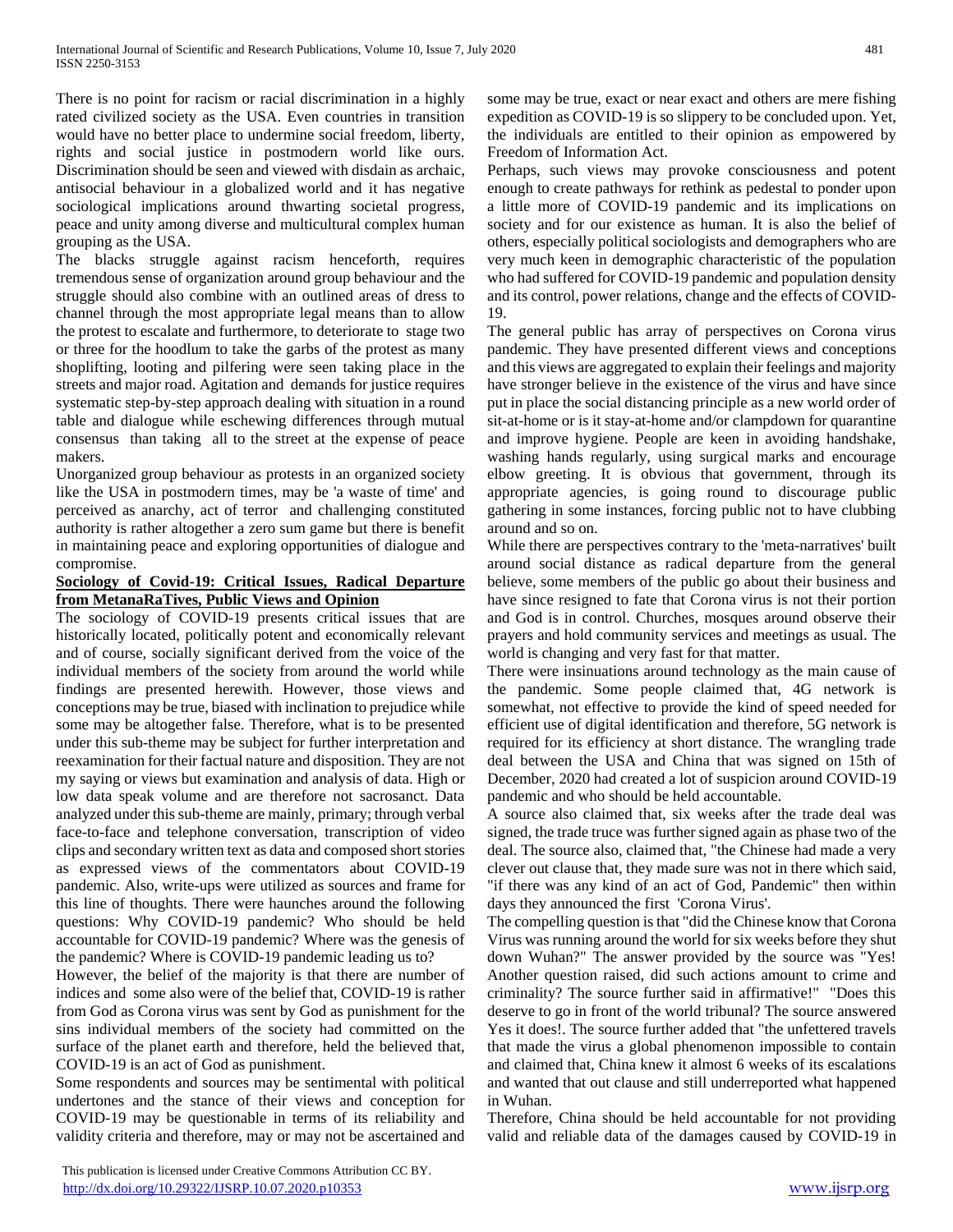There is no point for racism or racial discrimination in a highly rated civilized society as the USA. Even countries in transition would have no better place to undermine social freedom, liberty, rights and social justice in postmodern world like ours. Discrimination should be seen and viewed with disdain as archaic, antisocial behaviour in a globalized world and it has negative sociological implications around thwarting societal progress, peace and unity among diverse and multicultural complex human grouping as the USA.

The blacks struggle against racism henceforth, requires tremendous sense of organization around group behaviour and the struggle should also combine with an outlined areas of dress to channel through the most appropriate legal means than to allow the protest to escalate and furthermore, to deteriorate to stage two or three for the hoodlum to take the garbs of the protest as many shoplifting, looting and pilfering were seen taking place in the streets and major road. Agitation and demands for justice requires systematic step-by-step approach dealing with situation in a round table and dialogue while eschewing differences through mutual consensus than taking all to the street at the expense of peace makers.

Unorganized group behaviour as protests in an organized society like the USA in postmodern times, may be 'a waste of time' and perceived as anarchy, act of terror and challenging constituted authority is rather altogether a zero sum game but there is benefit in maintaining peace and exploring opportunities of dialogue and compromise.

**Sociology of Covid-19: Critical Issues, Radical Departure from MetanaRaTives, Public Views and Opinion**

The sociology of COVID-19 presents critical issues that are historically located, politically potent and economically relevant and of course, socially significant derived from the voice of the individual members of the society from around the world while findings are presented herewith. However, those views and conceptions may be true, biased with inclination to prejudice while some may be altogether false. Therefore, what is to be presented under this sub-theme may be subject for further interpretation and reexamination for their factual nature and disposition. They are not my saying or views but examination and analysis of data. High or low data speak volume and are therefore not sacrosanct. Data analyzed under this sub-theme are mainly, primary; through verbal face-to-face and telephone conversation, transcription of video clips and secondary written text as data and composed short stories as expressed views of the commentators about COVID-19 pandemic. Also, write-ups were utilized as sources and frame for this line of thoughts. There were haunches around the following questions: Why COVID-19 pandemic? Who should be held accountable for COVID-19 pandemic? Where was the genesis of the pandemic? Where is COVID-19 pandemic leading us to?

However, the belief of the majority is that there are number of indices and some also were of the belief that, COVID-19 is rather from God as Corona virus was sent by God as punishment for the sins individual members of the society had committed on the surface of the planet earth and therefore, held the believed that, COVID-19 is an act of God as punishment.

Some respondents and sources may be sentimental with political undertones and the stance of their views and conception for COVID-19 may be questionable in terms of its reliability and validity criteria and therefore, may or may not be ascertained and some may be true, exact or near exact and others are mere fishing expedition as COVID-19 is so slippery to be concluded upon. Yet, the individuals are entitled to their opinion as empowered by Freedom of Information Act.

Perhaps, such views may provoke consciousness and potent enough to create pathways for rethink as pedestal to ponder upon a little more of COVID-19 pandemic and its implications on society and for our existence as human. It is also the belief of others, especially political sociologists and demographers who are very much keen in demographic characteristic of the population who had suffered for COVID-19 pandemic and population density and its control, power relations, change and the effects of COVID-19.

The general public has array of perspectives on Corona virus pandemic. They have presented different views and conceptions and this views are aggregated to explain their feelings and majority have stronger believe in the existence of the virus and have since put in place the social distancing principle as a new world order of sit-at-home or is it stay-at-home and/or clampdown for quarantine and improve hygiene. People are keen in avoiding handshake, washing hands regularly, using surgical marks and encourage elbow greeting. It is obvious that government, through its appropriate agencies, is going round to discourage public gathering in some instances, forcing public not to have clubbing around and so on.

While there are perspectives contrary to the 'meta-narratives' built around social distance as radical departure from the general believe, some members of the public go about their business and have since resigned to fate that Corona virus is not their portion and God is in control. Churches, mosques around observe their prayers and hold community services and meetings as usual. The world is changing and very fast for that matter.

There were insinuations around technology as the main cause of the pandemic. Some people claimed that, 4G network is somewhat, not effective to provide the kind of speed needed for efficient use of digital identification and therefore, 5G network is required for its efficiency at short distance. The wrangling trade deal between the USA and China that was signed on 15th of December, 2020 had created a lot of suspicion around COVID-19 pandemic and who should be held accountable.

A source also claimed that, six weeks after the trade deal was signed, the trade truce was further signed again as phase two of the deal. The source also, claimed that, "the Chinese had made a very clever out clause that, they made sure was not in there which said, "if there was any kind of an act of God, Pandemic" then within days they announced the first 'Corona Virus'.

The compelling question is that "did the Chinese know that Corona Virus was running around the world for six weeks before they shut down Wuhan?" The answer provided by the source was "Yes! Another question raised, did such actions amount to crime and criminality? The source further said in affirmative!" "Does this deserve to go in front of the world tribunal? The source answered Yes it does!. The source further added that "the unfettered travels that made the virus a global phenomenon impossible to contain and claimed that, China knew it almost 6 weeks of its escalations and wanted that out clause and still underreported what happened in Wuhan.

Therefore, China should be held accountable for not providing valid and reliable data of the damages caused by COVID-19 in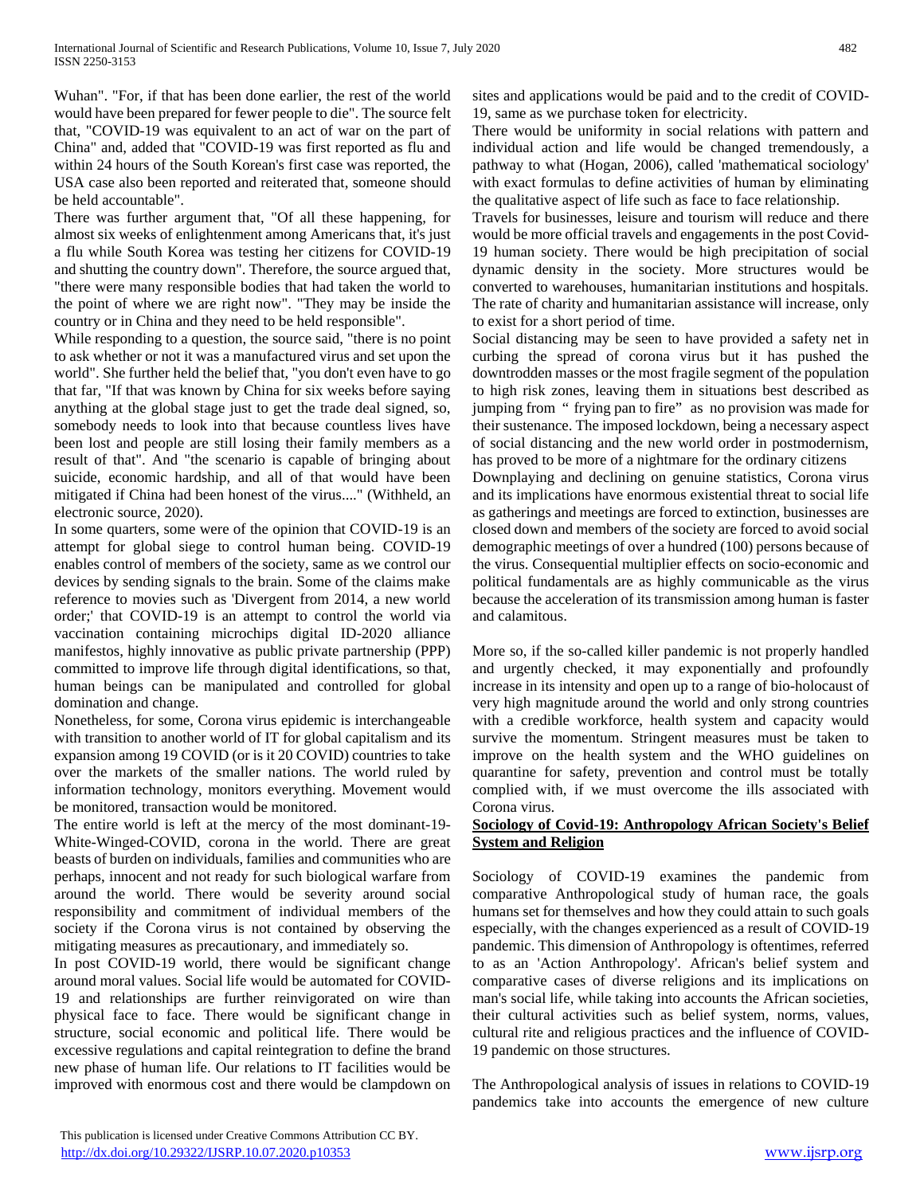Wuhan". "For, if that has been done earlier, the rest of the world would have been prepared for fewer people to die". The source felt that, "COVID-19 was equivalent to an act of war on the part of China" and, added that "COVID-19 was first reported as flu and within 24 hours of the South Korean's first case was reported, the USA case also been reported and reiterated that, someone should be held accountable".

There was further argument that, "Of all these happening, for almost six weeks of enlightenment among Americans that, it's just a flu while South Korea was testing her citizens for COVID-19 and shutting the country down". Therefore, the source argued that, "there were many responsible bodies that had taken the world to the point of where we are right now". "They may be inside the country or in China and they need to be held responsible".

While responding to a question, the source said, "there is no point to ask whether or not it was a manufactured virus and set upon the world". She further held the belief that, "you don't even have to go that far, "If that was known by China for six weeks before saying anything at the global stage just to get the trade deal signed, so, somebody needs to look into that because countless lives have been lost and people are still losing their family members as a result of that". And "the scenario is capable of bringing about suicide, economic hardship, and all of that would have been mitigated if China had been honest of the virus...." (Withheld, an electronic source, 2020).

In some quarters, some were of the opinion that COVID-19 is an attempt for global siege to control human being. COVID-19 enables control of members of the society, same as we control our devices by sending signals to the brain. Some of the claims make reference to movies such as 'Divergent from 2014, a new world order;' that COVID-19 is an attempt to control the world via vaccination containing microchips digital ID-2020 alliance manifestos, highly innovative as public private partnership (PPP) committed to improve life through digital identifications, so that, human beings can be manipulated and controlled for global domination and change.

Nonetheless, for some, Corona virus epidemic is interchangeable with transition to another world of IT for global capitalism and its expansion among 19 COVID (or is it 20 COVID) countries to take over the markets of the smaller nations. The world ruled by information technology, monitors everything. Movement would be monitored, transaction would be monitored.

The entire world is left at the mercy of the most dominant-19-White-Winged-COVID, corona in the world. There are great beasts of burden on individuals, families and communities who are perhaps, innocent and not ready for such biological warfare from around the world. There would be severity around social responsibility and commitment of individual members of the society if the Corona virus is not contained by observing the mitigating measures as precautionary, and immediately so.

In post COVID-19 world, there would be significant change around moral values. Social life would be automated for COVID-19 and relationships are further reinvigorated on wire than physical face to face. There would be significant change in structure, social economic and political life. There would be excessive regulations and capital reintegration to define the brand new phase of human life. Our relations to IT facilities would be improved with enormous cost and there would be clampdown on sites and applications would be paid and to the credit of COVID-19, same as we purchase token for electricity.

There would be uniformity in social relations with pattern and individual action and life would be changed tremendously, a pathway to what (Hogan, 2006), called 'mathematical sociology' with exact formulas to define activities of human by eliminating the qualitative aspect of life such as face to face relationship.

Travels for businesses, leisure and tourism will reduce and there would be more official travels and engagements in the post Covid-19 human society. There would be high precipitation of social dynamic density in the society. More structures would be converted to warehouses, humanitarian institutions and hospitals. The rate of charity and humanitarian assistance will increase, only to exist for a short period of time.

Social distancing may be seen to have provided a safety net in curbing the spread of corona virus but it has pushed the downtrodden masses or the most fragile segment of the population to high risk zones, leaving them in situations best described as jumping from " frying pan to fire" as no provision was made for their sustenance. The imposed lockdown, being a necessary aspect of social distancing and the new world order in postmodernism, has proved to be more of a nightmare for the ordinary citizens

Downplaying and declining on genuine statistics, Corona virus and its implications have enormous existential threat to social life as gatherings and meetings are forced to extinction, businesses are closed down and members of the society are forced to avoid social demographic meetings of over a hundred (100) persons because of the virus. Consequential multiplier effects on socio-economic and political fundamentals are as highly communicable as the virus because the acceleration of its transmission among human is faster and calamitous.

More so, if the so-called killer pandemic is not properly handled and urgently checked, it may exponentially and profoundly increase in its intensity and open up to a range of bio-holocaust of very high magnitude around the world and only strong countries with a credible workforce, health system and capacity would survive the momentum. Stringent measures must be taken to improve on the health system and the WHO guidelines on quarantine for safety, prevention and control must be totally complied with, if we must overcome the ills associated with Corona virus.

**Sociology of Covid-19: Anthropology African Society's Belief System and Religion**

Sociology of COVID-19 examines the pandemic from comparative Anthropological study of human race, the goals humans set for themselves and how they could attain to such goals especially, with the changes experienced as a result of COVID-19 pandemic. This dimension of Anthropology is oftentimes, referred to as an 'Action Anthropology'. African's belief system and comparative cases of diverse religions and its implications on man's social life, while taking into accounts the African societies, their cultural activities such as belief system, norms, values, cultural rite and religious practices and the influence of COVID-19 pandemic on those structures.

The Anthropological analysis of issues in relations to COVID-19 pandemics take into accounts the emergence of new culture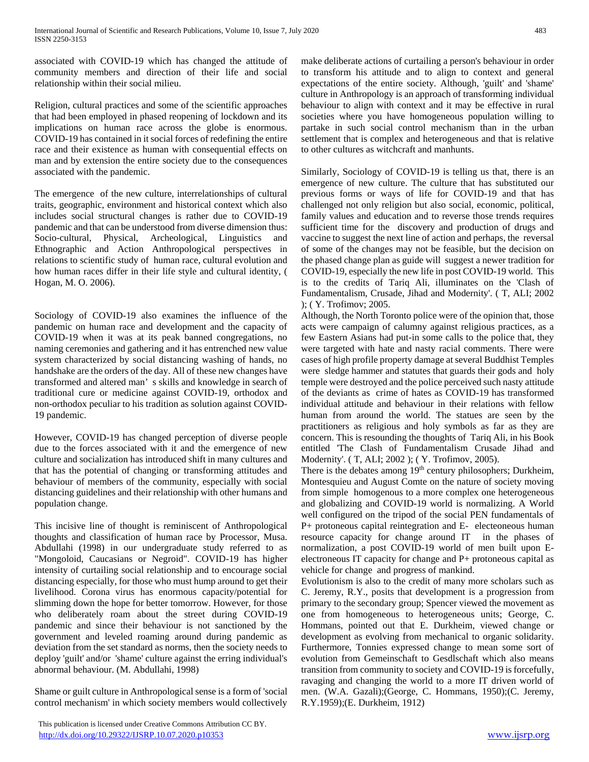associated with COVID-19 which has changed the attitude of community members and direction of their life and social relationship within their social milieu.

Religion, cultural practices and some of the scientific approaches that had been employed in phased reopening of lockdown and its implications on human race across the globe is enormous. COVID-19 has contained in it social forces of redefining the entire race and their existence as human with consequential effects on man and by extension the entire society due to the consequences associated with the pandemic.

The emergence of the new culture, interrelationships of cultural traits, geographic, environment and historical context which also includes social structural changes is rather due to COVID-19 pandemic and that can be understood from diverse dimension thus: Socio-cultural, Physical, Archeological, Linguistics and Ethnographic and Action Anthropological perspectives in relations to scientific study of human race, cultural evolution and how human races differ in their life style and cultural identity, ( Hogan, M. O. 2006).

Sociology of COVID-19 also examines the influence of the pandemic on human race and development and the capacity of COVID-19 when it was at its peak banned congregations, no naming ceremonies and gathering and it has entrenched new value system characterized by social distancing washing of hands, no handshake are the orders of the day. All of these new changes have transformed and altered man' s skills and knowledge in search of traditional cure or medicine against COVID-19, orthodox and non-orthodox peculiar to his tradition as solution against COVID-19 pandemic.

However, COVID-19 has changed perception of diverse people due to the forces associated with it and the emergence of new culture and socialization has introduced shift in many cultures and that has the potential of changing or transforming attitudes and behaviour of members of the community, especially with social distancing guidelines and their relationship with other humans and population change.

This incisive line of thought is reminiscent of Anthropological thoughts and classification of human race by Processor, Musa. Abdullahi (1998) in our undergraduate study referred to as "Mongoloid, Caucasians or Negroid". COVID-19 has higher intensity of curtailing social relationship and to encourage social distancing especially, for those who must hump around to get their livelihood. Corona virus has enormous capacity/potential for slimming down the hope for better tomorrow. However, for those who deliberately roam about the street during COVID-19 pandemic and since their behaviour is not sanctioned by the government and leveled roaming around during pandemic as deviation from the set standard as norms, then the society needs to deploy 'guilt' and/or 'shame' culture against the erring individual's abnormal behaviour. (M. Abdullahi, 1998)

Shame or guilt culture in Anthropological sense is a form of 'social control mechanism' in which society members would collectively make deliberate actions of curtailing a person's behaviour in order to transform his attitude and to align to context and general expectations of the entire society. Although, 'guilt' and 'shame' culture in Anthropology is an approach of transforming individual behaviour to align with context and it may be effective in rural societies where you have homogeneous population willing to partake in such social control mechanism than in the urban settlement that is complex and heterogeneous and that is relative to other cultures as witchcraft and manhunts.

Similarly, Sociology of COVID-19 is telling us that, there is an emergence of new culture. The culture that has substituted our previous forms or ways of life for COVID-19 and that has challenged not only religion but also social, economic, political, family values and education and to reverse those trends requires sufficient time for the discovery and production of drugs and vaccine to suggest the next line of action and perhaps, the reversal of some of the changes may not be feasible, but the decision on the phased change plan as guide will suggest a newer tradition for COVID-19, especially the new life in post COVID-19 world. This is to the credits of Tariq Ali, illuminates on the 'Clash of Fundamentalism, Crusade, Jihad and Modernity'. ( T, ALI; 2002 ); ( Y. Trofimov; 2005.

Although, the North Toronto police were of the opinion that, those acts were campaign of calumny against religious practices, as a few Eastern Asians had put-in some calls to the police that, they were targeted with hate and nasty racial comments. There were cases of high profile property damage at several Buddhist Temples were sledge hammer and statutes that guards their gods and holy temple were destroyed and the police perceived such nasty attitude of the deviants as crime of hates as COVID-19 has transformed individual attitude and behaviour in their relations with fellow human from around the world. The statues are seen by the practitioners as religious and holy symbols as far as they are concern. This is resounding the thoughts of Tariq Ali, in his Book entitled 'The Clash of Fundamentalism Crusade Jihad and Modernity'. ( T, ALI; 2002 ); ( Y. Trofimov, 2005).

There is the debates among 19th century philosophers; Durkheim, Montesquieu and August Comte on the nature of society moving from simple homogenous to a more complex one heterogeneous and globalizing and COVID-19 world is normalizing. A World well configured on the tripod of the social PEN fundamentals of P+ protoneous capital reintegration and E- electeoneous human resource capacity for change around IT in the phases of normalization, a post COVID-19 world of men built upon E-electroneous IT capacity for change and P+ protoneous capital as vehicle for change and progress of mankind.

Evolutionism is also to the credit of many more scholars such as C. Jeremy, R.Y., posits that development is a progression from primary to the secondary group; Spencer viewed the movement as one from homogeneous to heterogeneous units; George, C. Hommans, pointed out that E. Durkheim, viewed change or development as evolving from mechanical to organic solidarity. Furthermore, Tonnies expressed change to mean some sort of evolution from Gemeinschaft to Gesdlschaft which also means transition from community to society and COVID-19 is forcefully, ravaging and changing the world to a more IT driven world of men. (W.A. Gazali);(George, C. Hommans, 1950);(C. Jeremy, R.Y.1959);(E. Durkheim, 1912)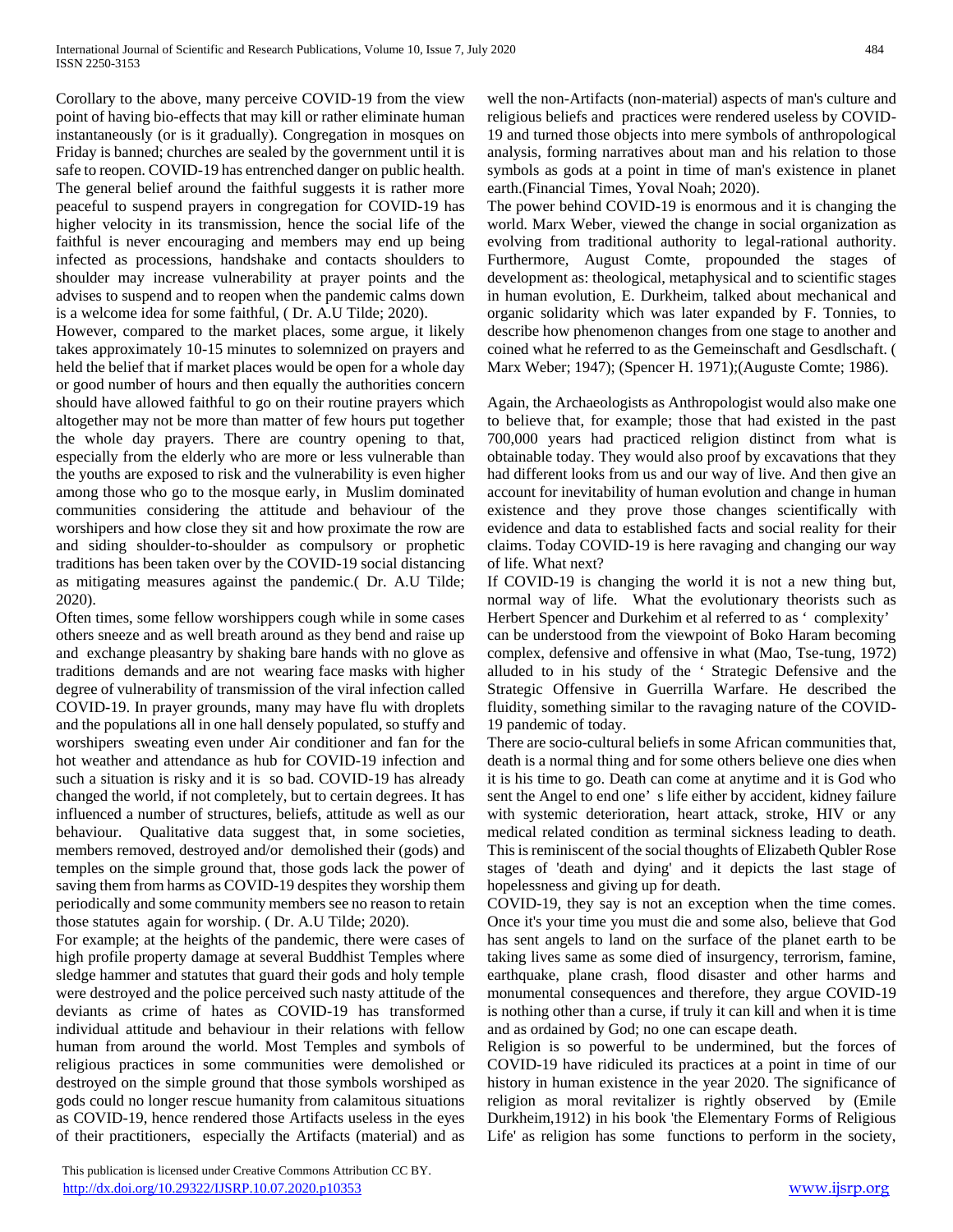Corollary to the above, many perceive COVID-19 from the view point of having bio-effects that may kill or rather eliminate human instantaneously (or is it gradually). Congregation in mosques on Friday is banned; churches are sealed by the government until it is safe to reopen. COVID-19 has entrenched danger on public health. The general belief around the faithful suggests it is rather more peaceful to suspend prayers in congregation for COVID-19 has higher velocity in its transmission, hence the social life of the faithful is never encouraging and members may end up being infected as processions, handshake and contacts shoulders to shoulder may increase vulnerability at prayer points and the advises to suspend and to reopen when the pandemic calms down is a welcome idea for some faithful, ( Dr. A.U Tilde; 2020).

However, compared to the market places, some argue, it likely takes approximately 10-15 minutes to solemnized on prayers and held the belief that if market places would be open for a whole day or good number of hours and then equally the authorities concern should have allowed faithful to go on their routine prayers which altogether may not be more than matter of few hours put together the whole day prayers. There are country opening to that, especially from the elderly who are more or less vulnerable than the youths are exposed to risk and the vulnerability is even higher among those who go to the mosque early, in Muslim dominated communities considering the attitude and behaviour of the worshipers and how close they sit and how proximate the row are and siding shoulder-to-shoulder as compulsory or prophetic traditions has been taken over by the COVID-19 social distancing as mitigating measures against the pandemic.( Dr. A.U Tilde; 2020).

Often times, some fellow worshippers cough while in some cases others sneeze and as well breath around as they bend and raise up and exchange pleasantry by shaking bare hands with no glove as traditions demands and are not wearing face masks with higher degree of vulnerability of transmission of the viral infection called COVID-19. In prayer grounds, many may have flu with droplets and the populations all in one hall densely populated, so stuffy and worshipers sweating even under Air conditioner and fan for the hot weather and attendance as hub for COVID-19 infection and such a situation is risky and it is so bad. COVID-19 has already changed the world, if not completely, but to certain degrees. It has influenced a number of structures, beliefs, attitude as well as our behaviour. Qualitative data suggest that, in some societies, members removed, destroyed and/or demolished their (gods) and temples on the simple ground that, those gods lack the power of saving them from harms as COVID-19 despites they worship them periodically and some community members see no reason to retain those statutes again for worship. ( Dr. A.U Tilde; 2020).

For example; at the heights of the pandemic, there were cases of high profile property damage at several Buddhist Temples where sledge hammer and statutes that guard their gods and holy temple were destroyed and the police perceived such nasty attitude of the deviants as crime of hates as COVID-19 has transformed individual attitude and behaviour in their relations with fellow human from around the world. Most Temples and symbols of religious practices in some communities were demolished or destroyed on the simple ground that those symbols worshiped as gods could no longer rescue humanity from calamitous situations as COVID-19, hence rendered those Artifacts useless in the eyes of their practitioners, especially the Artifacts (material) and as well the non-Artifacts (non-material) aspects of man's culture and religious beliefs and practices were rendered useless by COVID-19 and turned those objects into mere symbols of anthropological analysis, forming narratives about man and his relation to those symbols as gods at a point in time of man's existence in planet earth.(Financial Times, Yoval Noah; 2020).

The power behind COVID-19 is enormous and it is changing the world. Marx Weber, viewed the change in social organization as evolving from traditional authority to legal-rational authority. Furthermore, August Comte, propounded the stages of development as: theological, metaphysical and to scientific stages in human evolution, E. Durkheim, talked about mechanical and organic solidarity which was later expanded by F. Tonnies, to describe how phenomenon changes from one stage to another and coined what he referred to as the Gemeinschaft and Gesdlschaft. ( Marx Weber; 1947); (Spencer H. 1971);(Auguste Comte; 1986).

Again, the Archaeologists as Anthropologist would also make one to believe that, for example; those that had existed in the past 700,000 years had practiced religion distinct from what is obtainable today. They would also proof by excavations that they had different looks from us and our way of live. And then give an account for inevitability of human evolution and change in human existence and they prove those changes scientifically with evidence and data to established facts and social reality for their claims. Today COVID-19 is here ravaging and changing our way of life. What next?

If COVID-19 is changing the world it is not a new thing but, normal way of life. What the evolutionary theorists such as Herbert Spencer and Durkehim et al referred to as ' complexity' can be understood from the viewpoint of Boko Haram becoming complex, defensive and offensive in what (Mao, Tse-tung, 1972) alluded to in his study of the ' Strategic Defensive and the Strategic Offensive in Guerrilla Warfare. He described the fluidity, something similar to the ravaging nature of the COVID-19 pandemic of today.

There are socio-cultural beliefs in some African communities that, death is a normal thing and for some others believe one dies when it is his time to go. Death can come at anytime and it is God who sent the Angel to end one' s life either by accident, kidney failure with systemic deterioration, heart attack, stroke, HIV or any medical related condition as terminal sickness leading to death. This is reminiscent of the social thoughts of Elizabeth Qubler Rose stages of 'death and dying' and it depicts the last stage of hopelessness and giving up for death.

COVID-19, they say is not an exception when the time comes. Once it's your time you must die and some also, believe that God has sent angels to land on the surface of the planet earth to be taking lives same as some died of insurgency, terrorism, famine, earthquake, plane crash, flood disaster and other harms and monumental consequences and therefore, they argue COVID-19 is nothing other than a curse, if truly it can kill and when it is time and as ordained by God; no one can escape death.

Religion is so powerful to be undermined, but the forces of COVID-19 have ridiculed its practices at a point in time of our history in human existence in the year 2020. The significance of religion as moral revitalizer is rightly observed by (Emile Durkheim,1912) in his book 'the Elementary Forms of Religious Life' as religion has some functions to perform in the society,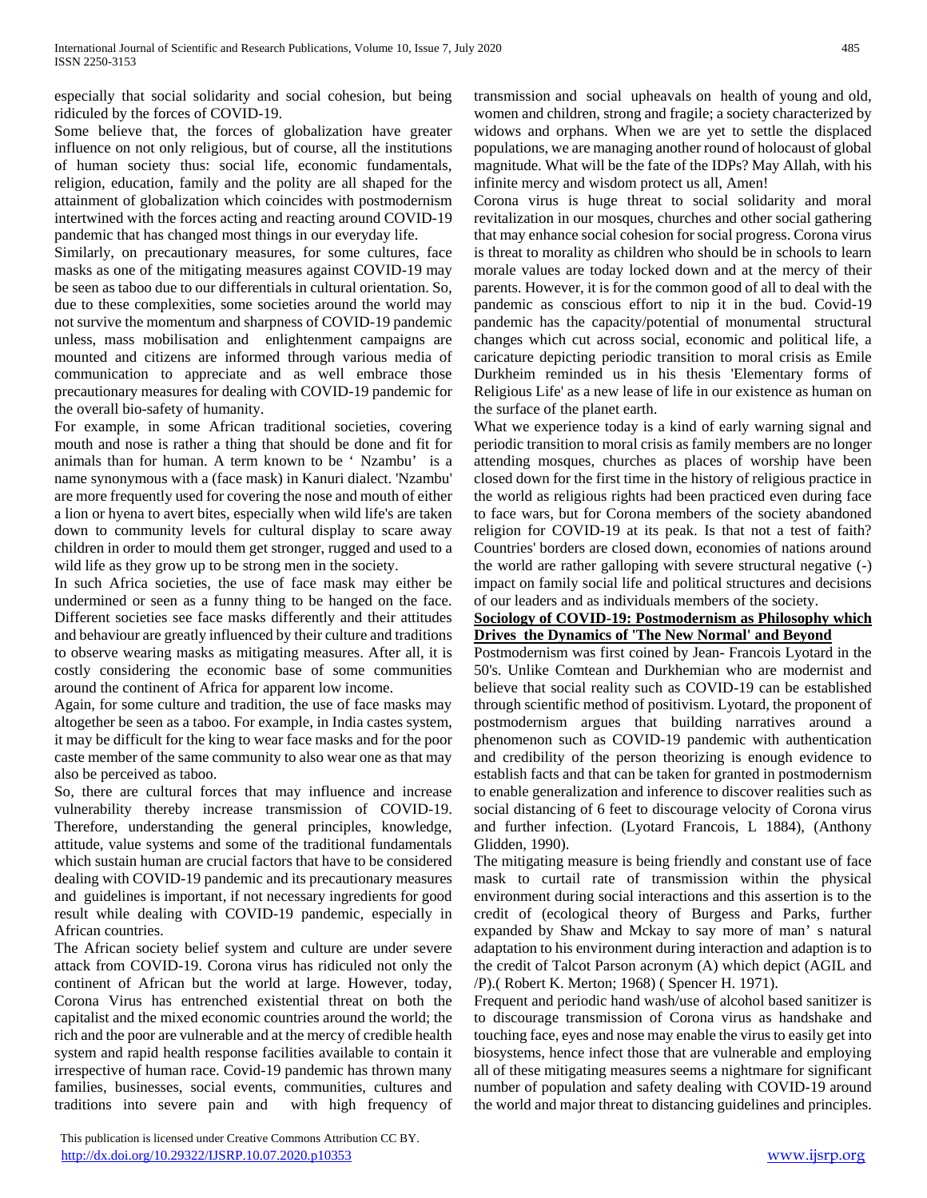especially that social solidarity and social cohesion, but being ridiculed by the forces of COVID-19.

Some believe that, the forces of globalization have greater influence on not only religious, but of course, all the institutions of human society thus: social life, economic fundamentals, religion, education, family and the polity are all shaped for the attainment of globalization which coincides with postmodernism intertwined with the forces acting and reacting around COVID-19 pandemic that has changed most things in our everyday life.

Similarly, on precautionary measures, for some cultures, face masks as one of the mitigating measures against COVID-19 may be seen as taboo due to our differentials in cultural orientation. So, due to these complexities, some societies around the world may not survive the momentum and sharpness of COVID-19 pandemic unless, mass mobilisation and enlightenment campaigns are mounted and citizens are informed through various media of communication to appreciate and as well embrace those precautionary measures for dealing with COVID-19 pandemic for the overall bio-safety of humanity.

For example, in some African traditional societies, covering mouth and nose is rather a thing that should be done and fit for animals than for human. A term known to be ' Nzambu' is a name synonymous with a (face mask) in Kanuri dialect. 'Nzambu' are more frequently used for covering the nose and mouth of either a lion or hyena to avert bites, especially when wild life's are taken down to community levels for cultural display to scare away children in order to mould them get stronger, rugged and used to a wild life as they grow up to be strong men in the society.

In such Africa societies, the use of face mask may either be undermined or seen as a funny thing to be hanged on the face. Different societies see face masks differently and their attitudes and behaviour are greatly influenced by their culture and traditions to observe wearing masks as mitigating measures. After all, it is costly considering the economic base of some communities around the continent of Africa for apparent low income.

Again, for some culture and tradition, the use of face masks may altogether be seen as a taboo. For example, in India castes system, it may be difficult for the king to wear face masks and for the poor caste member of the same community to also wear one as that may also be perceived as taboo.

So, there are cultural forces that may influence and increase vulnerability thereby increase transmission of COVID-19. Therefore, understanding the general principles, knowledge, attitude, value systems and some of the traditional fundamentals which sustain human are crucial factors that have to be considered dealing with COVID-19 pandemic and its precautionary measures and guidelines is important, if not necessary ingredients for good result while dealing with COVID-19 pandemic, especially in African countries.

The African society belief system and culture are under severe attack from COVID-19. Corona virus has ridiculed not only the continent of African but the world at large. However, today, Corona Virus has entrenched existential threat on both the capitalist and the mixed economic countries around the world; the rich and the poor are vulnerable and at the mercy of credible health system and rapid health response facilities available to contain it irrespective of human race. Covid-19 pandemic has thrown many families, businesses, social events, communities, cultures and traditions into severe pain and with high frequency of transmission and social upheavals on health of young and old, women and children, strong and fragile; a society characterized by widows and orphans. When we are yet to settle the displaced populations, we are managing another round of holocaust of global magnitude. What will be the fate of the IDPs? May Allah, with his infinite mercy and wisdom protect us all, Amen!

Corona virus is huge threat to social solidarity and moral revitalization in our mosques, churches and other social gathering that may enhance social cohesion for social progress. Corona virus is threat to morality as children who should be in schools to learn morale values are today locked down and at the mercy of their parents. However, it is for the common good of all to deal with the pandemic as conscious effort to nip it in the bud. Covid-19 pandemic has the capacity/potential of monumental structural changes which cut across social, economic and political life, a caricature depicting periodic transition to moral crisis as Emile Durkheim reminded us in his thesis 'Elementary forms of Religious Life' as a new lease of life in our existence as human on the surface of the planet earth.

What we experience today is a kind of early warning signal and periodic transition to moral crisis as family members are no longer attending mosques, churches as places of worship have been closed down for the first time in the history of religious practice in the world as religious rights had been practiced even during face to face wars, but for Corona members of the society abandoned religion for COVID-19 at its peak. Is that not a test of faith? Countries' borders are closed down, economies of nations around the world are rather galloping with severe structural negative (-) impact on family social life and political structures and decisions of our leaders and as individuals members of the society.

## Sociology of COVID-19: Postmodernism as Philosophy which Drives the Dynamics of 'The New Normal' and Beyond

Postmodernism was first coined by Jean- Francois Lyotard in the 50's. Unlike Comtean and Durkhemian who are modernist and believe that social reality such as COVID-19 can be established through scientific method of positivism. Lyotard, the proponent of postmodernism argues that building narratives around a phenomenon such as COVID-19 pandemic with authentication and credibility of the person theorizing is enough evidence to establish facts and that can be taken for granted in postmodernism to enable generalization and inference to discover realities such as social distancing of 6 feet to discourage velocity of Corona virus and further infection. (Lyotard Francois, L 1884), (Anthony Glidden, 1990).

The mitigating measure is being friendly and constant use of face mask to curtail rate of transmission within the physical environment during social interactions and this assertion is to the credit of (ecological theory of Burgess and Parks, further expanded by Shaw and Mckay to say more of man' s natural adaptation to his environment during interaction and adaption is to the credit of Talcot Parson acronym (A) which depict (AGIL and /P).( Robert K. Merton; 1968) ( Spencer H. 1971).

Frequent and periodic hand wash/use of alcohol based sanitizer is to discourage transmission of Corona virus as handshake and touching face, eyes and nose may enable the virus to easily get into biosystems, hence infect those that are vulnerable and employing all of these mitigating measures seems a nightmare for significant number of population and safety dealing with COVID-19 around the world and major threat to distancing guidelines and principles.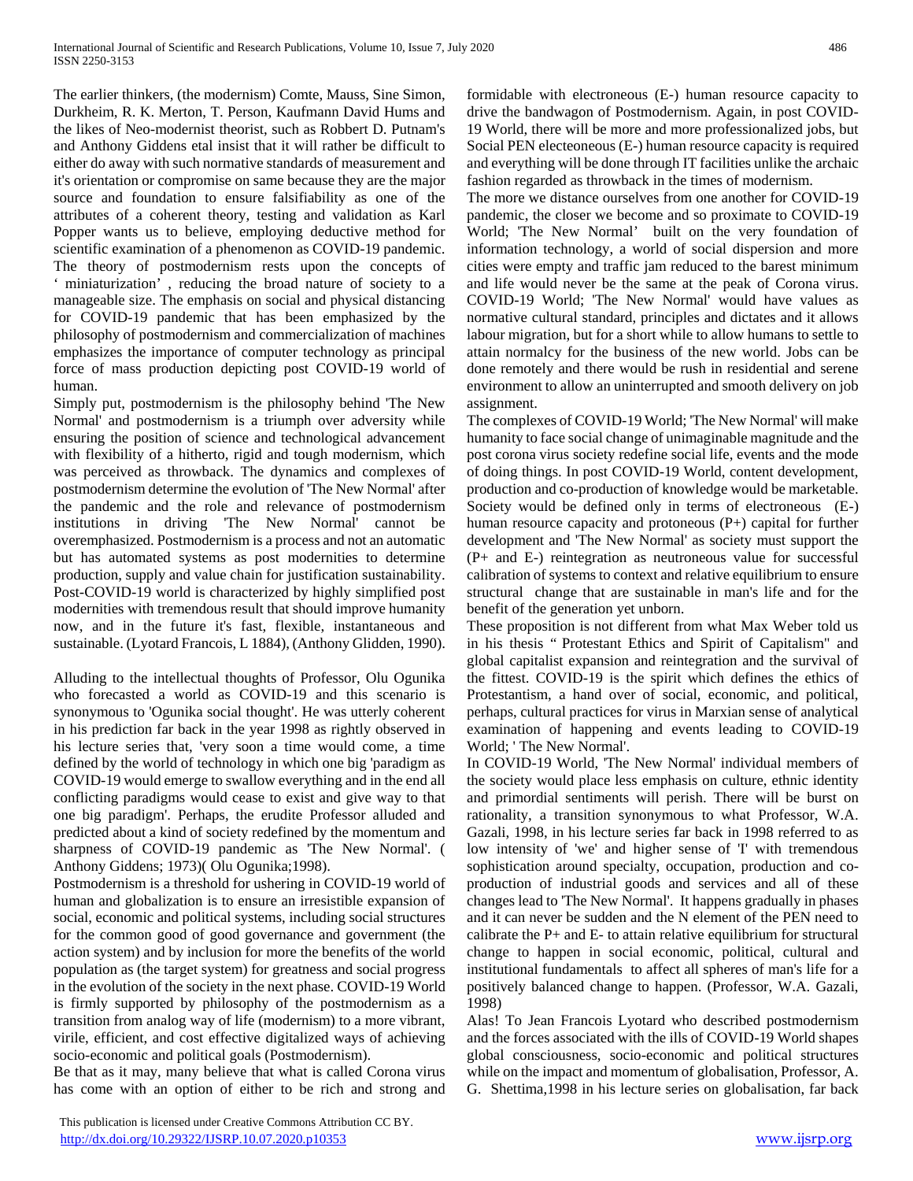The earlier thinkers, (the modernism) Comte, Mauss, Sine Simon, Durkheim, R. K. Merton, T. Person, Kaufmann David Hums and the likes of Neo-modernist theorist, such as Robbert D. Putnam's and Anthony Giddens etal insist that it will rather be difficult to either do away with such normative standards of measurement and it's orientation or compromise on same because they are the major source and foundation to ensure falsifiability as one of the attributes of a coherent theory, testing and validation as Karl Popper wants us to believe, employing deductive method for scientific examination of a phenomenon as COVID-19 pandemic. The theory of postmodernism rests upon the concepts of ' miniaturization' , reducing the broad nature of society to a manageable size. The emphasis on social and physical distancing for COVID-19 pandemic that has been emphasized by the philosophy of postmodernism and commercialization of machines emphasizes the importance of computer technology as principal force of mass production depicting post COVID-19 world of human.

Simply put, postmodernism is the philosophy behind 'The New Normal' and postmodernism is a triumph over adversity while ensuring the position of science and technological advancement with flexibility of a hitherto, rigid and tough modernism, which was perceived as throwback. The dynamics and complexes of postmodernism determine the evolution of 'The New Normal' after the pandemic and the role and relevance of postmodernism institutions in driving 'The New Normal' cannot be overemphasized. Postmodernism is a process and not an automatic but has automated systems as post modernities to determine production, supply and value chain for justification sustainability. Post-COVID-19 world is characterized by highly simplified post modernities with tremendous result that should improve humanity now, and in the future it's fast, flexible, instantaneous and sustainable. (Lyotard Francois, L 1884), (Anthony Glidden, 1990).

Alluding to the intellectual thoughts of Professor, Olu Ogunika who forecasted a world as COVID-19 and this scenario is synonymous to 'Ogunika social thought'. He was utterly coherent in his prediction far back in the year 1998 as rightly observed in his lecture series that, 'very soon a time would come, a time defined by the world of technology in which one big 'paradigm as COVID-19 would emerge to swallow everything and in the end all conflicting paradigms would cease to exist and give way to that one big paradigm'. Perhaps, the erudite Professor alluded and predicted about a kind of society redefined by the momentum and sharpness of COVID-19 pandemic as 'The New Normal'. ( Anthony Giddens; 1973)( Olu Ogunika;1998).

Postmodernism is a threshold for ushering in COVID-19 world of human and globalization is to ensure an irresistible expansion of social, economic and political systems, including social structures for the common good of good governance and government (the action system) and by inclusion for more the benefits of the world population as (the target system) for greatness and social progress in the evolution of the society in the next phase. COVID-19 World is firmly supported by philosophy of the postmodernism as a transition from analog way of life (modernism) to a more vibrant, virile, efficient, and cost effective digitalized ways of achieving socio-economic and political goals (Postmodernism).

Be that as it may, many believe that what is called Corona virus has come with an option of either to be rich and strong and formidable with electroneous (E-) human resource capacity to drive the bandwagon of Postmodernism. Again, in post COVID-19 World, there will be more and more professionalized jobs, but Social PEN electeoneous (E-) human resource capacity is required and everything will be done through IT facilities unlike the archaic fashion regarded as throwback in the times of modernism.

The more we distance ourselves from one another for COVID-19 pandemic, the closer we become and so proximate to COVID-19 World; 'The New Normal' built on the very foundation of information technology, a world of social dispersion and more cities were empty and traffic jam reduced to the barest minimum and life would never be the same at the peak of Corona virus. COVID-19 World; 'The New Normal' would have values as normative cultural standard, principles and dictates and it allows labour migration, but for a short while to allow humans to settle to attain normalcy for the business of the new world. Jobs can be done remotely and there would be rush in residential and serene environment to allow an uninterrupted and smooth delivery on job assignment.

The complexes of COVID-19 World; 'The New Normal' will make humanity to face social change of unimaginable magnitude and the post corona virus society redefine social life, events and the mode of doing things. In post COVID-19 World, content development, production and co-production of knowledge would be marketable. Society would be defined only in terms of electroneous (E-) human resource capacity and protoneous (P+) capital for further development and 'The New Normal' as society must support the (P+ and E-) reintegration as neutroneous value for successful calibration of systems to context and relative equilibrium to ensure structural change that are sustainable in man's life and for the benefit of the generation yet unborn.

These proposition is not different from what Max Weber told us in his thesis " Protestant Ethics and Spirit of Capitalism" and global capitalist expansion and reintegration and the survival of the fittest. COVID-19 is the spirit which defines the ethics of Protestantism, a hand over of social, economic, and political, perhaps, cultural practices for virus in Marxian sense of analytical examination of happening and events leading to COVID-19 World; ' The New Normal'.

In COVID-19 World, 'The New Normal' individual members of the society would place less emphasis on culture, ethnic identity and primordial sentiments will perish. There will be burst on rationality, a transition synonymous to what Professor, W.A. Gazali, 1998, in his lecture series far back in 1998 referred to as low intensity of 'we' and higher sense of 'I' with tremendous sophistication around specialty, occupation, production and co-production of industrial goods and services and all of these changes lead to 'The New Normal'. It happens gradually in phases and it can never be sudden and the N element of the PEN need to calibrate the P+ and E- to attain relative equilibrium for structural change to happen in social economic, political, cultural and institutional fundamentals to affect all spheres of man's life for a positively balanced change to happen. (Professor, W.A. Gazali, 1998)

Alas! To Jean Francois Lyotard who described postmodernism and the forces associated with the ills of COVID-19 World shapes global consciousness, socio-economic and political structures while on the impact and momentum of globalisation, Professor, A. G. Shettima,1998 in his lecture series on globalisation, far back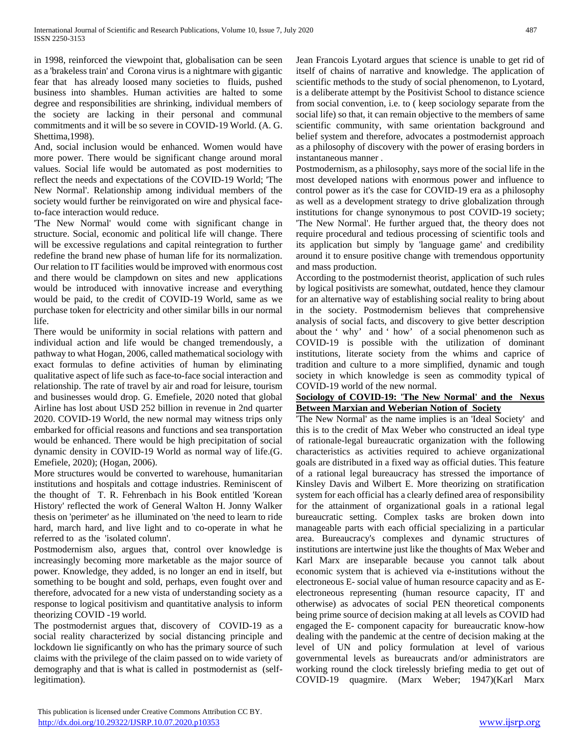in 1998, reinforced the viewpoint that, globalisation can be seen as a 'brakeless train' and Corona virus is a nightmare with gigantic fear that has already loosed many societies to fluids, pushed business into shambles. Human activities are halted to some degree and responsibilities are shrinking, individual members of the society are lacking in their personal and communal commitments and it will be so severe in COVID-19 World. (A. G. Shettima,1998).

And, social inclusion would be enhanced. Women would have more power. There would be significant change around moral values. Social life would be automated as post modernities to reflect the needs and expectations of the COVID-19 World; 'The New Normal'. Relationship among individual members of the society would further be reinvigorated on wire and physical face-to-face interaction would reduce.

'The New Normal' would come with significant change in structure. Social, economic and political life will change. There will be excessive regulations and capital reintegration to further redefine the brand new phase of human life for its normalization. Our relation to IT facilities would be improved with enormous cost and there would be clampdown on sites and new applications would be introduced with innovative increase and everything would be paid, to the credit of COVID-19 World, same as we purchase token for electricity and other similar bills in our normal life.

There would be uniformity in social relations with pattern and individual action and life would be changed tremendously, a pathway to what Hogan, 2006, called mathematical sociology with exact formulas to define activities of human by eliminating qualitative aspect of life such as face-to-face social interaction and relationship. The rate of travel by air and road for leisure, tourism and businesses would drop. G. Emefiele, 2020 noted that global Airline has lost about USD 252 billion in revenue in 2nd quarter 2020. COVID-19 World, the new normal may witness trips only embarked for official reasons and functions and sea transportation would be enhanced. There would be high precipitation of social dynamic density in COVID-19 World as normal way of life.(G. Emefiele, 2020); (Hogan, 2006).

More structures would be converted to warehouse, humanitarian institutions and hospitals and cottage industries. Reminiscent of the thought of T. R. Fehrenbach in his Book entitled 'Korean History' reflected the work of General Walton H. Jonny Walker thesis on 'perimeter' as he illuminated on 'the need to learn to ride hard, march hard, and live light and to co-operate in what he referred to as the 'isolated column'.

Postmodernism also, argues that, control over knowledge is increasingly becoming more marketable as the major source of power. Knowledge, they added, is no longer an end in itself, but something to be bought and sold, perhaps, even fought over and therefore, advocated for a new vista of understanding society as a response to logical positivism and quantitative analysis to inform theorizing COVID -19 world.

The postmodernist argues that, discovery of COVID-19 as a social reality characterized by social distancing principle and lockdown lie significantly on who has the primary source of such claims with the privilege of the claim passed on to wide variety of demography and that is what is called in postmodernist as (self-legitimation).

Jean Francois Lyotard argues that science is unable to get rid of itself of chains of narrative and knowledge. The application of scientific methods to the study of social phenomenon, to Lyotard, is a deliberate attempt by the Positivist School to distance science from social convention, i.e. to ( keep sociology separate from the social life) so that, it can remain objective to the members of same scientific community, with same orientation background and belief system and therefore, advocates a postmodernist approach as a philosophy of discovery with the power of erasing borders in instantaneous manner .

Postmodernism, as a philosophy, says more of the social life in the most developed nations with enormous power and influence to control power as it's the case for COVID-19 era as a philosophy as well as a development strategy to drive globalization through institutions for change synonymous to post COVID-19 society; 'The New Normal'. He further argued that, the theory does not require procedural and tedious processing of scientific tools and its application but simply by 'language game' and credibility around it to ensure positive change with tremendous opportunity and mass production.

According to the postmodernist theorist, application of such rules by logical positivists are somewhat, outdated, hence they clamour for an alternative way of establishing social reality to bring about in the society. Postmodernism believes that comprehensive analysis of social facts, and discovery to give better description about the ' why' and ' how' of a social phenomenon such as COVID-19 is possible with the utilization of dominant institutions, literate society from the whims and caprice of tradition and culture to a more simplified, dynamic and tough society in which knowledge is seen as commodity typical of COVID-19 world of the new normal.

**Sociology of COVID-19: 'The New Normal' and the Nexus Between Marxian and Weberian Notion of Society**

'The New Normal' as the name implies is an 'Ideal Society' and this is to the credit of Max Weber who constructed an ideal type of rationale-legal bureaucratic organization with the following characteristics as activities required to achieve organizational goals are distributed in a fixed way as official duties. This feature of a rational legal bureaucracy has stressed the importance of Kinsley Davis and Wilbert E. More theorizing on stratification system for each official has a clearly defined area of responsibility for the attainment of organizational goals in a rational legal bureaucratic setting. Complex tasks are broken down into manageable parts with each official specializing in a particular area. Bureaucracy's complexes and dynamic structures of institutions are intertwine just like the thoughts of Max Weber and Karl Marx are inseparable because you cannot talk about economic system that is achieved via e-institutions without the electroneous E- social value of human resource capacity and as E-electroneous representing (human resource capacity, IT and otherwise) as advocates of social PEN theoretical components being prime source of decision making at all levels as COVID had engaged the E- component capacity for bureaucratic know-how dealing with the pandemic at the centre of decision making at the level of UN and policy formulation at level of various governmental levels as bureaucrats and/or administrators are working round the clock tirelessly briefing media to get out of COVID-19 quagmire. (Marx Weber; 1947)(Karl Marx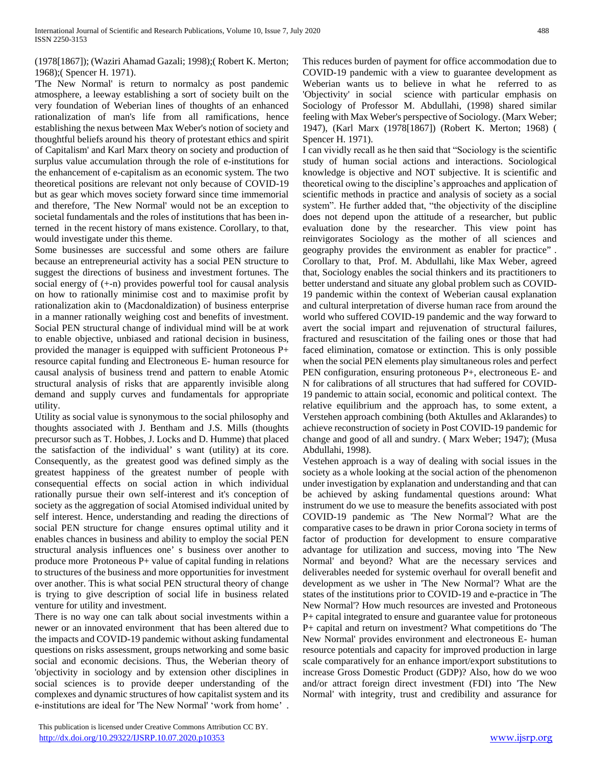(1978[1867]); (Waziri Ahamad Gazali; 1998);( Robert K. Merton; 1968);( Spencer H. 1971).

'The New Normal' is return to normalcy as post pandemic atmosphere, a leeway establishing a sort of society built on the very foundation of Weberian lines of thoughts of an enhanced rationalization of man's life from all ramifications, hence establishing the nexus between Max Weber's notion of society and thoughtful beliefs around his theory of protestant ethics and spirit of Capitalism' and Karl Marx theory on society and production of surplus value accumulation through the role of e-institutions for the enhancement of e-capitalism as an economic system. The two theoretical positions are relevant not only because of COVID-19 but as gear which moves society forward since time immemorial and therefore, 'The New Normal' would not be an exception to societal fundamentals and the roles of institutions that has been interned in the recent history of mans existence. Corollary, to that, would investigate under this theme.

Some businesses are successful and some others are failure because an entrepreneurial activity has a social PEN structure to suggest the directions of business and investment fortunes. The social energy of (+-n) provides powerful tool for causal analysis on how to rationally minimise cost and to maximise profit by rationalization akin to (Macdonaldization) of business enterprise in a manner rationally weighing cost and benefits of investment. Social PEN structural change of individual mind will be at work to enable objective, unbiased and rational decision in business, provided the manager is equipped with sufficient Protoneous P+ resource capital funding and Electroneous E- human resource for causal analysis of business trend and pattern to enable Atomic structural analysis of risks that are apparently invisible along demand and supply curves and fundamentals for appropriate utility.

Utility as social value is synonymous to the social philosophy and thoughts associated with J. Bentham and J.S. Mills (thoughts precursor such as T. Hobbes, J. Locks and D. Humme) that placed the satisfaction of the individual' s want (utility) at its core. Consequently, as the greatest good was defined simply as the greatest happiness of the greatest number of people with consequential effects on social action in which individual rationally pursue their own self-interest and it's conception of society as the aggregation of social Atomised individual united by self interest. Hence, understanding and reading the directions of social PEN structure for change ensures optimal utility and it enables chances in business and ability to employ the social PEN structural analysis influences one' s business over another to produce more Protoneous P+ value of capital funding in relations to structures of the business and more opportunities for investment over another. This is what social PEN structural theory of change is trying to give description of social life in business related venture for utility and investment.

There is no way one can talk about social investments within a newer or an innovated environment that has been altered due to the impacts and COVID-19 pandemic without asking fundamental questions on risks assessment, groups networking and some basic social and economic decisions. Thus, the Weberian theory of 'objectivity in sociology and by extension other disciplines in social sciences is to provide deeper understanding of the complexes and dynamic structures of how capitalist system and its e-institutions are ideal for 'The New Normal' 'work from home' . This reduces burden of payment for office accommodation due to COVID-19 pandemic with a view to guarantee development as Weberian wants us to believe in what he referred to as 'Objectivity' in social science with particular emphasis on Sociology of Professor M. Abdullahi, (1998) shared similar feeling with Max Weber's perspective of Sociology. (Marx Weber; 1947), (Karl Marx (1978[1867]) (Robert K. Merton; 1968) ( Spencer H. 1971).

I can vividly recall as he then said that "Sociology is the scientific study of human social actions and interactions. Sociological knowledge is objective and NOT subjective. It is scientific and theoretical owing to the discipline's approaches and application of scientific methods in practice and analysis of society as a social system". He further added that, "the objectivity of the discipline does not depend upon the attitude of a researcher, but public evaluation done by the researcher. This view point has reinvigorates Sociology as the mother of all sciences and geography provides the environment as enabler for practice" . Corollary to that, Prof. M. Abdullahi, like Max Weber, agreed that, Sociology enables the social thinkers and its practitioners to better understand and situate any global problem such as COVID-19 pandemic within the context of Weberian causal explanation and cultural interpretation of diverse human race from around the world who suffered COVID-19 pandemic and the way forward to avert the social impart and rejuvenation of structural failures, fractured and resuscitation of the failing ones or those that had faced elimination, comatose or extinction. This is only possible when the social PEN elements play simultaneous roles and perfect PEN configuration, ensuring protoneous P+, electroneous E- and N for calibrations of all structures that had suffered for COVID-19 pandemic to attain social, economic and political context. The relative equilibrium and the approach has, to some extent, a Verstehen approach combining (both Aktulles and Aklarandes) to achieve reconstruction of society in Post COVID-19 pandemic for change and good of all and sundry. ( Marx Weber; 1947); (Musa Abdullahi, 1998).

Vestehen approach is a way of dealing with social issues in the society as a whole looking at the social action of the phenomenon under investigation by explanation and understanding and that can be achieved by asking fundamental questions around: What instrument do we use to measure the benefits associated with post COVID-19 pandemic as 'The New Normal'? What are the comparative cases to be drawn in prior Corona society in terms of factor of production for development to ensure comparative advantage for utilization and success, moving into 'The New Normal' and beyond? What are the necessary services and deliverables needed for systemic overhaul for overall benefit and development as we usher in 'The New Normal'? What are the states of the institutions prior to COVID-19 and e-practice in 'The New Normal'? How much resources are invested and Protoneous P+ capital integrated to ensure and guarantee value for protoneous P+ capital and return on investment? What competitions do 'The New Normal' provides environment and electroneous E- human resource potentials and capacity for improved production in large scale comparatively for an enhance import/export substitutions to increase Gross Domestic Product (GDP)? Also, how do we woo and/or attract foreign direct investment (FDI) into 'The New Normal' with integrity, trust and credibility and assurance for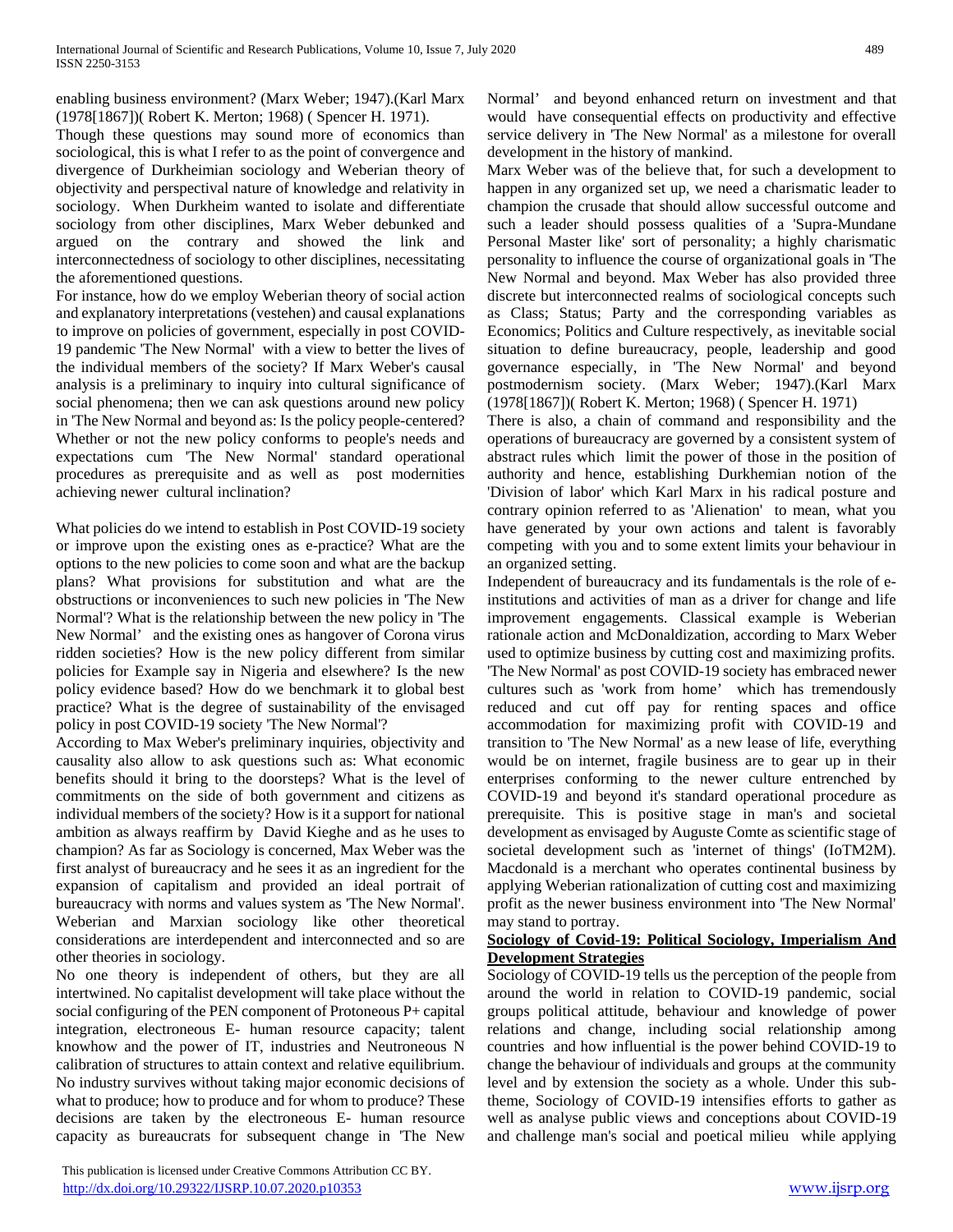enabling business environment? (Marx Weber; 1947).(Karl Marx (1978[1867])( Robert K. Merton; 1968) ( Spencer H. 1971).

Though these questions may sound more of economics than sociological, this is what I refer to as the point of convergence and divergence of Durkheimian sociology and Weberian theory of objectivity and perspectival nature of knowledge and relativity in sociology. When Durkheim wanted to isolate and differentiate sociology from other disciplines, Marx Weber debunked and argued on the contrary and showed the link and interconnectedness of sociology to other disciplines, necessitating the aforementioned questions.

For instance, how do we employ Weberian theory of social action and explanatory interpretations (vestehen) and causal explanations to improve on policies of government, especially in post COVID-19 pandemic 'The New Normal' with a view to better the lives of the individual members of the society? If Marx Weber's causal analysis is a preliminary to inquiry into cultural significance of social phenomena; then we can ask questions around new policy in 'The New Normal and beyond as: Is the policy people-centered? Whether or not the new policy conforms to people's needs and expectations cum 'The New Normal' standard operational procedures as prerequisite and as well as post modernities achieving newer cultural inclination?

What policies do we intend to establish in Post COVID-19 society or improve upon the existing ones as e-practice? What are the options to the new policies to come soon and what are the backup plans? What provisions for substitution and what are the obstructions or inconveniences to such new policies in 'The New Normal'? What is the relationship between the new policy in 'The New Normal' and the existing ones as hangover of Corona virus ridden societies? How is the new policy different from similar policies for Example say in Nigeria and elsewhere? Is the new policy evidence based? How do we benchmark it to global best practice? What is the degree of sustainability of the envisaged policy in post COVID-19 society 'The New Normal'?

According to Max Weber's preliminary inquiries, objectivity and causality also allow to ask questions such as: What economic benefits should it bring to the doorsteps? What is the level of commitments on the side of both government and citizens as individual members of the society? How is it a support for national ambition as always reaffirm by David Kieghe and as he uses to champion? As far as Sociology is concerned, Max Weber was the first analyst of bureaucracy and he sees it as an ingredient for the expansion of capitalism and provided an ideal portrait of bureaucracy with norms and values system as 'The New Normal'. Weberian and Marxian sociology like other theoretical considerations are interdependent and interconnected and so are other theories in sociology.

No one theory is independent of others, but they are all intertwined. No capitalist development will take place without the social configuring of the PEN component of Protoneous P+ capital integration, electroneous E- human resource capacity; talent knowhow and the power of IT, industries and Neutroneous N calibration of structures to attain context and relative equilibrium. No industry survives without taking major economic decisions of what to produce; how to produce and for whom to produce? These decisions are taken by the electroneous E- human resource capacity as bureaucrats for subsequent change in 'The New Normal' and beyond enhanced return on investment and that would have consequential effects on productivity and effective service delivery in 'The New Normal' as a milestone for overall development in the history of mankind.

Marx Weber was of the believe that, for such a development to happen in any organized set up, we need a charismatic leader to champion the crusade that should allow successful outcome and such a leader should possess qualities of a 'Supra-Mundane Personal Master like' sort of personality; a highly charismatic personality to influence the course of organizational goals in 'The New Normal and beyond. Max Weber has also provided three discrete but interconnected realms of sociological concepts such as Class; Status; Party and the corresponding variables as Economics; Politics and Culture respectively, as inevitable social situation to define bureaucracy, people, leadership and good governance especially, in 'The New Normal' and beyond postmodernism society. (Marx Weber; 1947).(Karl Marx (1978[1867])( Robert K. Merton; 1968) ( Spencer H. 1971)

There is also, a chain of command and responsibility and the operations of bureaucracy are governed by a consistent system of abstract rules which limit the power of those in the position of authority and hence, establishing Durkhemian notion of the 'Division of labor' which Karl Marx in his radical posture and contrary opinion referred to as 'Alienation' to mean, what you have generated by your own actions and talent is favorably competing with you and to some extent limits your behaviour in an organized setting.

Independent of bureaucracy and its fundamentals is the role of e-institutions and activities of man as a driver for change and life improvement engagements. Classical example is Weberian rationale action and McDonaldization, according to Marx Weber used to optimize business by cutting cost and maximizing profits. 'The New Normal' as post COVID-19 society has embraced newer cultures such as 'work from home' which has tremendously reduced and cut off pay for renting spaces and office accommodation for maximizing profit with COVID-19 and transition to 'The New Normal' as a new lease of life, everything would be on internet, fragile business are to gear up in their enterprises conforming to the newer culture entrenched by COVID-19 and beyond it's standard operational procedure as prerequisite. This is positive stage in man's and societal development as envisaged by Auguste Comte as scientific stage of societal development such as 'internet of things' (IoTM2M). Macdonald is a merchant who operates continental business by applying Weberian rationalization of cutting cost and maximizing profit as the newer business environment into 'The New Normal' may stand to portray.

**Sociology of Covid-19: Political Sociology, Imperialism And Development Strategies**

Sociology of COVID-19 tells us the perception of the people from around the world in relation to COVID-19 pandemic, social groups political attitude, behaviour and knowledge of power relations and change, including social relationship among countries and how influential is the power behind COVID-19 to change the behaviour of individuals and groups at the community level and by extension the society as a whole. Under this sub-theme, Sociology of COVID-19 intensifies efforts to gather as well as analyse public views and conceptions about COVID-19 and challenge man's social and poetical milieu while applying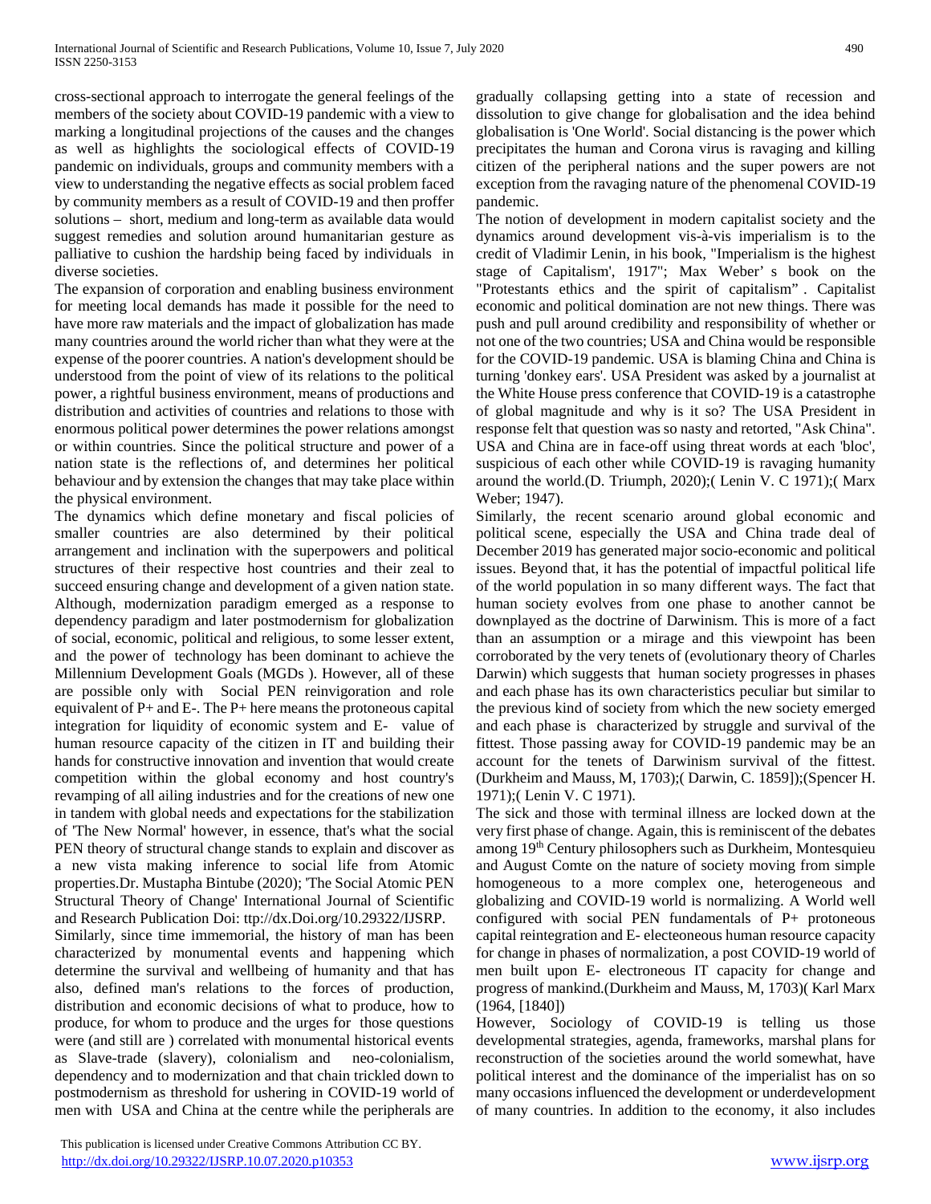cross-sectional approach to interrogate the general feelings of the members of the society about COVID-19 pandemic with a view to marking a longitudinal projections of the causes and the changes as well as highlights the sociological effects of COVID-19 pandemic on individuals, groups and community members with a view to understanding the negative effects as social problem faced by community members as a result of COVID-19 and then proffer solutions – short, medium and long-term as available data would suggest remedies and solution around humanitarian gesture as palliative to cushion the hardship being faced by individuals in diverse societies.

The expansion of corporation and enabling business environment for meeting local demands has made it possible for the need to have more raw materials and the impact of globalization has made many countries around the world richer than what they were at the expense of the poorer countries. A nation's development should be understood from the point of view of its relations to the political power, a rightful business environment, means of productions and distribution and activities of countries and relations to those with enormous political power determines the power relations amongst or within countries. Since the political structure and power of a nation state is the reflections of, and determines her political behaviour and by extension the changes that may take place within the physical environment.

The dynamics which define monetary and fiscal policies of smaller countries are also determined by their political arrangement and inclination with the superpowers and political structures of their respective host countries and their zeal to succeed ensuring change and development of a given nation state. Although, modernization paradigm emerged as a response to dependency paradigm and later postmodernism for globalization of social, economic, political and religious, to some lesser extent, and the power of technology has been dominant to achieve the Millennium Development Goals (MGDs ). However, all of these are possible only with Social PEN reinvigoration and role equivalent of P+ and E-. The P+ here means the protoneous capital integration for liquidity of economic system and E- value of human resource capacity of the citizen in IT and building their hands for constructive innovation and invention that would create competition within the global economy and host country's revamping of all ailing industries and for the creations of new one in tandem with global needs and expectations for the stabilization of 'The New Normal' however, in essence, that's what the social PEN theory of structural change stands to explain and discover as a new vista making inference to social life from Atomic properties.Dr. Mustapha Bintube (2020); 'The Social Atomic PEN Structural Theory of Change' International Journal of Scientific and Research Publication Doi: ttp://dx.Doi.org/10.29322/IJSRP.

Similarly, since time immemorial, the history of man has been characterized by monumental events and happening which determine the survival and wellbeing of humanity and that has also, defined man's relations to the forces of production, distribution and economic decisions of what to produce, how to produce, for whom to produce and the urges for those questions were (and still are ) correlated with monumental historical events as Slave-trade (slavery), colonialism and neo-colonialism, dependency and to modernization and that chain trickled down to postmodernism as threshold for ushering in COVID-19 world of men with USA and China at the centre while the peripherals are gradually collapsing getting into a state of recession and dissolution to give change for globalisation and the idea behind globalisation is 'One World'. Social distancing is the power which precipitates the human and Corona virus is ravaging and killing citizen of the peripheral nations and the super powers are not exception from the ravaging nature of the phenomenal COVID-19 pandemic.

The notion of development in modern capitalist society and the dynamics around development vis-à-vis imperialism is to the credit of Vladimir Lenin, in his book, "Imperialism is the highest stage of Capitalism', 1917"; Max Weber' s book on the "Protestants ethics and the spirit of capitalism" . Capitalist economic and political domination are not new things. There was push and pull around credibility and responsibility of whether or not one of the two countries; USA and China would be responsible for the COVID-19 pandemic. USA is blaming China and China is turning 'donkey ears'. USA President was asked by a journalist at the White House press conference that COVID-19 is a catastrophe of global magnitude and why is it so? The USA President in response felt that question was so nasty and retorted, "Ask China". USA and China are in face-off using threat words at each 'bloc', suspicious of each other while COVID-19 is ravaging humanity around the world.(D. Triumph, 2020);( Lenin V. C 1971);( Marx Weber; 1947).

Similarly, the recent scenario around global economic and political scene, especially the USA and China trade deal of December 2019 has generated major socio-economic and political issues. Beyond that, it has the potential of impactful political life of the world population in so many different ways. The fact that human society evolves from one phase to another cannot be downplayed as the doctrine of Darwinism. This is more of a fact than an assumption or a mirage and this viewpoint has been corroborated by the very tenets of (evolutionary theory of Charles Darwin) which suggests that human society progresses in phases and each phase has its own characteristics peculiar but similar to the previous kind of society from which the new society emerged and each phase is characterized by struggle and survival of the fittest. Those passing away for COVID-19 pandemic may be an account for the tenets of Darwinism survival of the fittest. (Durkheim and Mauss, M, 1703);( Darwin, C. 1859]);(Spencer H. 1971);( Lenin V. C 1971).

The sick and those with terminal illness are locked down at the very first phase of change. Again, this is reminiscent of the debates among 19th Century philosophers such as Durkheim, Montesquieu and August Comte on the nature of society moving from simple homogeneous to a more complex one, heterogeneous and globalizing and COVID-19 world is normalizing. A World well configured with social PEN fundamentals of P+ protoneous capital reintegration and E- electeoneous human resource capacity for change in phases of normalization, a post COVID-19 world of men built upon E- electroneous IT capacity for change and progress of mankind.(Durkheim and Mauss, M, 1703)( Karl Marx (1964, [1840])

However, Sociology of COVID-19 is telling us those developmental strategies, agenda, frameworks, marshal plans for reconstruction of the societies around the world somewhat, have political interest and the dominance of the imperialist has on so many occasions influenced the development or underdevelopment of many countries. In addition to the economy, it also includes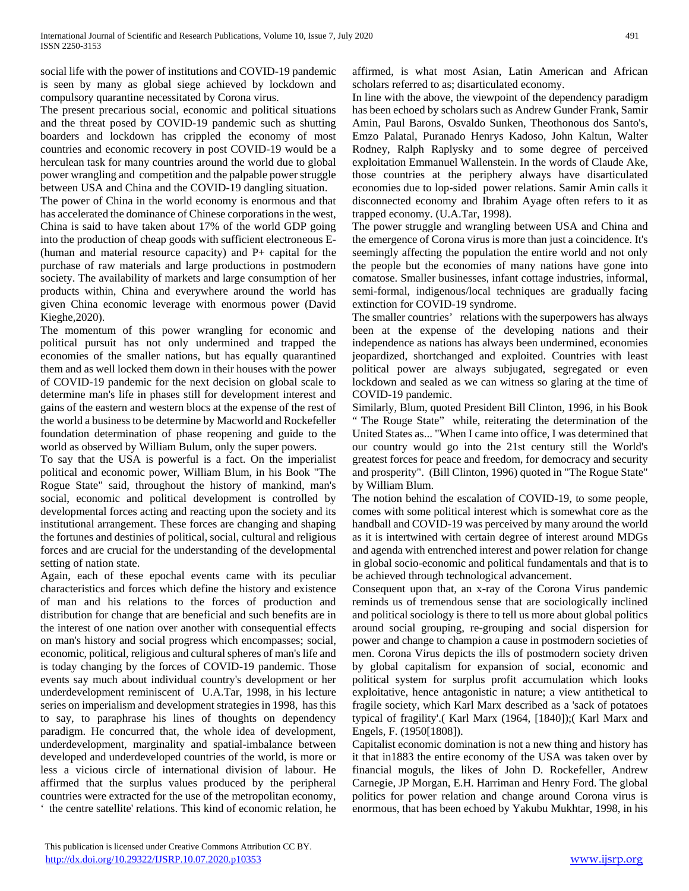social life with the power of institutions and COVID-19 pandemic is seen by many as global siege achieved by lockdown and compulsory quarantine necessitated by Corona virus.

The present precarious social, economic and political situations and the threat posed by COVID-19 pandemic such as shutting boarders and lockdown has crippled the economy of most countries and economic recovery in post COVID-19 would be a herculean task for many countries around the world due to global power wrangling and competition and the palpable power struggle between USA and China and the COVID-19 dangling situation.

The power of China in the world economy is enormous and that has accelerated the dominance of Chinese corporations in the west, China is said to have taken about 17% of the world GDP going into the production of cheap goods with sufficient electroneous E- (human and material resource capacity) and P+ capital for the purchase of raw materials and large productions in postmodern society. The availability of markets and large consumption of her products within, China and everywhere around the world has given China economic leverage with enormous power (David Kieghe,2020).

The momentum of this power wrangling for economic and political pursuit has not only undermined and trapped the economies of the smaller nations, but has equally quarantined them and as well locked them down in their houses with the power of COVID-19 pandemic for the next decision on global scale to determine man's life in phases still for development interest and gains of the eastern and western blocs at the expense of the rest of the world a business to be determine by Macworld and Rockefeller foundation determination of phase reopening and guide to the world as observed by William Bulum, only the super powers.

To say that the USA is powerful is a fact. On the imperialist political and economic power, William Blum, in his Book "The Rogue State" said, throughout the history of mankind, man's social, economic and political development is controlled by developmental forces acting and reacting upon the society and its institutional arrangement. These forces are changing and shaping the fortunes and destinies of political, social, cultural and religious forces and are crucial for the understanding of the developmental setting of nation state.

Again, each of these epochal events came with its peculiar characteristics and forces which define the history and existence of man and his relations to the forces of production and distribution for change that are beneficial and such benefits are in the interest of one nation over another with consequential effects on man's history and social progress which encompasses; social, economic, political, religious and cultural spheres of man's life and is today changing by the forces of COVID-19 pandemic. Those events say much about individual country's development or her underdevelopment reminiscent of U.A.Tar, 1998, in his lecture series on imperialism and development strategies in 1998, has this to say, to paraphrase his lines of thoughts on dependency paradigm. He concurred that, the whole idea of development, underdevelopment, marginality and spatial-imbalance between developed and underdeveloped countries of the world, is more or less a vicious circle of international division of labour. He affirmed that the surplus values produced by the peripheral countries were extracted for the use of the metropolitan economy, ' the centre satellite' relations. This kind of economic relation, he affirmed, is what most Asian, Latin American and African scholars referred to as; disarticulated economy.

In line with the above, the viewpoint of the dependency paradigm has been echoed by scholars such as Andrew Gunder Frank, Samir Amin, Paul Barons, Osvaldo Sunken, Theothonous dos Santo's, Emzo Palatal, Puranado Henrys Kadoso, John Kaltun, Walter Rodney, Ralph Raplysky and to some degree of perceived exploitation Emmanuel Wallenstein. In the words of Claude Ake, those countries at the periphery always have disarticulated economies due to lop-sided power relations. Samir Amin calls it disconnected economy and Ibrahim Ayage often refers to it as trapped economy. (U.A.Tar, 1998).

The power struggle and wrangling between USA and China and the emergence of Corona virus is more than just a coincidence. It's seemingly affecting the population the entire world and not only the people but the economies of many nations have gone into comatose. Smaller businesses, infant cottage industries, informal, semi-formal, indigenous/local techniques are gradually facing extinction for COVID-19 syndrome.

The smaller countries' relations with the superpowers has always been at the expense of the developing nations and their independence as nations has always been undermined, economies jeopardized, shortchanged and exploited. Countries with least political power are always subjugated, segregated or even lockdown and sealed as we can witness so glaring at the time of COVID-19 pandemic.

Similarly, Blum, quoted President Bill Clinton, 1996, in his Book " The Rouge State" while, reiterating the determination of the United States as... "When I came into office, I was determined that our country would go into the 21st century still the World's greatest forces for peace and freedom, for democracy and security and prosperity". (Bill Clinton, 1996) quoted in "The Rogue State" by William Blum.

The notion behind the escalation of COVID-19, to some people, comes with some political interest which is somewhat core as the handball and COVID-19 was perceived by many around the world as it is intertwined with certain degree of interest around MDGs and agenda with entrenched interest and power relation for change in global socio-economic and political fundamentals and that is to be achieved through technological advancement.

Consequent upon that, an x-ray of the Corona Virus pandemic reminds us of tremendous sense that are sociologically inclined and political sociology is there to tell us more about global politics around social grouping, re-grouping and social dispersion for power and change to champion a cause in postmodern societies of men. Corona Virus depicts the ills of postmodern society driven by global capitalism for expansion of social, economic and political system for surplus profit accumulation which looks exploitative, hence antagonistic in nature; a view antithetical to fragile society, which Karl Marx described as a 'sack of potatoes typical of fragility'.( Karl Marx (1964, [1840]);( Karl Marx and Engels, F. (1950[1808]).

Capitalist economic domination is not a new thing and history has it that in1883 the entire economy of the USA was taken over by financial moguls, the likes of John D. Rockefeller, Andrew Carnegie, JP Morgan, E.H. Harriman and Henry Ford. The global politics for power relation and change around Corona virus is enormous, that has been echoed by Yakubu Mukhtar, 1998, in his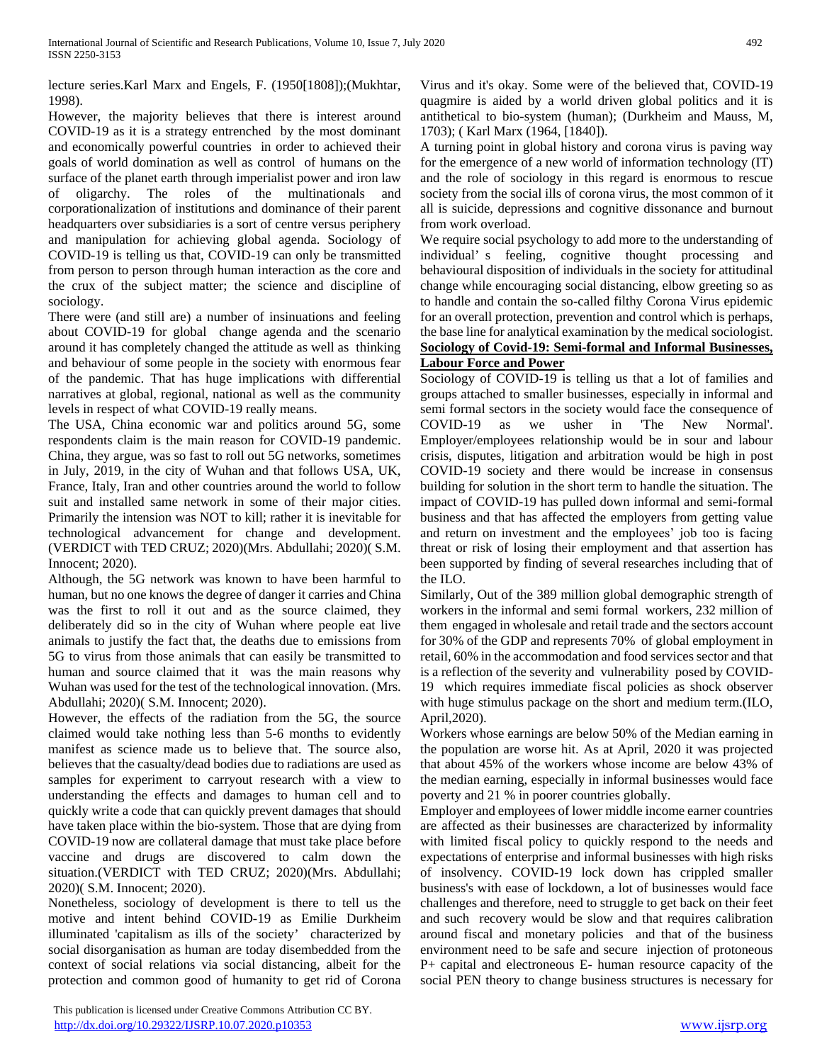lecture series.Karl Marx and Engels, F. (1950[1808]);(Mukhtar, 1998).

However, the majority believes that there is interest around COVID-19 as it is a strategy entrenched by the most dominant and economically powerful countries in order to achieved their goals of world domination as well as control of humans on the surface of the planet earth through imperialist power and iron law of oligarchy. The roles of the multinationals and corporationalization of institutions and dominance of their parent headquarters over subsidiaries is a sort of centre versus periphery and manipulation for achieving global agenda. Sociology of COVID-19 is telling us that, COVID-19 can only be transmitted from person to person through human interaction as the core and the crux of the subject matter; the science and discipline of sociology.

There were (and still are) a number of insinuations and feeling about COVID-19 for global change agenda and the scenario around it has completely changed the attitude as well as thinking and behaviour of some people in the society with enormous fear of the pandemic. That has huge implications with differential narratives at global, regional, national as well as the community levels in respect of what COVID-19 really means.

The USA, China economic war and politics around 5G, some respondents claim is the main reason for COVID-19 pandemic. China, they argue, was so fast to roll out 5G networks, sometimes in July, 2019, in the city of Wuhan and that follows USA, UK, France, Italy, Iran and other countries around the world to follow suit and installed same network in some of their major cities. Primarily the intension was NOT to kill; rather it is inevitable for technological advancement for change and development. (VERDICT with TED CRUZ; 2020)(Mrs. Abdullahi; 2020)( S.M. Innocent; 2020).

Although, the 5G network was known to have been harmful to human, but no one knows the degree of danger it carries and China was the first to roll it out and as the source claimed, they deliberately did so in the city of Wuhan where people eat live animals to justify the fact that, the deaths due to emissions from 5G to virus from those animals that can easily be transmitted to human and source claimed that it was the main reasons why Wuhan was used for the test of the technological innovation. (Mrs. Abdullahi; 2020)( S.M. Innocent; 2020).

However, the effects of the radiation from the 5G, the source claimed would take nothing less than 5-6 months to evidently manifest as science made us to believe that. The source also, believes that the casualty/dead bodies due to radiations are used as samples for experiment to carryout research with a view to understanding the effects and damages to human cell and to quickly write a code that can quickly prevent damages that should have taken place within the bio-system. Those that are dying from COVID-19 now are collateral damage that must take place before vaccine and drugs are discovered to calm down the situation.(VERDICT with TED CRUZ; 2020)(Mrs. Abdullahi; 2020)( S.M. Innocent; 2020).

Nonetheless, sociology of development is there to tell us the motive and intent behind COVID-19 as Emilie Durkheim illuminated 'capitalism as ills of the society' characterized by social disorganisation as human are today disembedded from the context of social relations via social distancing, albeit for the protection and common good of humanity to get rid of Corona Virus and it's okay. Some were of the believed that, COVID-19 quagmire is aided by a world driven global politics and it is antithetical to bio-system (human); (Durkheim and Mauss, M, 1703); ( Karl Marx (1964, [1840]).

A turning point in global history and corona virus is paving way for the emergence of a new world of information technology (IT) and the role of sociology in this regard is enormous to rescue society from the social ills of corona virus, the most common of it all is suicide, depressions and cognitive dissonance and burnout from work overload.

We require social psychology to add more to the understanding of individual' s feeling, cognitive thought processing and behavioural disposition of individuals in the society for attitudinal change while encouraging social distancing, elbow greeting so as to handle and contain the so-called filthy Corona Virus epidemic for an overall protection, prevention and control which is perhaps, the base line for analytical examination by the medical sociologist.

**Sociology of Covid-19: Semi-formal and Informal Businesses, Labour Force and Power**

Sociology of COVID-19 is telling us that a lot of families and groups attached to smaller businesses, especially in informal and semi formal sectors in the society would face the consequence of COVID-19 as we usher in 'The New Normal'. Employer/employees relationship would be in sour and labour crisis, disputes, litigation and arbitration would be high in post COVID-19 society and there would be increase in consensus building for solution in the short term to handle the situation. The impact of COVID-19 has pulled down informal and semi-formal business and that has affected the employers from getting value and return on investment and the employees' job too is facing threat or risk of losing their employment and that assertion has been supported by finding of several researches including that of the ILO.

Similarly, Out of the 389 million global demographic strength of workers in the informal and semi formal workers, 232 million of them engaged in wholesale and retail trade and the sectors account for 30% of the GDP and represents 70% of global employment in retail, 60% in the accommodation and food services sector and that is a reflection of the severity and vulnerability posed by COVID-19 which requires immediate fiscal policies as shock observer with huge stimulus package on the short and medium term.(ILO, April,2020).

Workers whose earnings are below 50% of the Median earning in the population are worse hit. As at April, 2020 it was projected that about 45% of the workers whose income are below 43% of the median earning, especially in informal businesses would face poverty and 21 % in poorer countries globally.

Employer and employees of lower middle income earner countries are affected as their businesses are characterized by informality with limited fiscal policy to quickly respond to the needs and expectations of enterprise and informal businesses with high risks of insolvency. COVID-19 lock down has crippled smaller business's with ease of lockdown, a lot of businesses would face challenges and therefore, need to struggle to get back on their feet and such recovery would be slow and that requires calibration around fiscal and monetary policies and that of the business environment need to be safe and secure injection of protoneous P+ capital and electroneous E- human resource capacity of the social PEN theory to change business structures is necessary for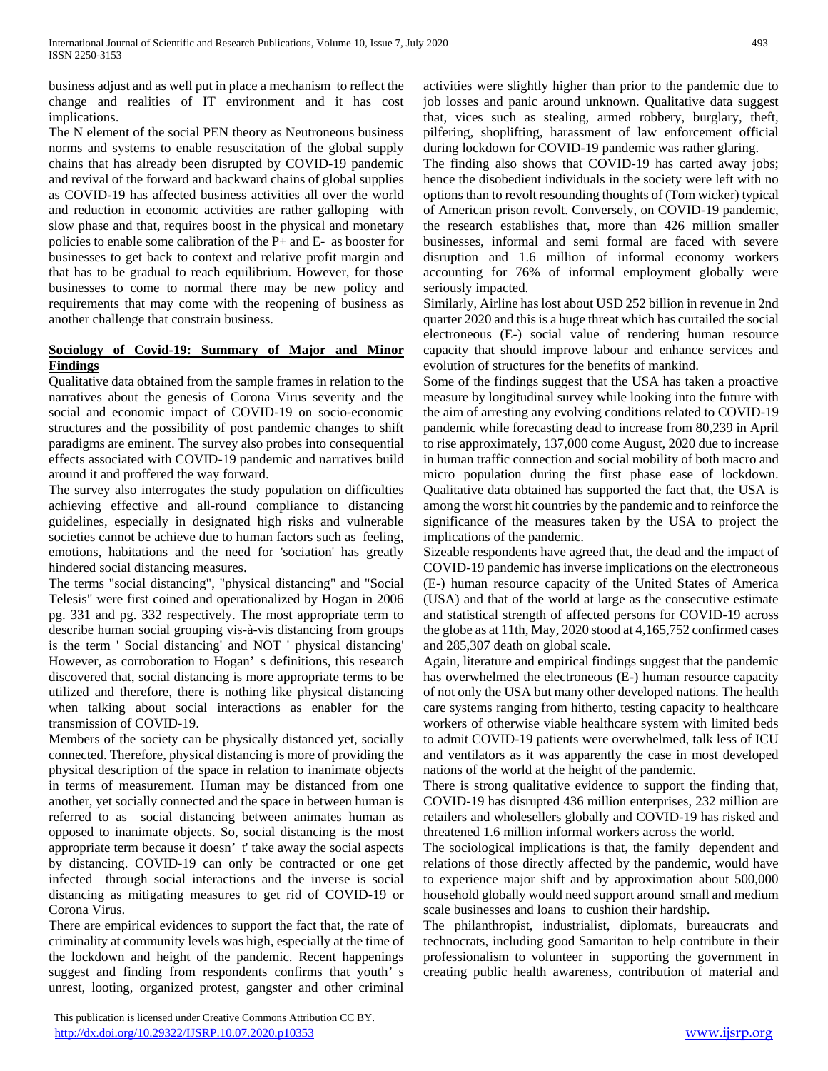business adjust and as well put in place a mechanism to reflect the change and realities of IT environment and it has cost implications.

The N element of the social PEN theory as Neutroneous business norms and systems to enable resuscitation of the global supply chains that has already been disrupted by COVID-19 pandemic and revival of the forward and backward chains of global supplies as COVID-19 has affected business activities all over the world and reduction in economic activities are rather galloping with slow phase and that, requires boost in the physical and monetary policies to enable some calibration of the P+ and E- as booster for businesses to get back to context and relative profit margin and that has to be gradual to reach equilibrium. However, for those businesses to come to normal there may be new policy and requirements that may come with the reopening of business as another challenge that constrain business.

## Sociology of Covid-19: Summary of Major and Minor Findings

Qualitative data obtained from the sample frames in relation to the narratives about the genesis of Corona Virus severity and the social and economic impact of COVID-19 on socio-economic structures and the possibility of post pandemic changes to shift paradigms are eminent. The survey also probes into consequential effects associated with COVID-19 pandemic and narratives build around it and proffered the way forward.

The survey also interrogates the study population on difficulties achieving effective and all-round compliance to distancing guidelines, especially in designated high risks and vulnerable societies cannot be achieve due to human factors such as feeling, emotions, habitations and the need for 'sociation' has greatly hindered social distancing measures.

The terms "social distancing", "physical distancing" and "Social Telesis" were first coined and operationalized by Hogan in 2006 pg. 331 and pg. 332 respectively. The most appropriate term to describe human social grouping vis-à-vis distancing from groups is the term ' Social distancing' and NOT ' physical distancing' However, as corroboration to Hogan' s definitions, this research discovered that, social distancing is more appropriate terms to be utilized and therefore, there is nothing like physical distancing when talking about social interactions as enabler for the transmission of COVID-19.

Members of the society can be physically distanced yet, socially connected. Therefore, physical distancing is more of providing the physical description of the space in relation to inanimate objects in terms of measurement. Human may be distanced from one another, yet socially connected and the space in between human is referred to as social distancing between animates human as opposed to inanimate objects. So, social distancing is the most appropriate term because it doesn' t' take away the social aspects by distancing. COVID-19 can only be contracted or one get infected through social interactions and the inverse is social distancing as mitigating measures to get rid of COVID-19 or Corona Virus.

There are empirical evidences to support the fact that, the rate of criminality at community levels was high, especially at the time of the lockdown and height of the pandemic. Recent happenings suggest and finding from respondents confirms that youth' s unrest, looting, organized protest, gangster and other criminal activities were slightly higher than prior to the pandemic due to job losses and panic around unknown. Qualitative data suggest that, vices such as stealing, armed robbery, burglary, theft, pilfering, shoplifting, harassment of law enforcement official during lockdown for COVID-19 pandemic was rather glaring.

The finding also shows that COVID-19 has carted away jobs; hence the disobedient individuals in the society were left with no options than to revolt resounding thoughts of (Tom wicker) typical of American prison revolt. Conversely, on COVID-19 pandemic, the research establishes that, more than 426 million smaller businesses, informal and semi formal are faced with severe disruption and 1.6 million of informal economy workers accounting for 76% of informal employment globally were seriously impacted.

Similarly, Airline has lost about USD 252 billion in revenue in 2nd quarter 2020 and this is a huge threat which has curtailed the social electroneous (E-) social value of rendering human resource capacity that should improve labour and enhance services and evolution of structures for the benefits of mankind.

Some of the findings suggest that the USA has taken a proactive measure by longitudinal survey while looking into the future with the aim of arresting any evolving conditions related to COVID-19 pandemic while forecasting dead to increase from 80,239 in April to rise approximately, 137,000 come August, 2020 due to increase in human traffic connection and social mobility of both macro and micro population during the first phase ease of lockdown. Qualitative data obtained has supported the fact that, the USA is among the worst hit countries by the pandemic and to reinforce the significance of the measures taken by the USA to project the implications of the pandemic.

Sizeable respondents have agreed that, the dead and the impact of COVID-19 pandemic has inverse implications on the electroneous (E-) human resource capacity of the United States of America (USA) and that of the world at large as the consecutive estimate and statistical strength of affected persons for COVID-19 across the globe as at 11th, May, 2020 stood at 4,165,752 confirmed cases and 285,307 death on global scale.

Again, literature and empirical findings suggest that the pandemic has overwhelmed the electroneous (E-) human resource capacity of not only the USA but many other developed nations. The health care systems ranging from hitherto, testing capacity to healthcare workers of otherwise viable healthcare system with limited beds to admit COVID-19 patients were overwhelmed, talk less of ICU and ventilators as it was apparently the case in most developed nations of the world at the height of the pandemic.

There is strong qualitative evidence to support the finding that, COVID-19 has disrupted 436 million enterprises, 232 million are retailers and wholesellers globally and COVID-19 has risked and threatened 1.6 million informal workers across the world.

The sociological implications is that, the family dependent and relations of those directly affected by the pandemic, would have to experience major shift and by approximation about 500,000 household globally would need support around small and medium scale businesses and loans to cushion their hardship.

The philanthropist, industrialist, diplomats, bureaucrats and technocrats, including good Samaritan to help contribute in their professionalism to volunteer in supporting the government in creating public health awareness, contribution of material and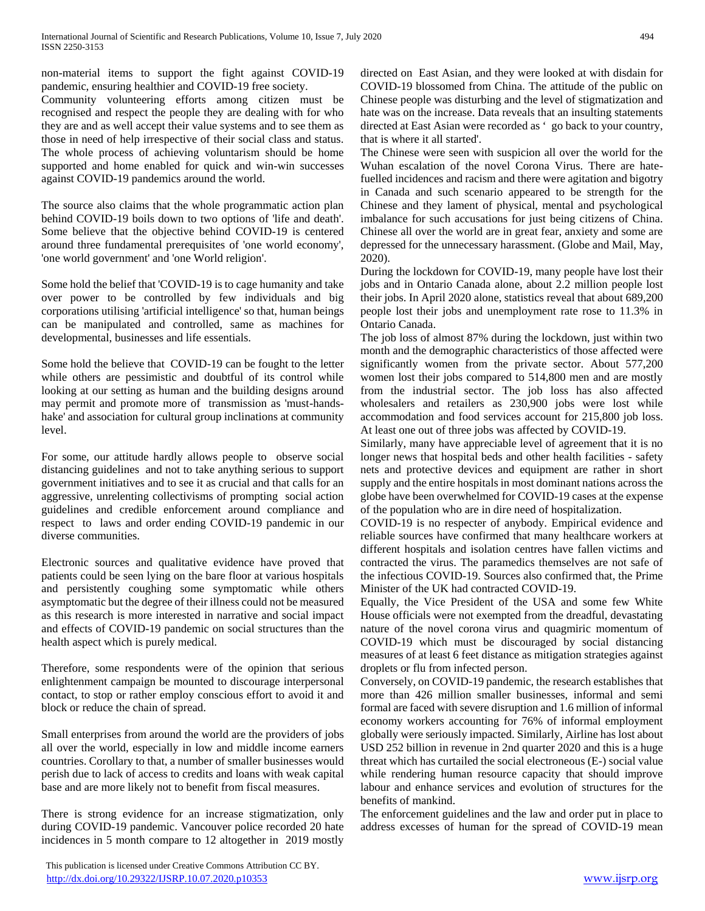non-material items to support the fight against COVID-19 pandemic, ensuring healthier and COVID-19 free society.

Community volunteering efforts among citizen must be recognised and respect the people they are dealing with for who they are and as well accept their value systems and to see them as those in need of help irrespective of their social class and status. The whole process of achieving voluntarism should be home supported and home enabled for quick and win-win successes against COVID-19 pandemics around the world.

The source also claims that the whole programmatic action plan behind COVID-19 boils down to two options of 'life and death'. Some believe that the objective behind COVID-19 is centered around three fundamental prerequisites of 'one world economy', 'one world government' and 'one World religion'.

Some hold the belief that 'COVID-19 is to cage humanity and take over power to be controlled by few individuals and big corporations utilising 'artificial intelligence' so that, human beings can be manipulated and controlled, same as machines for developmental, businesses and life essentials.

Some hold the believe that COVID-19 can be fought to the letter while others are pessimistic and doubtful of its control while looking at our setting as human and the building designs around may permit and promote more of transmission as 'must-handshake' and association for cultural group inclinations at community level.

For some, our attitude hardly allows people to observe social distancing guidelines and not to take anything serious to support government initiatives and to see it as crucial and that calls for an aggressive, unrelenting collectivisms of prompting social action guidelines and credible enforcement around compliance and respect to laws and order ending COVID-19 pandemic in our diverse communities.

Electronic sources and qualitative evidence have proved that patients could be seen lying on the bare floor at various hospitals and persistently coughing some symptomatic while others asymptomatic but the degree of their illness could not be measured as this research is more interested in narrative and social impact and effects of COVID-19 pandemic on social structures than the health aspect which is purely medical.

Therefore, some respondents were of the opinion that serious enlightenment campaign be mounted to discourage interpersonal contact, to stop or rather employ conscious effort to avoid it and block or reduce the chain of spread.

Small enterprises from around the world are the providers of jobs all over the world, especially in low and middle income earners countries. Corollary to that, a number of smaller businesses would perish due to lack of access to credits and loans with weak capital base and are more likely not to benefit from fiscal measures.

There is strong evidence for an increase stigmatization, only during COVID-19 pandemic. Vancouver police recorded 20 hate incidences in 5 month compare to 12 altogether in 2019 mostly directed on East Asian, and they were looked at with disdain for COVID-19 blossomed from China. The attitude of the public on Chinese people was disturbing and the level of stigmatization and hate was on the increase. Data reveals that an insulting statements directed at East Asian were recorded as ' go back to your country, that is where it all started'.

The Chinese were seen with suspicion all over the world for the Wuhan escalation of the novel Corona Virus. There are hate-fuelled incidences and racism and there were agitation and bigotry in Canada and such scenario appeared to be strength for the Chinese and they lament of physical, mental and psychological imbalance for such accusations for just being citizens of China. Chinese all over the world are in great fear, anxiety and some are depressed for the unnecessary harassment. (Globe and Mail, May, 2020).

During the lockdown for COVID-19, many people have lost their jobs and in Ontario Canada alone, about 2.2 million people lost their jobs. In April 2020 alone, statistics reveal that about 689,200 people lost their jobs and unemployment rate rose to 11.3% in Ontario Canada.

The job loss of almost 87% during the lockdown, just within two month and the demographic characteristics of those affected were significantly women from the private sector. About 577,200 women lost their jobs compared to 514,800 men and are mostly from the industrial sector. The job loss has also affected wholesalers and retailers as 230,900 jobs were lost while accommodation and food services account for 215,800 job loss. At least one out of three jobs was affected by COVID-19.

Similarly, many have appreciable level of agreement that it is no longer news that hospital beds and other health facilities - safety nets and protective devices and equipment are rather in short supply and the entire hospitals in most dominant nations across the globe have been overwhelmed for COVID-19 cases at the expense of the population who are in dire need of hospitalization.

COVID-19 is no respecter of anybody. Empirical evidence and reliable sources have confirmed that many healthcare workers at different hospitals and isolation centres have fallen victims and contracted the virus. The paramedics themselves are not safe of the infectious COVID-19. Sources also confirmed that, the Prime Minister of the UK had contracted COVID-19.

Equally, the Vice President of the USA and some few White House officials were not exempted from the dreadful, devastating nature of the novel corona virus and quagmiric momentum of COVID-19 which must be discouraged by social distancing measures of at least 6 feet distance as mitigation strategies against droplets or flu from infected person.

Conversely, on COVID-19 pandemic, the research establishes that more than 426 million smaller businesses, informal and semi formal are faced with severe disruption and 1.6 million of informal economy workers accounting for 76% of informal employment globally were seriously impacted. Similarly, Airline has lost about USD 252 billion in revenue in 2nd quarter 2020 and this is a huge threat which has curtailed the social electroneous (E-) social value while rendering human resource capacity that should improve labour and enhance services and evolution of structures for the benefits of mankind.

The enforcement guidelines and the law and order put in place to address excesses of human for the spread of COVID-19 mean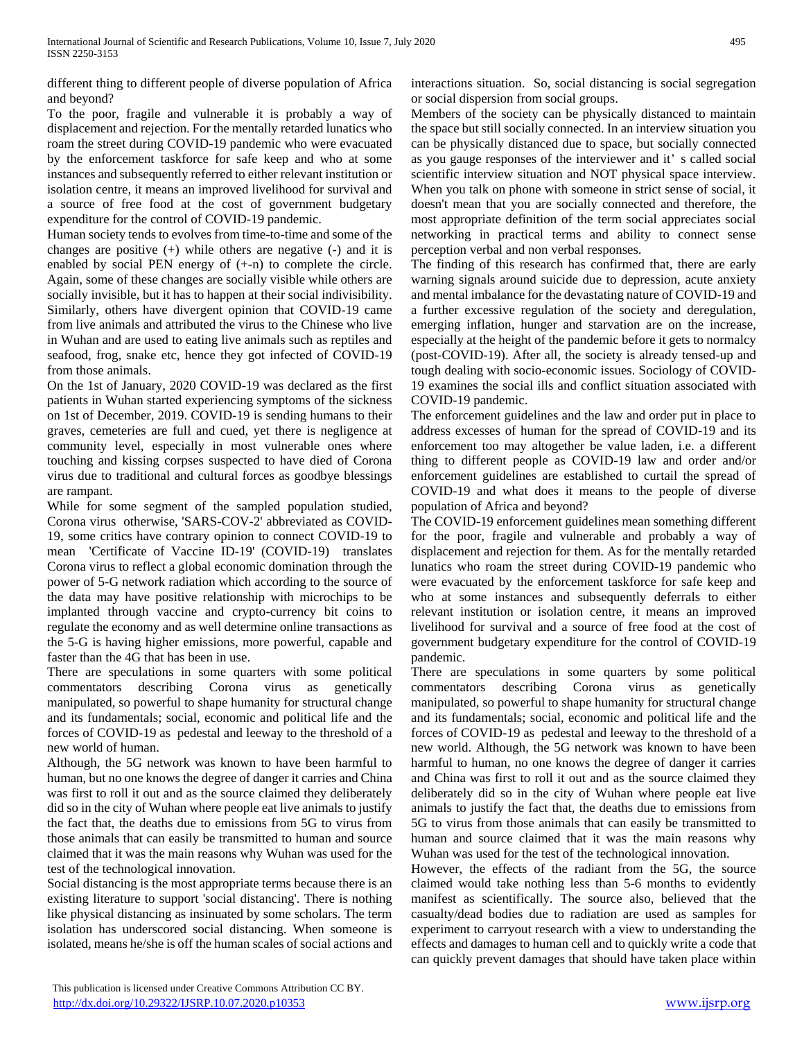different thing to different people of diverse population of Africa and beyond?

To the poor, fragile and vulnerable it is probably a way of displacement and rejection. For the mentally retarded lunatics who roam the street during COVID-19 pandemic who were evacuated by the enforcement taskforce for safe keep and who at some instances and subsequently referred to either relevant institution or isolation centre, it means an improved livelihood for survival and a source of free food at the cost of government budgetary expenditure for the control of COVID-19 pandemic.

Human society tends to evolves from time-to-time and some of the changes are positive (+) while others are negative (-) and it is enabled by social PEN energy of (+-n) to complete the circle. Again, some of these changes are socially visible while others are socially invisible, but it has to happen at their social indivisibility. Similarly, others have divergent opinion that COVID-19 came from live animals and attributed the virus to the Chinese who live in Wuhan and are used to eating live animals such as reptiles and seafood, frog, snake etc, hence they got infected of COVID-19 from those animals.

On the 1st of January, 2020 COVID-19 was declared as the first patients in Wuhan started experiencing symptoms of the sickness on 1st of December, 2019. COVID-19 is sending humans to their graves, cemeteries are full and cued, yet there is negligence at community level, especially in most vulnerable ones where touching and kissing corpses suspected to have died of Corona virus due to traditional and cultural forces as goodbye blessings are rampant.

While for some segment of the sampled population studied, Corona virus otherwise, 'SARS-COV-2' abbreviated as COVID-19, some critics have contrary opinion to connect COVID-19 to mean 'Certificate of Vaccine ID-19' (COVID-19) translates Corona virus to reflect a global economic domination through the power of 5-G network radiation which according to the source of the data may have positive relationship with microchips to be implanted through vaccine and crypto-currency bit coins to regulate the economy and as well determine online transactions as the 5-G is having higher emissions, more powerful, capable and faster than the 4G that has been in use.

There are speculations in some quarters with some political commentators describing Corona virus as genetically manipulated, so powerful to shape humanity for structural change and its fundamentals; social, economic and political life and the forces of COVID-19 as pedestal and leeway to the threshold of a new world of human.

Although, the 5G network was known to have been harmful to human, but no one knows the degree of danger it carries and China was first to roll it out and as the source claimed they deliberately did so in the city of Wuhan where people eat live animals to justify the fact that, the deaths due to emissions from 5G to virus from those animals that can easily be transmitted to human and source claimed that it was the main reasons why Wuhan was used for the test of the technological innovation.

Social distancing is the most appropriate terms because there is an existing literature to support 'social distancing'. There is nothing like physical distancing as insinuated by some scholars. The term isolation has underscored social distancing. When someone is isolated, means he/she is off the human scales of social actions and interactions situation. So, social distancing is social segregation or social dispersion from social groups.

Members of the society can be physically distanced to maintain the space but still socially connected. In an interview situation you can be physically distanced due to space, but socially connected as you gauge responses of the interviewer and it' s called social scientific interview situation and NOT physical space interview. When you talk on phone with someone in strict sense of social, it doesn't mean that you are socially connected and therefore, the most appropriate definition of the term social appreciates social networking in practical terms and ability to connect sense perception verbal and non verbal responses.

The finding of this research has confirmed that, there are early warning signals around suicide due to depression, acute anxiety and mental imbalance for the devastating nature of COVID-19 and a further excessive regulation of the society and deregulation, emerging inflation, hunger and starvation are on the increase, especially at the height of the pandemic before it gets to normalcy (post-COVID-19). After all, the society is already tensed-up and tough dealing with socio-economic issues. Sociology of COVID-19 examines the social ills and conflict situation associated with COVID-19 pandemic.

The enforcement guidelines and the law and order put in place to address excesses of human for the spread of COVID-19 and its enforcement too may altogether be value laden, i.e. a different thing to different people as COVID-19 law and order and/or enforcement guidelines are established to curtail the spread of COVID-19 and what does it means to the people of diverse population of Africa and beyond?

The COVID-19 enforcement guidelines mean something different for the poor, fragile and vulnerable and probably a way of displacement and rejection for them. As for the mentally retarded lunatics who roam the street during COVID-19 pandemic who were evacuated by the enforcement taskforce for safe keep and who at some instances and subsequently deferrals to either relevant institution or isolation centre, it means an improved livelihood for survival and a source of free food at the cost of government budgetary expenditure for the control of COVID-19 pandemic.

There are speculations in some quarters by some political commentators describing Corona virus as genetically manipulated, so powerful to shape humanity for structural change and its fundamentals; social, economic and political life and the forces of COVID-19 as pedestal and leeway to the threshold of a new world. Although, the 5G network was known to have been harmful to human, no one knows the degree of danger it carries and China was first to roll it out and as the source claimed they deliberately did so in the city of Wuhan where people eat live animals to justify the fact that, the deaths due to emissions from 5G to virus from those animals that can easily be transmitted to human and source claimed that it was the main reasons why Wuhan was used for the test of the technological innovation.

However, the effects of the radiant from the 5G, the source claimed would take nothing less than 5-6 months to evidently manifest as scientifically. The source also, believed that the casualty/dead bodies due to radiation are used as samples for experiment to carryout research with a view to understanding the effects and damages to human cell and to quickly write a code that can quickly prevent damages that should have taken place within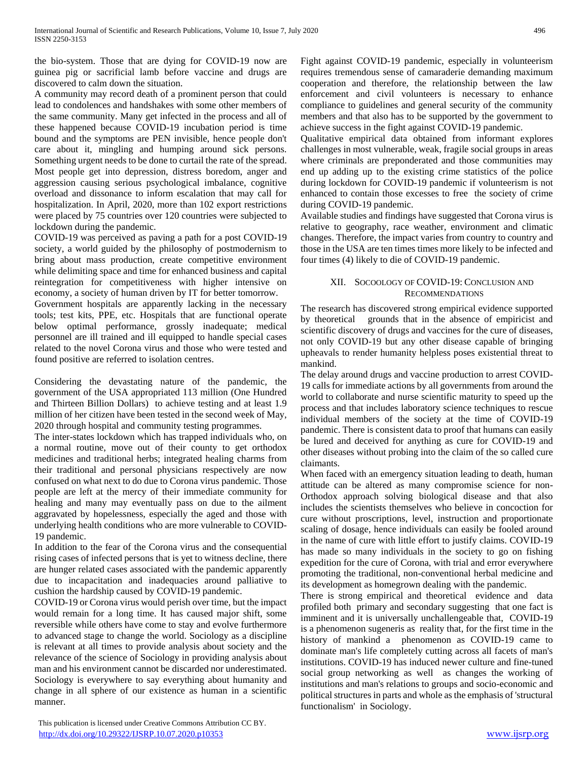the bio-system. Those that are dying for COVID-19 now are guinea pig or sacrificial lamb before vaccine and drugs are discovered to calm down the situation.

A community may record death of a prominent person that could lead to condolences and handshakes with some other members of the same community. Many get infected in the process and all of these happened because COVID-19 incubation period is time bound and the symptoms are PEN invisible, hence people don't care about it, mingling and humping around sick persons. Something urgent needs to be done to curtail the rate of the spread. Most people get into depression, distress boredom, anger and aggression causing serious psychological imbalance, cognitive overload and dissonance to inform escalation that may call for hospitalization. In April, 2020, more than 102 export restrictions were placed by 75 countries over 120 countries were subjected to lockdown during the pandemic.

COVID-19 was perceived as paving a path for a post COVID-19 society, a world guided by the philosophy of postmodernism to bring about mass production, create competitive environment while delimiting space and time for enhanced business and capital reintegration for competitiveness with higher intensive on economy, a society of human driven by IT for better tomorrow.

Government hospitals are apparently lacking in the necessary tools; test kits, PPE, etc. Hospitals that are functional operate below optimal performance, grossly inadequate; medical personnel are ill trained and ill equipped to handle special cases related to the novel Corona virus and those who were tested and found positive are referred to isolation centres.

Considering the devastating nature of the pandemic, the government of the USA appropriated 113 million (One Hundred and Thirteen Billion Dollars) to achieve testing and at least 1.9 million of her citizen have been tested in the second week of May, 2020 through hospital and community testing programmes.

The inter-states lockdown which has trapped individuals who, on a normal routine, move out of their county to get orthodox medicines and traditional herbs; integrated healing charms from their traditional and personal physicians respectively are now confused on what next to do due to Corona virus pandemic. Those people are left at the mercy of their immediate community for healing and many may eventually pass on due to the ailment aggravated by hopelessness, especially the aged and those with underlying health conditions who are more vulnerable to COVID-19 pandemic.

In addition to the fear of the Corona virus and the consequential rising cases of infected persons that is yet to witness decline, there are hunger related cases associated with the pandemic apparently due to incapacitation and inadequacies around palliative to cushion the hardship caused by COVID-19 pandemic.

COVID-19 or Corona virus would perish over time, but the impact would remain for a long time. It has caused major shift, some reversible while others have come to stay and evolve furthermore to advanced stage to change the world. Sociology as a discipline is relevant at all times to provide analysis about society and the relevance of the science of Sociology in providing analysis about man and his environment cannot be discarded nor underestimated. Sociology is everywhere to say everything about humanity and change in all sphere of our existence as human in a scientific manner.

Fight against COVID-19 pandemic, especially in volunteerism requires tremendous sense of camaraderie demanding maximum cooperation and therefore, the relationship between the law enforcement and civil volunteers is necessary to enhance compliance to guidelines and general security of the community members and that also has to be supported by the government to achieve success in the fight against COVID-19 pandemic.

Qualitative empirical data obtained from informant explores challenges in most vulnerable, weak, fragile social groups in areas where criminals are preponderated and those communities may end up adding up to the existing crime statistics of the police during lockdown for COVID-19 pandemic if volunteerism is not enhanced to contain those excesses to free the society of crime during COVID-19 pandemic.

Available studies and findings have suggested that Corona virus is relative to geography, race weather, environment and climatic changes. Therefore, the impact varies from country to country and those in the USA are ten times times more likely to be infected and four times (4) likely to die of COVID-19 pandemic.

## XII. SOCOOLOGY OF COVID-19: CONCLUSION AND RECOMMENDATIONS

The research has discovered strong empirical evidence supported by theoretical grounds that in the absence of empiricist and scientific discovery of drugs and vaccines for the cure of diseases, not only COVID-19 but any other disease capable of bringing upheavals to render humanity helpless poses existential threat to mankind.

The delay around drugs and vaccine production to arrest COVID-19 calls for immediate actions by all governments from around the world to collaborate and nurse scientific maturity to speed up the process and that includes laboratory science techniques to rescue individual members of the society at the time of COVID-19 pandemic. There is consistent data to proof that humans can easily be lured and deceived for anything as cure for COVID-19 and other diseases without probing into the claim of the so called cure claimants.

When faced with an emergency situation leading to death, human attitude can be altered as many compromise science for non-Orthodox approach solving biological disease and that also includes the scientists themselves who believe in concoction for cure without proscriptions, level, instruction and proportionate scaling of dosage, hence individuals can easily be fooled around in the name of cure with little effort to justify claims. COVID-19 has made so many individuals in the society to go on fishing expedition for the cure of Corona, with trial and error everywhere promoting the traditional, non-conventional herbal medicine and its development as homegrown dealing with the pandemic.

There is strong empirical and theoretical evidence and data profiled both primary and secondary suggesting that one fact is imminent and it is universally unchallengeable that, COVID-19 is a phenomenon sugeneris as reality that, for the first time in the history of mankind a phenomenon as COVID-19 came to dominate man's life completely cutting across all facets of man's institutions. COVID-19 has induced newer culture and fine-tuned social group networking as well as changes the working of institutions and man's relations to groups and socio-economic and political structures in parts and whole as the emphasis of 'structural functionalism' in Sociology.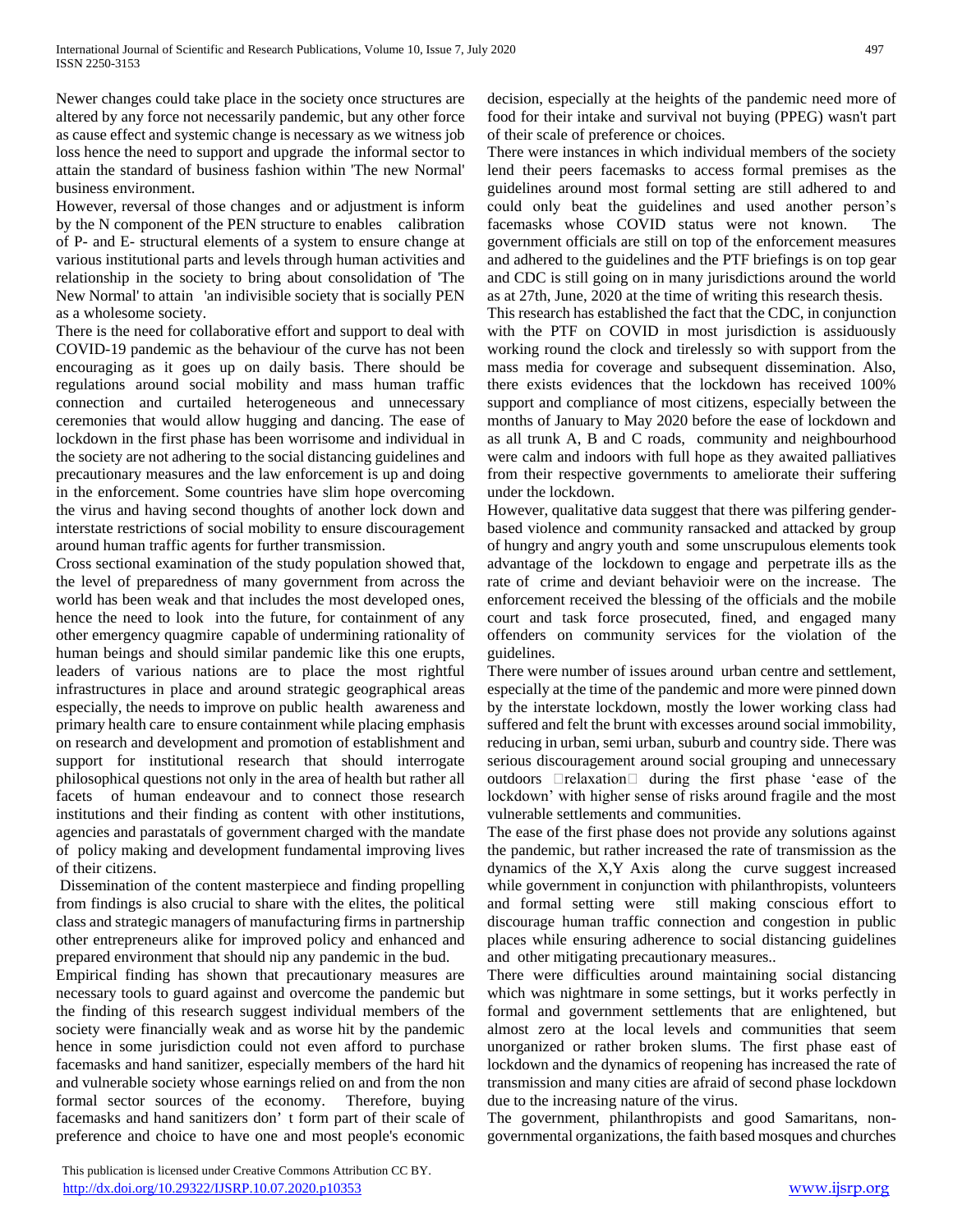Newer changes could take place in the society once structures are altered by any force not necessarily pandemic, but any other force as cause effect and systemic change is necessary as we witness job loss hence the need to support and upgrade the informal sector to attain the standard of business fashion within 'The new Normal' business environment.

However, reversal of those changes and or adjustment is inform by the N component of the PEN structure to enables calibration of P- and E- structural elements of a system to ensure change at various institutional parts and levels through human activities and relationship in the society to bring about consolidation of 'The New Normal' to attain 'an indivisible society that is socially PEN as a wholesome society.

There is the need for collaborative effort and support to deal with COVID-19 pandemic as the behaviour of the curve has not been encouraging as it goes up on daily basis. There should be regulations around social mobility and mass human traffic connection and curtailed heterogeneous and unnecessary ceremonies that would allow hugging and dancing. The ease of lockdown in the first phase has been worrisome and individual in the society are not adhering to the social distancing guidelines and precautionary measures and the law enforcement is up and doing in the enforcement. Some countries have slim hope overcoming the virus and having second thoughts of another lock down and interstate restrictions of social mobility to ensure discouragement around human traffic agents for further transmission.

Cross sectional examination of the study population showed that, the level of preparedness of many government from across the world has been weak and that includes the most developed ones, hence the need to look into the future, for containment of any other emergency quagmire capable of undermining rationality of human beings and should similar pandemic like this one erupts, leaders of various nations are to place the most rightful infrastructures in place and around strategic geographical areas especially, the needs to improve on public health awareness and primary health care to ensure containment while placing emphasis on research and development and promotion of establishment and support for institutional research that should interrogate philosophical questions not only in the area of health but rather all facets of human endeavour and to connect those research institutions and their finding as content with other institutions, agencies and parastatals of government charged with the mandate of policy making and development fundamental improving lives of their citizens.

Dissemination of the content masterpiece and finding propelling from findings is also crucial to share with the elites, the political class and strategic managers of manufacturing firms in partnership other entrepreneurs alike for improved policy and enhanced and prepared environment that should nip any pandemic in the bud.

Empirical finding has shown that precautionary measures are necessary tools to guard against and overcome the pandemic but the finding of this research suggest individual members of the society were financially weak and as worse hit by the pandemic hence in some jurisdiction could not even afford to purchase facemasks and hand sanitizer, especially members of the hard hit and vulnerable society whose earnings relied on and from the non formal sector sources of the economy. Therefore, buying facemasks and hand sanitizers don' t form part of their scale of preference and choice to have one and most people's economic decision, especially at the heights of the pandemic need more of food for their intake and survival not buying (PPEG) wasn't part of their scale of preference or choices.

There were instances in which individual members of the society lend their peers facemasks to access formal premises as the guidelines around most formal setting are still adhered to and could only beat the guidelines and used another person's facemasks whose COVID status were not known. The government officials are still on top of the enforcement measures and adhered to the guidelines and the PTF briefings is on top gear and CDC is still going on in many jurisdictions around the world as at 27th, June, 2020 at the time of writing this research thesis.

This research has established the fact that the CDC, in conjunction with the PTF on COVID in most jurisdiction is assiduously working round the clock and tirelessly so with support from the mass media for coverage and subsequent dissemination. Also, there exists evidences that the lockdown has received 100% support and compliance of most citizens, especially between the months of January to May 2020 before the ease of lockdown and as all trunk A, B and C roads, community and neighbourhood were calm and indoors with full hope as they awaited palliatives from their respective governments to ameliorate their suffering under the lockdown.

However, qualitative data suggest that there was pilfering gender-based violence and community ransacked and attacked by group of hungry and angry youth and some unscrupulous elements took advantage of the lockdown to engage and perpetrate ills as the rate of crime and deviant behavioir were on the increase. The enforcement received the blessing of the officials and the mobile court and task force prosecuted, fined, and engaged many offenders on community services for the violation of the guidelines.

There were number of issues around urban centre and settlement, especially at the time of the pandemic and more were pinned down by the interstate lockdown, mostly the lower working class had suffered and felt the brunt with excesses around social immobility, reducing in urban, semi urban, suburb and country side. There was serious discouragement around social grouping and unnecessary outdoors relaxation during the first phase 'ease of the lockdown' with higher sense of risks around fragile and the most vulnerable settlements and communities.

The ease of the first phase does not provide any solutions against the pandemic, but rather increased the rate of transmission as the dynamics of the X,Y Axis along the curve suggest increased while government in conjunction with philanthropists, volunteers and formal setting were still making conscious effort to discourage human traffic connection and congestion in public places while ensuring adherence to social distancing guidelines and other mitigating precautionary measures..

There were difficulties around maintaining social distancing which was nightmare in some settings, but it works perfectly in formal and government settlements that are enlightened, but almost zero at the local levels and communities that seem unorganized or rather broken slums. The first phase east of lockdown and the dynamics of reopening has increased the rate of transmission and many cities are afraid of second phase lockdown due to the increasing nature of the virus.

The government, philanthropists and good Samaritans, non-governmental organizations, the faith based mosques and churches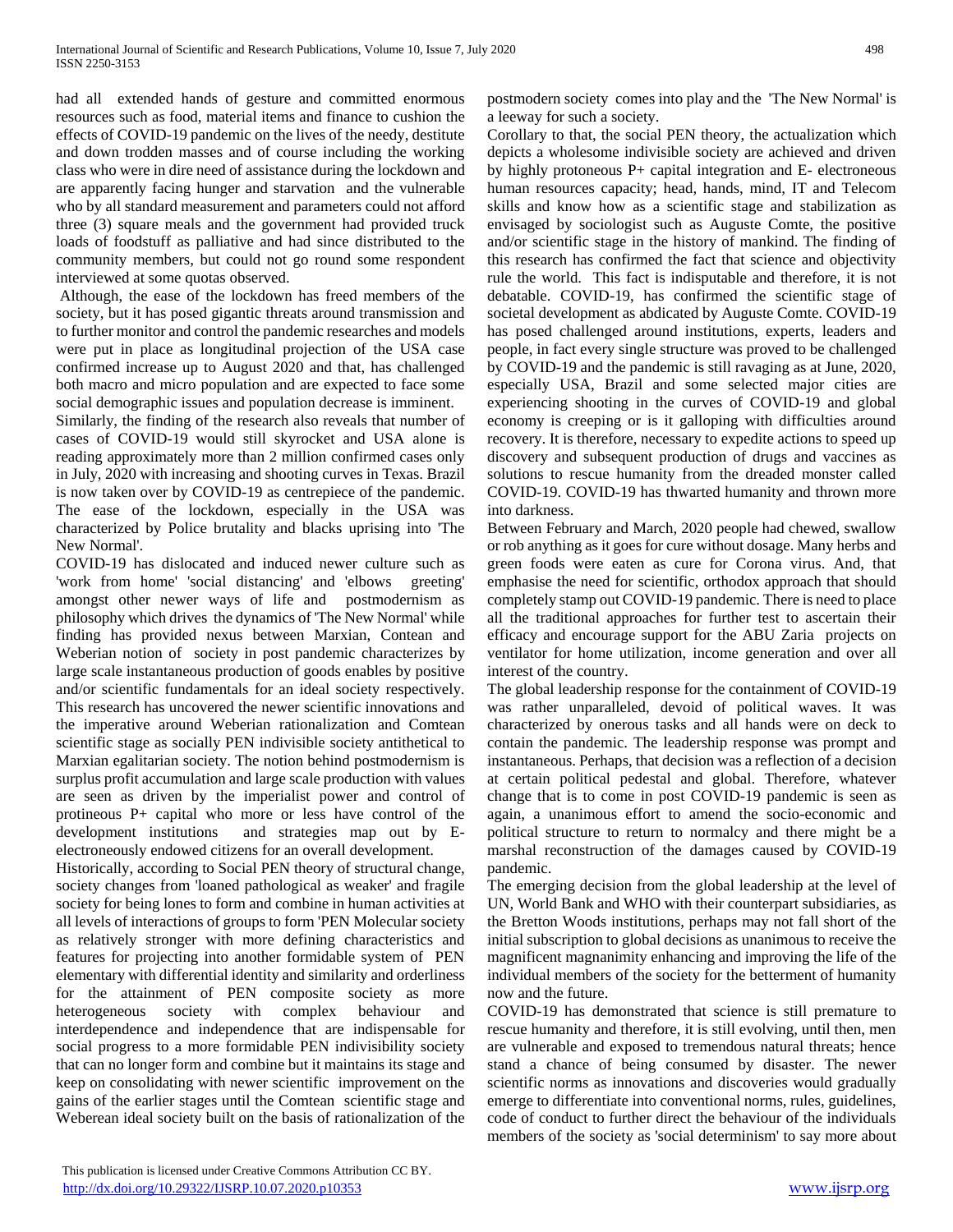had all extended hands of gesture and committed enormous resources such as food, material items and finance to cushion the effects of COVID-19 pandemic on the lives of the needy, destitute and down trodden masses and of course including the working class who were in dire need of assistance during the lockdown and are apparently facing hunger and starvation and the vulnerable who by all standard measurement and parameters could not afford three (3) square meals and the government had provided truck loads of foodstuff as palliative and had since distributed to the community members, but could not go round some respondent interviewed at some quotas observed.

Although, the ease of the lockdown has freed members of the society, but it has posed gigantic threats around transmission and to further monitor and control the pandemic researches and models were put in place as longitudinal projection of the USA case confirmed increase up to August 2020 and that, has challenged both macro and micro population and are expected to face some social demographic issues and population decrease is imminent.

Similarly, the finding of the research also reveals that number of cases of COVID-19 would still skyrocket and USA alone is reading approximately more than 2 million confirmed cases only in July, 2020 with increasing and shooting curves in Texas. Brazil is now taken over by COVID-19 as centrepiece of the pandemic. The ease of the lockdown, especially in the USA was characterized by Police brutality and blacks uprising into 'The New Normal'.

COVID-19 has dislocated and induced newer culture such as 'work from home' 'social distancing' and 'elbows greeting' amongst other newer ways of life and postmodernism as philosophy which drives the dynamics of 'The New Normal' while finding has provided nexus between Marxian, Contean and Weberian notion of society in post pandemic characterizes by large scale instantaneous production of goods enables by positive and/or scientific fundamentals for an ideal society respectively. This research has uncovered the newer scientific innovations and the imperative around Weberian rationalization and Comtean scientific stage as socially PEN indivisible society antithetical to Marxian egalitarian society. The notion behind postmodernism is surplus profit accumulation and large scale production with values are seen as driven by the imperialist power and control of protineous P+ capital who more or less have control of the development institutions and strategies map out by E-electroneously endowed citizens for an overall development.

Historically, according to Social PEN theory of structural change, society changes from 'loaned pathological as weaker' and fragile society for being lones to form and combine in human activities at all levels of interactions of groups to form 'PEN Molecular society as relatively stronger with more defining characteristics and features for projecting into another formidable system of PEN elementary with differential identity and similarity and orderliness for the attainment of PEN composite society as more heterogeneous society with complex behaviour and interdependence and independence that are indispensable for social progress to a more formidable PEN indivisibility society that can no longer form and combine but it maintains its stage and keep on consolidating with newer scientific improvement on the gains of the earlier stages until the Comtean scientific stage and Weberean ideal society built on the basis of rationalization of the postmodern society comes into play and the 'The New Normal' is a leeway for such a society.

Corollary to that, the social PEN theory, the actualization which depicts a wholesome indivisible society are achieved and driven by highly protoneous P+ capital integration and E- electroneous human resources capacity; head, hands, mind, IT and Telecom skills and know how as a scientific stage and stabilization as envisaged by sociologist such as Auguste Comte, the positive and/or scientific stage in the history of mankind. The finding of this research has confirmed the fact that science and objectivity rule the world. This fact is indisputable and therefore, it is not debatable. COVID-19, has confirmed the scientific stage of societal development as abdicated by Auguste Comte. COVID-19 has posed challenged around institutions, experts, leaders and people, in fact every single structure was proved to be challenged by COVID-19 and the pandemic is still ravaging as at June, 2020, especially USA, Brazil and some selected major cities are experiencing shooting in the curves of COVID-19 and global economy is creeping or is it galloping with difficulties around recovery. It is therefore, necessary to expedite actions to speed up discovery and subsequent production of drugs and vaccines as solutions to rescue humanity from the dreaded monster called COVID-19. COVID-19 has thwarted humanity and thrown more into darkness.

Between February and March, 2020 people had chewed, swallow or rob anything as it goes for cure without dosage. Many herbs and green foods were eaten as cure for Corona virus. And, that emphasise the need for scientific, orthodox approach that should completely stamp out COVID-19 pandemic. There is need to place all the traditional approaches for further test to ascertain their efficacy and encourage support for the ABU Zaria projects on ventilator for home utilization, income generation and over all interest of the country.

The global leadership response for the containment of COVID-19 was rather unparalleled, devoid of political waves. It was characterized by onerous tasks and all hands were on deck to contain the pandemic. The leadership response was prompt and instantaneous. Perhaps, that decision was a reflection of a decision at certain political pedestal and global. Therefore, whatever change that is to come in post COVID-19 pandemic is seen as again, a unanimous effort to amend the socio-economic and political structure to return to normalcy and there might be a marshal reconstruction of the damages caused by COVID-19 pandemic.

The emerging decision from the global leadership at the level of UN, World Bank and WHO with their counterpart subsidiaries, as the Bretton Woods institutions, perhaps may not fall short of the initial subscription to global decisions as unanimous to receive the magnificent magnanimity enhancing and improving the life of the individual members of the society for the betterment of humanity now and the future.

COVID-19 has demonstrated that science is still premature to rescue humanity and therefore, it is still evolving, until then, men are vulnerable and exposed to tremendous natural threats; hence stand a chance of being consumed by disaster. The newer scientific norms as innovations and discoveries would gradually emerge to differentiate into conventional norms, rules, guidelines, code of conduct to further direct the behaviour of the individuals members of the society as 'social determinism' to say more about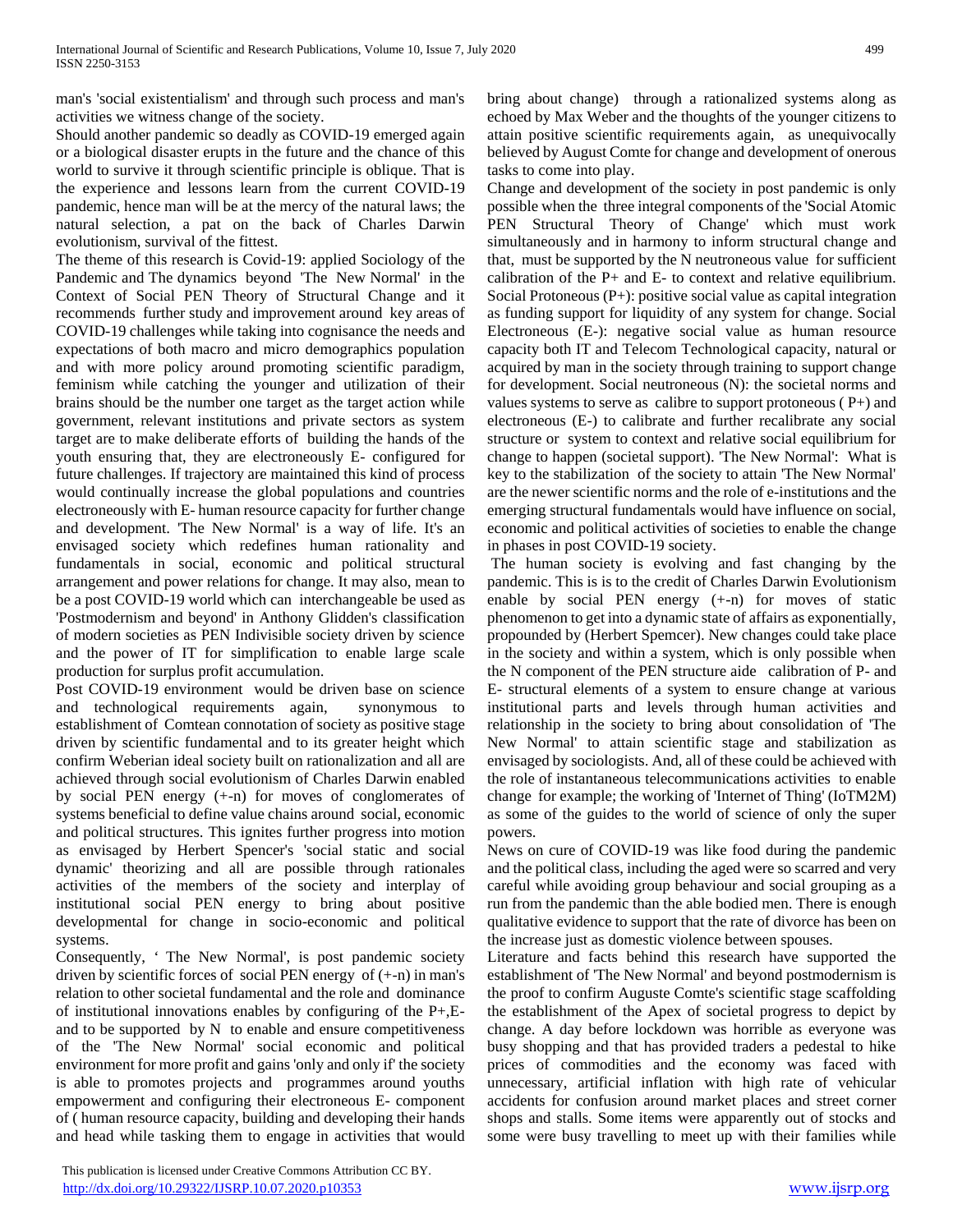man's 'social existentialism' and through such process and man's activities we witness change of the society.

Should another pandemic so deadly as COVID-19 emerged again or a biological disaster erupts in the future and the chance of this world to survive it through scientific principle is oblique. That is the experience and lessons learn from the current COVID-19 pandemic, hence man will be at the mercy of the natural laws; the natural selection, a pat on the back of Charles Darwin evolutionism, survival of the fittest.

The theme of this research is Covid-19: applied Sociology of the Pandemic and The dynamics beyond 'The New Normal' in the Context of Social PEN Theory of Structural Change and it recommends further study and improvement around key areas of COVID-19 challenges while taking into cognisance the needs and expectations of both macro and micro demographics population and with more policy around promoting scientific paradigm, feminism while catching the younger and utilization of their brains should be the number one target as the target action while government, relevant institutions and private sectors as system target are to make deliberate efforts of building the hands of the youth ensuring that, they are electroneously E- configured for future challenges. If trajectory are maintained this kind of process would continually increase the global populations and countries electroneously with E- human resource capacity for further change and development. 'The New Normal' is a way of life. It's an envisaged society which redefines human rationality and fundamentals in social, economic and political structural arrangement and power relations for change. It may also, mean to be a post COVID-19 world which can interchangeable be used as 'Postmodernism and beyond' in Anthony Glidden's classification of modern societies as PEN Indivisible society driven by science and the power of IT for simplification to enable large scale production for surplus profit accumulation.

Post COVID-19 environment would be driven base on science and technological requirements again, synonymous to establishment of Comtean connotation of society as positive stage driven by scientific fundamental and to its greater height which confirm Weberian ideal society built on rationalization and all are achieved through social evolutionism of Charles Darwin enabled by social PEN energy (+-n) for moves of conglomerates of systems beneficial to define value chains around social, economic and political structures. This ignites further progress into motion as envisaged by Herbert Spencer's 'social static and social dynamic' theorizing and all are possible through rationales activities of the members of the society and interplay of institutional social PEN energy to bring about positive developmental for change in socio-economic and political systems.

Consequently, ' The New Normal', is post pandemic society driven by scientific forces of social PEN energy of (+-n) in man's relation to other societal fundamental and the role and dominance of institutional innovations enables by configuring of the P+,E- and to be supported by N to enable and ensure competitiveness of the 'The New Normal' social economic and political environment for more profit and gains 'only and only if' the society is able to promotes projects and programmes around youths empowerment and configuring their electroneous E- component of ( human resource capacity, building and developing their hands and head while tasking them to engage in activities that would bring about change) through a rationalized systems along as echoed by Max Weber and the thoughts of the younger citizens to attain positive scientific requirements again, as unequivocally believed by August Comte for change and development of onerous tasks to come into play.

Change and development of the society in post pandemic is only possible when the three integral components of the 'Social Atomic PEN Structural Theory of Change' which must work simultaneously and in harmony to inform structural change and that, must be supported by the N neutroneous value for sufficient calibration of the P+ and E- to context and relative equilibrium. Social Protoneous (P+): positive social value as capital integration as funding support for liquidity of any system for change. Social Electroneous (E-): negative social value as human resource capacity both IT and Telecom Technological capacity, natural or acquired by man in the society through training to support change for development. Social neutroneous (N): the societal norms and values systems to serve as calibre to support protoneous ( P+) and electroneous (E-) to calibrate and further recalibrate any social structure or system to context and relative social equilibrium for change to happen (societal support). 'The New Normal': What is key to the stabilization of the society to attain 'The New Normal' are the newer scientific norms and the role of e-institutions and the emerging structural fundamentals would have influence on social, economic and political activities of societies to enable the change in phases in post COVID-19 society.

The human society is evolving and fast changing by the pandemic. This is is to the credit of Charles Darwin Evolutionism enable by social PEN energy (+-n) for moves of static phenomenon to get into a dynamic state of affairs as exponentially, propounded by (Herbert Spemcer). New changes could take place in the society and within a system, which is only possible when the N component of the PEN structure aide calibration of P- and E- structural elements of a system to ensure change at various institutional parts and levels through human activities and relationship in the society to bring about consolidation of 'The New Normal' to attain scientific stage and stabilization as envisaged by sociologists. And, all of these could be achieved with the role of instantaneous telecommunications activities to enable change for example; the working of 'Internet of Thing' (IoTM2M) as some of the guides to the world of science of only the super powers.

News on cure of COVID-19 was like food during the pandemic and the political class, including the aged were so scarred and very careful while avoiding group behaviour and social grouping as a run from the pandemic than the able bodied men. There is enough qualitative evidence to support that the rate of divorce has been on the increase just as domestic violence between spouses.

Literature and facts behind this research have supported the establishment of 'The New Normal' and beyond postmodernism is the proof to confirm Auguste Comte's scientific stage scaffolding the establishment of the Apex of societal progress to depict by change. A day before lockdown was horrible as everyone was busy shopping and that has provided traders a pedestal to hike prices of commodities and the economy was faced with unnecessary, artificial inflation with high rate of vehicular accidents for confusion around market places and street corner shops and stalls. Some items were apparently out of stocks and some were busy travelling to meet up with their families while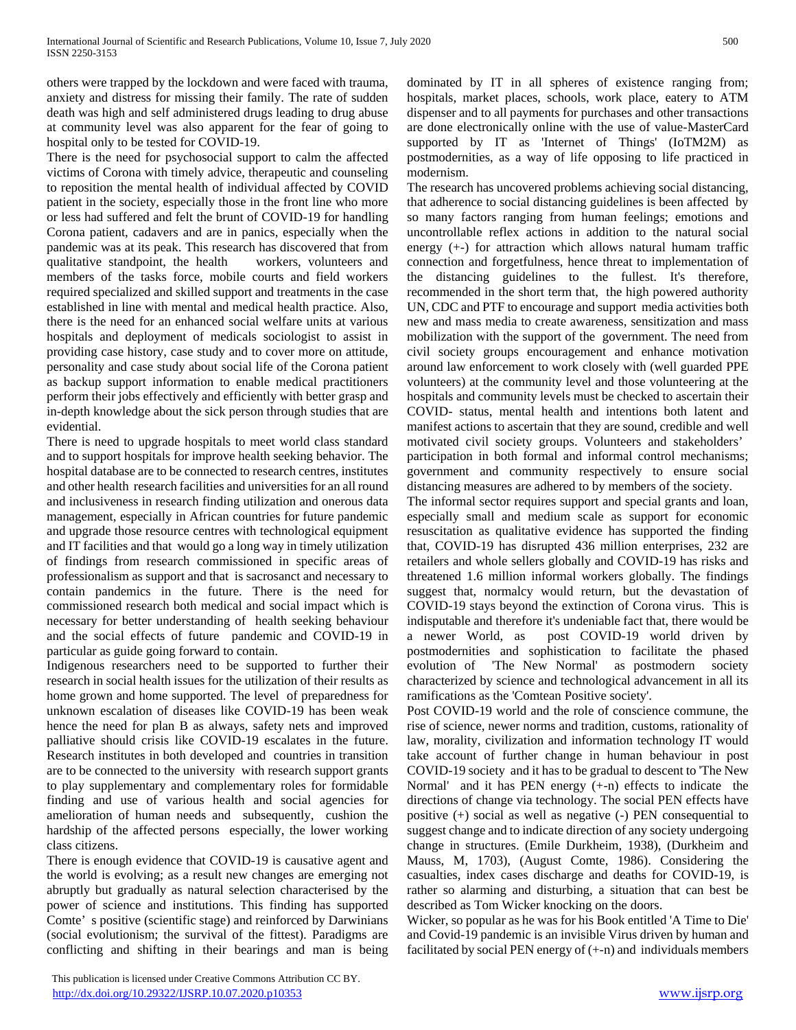others were trapped by the lockdown and were faced with trauma, anxiety and distress for missing their family. The rate of sudden death was high and self administered drugs leading to drug abuse at community level was also apparent for the fear of going to hospital only to be tested for COVID-19.

There is the need for psychosocial support to calm the affected victims of Corona with timely advice, therapeutic and counseling to reposition the mental health of individual affected by COVID patient in the society, especially those in the front line who more or less had suffered and felt the brunt of COVID-19 for handling Corona patient, cadavers and are in panics, especially when the pandemic was at its peak. This research has discovered that from qualitative standpoint, the health workers, volunteers and members of the tasks force, mobile courts and field workers required specialized and skilled support and treatments in the case established in line with mental and medical health practice. Also, there is the need for an enhanced social welfare units at various hospitals and deployment of medicals sociologist to assist in providing case history, case study and to cover more on attitude, personality and case study about social life of the Corona patient as backup support information to enable medical practitioners perform their jobs effectively and efficiently with better grasp and in-depth knowledge about the sick person through studies that are evidential.

There is need to upgrade hospitals to meet world class standard and to support hospitals for improve health seeking behavior. The hospital database are to be connected to research centres, institutes and other health research facilities and universities for an all round and inclusiveness in research finding utilization and onerous data management, especially in African countries for future pandemic and upgrade those resource centres with technological equipment and IT facilities and that would go a long way in timely utilization of findings from research commissioned in specific areas of professionalism as support and that is sacrosanct and necessary to contain pandemics in the future. There is the need for commissioned research both medical and social impact which is necessary for better understanding of health seeking behaviour and the social effects of future pandemic and COVID-19 in particular as guide going forward to contain.

Indigenous researchers need to be supported to further their research in social health issues for the utilization of their results as home grown and home supported. The level of preparedness for unknown escalation of diseases like COVID-19 has been weak hence the need for plan B as always, safety nets and improved palliative should crisis like COVID-19 escalates in the future. Research institutes in both developed and countries in transition are to be connected to the university with research support grants to play supplementary and complementary roles for formidable finding and use of various health and social agencies for amelioration of human needs and subsequently, cushion the hardship of the affected persons especially, the lower working class citizens.

There is enough evidence that COVID-19 is causative agent and the world is evolving; as a result new changes are emerging not abruptly but gradually as natural selection characterised by the power of science and institutions. This finding has supported Comte' s positive (scientific stage) and reinforced by Darwinians (social evolutionism; the survival of the fittest). Paradigms are conflicting and shifting in their bearings and man is being dominated by IT in all spheres of existence ranging from; hospitals, market places, schools, work place, eatery to ATM dispenser and to all payments for purchases and other transactions are done electronically online with the use of value-MasterCard supported by IT as 'Internet of Things' (IoTM2M) as postmodernities, as a way of life opposing to life practiced in modernism.

The research has uncovered problems achieving social distancing, that adherence to social distancing guidelines is been affected by so many factors ranging from human feelings; emotions and uncontrollable reflex actions in addition to the natural social energy (+-) for attraction which allows natural humam traffic connection and forgetfulness, hence threat to implementation of the distancing guidelines to the fullest. It's therefore, recommended in the short term that, the high powered authority UN, CDC and PTF to encourage and support media activities both new and mass media to create awareness, sensitization and mass mobilization with the support of the government. The need from civil society groups encouragement and enhance motivation around law enforcement to work closely with (well guarded PPE volunteers) at the community level and those volunteering at the hospitals and community levels must be checked to ascertain their COVID- status, mental health and intentions both latent and manifest actions to ascertain that they are sound, credible and well motivated civil society groups. Volunteers and stakeholders' participation in both formal and informal control mechanisms; government and community respectively to ensure social distancing measures are adhered to by members of the society.

The informal sector requires support and special grants and loan, especially small and medium scale as support for economic resuscitation as qualitative evidence has supported the finding that, COVID-19 has disrupted 436 million enterprises, 232 are retailers and whole sellers globally and COVID-19 has risks and threatened 1.6 million informal workers globally. The findings suggest that, normalcy would return, but the devastation of COVID-19 stays beyond the extinction of Corona virus. This is indisputable and therefore it's undeniable fact that, there would be a newer World, as post COVID-19 world driven by postmodernities and sophistication to facilitate the phased evolution of 'The New Normal' as postmodern society characterized by science and technological advancement in all its ramifications as the 'Comtean Positive society'.

Post COVID-19 world and the role of conscience commune, the rise of science, newer norms and tradition, customs, rationality of law, morality, civilization and information technology IT would take account of further change in human behaviour in post COVID-19 society and it has to be gradual to descent to 'The New Normal' and it has PEN energy (+-n) effects to indicate the directions of change via technology. The social PEN effects have positive (+) social as well as negative (-) PEN consequential to suggest change and to indicate direction of any society undergoing change in structures. (Emile Durkheim, 1938), (Durkheim and Mauss, M, 1703), (August Comte, 1986). Considering the casualties, index cases discharge and deaths for COVID-19, is rather so alarming and disturbing, a situation that can best be described as Tom Wicker knocking on the doors.

Wicker, so popular as he was for his Book entitled 'A Time to Die' and Covid-19 pandemic is an invisible Virus driven by human and facilitated by social PEN energy of (+-n) and individuals members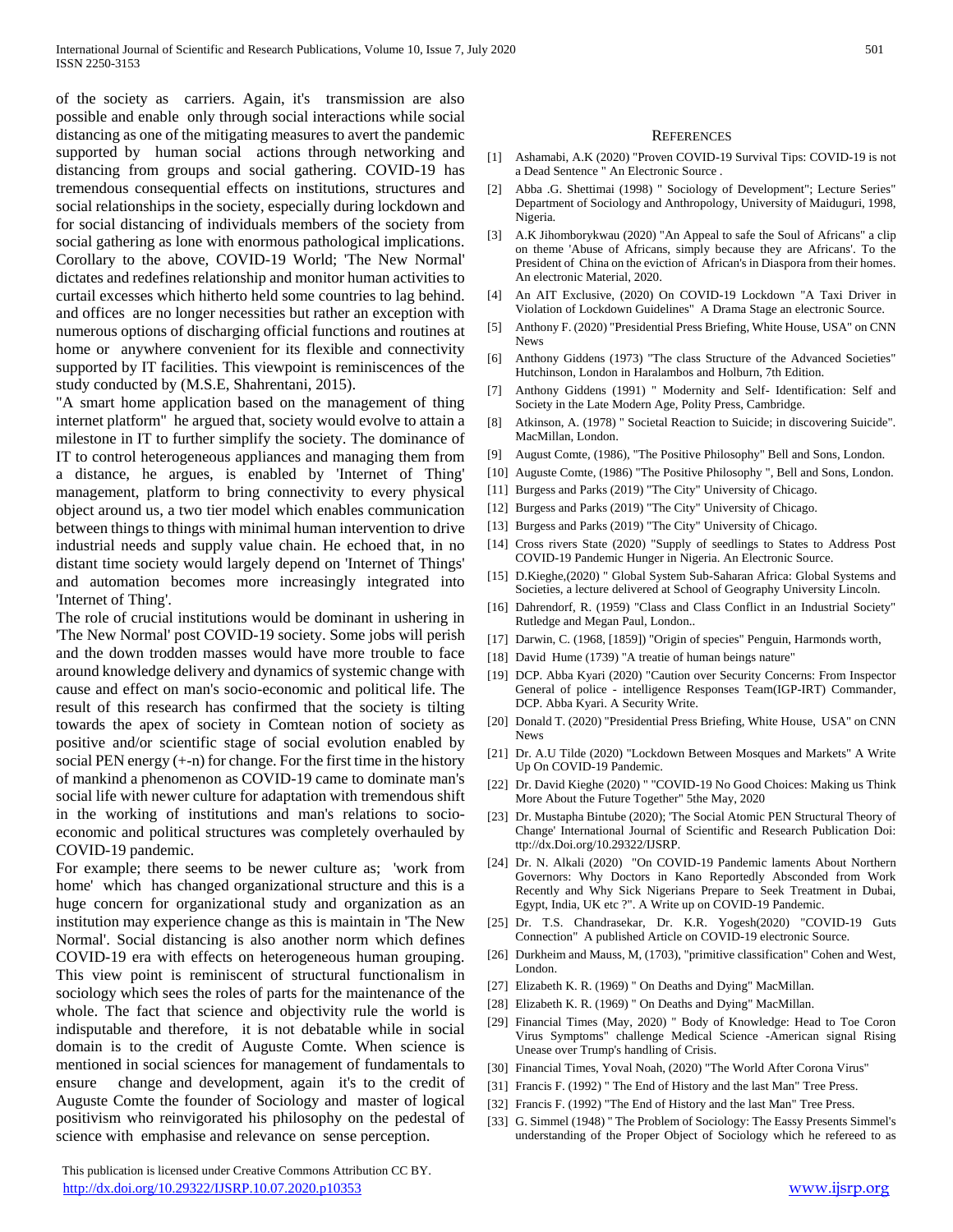of the society as carriers. Again, it's transmission are also possible and enable only through social interactions while social distancing as one of the mitigating measures to avert the pandemic supported by human social actions through networking and distancing from groups and social gathering. COVID-19 has tremendous consequential effects on institutions, structures and social relationships in the society, especially during lockdown and for social distancing of individuals members of the society from social gathering as lone with enormous pathological implications. Corollary to the above, COVID-19 World; 'The New Normal' dictates and redefines relationship and monitor human activities to curtail excesses which hitherto held some countries to lag behind. and offices are no longer necessities but rather an exception with numerous options of discharging official functions and routines at home or anywhere convenient for its flexible and connectivity supported by IT facilities. This viewpoint is reminiscences of the study conducted by (M.S.E, Shahrentani, 2015).

"A smart home application based on the management of thing internet platform" he argued that, society would evolve to attain a milestone in IT to further simplify the society. The dominance of IT to control heterogeneous appliances and managing them from a distance, he argues, is enabled by 'Internet of Thing' management, platform to bring connectivity to every physical object around us, a two tier model which enables communication between things to things with minimal human intervention to drive industrial needs and supply value chain. He echoed that, in no distant time society would largely depend on 'Internet of Things' and automation becomes more increasingly integrated into 'Internet of Thing'.

The role of crucial institutions would be dominant in ushering in 'The New Normal' post COVID-19 society. Some jobs will perish and the down trodden masses would have more trouble to face around knowledge delivery and dynamics of systemic change with cause and effect on man's socio-economic and political life. The result of this research has confirmed that the society is tilting towards the apex of society in Comtean notion of society as positive and/or scientific stage of social evolution enabled by social PEN energy (+-n) for change. For the first time in the history of mankind a phenomenon as COVID-19 came to dominate man's social life with newer culture for adaptation with tremendous shift in the working of institutions and man's relations to socio-economic and political structures was completely overhauled by COVID-19 pandemic.

For example; there seems to be newer culture as; 'work from home' which has changed organizational structure and this is a huge concern for organizational study and organization as an institution may experience change as this is maintain in 'The New Normal'. Social distancing is also another norm which defines COVID-19 era with effects on heterogeneous human grouping. This view point is reminiscent of structural functionalism in sociology which sees the roles of parts for the maintenance of the whole. The fact that science and objectivity rule the world is indisputable and therefore, it is not debatable while in social domain is to the credit of Auguste Comte. When science is mentioned in social sciences for management of fundamentals to ensure change and development, again it's to the credit of Auguste Comte the founder of Sociology and master of logical positivism who reinvigorated his philosophy on the pedestal of science with emphasise and relevance on sense perception.

## REFERENCES

[1] Ashamabi, A.K (2020) "Proven COVID-19 Survival Tips: COVID-19 is not a Dead Sentence " An Electronic Source .

[2] Abba .G. Shettimai (1998) " Sociology of Development"; Lecture Series" Department of Sociology and Anthropology, University of Maiduguri, 1998, Nigeria.

[3] A.K Jihomborykwau (2020) "An Appeal to safe the Soul of Africans" a clip on theme 'Abuse of Africans, simply because they are Africans'. To the President of China on the eviction of African's in Diaspora from their homes. An electronic Material, 2020.

[4] An AIT Exclusive, (2020) On COVID-19 Lockdown "A Taxi Driver in Violation of Lockdown Guidelines" A Drama Stage an electronic Source.

[5] Anthony F. (2020) "Presidential Press Briefing, White House, USA" on CNN News

[6] Anthony Giddens (1973) "The class Structure of the Advanced Societies" Hutchinson, London in Haralambos and Holburn, 7th Edition.

[7] Anthony Giddens (1991) " Modernity and Self- Identification: Self and Society in the Late Modern Age, Polity Press, Cambridge.

[8] Atkinson, A. (1978) " Societal Reaction to Suicide; in discovering Suicide". MacMillan, London.

[9] August Comte, (1986), "The Positive Philosophy" Bell and Sons, London.

[10] Auguste Comte, (1986) "The Positive Philosophy ", Bell and Sons, London.

[11] Burgess and Parks (2019) "The City" University of Chicago.

[12] Burgess and Parks (2019) "The City" University of Chicago.

[13] Burgess and Parks (2019) "The City" University of Chicago.

[14] Cross rivers State (2020) "Supply of seedlings to States to Address Post COVID-19 Pandemic Hunger in Nigeria. An Electronic Source.

[15] D.Kieghe,(2020) " Global System Sub-Saharan Africa: Global Systems and Societies, a lecture delivered at School of Geography University Lincoln.

[16] Dahrendorf, R. (1959) "Class and Class Conflict in an Industrial Society" Rutledge and Megan Paul, London..

[17] Darwin, C. (1968, [1859]) "Origin of species" Penguin, Harmonds worth,

[18] David Hume (1739) "A treatie of human beings nature"

[19] DCP. Abba Kyari (2020) "Caution over Security Concerns: From Inspector General of police - intelligence Responses Team(IGP-IRT) Commander, DCP. Abba Kyari. A Security Write.

[20] Donald T. (2020) "Presidential Press Briefing, White House, USA" on CNN News

[21] Dr. A.U Tilde (2020) "Lockdown Between Mosques and Markets" A Write Up On COVID-19 Pandemic.

[22] Dr. David Kieghe (2020) " "COVID-19 No Good Choices: Making us Think More About the Future Together" 5the May, 2020

[23] Dr. Mustapha Bintube (2020); 'The Social Atomic PEN Structural Theory of Change' International Journal of Scientific and Research Publication Doi: ttp://dx.Doi.org/10.29322/IJSRP.

[24] Dr. N. Alkali (2020) "On COVID-19 Pandemic laments About Northern Governors: Why Doctors in Kano Reportedly Absconded from Work Recently and Why Sick Nigerians Prepare to Seek Treatment in Dubai, Egypt, India, UK etc ?". A Write up on COVID-19 Pandemic.

[25] Dr. T.S. Chandrasekar, Dr. K.R. Yogesh(2020) "COVID-19 Guts Connection" A published Article on COVID-19 electronic Source.

[26] Durkheim and Mauss, M, (1703), "primitive classification" Cohen and West, London.

[27] Elizabeth K. R. (1969) " On Deaths and Dying" MacMillan.

[28] Elizabeth K. R. (1969) " On Deaths and Dying" MacMillan.

[29] Financial Times (May, 2020) " Body of Knowledge: Head to Toe Coron Virus Symptoms" challenge Medical Science -American signal Rising Unease over Trump's handling of Crisis.

[30] Financial Times, Yoval Noah, (2020) "The World After Corona Virus"

[31] Francis F. (1992) " The End of History and the last Man" Tree Press.

[32] Francis F. (1992) "The End of History and the last Man" Tree Press.

[33] G. Simmel (1948) " The Problem of Sociology: The Eassy Presents Simmel's understanding of the Proper Object of Sociology which he refereed to as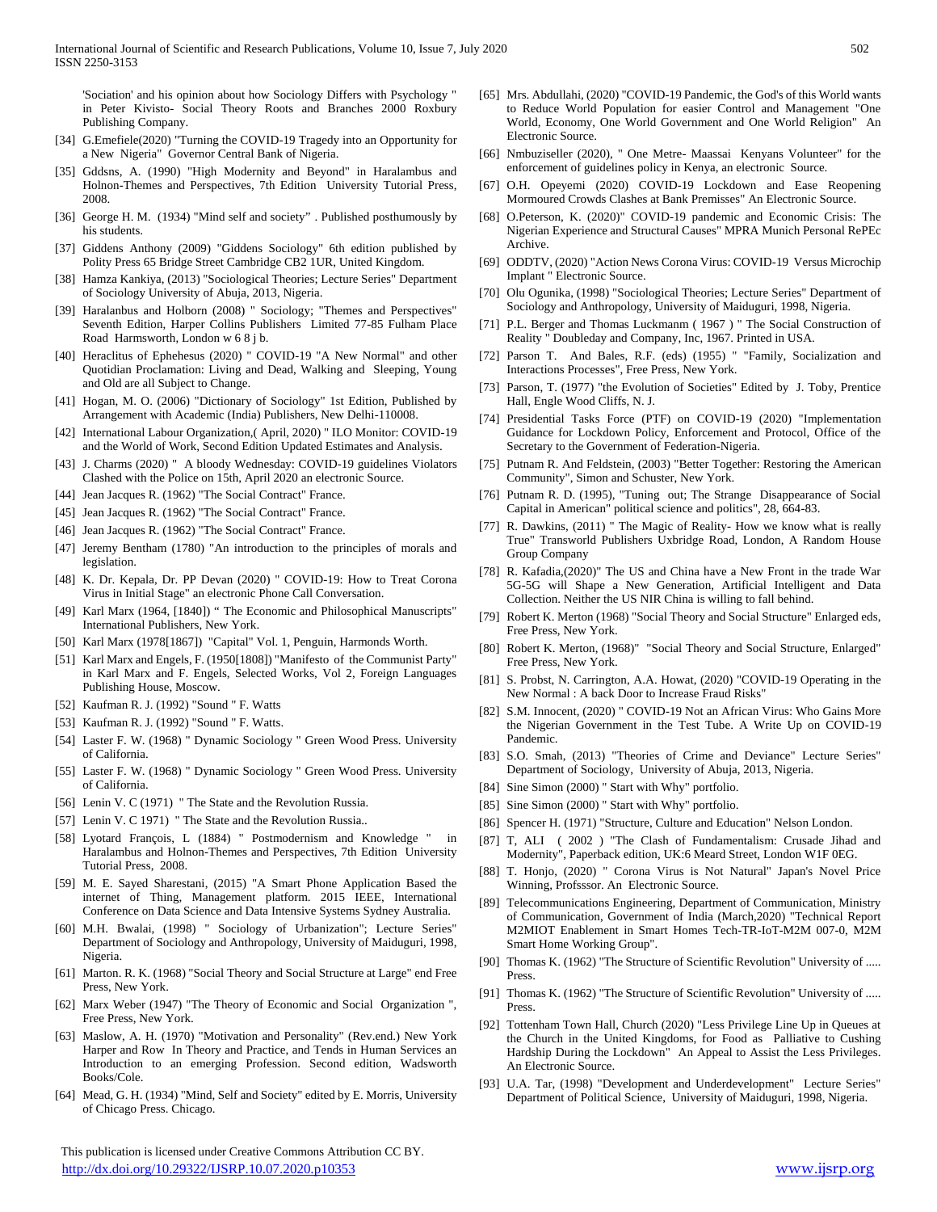'Sociation' and his opinion about how Sociology Differs with Psychology " in Peter Kivisto- Social Theory Roots and Branches 2000 Roxbury Publishing Company.

[34] G.Emefiele(2020) "Turning the COVID-19 Tragedy into an Opportunity for a New Nigeria" Governor Central Bank of Nigeria.

[35] Gddsns, A. (1990) "High Modernity and Beyond" in Haralambus and Holnon-Themes and Perspectives, 7th Edition University Tutorial Press, 2008.

[36] George H. M. (1934) "Mind self and society" . Published posthumously by his students.

[37] Giddens Anthony (2009) "Giddens Sociology" 6th edition published by Polity Press 65 Bridge Street Cambridge CB2 1UR, United Kingdom.

[38] Hamza Kankiya, (2013) "Sociological Theories; Lecture Series" Department of Sociology University of Abuja, 2013, Nigeria.

[39] Haralanbus and Holborn (2008) " Sociology; "Themes and Perspectives" Seventh Edition, Harper Collins Publishers Limited 77-85 Fulham Place Road Harmsworth, London w 6 8 j b.

[40] Heraclitus of Ephehesus (2020) " COVID-19 "A New Normal" and other Quotidian Proclamation: Living and Dead, Walking and Sleeping, Young and Old are all Subject to Change.

[41] Hogan, M. O. (2006) "Dictionary of Sociology" 1st Edition, Published by Arrangement with Academic (India) Publishers, New Delhi-110008.

[42] International Labour Organization,( April, 2020) " ILO Monitor: COVID-19 and the World of Work, Second Edition Updated Estimates and Analysis.

[43] J. Charms (2020) " A bloody Wednesday: COVID-19 guidelines Violators Clashed with the Police on 15th, April 2020 an electronic Source.

[44] Jean Jacques R. (1962) "The Social Contract" France.

[45] Jean Jacques R. (1962) "The Social Contract" France.

[46] Jean Jacques R. (1962) "The Social Contract" France.

[47] Jeremy Bentham (1780) "An introduction to the principles of morals and legislation.

[48] K. Dr. Kepala, Dr. PP Devan (2020) " COVID-19: How to Treat Corona Virus in Initial Stage" an electronic Phone Call Conversation.

[49] Karl Marx (1964, [1840]) " The Economic and Philosophical Manuscripts" International Publishers, New York.

[50] Karl Marx (1978[1867]) "Capital" Vol. 1, Penguin, Harmonds Worth.

[51] Karl Marx and Engels, F. (1950[1808]) "Manifesto of the Communist Party" in Karl Marx and F. Engels, Selected Works, Vol 2, Foreign Languages Publishing House, Moscow.

[52] Kaufman R. J. (1992) "Sound " F. Watts

[53] Kaufman R. J. (1992) "Sound " F. Watts.

[54] Laster F. W. (1968) " Dynamic Sociology " Green Wood Press. University of California.

[55] Laster F. W. (1968) " Dynamic Sociology " Green Wood Press. University of California.

[56] Lenin V. C (1971) " The State and the Revolution Russia.

[57] Lenin V. C 1971) " The State and the Revolution Russia..

[58] Lyotard François, L (1884) " Postmodernism and Knowledge " in Haralambus and Holnon-Themes and Perspectives, 7th Edition University Tutorial Press, 2008.

[59] M. E. Sayed Sharestani, (2015) "A Smart Phone Application Based the internet of Thing, Management platform. 2015 IEEE, International Conference on Data Science and Data Intensive Systems Sydney Australia.

[60] M.H. Bwalai, (1998) " Sociology of Urbanization"; Lecture Series" Department of Sociology and Anthropology, University of Maiduguri, 1998, Nigeria.

[61] Marton. R. K. (1968) "Social Theory and Social Structure at Large" end Free Press, New York.

[62] Marx Weber (1947) "The Theory of Economic and Social Organization ", Free Press, New York.

[63] Maslow, A. H. (1970) "Motivation and Personality" (Rev.end.) New York Harper and Row In Theory and Practice, and Tends in Human Services an Introduction to an emerging Profession. Second edition, Wadsworth Books/Cole.

[64] Mead, G. H. (1934) "Mind, Self and Society" edited by E. Morris, University of Chicago Press. Chicago.

[65] Mrs. Abdullahi, (2020) "COVID-19 Pandemic, the God's of this World wants to Reduce World Population for easier Control and Management "One World, Economy, One World Government and One World Religion" An Electronic Source.

[66] Nmbuziseller (2020), " One Metre- Maassai Kenyans Volunteer" for the enforcement of guidelines policy in Kenya, an electronic Source.

[67] O.H. Opeyemi (2020) COVID-19 Lockdown and Ease Reopening Mormoured Crowds Clashes at Bank Premisses" An Electronic Source.

[68] O.Peterson, K. (2020)" COVID-19 pandemic and Economic Crisis: The Nigerian Experience and Structural Causes" MPRA Munich Personal RePEc Archive.

[69] ODDTV, (2020) "Action News Corona Virus: COVID-19 Versus Microchip Implant " Electronic Source.

[70] Olu Ogunika, (1998) "Sociological Theories; Lecture Series" Department of Sociology and Anthropology, University of Maiduguri, 1998, Nigeria.

[71] P.L. Berger and Thomas Luckmanm ( 1967 ) " The Social Construction of Reality " Doubleday and Company, Inc, 1967. Printed in USA.

[72] Parson T. And Bales, R.F. (eds) (1955) " "Family, Socialization and Interactions Processes", Free Press, New York.

[73] Parson, T. (1977) "the Evolution of Societies" Edited by J. Toby, Prentice Hall, Engle Wood Cliffs, N. J.

[74] Presidential Tasks Force (PTF) on COVID-19 (2020) "Implementation Guidance for Lockdown Policy, Enforcement and Protocol, Office of the Secretary to the Government of Federation-Nigeria.

[75] Putnam R. And Feldstein, (2003) "Better Together: Restoring the American Community", Simon and Schuster, New York.

[76] Putnam R. D. (1995), "Tuning out; The Strange Disappearance of Social Capital in American" political science and politics", 28, 664-83.

[77] R. Dawkins, (2011) " The Magic of Reality- How we know what is really True" Transworld Publishers Uxbridge Road, London, A Random House Group Company

[78] R. Kafadia,(2020)" The US and China have a New Front in the trade War 5G-5G will Shape a New Generation, Artificial Intelligent and Data Collection. Neither the US NIR China is willing to fall behind.

[79] Robert K. Merton (1968) "Social Theory and Social Structure" Enlarged eds, Free Press, New York.

[80] Robert K. Merton, (1968)" "Social Theory and Social Structure, Enlarged" Free Press, New York.

[81] S. Probst, N. Carrington, A.A. Howat, (2020) "COVID-19 Operating in the New Normal : A back Door to Increase Fraud Risks"

[82] S.M. Innocent, (2020) " COVID-19 Not an African Virus: Who Gains More the Nigerian Government in the Test Tube. A Write Up on COVID-19 Pandemic.

[83] S.O. Smah, (2013) "Theories of Crime and Deviance" Lecture Series" Department of Sociology, University of Abuja, 2013, Nigeria.

[84] Sine Simon (2000) " Start with Why" portfolio.

[85] Sine Simon (2000) " Start with Why" portfolio.

[86] Spencer H. (1971) "Structure, Culture and Education" Nelson London.

[87] T, ALI ( 2002 ) "The Clash of Fundamentalism: Crusade Jihad and Modernity", Paperback edition, UK:6 Meard Street, London W1F 0EG.

[88] T. Honjo, (2020) " Corona Virus is Not Natural" Japan's Novel Price Winning, Profsssor. An Electronic Source.

[89] Telecommunications Engineering, Department of Communication, Ministry of Communication, Government of India (March,2020) "Technical Report M2MIOT Enablement in Smart Homes Tech-TR-IoT-M2M 007-0, M2M Smart Home Working Group".

[90] Thomas K. (1962) "The Structure of Scientific Revolution" University of ..... Press.

[91] Thomas K. (1962) "The Structure of Scientific Revolution" University of ..... Press.

[92] Tottenham Town Hall, Church (2020) "Less Privilege Line Up in Queues at the Church in the United Kingdoms, for Food as Palliative to Cushing Hardship During the Lockdown" An Appeal to Assist the Less Privileges. An Electronic Source.

[93] U.A. Tar, (1998) "Development and Underdevelopment" Lecture Series" Department of Political Science, University of Maiduguri, 1998, Nigeria.

This publication is licensed under Creative Commons Attribution CC BY.
http://dx.doi.org/10.29322/IJSRP.10.07.2020.p10353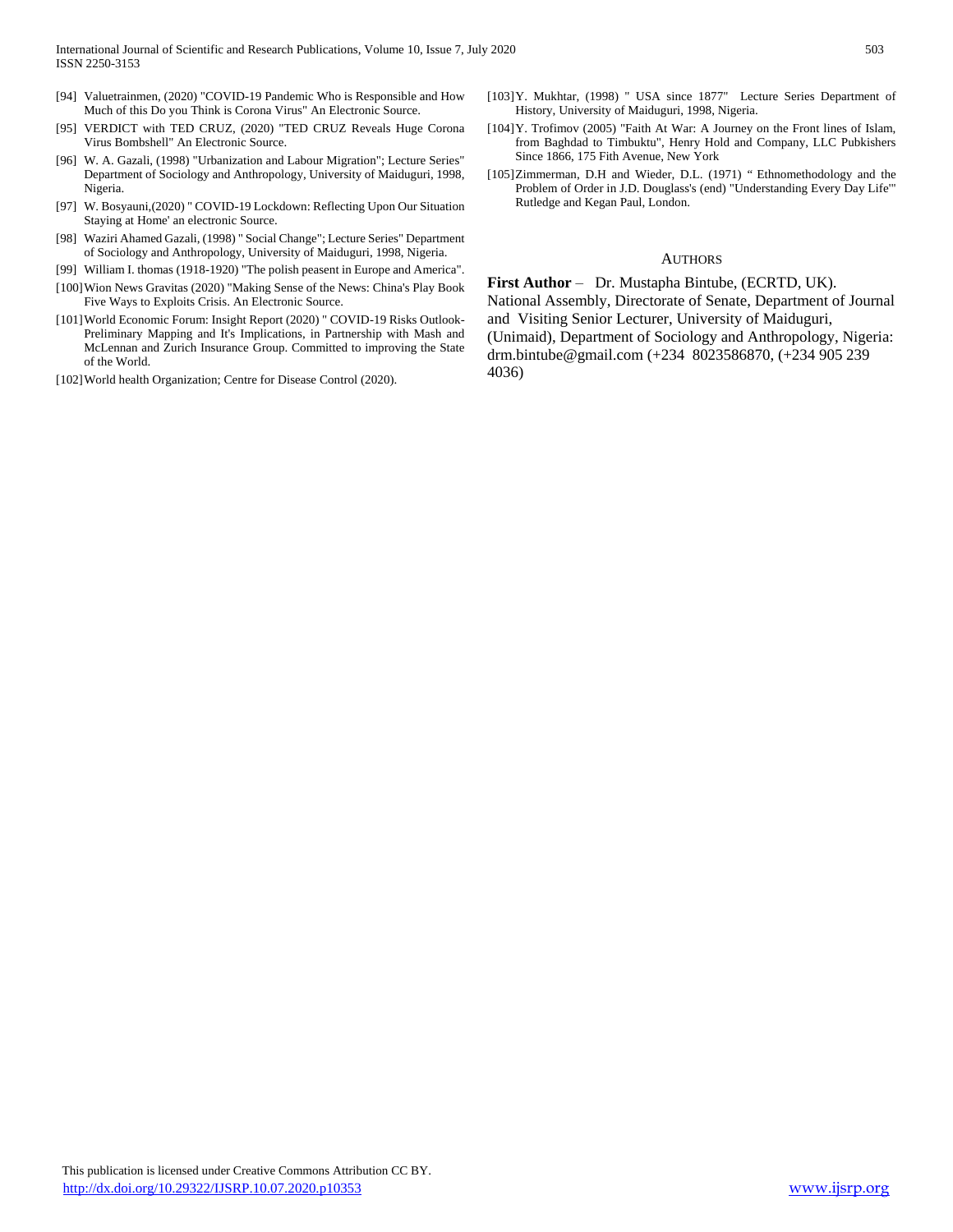[94] Valuetrainmen, (2020) "COVID-19 Pandemic Who is Responsible and How Much of this Do you Think is Corona Virus" An Electronic Source.

[95] VERDICT with TED CRUZ, (2020) "TED CRUZ Reveals Huge Corona Virus Bombshell" An Electronic Source.

[96] W. A. Gazali, (1998) "Urbanization and Labour Migration"; Lecture Series" Department of Sociology and Anthropology, University of Maiduguri, 1998, Nigeria.

[97] W. Bosyauni,(2020) " COVID-19 Lockdown: Reflecting Upon Our Situation Staying at Home' an electronic Source.

[98] Waziri Ahamed Gazali, (1998) " Social Change"; Lecture Series" Department of Sociology and Anthropology, University of Maiduguri, 1998, Nigeria.

[99] William I. thomas (1918-1920) "The polish peasent in Europe and America".

[100] Wion News Gravitas (2020) "Making Sense of the News: China's Play Book Five Ways to Exploits Crisis. An Electronic Source.

[101] World Economic Forum: Insight Report (2020) " COVID-19 Risks Outlook- Preliminary Mapping and It's Implications, in Partnership with Mash and McLennan and Zurich Insurance Group. Committed to improving the State of the World.

[102] World health Organization; Centre for Disease Control (2020).

[103] Y. Mukhtar, (1998) " USA since 1877" Lecture Series Department of History, University of Maiduguri, 1998, Nigeria.

[104] Y. Trofimov (2005) "Faith At War: A Journey on the Front lines of Islam, from Baghdad to Timbuktu", Henry Hold and Company, LLC Pubkishers Since 1866, 175 Fith Avenue, New York

[105] Zimmerman, D.H and Wieder, D.L. (1971) " Ethnomethodology and the Problem of Order in J.D. Douglass's (end) "Understanding Every Day Life"' Rutledge and Kegan Paul, London.

## AUTHORS

**First Author** – Dr. Mustapha Bintube, (ECRTD, UK). National Assembly, Directorate of Senate, Department of Journal and Visiting Senior Lecturer, University of Maiduguri, (Unimaid), Department of Sociology and Anthropology, Nigeria: drm.bintube@gmail.com (+234 8023586870, (+234 905 239 4036)